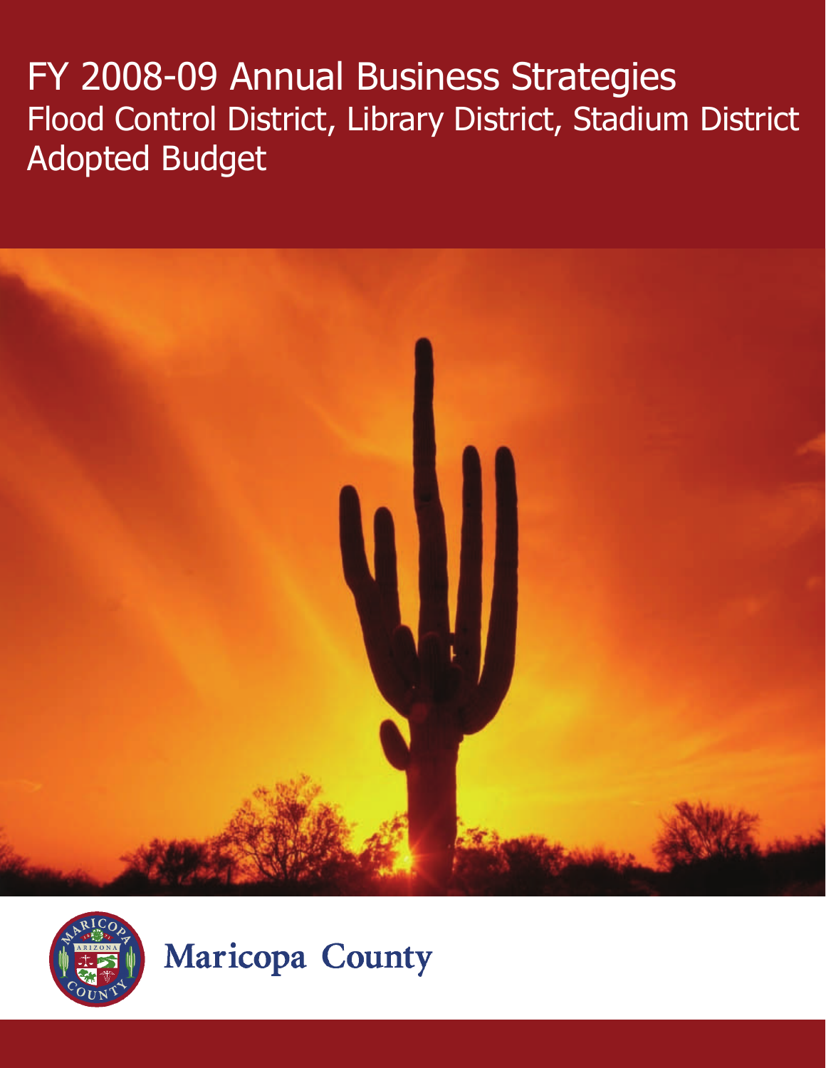# FY 2008-09 Annual Business Strategies
## Flood Control District, Library District, Stadium District
## Adopted Budget

Maricopa County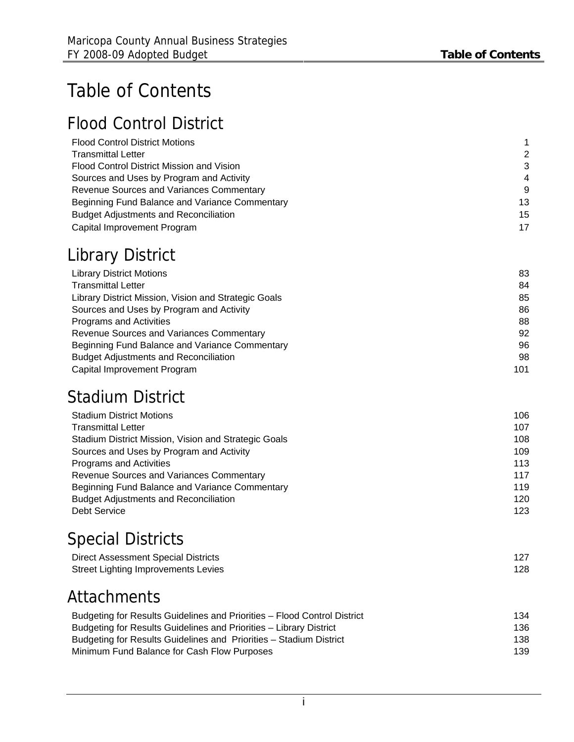# Table of Contents

## Flood Control District

| | |
|---|---|
| Flood Control District Motions | 1 |
| Transmittal Letter | 2 |
| Flood Control District Mission and Vision | 3 |
| Sources and Uses by Program and Activity | 4 |
| Revenue Sources and Variances Commentary | 9 |
| Beginning Fund Balance and Variance Commentary | 13 |
| Budget Adjustments and Reconciliation | 15 |
| Capital Improvement Program | 17 |

## Library District

| | |
|---|---|
| Library District Motions | 83 |
| Transmittal Letter | 84 |
| Library District Mission, Vision and Strategic Goals | 85 |
| Sources and Uses by Program and Activity | 86 |
| Programs and Activities | 88 |
| Revenue Sources and Variances Commentary | 92 |
| Beginning Fund Balance and Variance Commentary | 96 |
| Budget Adjustments and Reconciliation | 98 |
| Capital Improvement Program | 101 |

## Stadium District

| | |
|---|---|
| Stadium District Motions | 106 |
| Transmittal Letter | 107 |
| Stadium District Mission, Vision and Strategic Goals | 108 |
| Sources and Uses by Program and Activity | 109 |
| Programs and Activities | 113 |
| Revenue Sources and Variances Commentary | 117 |
| Beginning Fund Balance and Variance Commentary | 119 |
| Budget Adjustments and Reconciliation | 120 |
| Debt Service | 123 |

## Special Districts

| | |
|---|---|
| Direct Assessment Special Districts | 127 |
| Street Lighting Improvements Levies | 128 |

## Attachments

| | |
|---|---|
| Budgeting for Results Guidelines and Priorities – Flood Control District | 134 |
| Budgeting for Results Guidelines and Priorities – Library District | 136 |
| Budgeting for Results Guidelines and Priorities – Stadium District | 138 |
| Minimum Fund Balance for Cash Flow Purposes | 139 |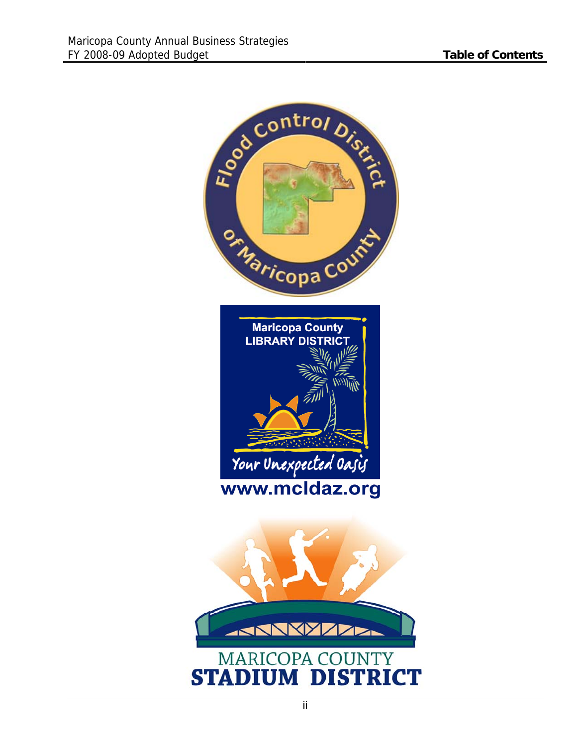Flood Control District of Maricopa County

Maricopa County
LIBRARY DISTRICT

Your Unexpected Oasis

www.mcldaz.org

MARICOPA COUNTY
**STADIUM DISTRICT**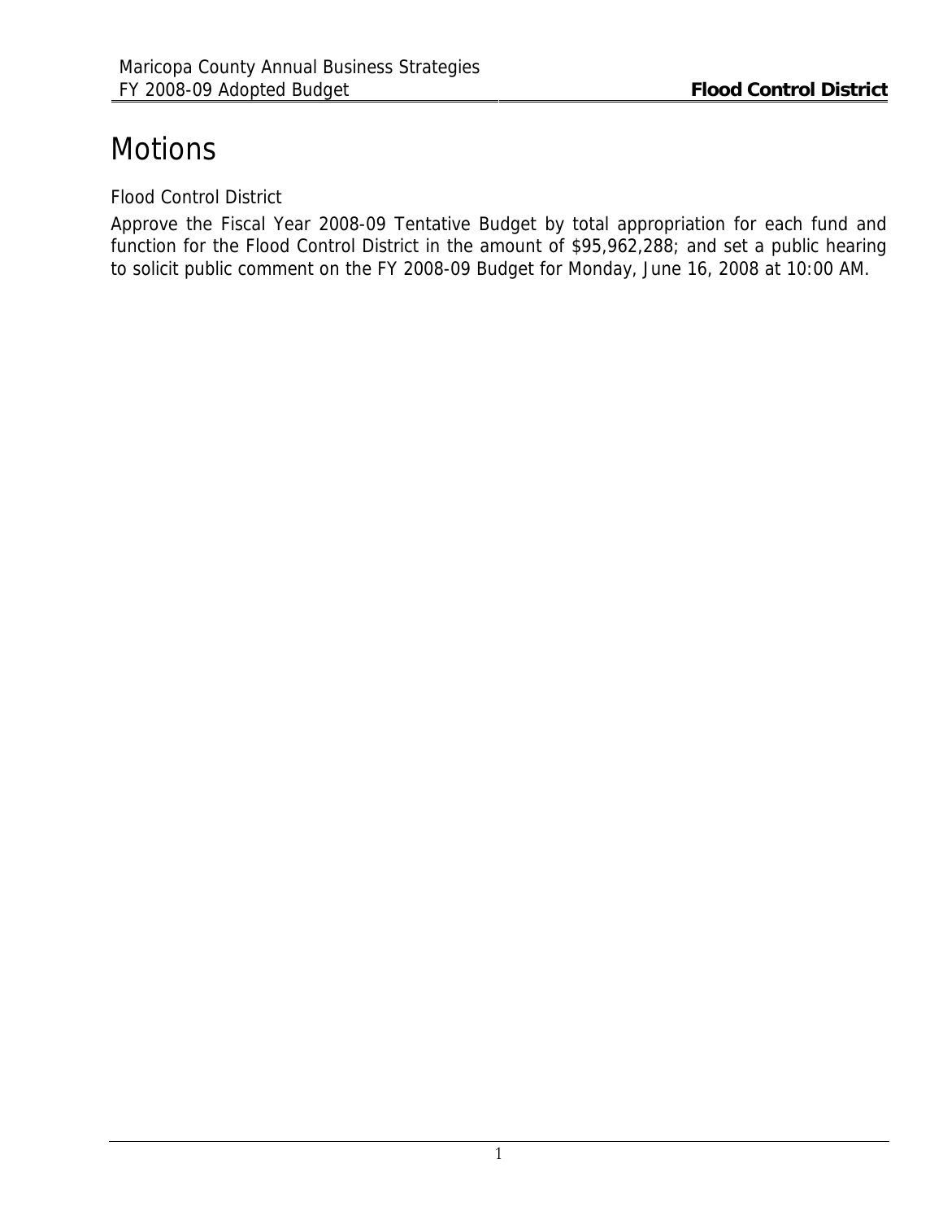# Motions

Flood Control District

Approve the Fiscal Year 2008-09 Tentative Budget by total appropriation for each fund and function for the Flood Control District in the amount of $95,962,288; and set a public hearing to solicit public comment on the FY 2008-09 Budget for Monday, June 16, 2008 at 10:00 AM.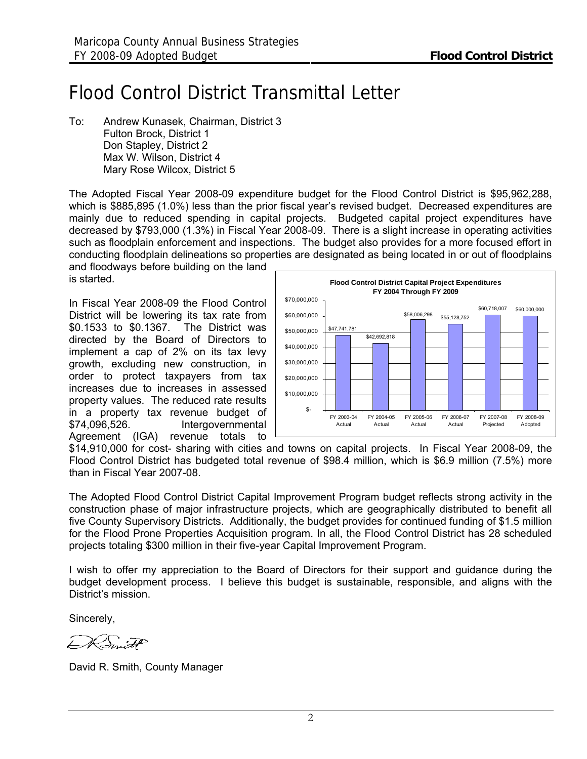# Flood Control District Transmittal Letter

To: Andrew Kunasek, Chairman, District 3
Fulton Brock, District 1
Don Stapley, District 2
Max W. Wilson, District 4
Mary Rose Wilcox, District 5

The Adopted Fiscal Year 2008-09 expenditure budget for the Flood Control District is $95,962,288, which is $885,895 (1.0%) less than the prior fiscal year's revised budget. Decreased expenditures are mainly due to reduced spending in capital projects. Budgeted capital project expenditures have decreased by $793,000 (1.3%) in Fiscal Year 2008-09. There is a slight increase in operating activities such as floodplain enforcement and inspections. The budget also provides for a more focused effort in conducting floodplain delineations so properties are designated as being located in or out of floodplains and floodways before building on the land is started.

In Fiscal Year 2008-09 the Flood Control District will be lowering its tax rate from $0.1533 to $0.1367. The District was directed by the Board of Directors to implement a cap of 2% on its tax levy growth, excluding new construction, in order to protect taxpayers from tax increases due to increases in assessed property values. The reduced rate results in a property tax revenue budget of $74,096,526. Intergovernmental Agreement (IGA) revenue totals to $14,910,000 for cost- sharing with cities and towns on capital projects. In Fiscal Year 2008-09, the Flood Control District has budgeted total revenue of $98.4 million, which is $6.9 million (7.5%) more than in Fiscal Year 2007-08.

**Flood Control District Capital Project Expenditures FY 2004 Through FY 2009**

| Fiscal Year | Expenditures |
|---|---|
| FY 2003-04 Actual | $47,741,781 |
| FY 2004-05 Actual | $42,692,818 |
| FY 2005-06 Actual | $58,006,298 |
| FY 2006-07 Actual | $55,128,752 |
| FY 2007-08 Projected | $60,718,007 |
| FY 2008-09 Adopted | $60,000,000 |

The Adopted Flood Control District Capital Improvement Program budget reflects strong activity in the construction phase of major infrastructure projects, which are geographically distributed to benefit all five County Supervisory Districts. Additionally, the budget provides for continued funding of $1.5 million for the Flood Prone Properties Acquisition program. In all, the Flood Control District has 28 scheduled projects totaling $300 million in their five-year Capital Improvement Program.

I wish to offer my appreciation to the Board of Directors for their support and guidance during the budget development process. I believe this budget is sustainable, responsible, and aligns with the District's mission.

Sincerely,

David R. Smith, County Manager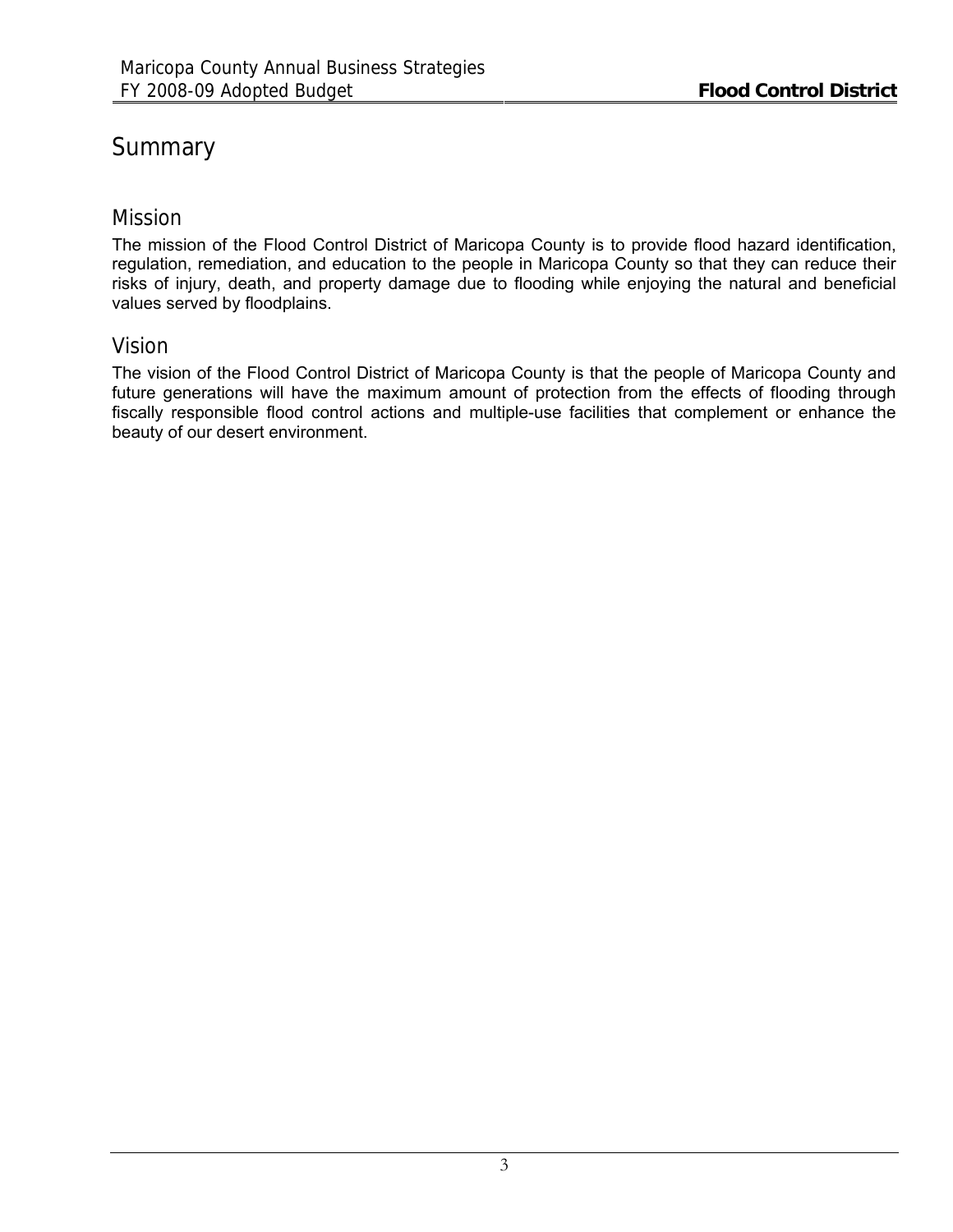# Summary

## Mission

The mission of the Flood Control District of Maricopa County is to provide flood hazard identification, regulation, remediation, and education to the people in Maricopa County so that they can reduce their risks of injury, death, and property damage due to flooding while enjoying the natural and beneficial values served by floodplains.

## Vision

The vision of the Flood Control District of Maricopa County is that the people of Maricopa County and future generations will have the maximum amount of protection from the effects of flooding through fiscally responsible flood control actions and multiple-use facilities that complement or enhance the beauty of our desert environment.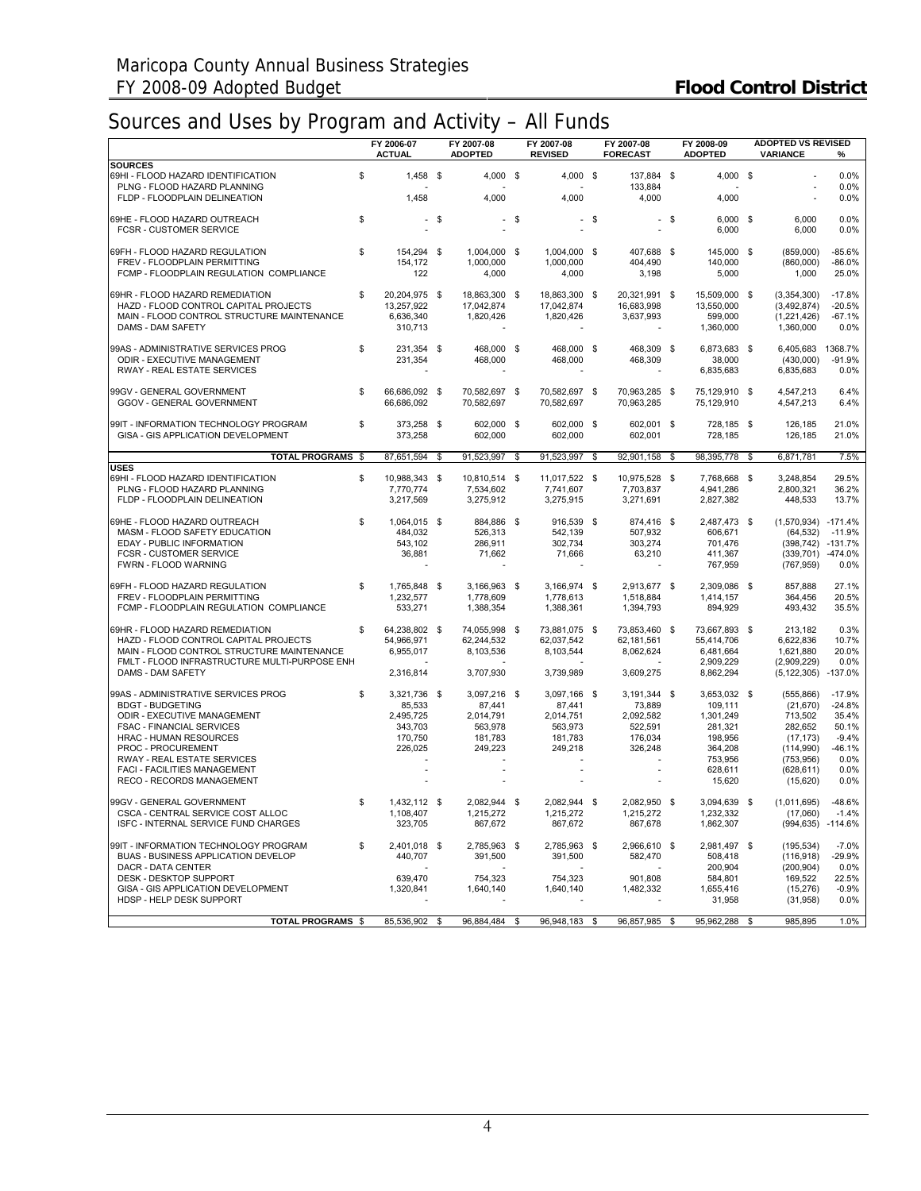# Sources and Uses by Program and Activity – All Funds

| | FY 2006-07 ACTUAL | FY 2007-08 ADOPTED | FY 2007-08 REVISED | FY 2007-08 FORECAST | FY 2008-09 ADOPTED | ADOPTED VS REVISED VARIANCE | % |
|---|---|---|---|---|---|---|---|
| **SOURCES** | | | | | | | |
| 69HI - FLOOD HAZARD IDENTIFICATION | $ 1,458 | $ 4,000 | $ 4,000 | $ 137,884 | $ 4,000 | $ - | 0.0% |
| PLNG - FLOOD HAZARD PLANNING | - | - | - | 133,884 | - | - | 0.0% |
| FLDP - FLOODPLAIN DELINEATION | 1,458 | 4,000 | 4,000 | 4,000 | 4,000 | - | 0.0% |
| 69HE - FLOOD HAZARD OUTREACH | $ - | $ - | $ - | $ - | $ 6,000 | $ 6,000 | 0.0% |
| FCSR - CUSTOMER SERVICE | - | - | - | - | 6,000 | 6,000 | 0.0% |
| 69FH - FLOOD HAZARD REGULATION | $ 154,294 | $ 1,004,000 | $ 1,004,000 | $ 407,688 | $ 145,000 | $ (859,000) | -85.6% |
| FREV - FLOODPLAIN PERMITTING | 154,172 | 1,000,000 | 1,000,000 | 404,490 | 140,000 | (860,000) | -86.0% |
| FCMP - FLOODPLAIN REGULATION COMPLIANCE | 122 | 4,000 | 4,000 | 3,198 | 5,000 | 1,000 | 25.0% |
| 69HR - FLOOD HAZARD REMEDIATION | $ 20,204,975 | $ 18,863,300 | $ 18,863,300 | $ 20,321,991 | $ 15,509,000 | $ (3,354,300) | -17.8% |
| HAZD - FLOOD CONTROL CAPITAL PROJECTS | 13,257,922 | 17,042,874 | 17,042,874 | 16,683,998 | 13,550,000 | (3,492,874) | -20.5% |
| MAIN - FLOOD CONTROL STRUCTURE MAINTENANCE | 6,636,340 | 1,820,426 | 1,820,426 | 3,637,993 | 599,000 | (1,221,426) | -67.1% |
| DAMS - DAM SAFETY | 310,713 | - | - | - | 1,360,000 | 1,360,000 | 0.0% |
| 99AS - ADMINISTRATIVE SERVICES PROG | $ 231,354 | $ 468,000 | $ 468,000 | $ 468,309 | $ 6,873,683 | $ 6,405,683 | 1368.7% |
| ODIR - EXECUTIVE MANAGEMENT | 231,354 | 468,000 | 468,000 | 468,309 | 38,000 | (430,000) | -91.9% |
| RWAY - REAL ESTATE SERVICES | - | - | - | - | 6,835,683 | 6,835,683 | 0.0% |
| 99GV - GENERAL GOVERNMENT | $ 66,686,092 | $ 70,582,697 | $ 70,582,697 | $ 70,963,285 | $ 75,129,910 | $ 4,547,213 | 6.4% |
| GGOV - GENERAL GOVERNMENT | 66,686,092 | 70,582,697 | 70,582,697 | 70,963,285 | 75,129,910 | 4,547,213 | 6.4% |
| 99IT - INFORMATION TECHNOLOGY PROGRAM | $ 373,258 | $ 602,000 | $ 602,000 | $ 602,001 | $ 728,185 | $ 126,185 | 21.0% |
| GISA - GIS APPLICATION DEVELOPMENT | 373,258 | 602,000 | 602,000 | 602,001 | 728,185 | 126,185 | 21.0% |
| **TOTAL PROGRAMS** | $ 87,651,594 | $ 91,523,997 | $ 91,523,997 | $ 92,901,158 | $ 98,395,778 | $ 6,871,781 | 7.5% |
| **USES** | | | | | | | |
| 69HI - FLOOD HAZARD IDENTIFICATION | $ 10,988,343 | $ 10,810,514 | $ 11,017,522 | $ 10,975,528 | $ 7,768,668 | $ 3,248,854 | 29.5% |
| PLNG - FLOOD HAZARD PLANNING | 7,770,774 | 7,534,602 | 7,741,607 | 7,703,837 | 4,941,286 | 2,800,321 | 36.2% |
| FLDP - FLOODPLAIN DELINEATION | 3,217,569 | 3,275,912 | 3,275,915 | 3,271,691 | 2,827,382 | 448,533 | 13.7% |
| 69HE - FLOOD HAZARD OUTREACH | $ 1,064,015 | $ 884,886 | $ 916,539 | $ 874,416 | $ 2,487,473 | $ (1,570,934) | -171.4% |
| MASM - FLOOD SAFETY EDUCATION | 484,032 | 526,313 | 542,139 | 507,932 | 606,671 | (64,532) | -11.9% |
| EDAY - PUBLIC INFORMATION | 543,102 | 286,911 | 302,734 | 303,274 | 701,476 | (398,742) | -131.7% |
| FCSR - CUSTOMER SERVICE | 36,881 | 71,662 | 71,666 | 63,210 | 411,367 | (339,701) | -474.0% |
| FWRN - FLOOD WARNING | - | - | - | - | 767,959 | (767,959) | 0.0% |
| 69FH - FLOOD HAZARD REGULATION | $ 1,765,848 | $ 3,166,963 | $ 3,166,974 | $ 2,913,677 | $ 2,309,086 | $ 857,888 | 27.1% |
| FREV - FLOODPLAIN PERMITTING | 1,232,577 | 1,778,609 | 1,778,613 | 1,518,884 | 1,414,157 | 364,456 | 20.5% |
| FCMP - FLOODPLAIN REGULATION COMPLIANCE | 533,271 | 1,388,354 | 1,388,361 | 1,394,793 | 894,929 | 493,432 | 35.5% |
| 69HR - FLOOD HAZARD REMEDIATION | $ 64,238,802 | $ 74,055,998 | $ 73,881,075 | $ 73,853,460 | $ 73,667,893 | $ 213,182 | 0.3% |
| HAZD - FLOOD CONTROL CAPITAL PROJECTS | 54,966,971 | 62,244,532 | 62,037,542 | 62,181,561 | 55,414,706 | 6,622,836 | 10.7% |
| MAIN - FLOOD CONTROL STRUCTURE MAINTENANCE | 6,955,017 | 8,103,536 | 8,103,544 | 8,062,624 | 6,481,664 | 1,621,880 | 20.0% |
| FMLT - FLOOD INFRASTRUCTURE MULTI-PURPOSE ENH | - | - | - | - | 2,909,229 | (2,909,229) | 0.0% |
| DAMS - DAM SAFETY | 2,316,814 | 3,707,930 | 3,739,989 | 3,609,275 | 8,862,294 | (5,122,305) | -137.0% |
| 99AS - ADMINISTRATIVE SERVICES PROG | $ 3,321,736 | $ 3,097,216 | $ 3,097,166 | $ 3,191,344 | $ 3,653,032 | $ (555,866) | -17.9% |
| BDGT - BUDGETING | 85,533 | 87,441 | 87,441 | 73,889 | 109,111 | (21,670) | -24.8% |
| ODIR - EXECUTIVE MANAGEMENT | 2,495,725 | 2,014,791 | 2,014,751 | 2,092,582 | 1,301,249 | 713,502 | 35.4% |
| FSAC - FINANCIAL SERVICES | 343,703 | 563,978 | 563,973 | 522,591 | 281,321 | 282,652 | 50.1% |
| HRAC - HUMAN RESOURCES | 170,750 | 181,783 | 181,783 | 176,034 | 198,956 | (17,173) | -9.4% |
| PROC - PROCUREMENT | 226,025 | 249,223 | 249,218 | 326,248 | 364,208 | (114,990) | -46.1% |
| RWAY - REAL ESTATE SERVICES | - | - | - | - | 753,956 | (753,956) | 0.0% |
| FACI - FACILITIES MANAGEMENT | - | - | - | - | 628,611 | (628,611) | 0.0% |
| RECO - RECORDS MANAGEMENT | - | - | - | - | 15,620 | (15,620) | 0.0% |
| 99GV - GENERAL GOVERNMENT | $ 1,432,112 | $ 2,082,944 | $ 2,082,944 | $ 2,082,950 | $ 3,094,639 | $ (1,011,695) | -48.6% |
| CSCA - CENTRAL SERVICE COST ALLOC | 1,108,407 | 1,215,272 | 1,215,272 | 1,215,272 | 1,232,332 | (17,060) | -1.4% |
| ISFC - INTERNAL SERVICE FUND CHARGES | 323,705 | 867,672 | 867,672 | 867,678 | 1,862,307 | (994,635) | -114.6% |
| 99IT - INFORMATION TECHNOLOGY PROGRAM | $ 2,401,018 | $ 2,785,963 | $ 2,785,963 | $ 2,966,610 | $ 2,981,497 | $ (195,534) | -7.0% |
| BUAS - BUSINESS APPLICATION DEVELOP | 440,707 | 391,500 | 391,500 | 582,470 | 508,418 | (116,918) | -29.9% |
| DACR - DATA CENTER | - | - | - | - | 200,904 | (200,904) | 0.0% |
| DESK - DESKTOP SUPPORT | 639,470 | 754,323 | 754,323 | 901,808 | 584,801 | 169,522 | 22.5% |
| GISA - GIS APPLICATION DEVELOPMENT | 1,320,841 | 1,640,140 | 1,640,140 | 1,482,332 | 1,655,416 | (15,276) | -0.9% |
| HDSP - HELP DESK SUPPORT | - | - | - | - | 31,958 | (31,958) | 0.0% |
| **TOTAL PROGRAMS** | $ 85,536,902 | $ 96,884,484 | $ 96,948,183 | $ 96,857,985 | $ 95,962,288 | $ 985,895 | 1.0% |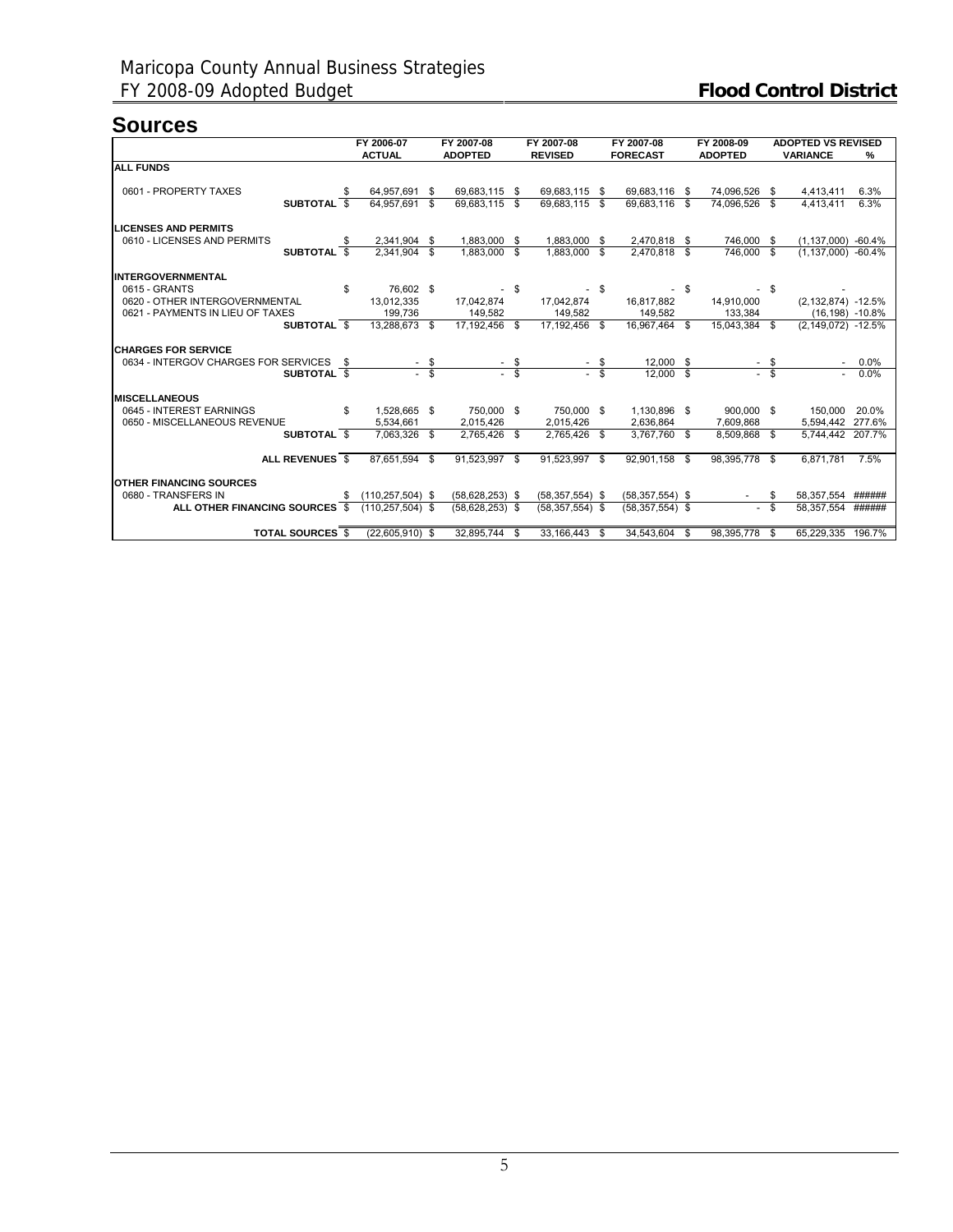# Maricopa County Annual Business Strategies
## FY 2008-09 Adopted Budget

**Flood Control District**

## Sources

| | FY 2006-07 ACTUAL | FY 2007-08 ADOPTED | FY 2007-08 REVISED | FY 2007-08 FORECAST | FY 2008-09 ADOPTED | ADOPTED VS REVISED VARIANCE | % |
|---|---|---|---|---|---|---|---|
| **ALL FUNDS** | | | | | | | |
| 0601 - PROPERTY TAXES | $ 64,957,691 | $ 69,683,115 | $ 69,683,115 | $ 69,683,116 | $ 74,096,526 | $ 4,413,411 | 6.3% |
| **SUBTOTAL** | $ 64,957,691 | $ 69,683,115 | $ 69,683,115 | $ 69,683,116 | $ 74,096,526 | $ 4,413,411 | 6.3% |
| **LICENSES AND PERMITS** | | | | | | | |
| 0610 - LICENSES AND PERMITS | $ 2,341,904 | $ 1,883,000 | $ 1,883,000 | $ 2,470,818 | $ 746,000 | $ (1,137,000) | -60.4% |
| **SUBTOTAL** | $ 2,341,904 | $ 1,883,000 | $ 1,883,000 | $ 2,470,818 | $ 746,000 | $ (1,137,000) | -60.4% |
| **INTERGOVERNMENTAL** | | | | | | | |
| 0615 - GRANTS | $ 76,602 | $ - | $ - | $ - | $ - | $ - | |
| 0620 - OTHER INTERGOVERNMENTAL | 13,012,335 | 17,042,874 | 17,042,874 | 16,817,882 | 14,910,000 | (2,132,874) | -12.5% |
| 0621 - PAYMENTS IN LIEU OF TAXES | 199,736 | 149,582 | 149,582 | 149,582 | 133,384 | (16,198) | -10.8% |
| **SUBTOTAL** | $ 13,288,673 | $ 17,192,456 | $ 17,192,456 | $ 16,967,464 | $ 15,043,384 | $ (2,149,072) | -12.5% |
| **CHARGES FOR SERVICE** | | | | | | | |
| 0634 - INTERGOV CHARGES FOR SERVICES | $ - | $ - | $ - | $ 12,000 | $ - | $ - | 0.0% |
| **SUBTOTAL** | $ - | $ - | $ - | $ 12,000 | $ - | $ - | 0.0% |
| **MISCELLANEOUS** | | | | | | | |
| 0645 - INTEREST EARNINGS | $ 1,528,665 | $ 750,000 | $ 750,000 | $ 1,130,896 | $ 900,000 | $ 150,000 | 20.0% |
| 0650 - MISCELLANEOUS REVENUE | 5,534,661 | 2,015,426 | 2,015,426 | 2,636,864 | 7,609,868 | 5,594,442 | 277.6% |
| **SUBTOTAL** | $ 7,063,326 | $ 2,765,426 | $ 2,765,426 | $ 3,767,760 | $ 8,509,868 | $ 5,744,442 | 207.7% |
| **ALL REVENUES** | $ 87,651,594 | $ 91,523,997 | $ 91,523,997 | $ 92,901,158 | $ 98,395,778 | $ 6,871,781 | 7.5% |
| **OTHER FINANCING SOURCES** | | | | | | | |
| 0680 - TRANSFERS IN | $ (110,257,504) | $ (58,628,253) | $ (58,357,554) | $ (58,357,554) | $ - | $ 58,357,554 | ###### |
| **ALL OTHER FINANCING SOURCES** | $ (110,257,504) | $ (58,628,253) | $ (58,357,554) | $ (58,357,554) | $ - | $ 58,357,554 | ###### |
| **TOTAL SOURCES** | $ (22,605,910) | $ 32,895,744 | $ 33,166,443 | $ 34,543,604 | $ 98,395,778 | $ 65,229,335 | 196.7% |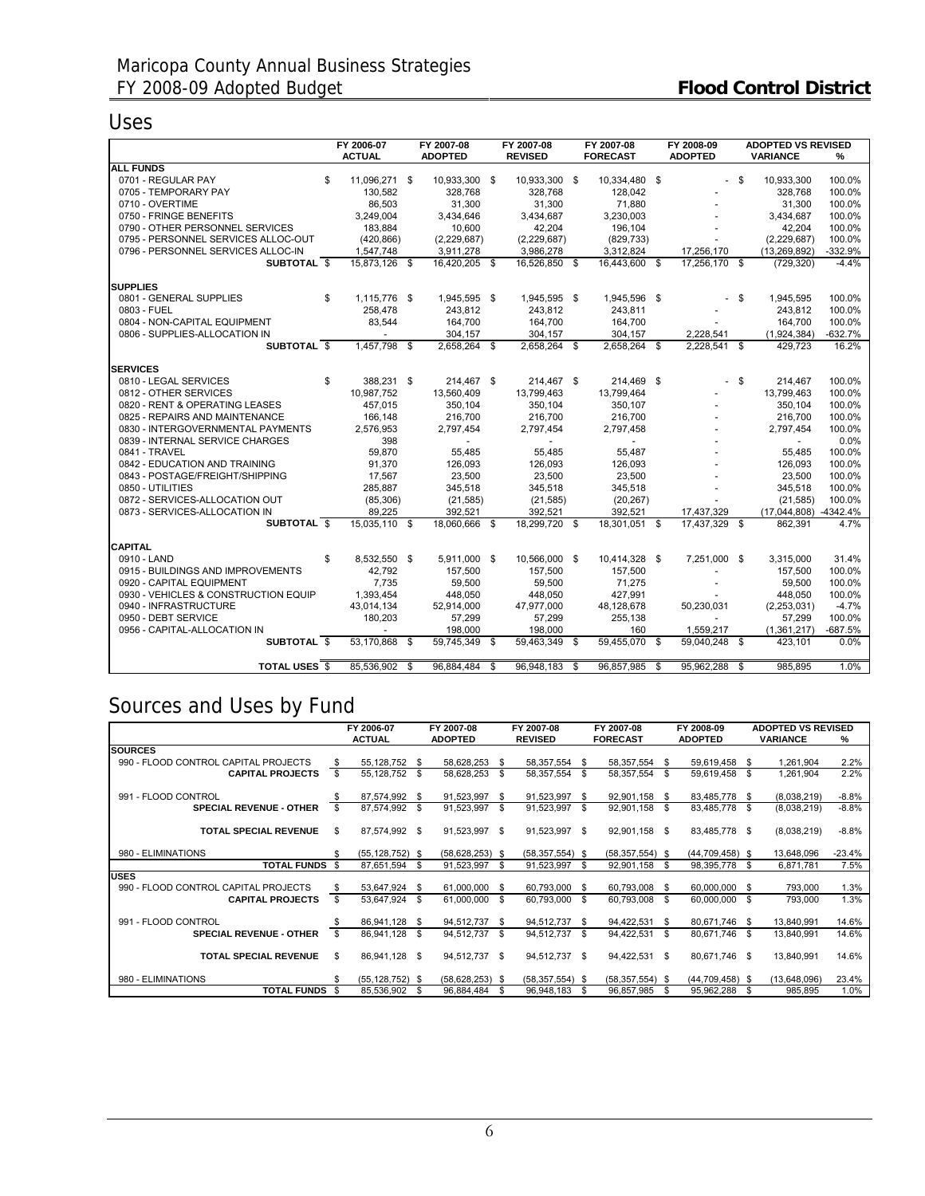## Uses

| | FY 2006-07 ACTUAL | FY 2007-08 ADOPTED | FY 2007-08 REVISED | FY 2007-08 FORECAST | FY 2008-09 ADOPTED | ADOPTED VS REVISED VARIANCE | % |
|---|---|---|---|---|---|---|---|
| **ALL FUNDS** | | | | | | | |
| 0701 - REGULAR PAY | $ 11,096,271 | $ 10,933,300 | $ 10,933,300 | $ 10,334,480 | $ - | $ 10,933,300 | 100.0% |
| 0705 - TEMPORARY PAY | 130,582 | 328,768 | 328,768 | 128,042 | - | 328,768 | 100.0% |
| 0710 - OVERTIME | 86,503 | 31,300 | 31,300 | 71,880 | - | 31,300 | 100.0% |
| 0750 - FRINGE BENEFITS | 3,249,004 | 3,434,646 | 3,434,687 | 3,230,003 | - | 3,434,687 | 100.0% |
| 0790 - OTHER PERSONNEL SERVICES | 183,884 | 10,600 | 42,204 | 196,104 | - | 42,204 | 100.0% |
| 0795 - PERSONNEL SERVICES ALLOC-OUT | (420,866) | (2,229,687) | (2,229,687) | (829,733) | - | (2,229,687) | 100.0% |
| 0796 - PERSONNEL SERVICES ALLOC-IN | 1,547,748 | 3,911,278 | 3,986,278 | 3,312,824 | 17,256,170 | (13,269,892) | -332.9% |
| **SUBTOTAL** | $ 15,873,126 | $ 16,420,205 | $ 16,526,850 | $ 16,443,600 | $ 17,256,170 | $ (729,320) | -4.4% |
| **SUPPLIES** | | | | | | | |
| 0801 - GENERAL SUPPLIES | $ 1,115,776 | $ 1,945,595 | $ 1,945,595 | $ 1,945,596 | $ - | $ 1,945,595 | 100.0% |
| 0803 - FUEL | 258,478 | 243,812 | 243,812 | 243,811 | - | 243,812 | 100.0% |
| 0804 - NON-CAPITAL EQUIPMENT | 83,544 | 164,700 | 164,700 | 164,700 | - | 164,700 | 100.0% |
| 0806 - SUPPLIES-ALLOCATION IN | - | 304,157 | 304,157 | 304,157 | 2,228,541 | (1,924,384) | -632.7% |
| **SUBTOTAL** | $ 1,457,798 | $ 2,658,264 | $ 2,658,264 | $ 2,658,264 | $ 2,228,541 | $ 429,723 | 16.2% |
| **SERVICES** | | | | | | | |
| 0810 - LEGAL SERVICES | $ 388,231 | $ 214,467 | $ 214,467 | $ 214,469 | $ - | $ 214,467 | 100.0% |
| 0812 - OTHER SERVICES | 10,987,752 | 13,560,409 | 13,799,463 | 13,799,464 | - | 13,799,463 | 100.0% |
| 0820 - RENT & OPERATING LEASES | 457,015 | 350,104 | 350,104 | 350,107 | - | 350,104 | 100.0% |
| 0825 - REPAIRS AND MAINTENANCE | 166,148 | 216,700 | 216,700 | 216,700 | - | 216,700 | 100.0% |
| 0830 - INTERGOVERNMENTAL PAYMENTS | 2,576,953 | 2,797,454 | 2,797,454 | 2,797,458 | - | 2,797,454 | 100.0% |
| 0839 - INTERNAL SERVICE CHARGES | 398 | - | - | - | - | - | 0.0% |
| 0841 - TRAVEL | 59,870 | 55,485 | 55,485 | 55,487 | - | 55,485 | 100.0% |
| 0842 - EDUCATION AND TRAINING | 91,370 | 126,093 | 126,093 | 126,093 | - | 126,093 | 100.0% |
| 0843 - POSTAGE/FREIGHT/SHIPPING | 17,567 | 23,500 | 23,500 | 23,500 | - | 23,500 | 100.0% |
| 0850 - UTILITIES | 285,887 | 345,518 | 345,518 | 345,518 | - | 345,518 | 100.0% |
| 0872 - SERVICES-ALLOCATION OUT | (85,306) | (21,585) | (21,585) | (20,267) | - | (21,585) | 100.0% |
| 0873 - SERVICES-ALLOCATION IN | 89,225 | 392,521 | 392,521 | 392,521 | 17,437,329 | (17,044,808) | -4342.4% |
| **SUBTOTAL** | $ 15,035,110 | $ 18,060,666 | $ 18,299,720 | $ 18,301,051 | $ 17,437,329 | $ 862,391 | 4.7% |
| **CAPITAL** | | | | | | | |
| 0910 - LAND | $ 8,532,550 | $ 5,911,000 | $ 10,566,000 | $ 10,414,328 | $ 7,251,000 | $ 3,315,000 | 31.4% |
| 0915 - BUILDINGS AND IMPROVEMENTS | 42,792 | 157,500 | 157,500 | 157,500 | - | 157,500 | 100.0% |
| 0920 - CAPITAL EQUIPMENT | 7,735 | 59,500 | 59,500 | 71,275 | - | 59,500 | 100.0% |
| 0930 - VEHICLES & CONSTRUCTION EQUIP | 1,393,454 | 448,050 | 448,050 | 427,991 | - | 448,050 | 100.0% |
| 0940 - INFRASTRUCTURE | 43,014,134 | 52,914,000 | 47,977,000 | 48,128,678 | 50,230,031 | (2,253,031) | -4.7% |
| 0950 - DEBT SERVICE | 180,203 | 57,299 | 57,299 | 255,138 | - | 57,299 | 100.0% |
| 0956 - CAPITAL-ALLOCATION IN | - | 198,000 | 198,000 | 160 | 1,559,217 | (1,361,217) | -687.5% |
| **SUBTOTAL** | $ 53,170,868 | $ 59,745,349 | $ 59,463,349 | $ 59,455,070 | $ 59,040,248 | $ 423,101 | 0.0% |
| **TOTAL USES** | $ 85,536,902 | $ 96,884,484 | $ 96,948,183 | $ 96,857,985 | $ 95,962,288 | $ 985,895 | 1.0% |

## Sources and Uses by Fund

| | FY 2006-07 ACTUAL | FY 2007-08 ADOPTED | FY 2007-08 REVISED | FY 2007-08 FORECAST | FY 2008-09 ADOPTED | ADOPTED VS REVISED VARIANCE | % |
|---|---|---|---|---|---|---|---|
| **SOURCES** | | | | | | | |
| 990 - FLOOD CONTROL CAPITAL PROJECTS | $ 55,128,752 | $ 58,628,253 | $ 58,357,554 | $ 58,357,554 | $ 59,619,458 | $ 1,261,904 | 2.2% |
| **CAPITAL PROJECTS** | $ 55,128,752 | $ 58,628,253 | $ 58,357,554 | $ 58,357,554 | $ 59,619,458 | $ 1,261,904 | 2.2% |
| 991 - FLOOD CONTROL | $ 87,574,992 | $ 91,523,997 | $ 91,523,997 | $ 92,901,158 | $ 83,485,778 | $ (8,038,219) | -8.8% |
| **SPECIAL REVENUE - OTHER** | $ 87,574,992 | $ 91,523,997 | $ 91,523,997 | $ 92,901,158 | $ 83,485,778 | $ (8,038,219) | -8.8% |
| **TOTAL SPECIAL REVENUE** | $ 87,574,992 | $ 91,523,997 | $ 91,523,997 | $ 92,901,158 | $ 83,485,778 | $ (8,038,219) | -8.8% |
| 980 - ELIMINATIONS | $ (55,128,752) | $ (58,628,253) | $ (58,357,554) | $ (58,357,554) | $ (44,709,458) | $ 13,648,096 | -23.4% |
| **TOTAL FUNDS** | $ 87,651,594 | $ 91,523,997 | $ 91,523,997 | $ 92,901,158 | $ 98,395,778 | $ 6,871,781 | 7.5% |
| **USES** | | | | | | | |
| 990 - FLOOD CONTROL CAPITAL PROJECTS | $ 53,647,924 | $ 61,000,000 | $ 60,793,000 | $ 60,793,008 | $ 60,000,000 | $ 793,000 | 1.3% |
| **CAPITAL PROJECTS** | $ 53,647,924 | $ 61,000,000 | $ 60,793,000 | $ 60,793,008 | $ 60,000,000 | $ 793,000 | 1.3% |
| 991 - FLOOD CONTROL | $ 86,941,128 | $ 94,512,737 | $ 94,512,737 | $ 94,422,531 | $ 80,671,746 | $ 13,840,991 | 14.6% |
| **SPECIAL REVENUE - OTHER** | $ 86,941,128 | $ 94,512,737 | $ 94,512,737 | $ 94,422,531 | $ 80,671,746 | $ 13,840,991 | 14.6% |
| **TOTAL SPECIAL REVENUE** | $ 86,941,128 | $ 94,512,737 | $ 94,512,737 | $ 94,422,531 | $ 80,671,746 | $ 13,840,991 | 14.6% |
| 980 - ELIMINATIONS | $ (55,128,752) | $ (58,628,253) | $ (58,357,554) | $ (58,357,554) | $ (44,709,458) | $ (13,648,096) | 23.4% |
| **TOTAL FUNDS** | $ 85,536,902 | $ 96,884,484 | $ 96,948,183 | $ 96,857,985 | $ 95,962,288 | $ 985,895 | 1.0% |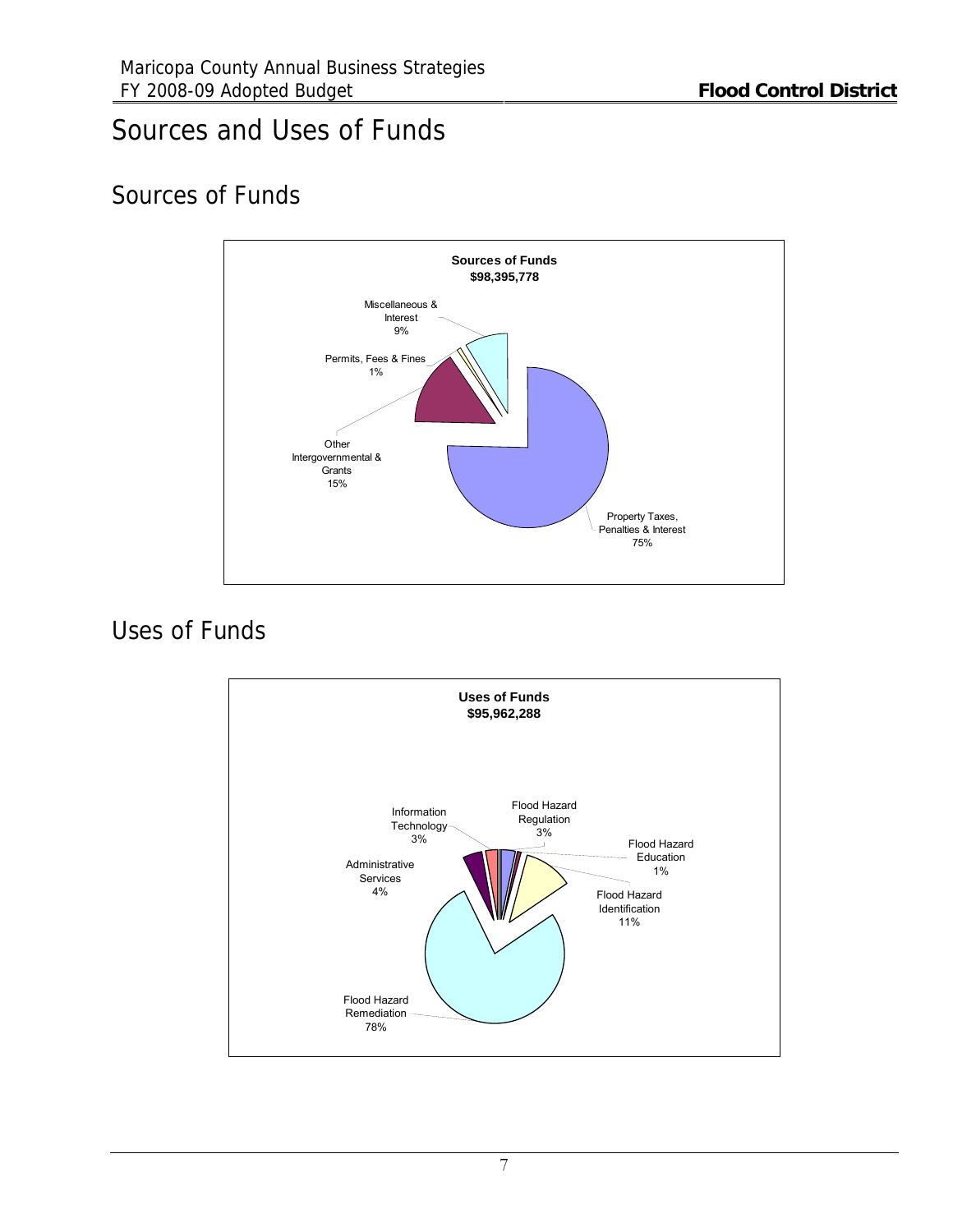# Sources and Uses of Funds

## Sources of Funds

**Sources of Funds**
**$98,395,778**

- Property Taxes, Penalties & Interest 75%
- Other Intergovernmental & Grants 15%
- Miscellaneous & Interest 9%
- Permits, Fees & Fines 1%

## Uses of Funds

**Uses of Funds**
**$95,962,288**

- Flood Hazard Remediation 78%
- Flood Hazard Identification 11%
- Administrative Services 4%
- Information Technology 3%
- Flood Hazard Regulation 3%
- Flood Hazard Education 1%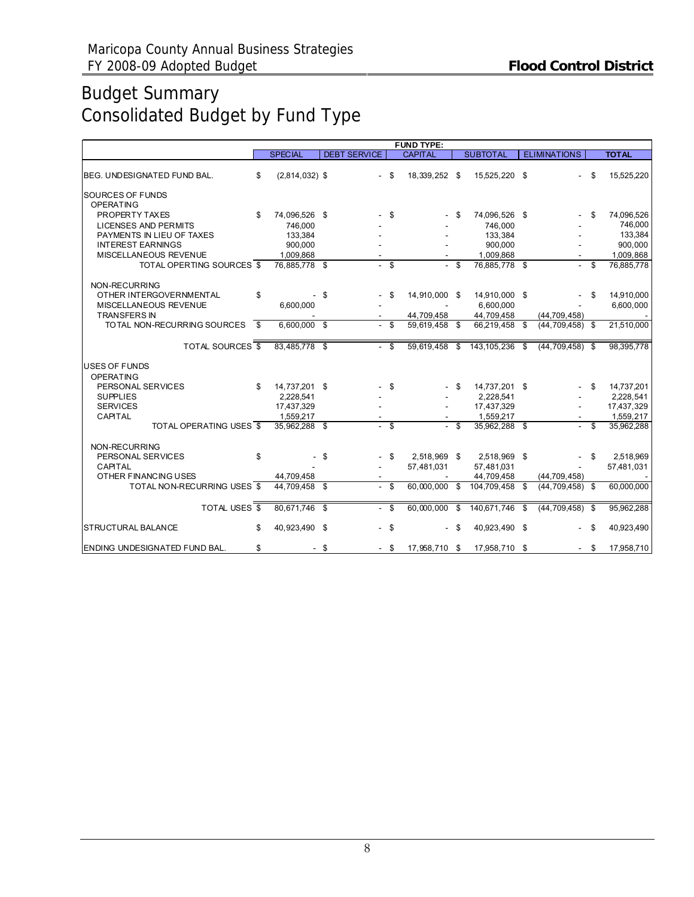# Budget Summary
## Consolidated Budget by Fund Type

| | FUND TYPE: | | | | | |
|---|---|---|---|---|---|---|
| | SPECIAL | DEBT SERVICE | CAPITAL | SUBTOTAL | ELIMINATIONS | TOTAL |
| BEG. UNDESIGNATED FUND BAL. | $ (2,814,032) | $ - | $ 18,339,252 | $ 15,525,220 | $ - | $ 15,525,220 |
| SOURCES OF FUNDS | | | | | | |
| OPERATING | | | | | | |
| PROPERTY TAXES | $ 74,096,526 | $ - | $ - | $ 74,096,526 | $ - | $ 74,096,526 |
| LICENSES AND PERMITS | 746,000 | - | - | 746,000 | - | 746,000 |
| PAYMENTS IN LIEU OF TAXES | 133,384 | - | - | 133,384 | - | 133,384 |
| INTEREST EARNINGS | 900,000 | - | - | 900,000 | - | 900,000 |
| MISCELLANEOUS REVENUE | 1,009,868 | - | - | 1,009,868 | - | 1,009,868 |
| TOTAL OPERTING SOURCES | $ 76,885,778 | $ - | $ - | $ 76,885,778 | $ - | $ 76,885,778 |
| NON-RECURRING | | | | | | |
| OTHER INTERGOVERNMENTAL | $ - | $ - | $ 14,910,000 | $ 14,910,000 | $ - | $ 14,910,000 |
| MISCELLANEOUS REVENUE | 6,600,000 | - | - | 6,600,000 | - | 6,600,000 |
| TRANSFERS IN | - | - | 44,709,458 | 44,709,458 | (44,709,458) | - |
| TOTAL NON-RECURRING SOURCES | $ 6,600,000 | $ - | $ 59,619,458 | $ 66,219,458 | $ (44,709,458) | $ 21,510,000 |
| TOTAL SOURCES | $ 83,485,778 | $ - | $ 59,619,458 | $ 143,105,236 | $ (44,709,458) | $ 98,395,778 |
| USES OF FUNDS | | | | | | |
| OPERATING | | | | | | |
| PERSONAL SERVICES | $ 14,737,201 | $ - | $ - | $ 14,737,201 | $ - | $ 14,737,201 |
| SUPPLIES | 2,228,541 | - | - | 2,228,541 | - | 2,228,541 |
| SERVICES | 17,437,329 | - | - | 17,437,329 | - | 17,437,329 |
| CAPITAL | 1,559,217 | - | - | 1,559,217 | - | 1,559,217 |
| TOTAL OPERATING USES | $ 35,962,288 | $ - | $ - | $ 35,962,288 | $ - | $ 35,962,288 |
| NON-RECURRING | | | | | | |
| PERSONAL SERVICES | $ - | $ - | $ 2,518,969 | $ 2,518,969 | $ - | $ 2,518,969 |
| CAPITAL | - | - | 57,481,031 | 57,481,031 | - | 57,481,031 |
| OTHER FINANCING USES | 44,709,458 | - | - | 44,709,458 | (44,709,458) | - |
| TOTAL NON-RECURRING USES | $ 44,709,458 | $ - | $ 60,000,000 | $ 104,709,458 | $ (44,709,458) | $ 60,000,000 |
| TOTAL USES | $ 80,671,746 | $ - | $ 60,000,000 | $ 140,671,746 | $ (44,709,458) | $ 95,962,288 |
| STRUCTURAL BALANCE | $ 40,923,490 | $ - | $ - | $ 40,923,490 | $ - | $ 40,923,490 |
| ENDING UNDESIGNATED FUND BAL. | $ - | $ - | $ 17,958,710 | $ 17,958,710 | $ - | $ 17,958,710 |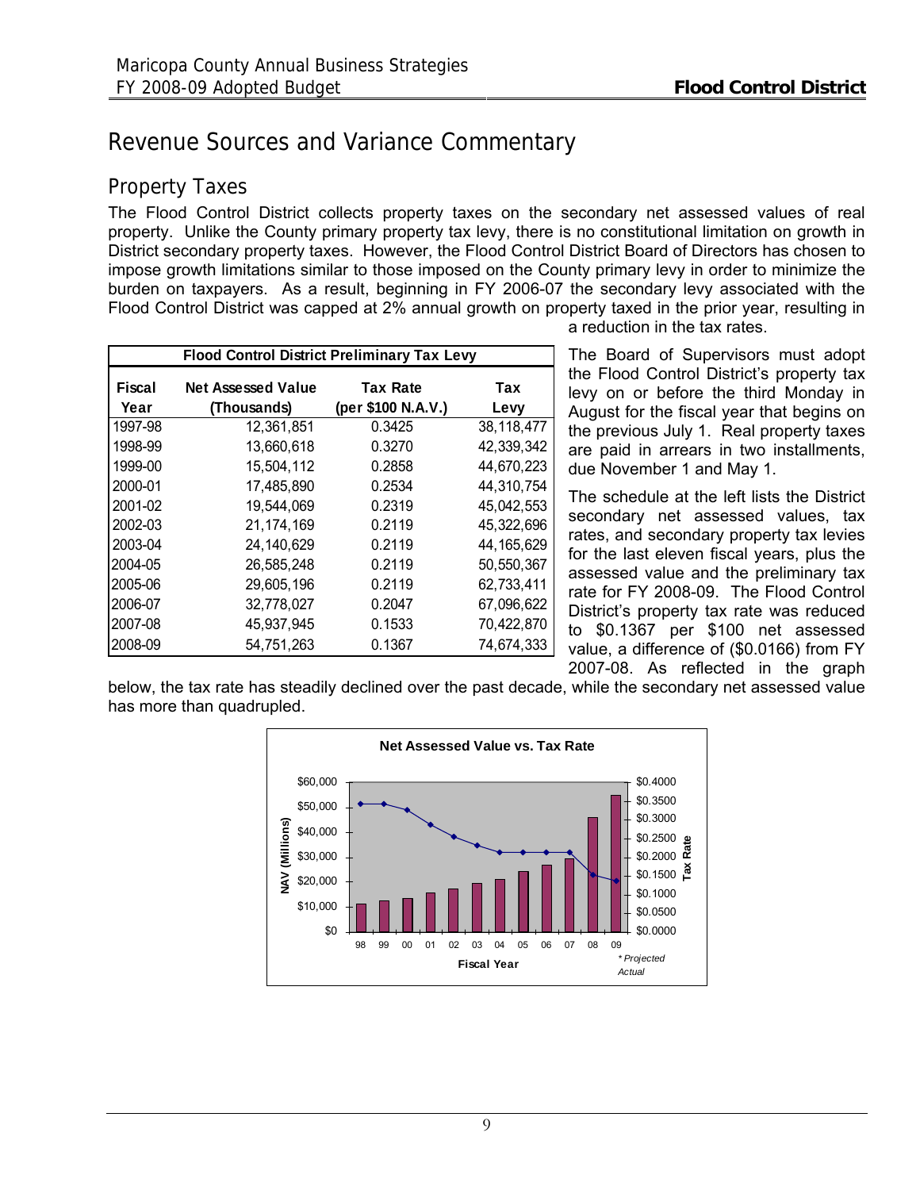# Revenue Sources and Variance Commentary

## Property Taxes

The Flood Control District collects property taxes on the secondary net assessed values of real property. Unlike the County primary property tax levy, there is no constitutional limitation on growth in District secondary property taxes. However, the Flood Control District Board of Directors has chosen to impose growth limitations similar to those imposed on the County primary levy in order to minimize the burden on taxpayers. As a result, beginning in FY 2006-07 the secondary levy associated with the Flood Control District was capped at 2% annual growth on property taxed in the prior year, resulting in a reduction in the tax rates.

| Flood Control District Preliminary Tax Levy | | | |
|---|---|---|---|
| Fiscal Year | Net Assessed Value (Thousands) | Tax Rate (per $100 N.A.V.) | Tax Levy |
| 1997-98 | 12,361,851 | 0.3425 | 38,118,477 |
| 1998-99 | 13,660,618 | 0.3270 | 42,339,342 |
| 1999-00 | 15,504,112 | 0.2858 | 44,670,223 |
| 2000-01 | 17,485,890 | 0.2534 | 44,310,754 |
| 2001-02 | 19,544,069 | 0.2319 | 45,042,553 |
| 2002-03 | 21,174,169 | 0.2119 | 45,322,696 |
| 2003-04 | 24,140,629 | 0.2119 | 44,165,629 |
| 2004-05 | 26,585,248 | 0.2119 | 50,550,367 |
| 2005-06 | 29,605,196 | 0.2119 | 62,733,411 |
| 2006-07 | 32,778,027 | 0.2047 | 67,096,622 |
| 2007-08 | 45,937,945 | 0.1533 | 70,422,870 |
| 2008-09 | 54,751,263 | 0.1367 | 74,674,333 |

The Board of Supervisors must adopt the Flood Control District's property tax levy on or before the third Monday in August for the fiscal year that begins on the previous July 1. Real property taxes are paid in arrears in two installments, due November 1 and May 1.

The schedule at the left lists the District secondary net assessed values, tax rates, and secondary property tax levies for the last eleven fiscal years, plus the assessed value and the preliminary tax rate for FY 2008-09. The Flood Control District's property tax rate was reduced to $0.1367 per $100 net assessed value, a difference of ($0.0166) from FY 2007-08. As reflected in the graph below, the tax rate has steadily declined over the past decade, while the secondary net assessed value has more than quadrupled.

**Net Assessed Value vs. Tax Rate**

| Fiscal Year | NAV (Millions) | Tax Rate |
|---|---|---|
| 98 | ~$12,000 | ~$0.3425 |
| 99 | ~$13,000 | ~$0.3425 |
| 00 | ~$14,000 | ~$0.3270 |
| 01 | ~$16,000 | ~$0.2858 |
| 02 | ~$17,000 | ~$0.2534 |
| 03 | ~$19,000 | ~$0.2319 |
| 04 | ~$21,000 | ~$0.2119 |
| 05 | ~$24,000 | ~$0.2119 |
| 06 | ~$27,000 | ~$0.2119 |
| 07 | ~$30,000 | ~$0.2119 |
| 08 | ~$46,000 | ~$0.1533 |
| 09 | ~$55,000 | ~$0.1367 |

*\* Projected Actual*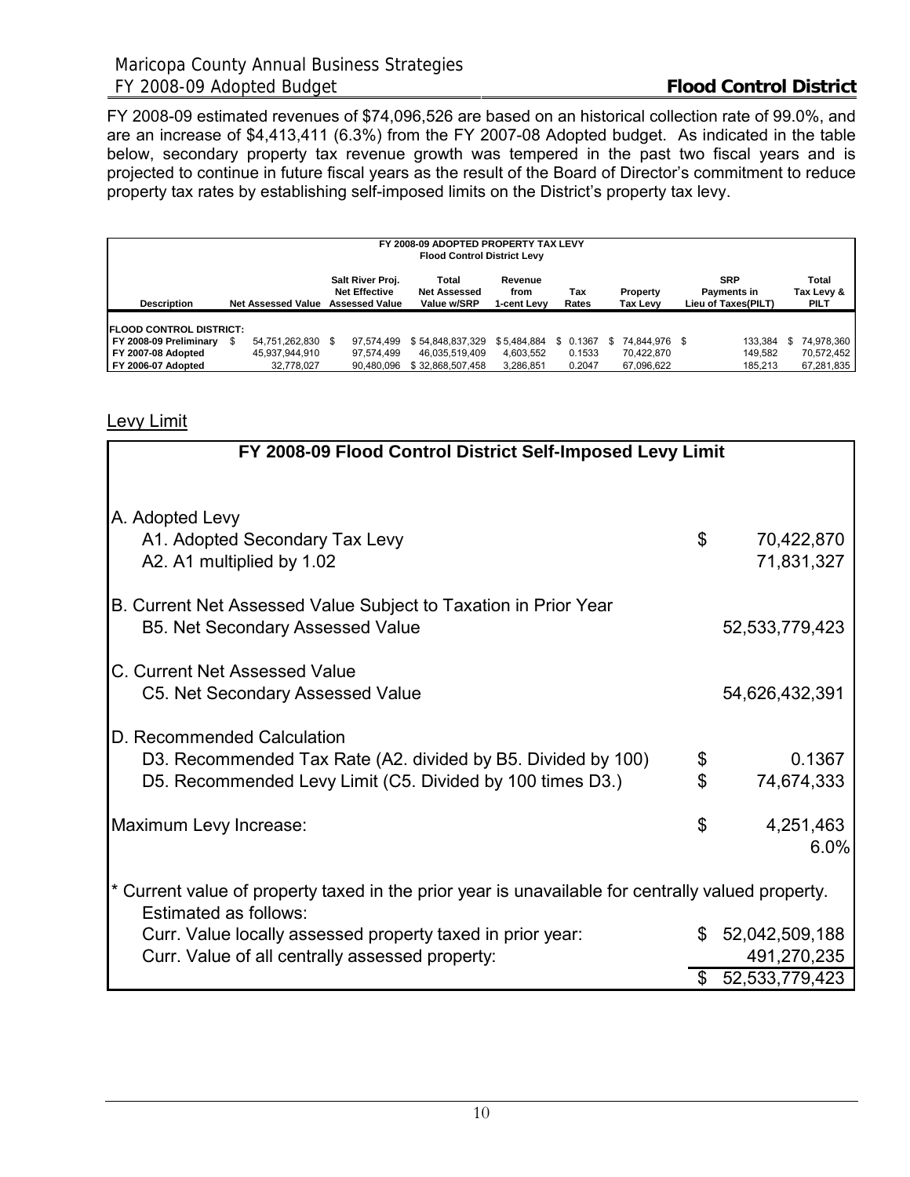FY 2008-09 estimated revenues of $74,096,526 are based on an historical collection rate of 99.0%, and are an increase of $4,413,411 (6.3%) from the FY 2007-08 Adopted budget. As indicated in the table below, secondary property tax revenue growth was tempered in the past two fiscal years and is projected to continue in future fiscal years as the result of the Board of Director's commitment to reduce property tax rates by establishing self-imposed limits on the District's property tax levy.

**FY 2008-09 ADOPTED PROPERTY TAX LEVY**
**Flood Control District Levy**

| Description | Net Assessed Value | Salt River Proj. Net Effective Assessed Value | Total Net Assessed Value w/SRP | Revenue from 1-cent Levy | Tax Rates | Property Tax Levy | SRP Payments in Lieu of Taxes(PILT) | Total Tax Levy & PILT |
|---|---|---|---|---|---|---|---|---|
| **FLOOD CONTROL DISTRICT:** | | | | | | | | |
| **FY 2008-09 Preliminary** | $ 54,751,262,830 | $ 97,574,499 | $ 54,848,837,329 | $ 5,484,884 | $ 0.1367 | $ 74,844,976 | $ 133,384 | $ 74,978,360 |
| **FY 2007-08 Adopted** | 45,937,944,910 | 97,574,499 | 46,035,519,409 | 4,603,552 | 0.1533 | 70,422,870 | 149,582 | 70,572,452 |
| **FY 2006-07 Adopted** | 32,778,027 | 90,480,096 | $ 32,868,507,458 | 3,286,851 | 0.2047 | 67,096,622 | 185,213 | 67,281,835 |

## Levy Limit

**FY 2008-09 Flood Control District Self-Imposed Levy Limit**

| | | |
|---|---|---|
| A. Adopted Levy | | |
| A1. Adopted Secondary Tax Levy | $ | 70,422,870 |
| A2. A1 multiplied by 1.02 | | 71,831,327 |
| B. Current Net Assessed Value Subject to Taxation in Prior Year | | |
| B5. Net Secondary Assessed Value | | 52,533,779,423 |
| C. Current Net Assessed Value | | |
| C5. Net Secondary Assessed Value | | 54,626,432,391 |
| D. Recommended Calculation | | |
| D3. Recommended Tax Rate (A2. divided by B5. Divided by 100) | $ | 0.1367 |
| D5. Recommended Levy Limit (C5. Divided by 100 times D3.) | $ | 74,674,333 |
| Maximum Levy Increase: | $ | 4,251,463 |
| | | 6.0% |
| * Current value of property taxed in the prior year is unavailable for centrally valued property. Estimated as follows: | | |
| Curr. Value locally assessed property taxed in prior year: | $ | 52,042,509,188 |
| Curr. Value of all centrally assessed property: | | 491,270,235 |
| | $ | 52,533,779,423 |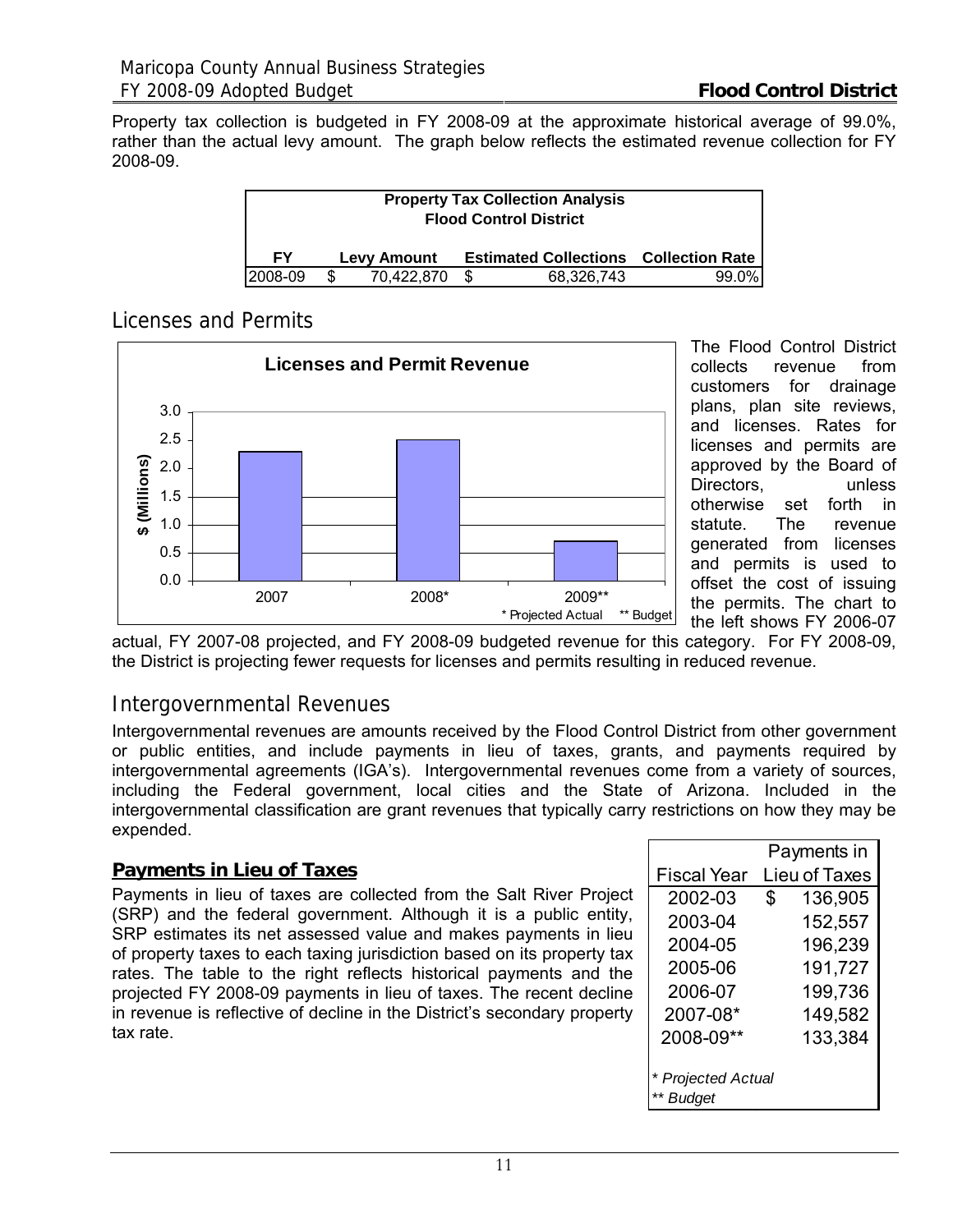Property tax collection is budgeted in FY 2008-09 at the approximate historical average of 99.0%, rather than the actual levy amount. The graph below reflects the estimated revenue collection for FY 2008-09.

| Property Tax Collection Analysis Flood Control District | | | |
|---|---|---|---|
| FY | Levy Amount | Estimated Collections | Collection Rate |
| 2008-09 | $ 70,422,870 | $ 68,326,743 | 99.0% |

## Licenses and Permits

**Licenses and Permit Revenue**

| Year | $ (Millions) |
|---|---|
| 2007 | 2.3 |
| 2008* | 2.5 |
| 2009** | 0.7 |

\* Projected Actual ** Budget

The Flood Control District collects revenue from customers for drainage plans, plan site reviews, and licenses. Rates for licenses and permits are approved by the Board of Directors, unless otherwise set forth in statute. The revenue generated from licenses and permits is used to offset the cost of issuing the permits. The chart to the left shows FY 2006-07 actual, FY 2007-08 projected, and FY 2008-09 budgeted revenue for this category. For FY 2008-09, the District is projecting fewer requests for licenses and permits resulting in reduced revenue.

## Intergovernmental Revenues

Intergovernmental revenues are amounts received by the Flood Control District from other government or public entities, and include payments in lieu of taxes, grants, and payments required by intergovernmental agreements (IGA's). Intergovernmental revenues come from a variety of sources, including the Federal government, local cities and the State of Arizona. Included in the intergovernmental classification are grant revenues that typically carry restrictions on how they may be expended.

### Payments in Lieu of Taxes

Payments in lieu of taxes are collected from the Salt River Project (SRP) and the federal government. Although it is a public entity, SRP estimates its net assessed value and makes payments in lieu of property taxes to each taxing jurisdiction based on its property tax rates. The table to the right reflects historical payments and the projected FY 2008-09 payments in lieu of taxes. The recent decline in revenue is reflective of decline in the District's secondary property tax rate.

| Fiscal Year | Payments in Lieu of Taxes |
|---|---|
| 2002-03 | $ 136,905 |
| 2003-04 | 152,557 |
| 2004-05 | 196,239 |
| 2005-06 | 191,727 |
| 2006-07 | 199,736 |
| 2007-08* | 149,582 |
| 2008-09** | 133,384 |

*\* Projected Actual*
*\*\* Budget*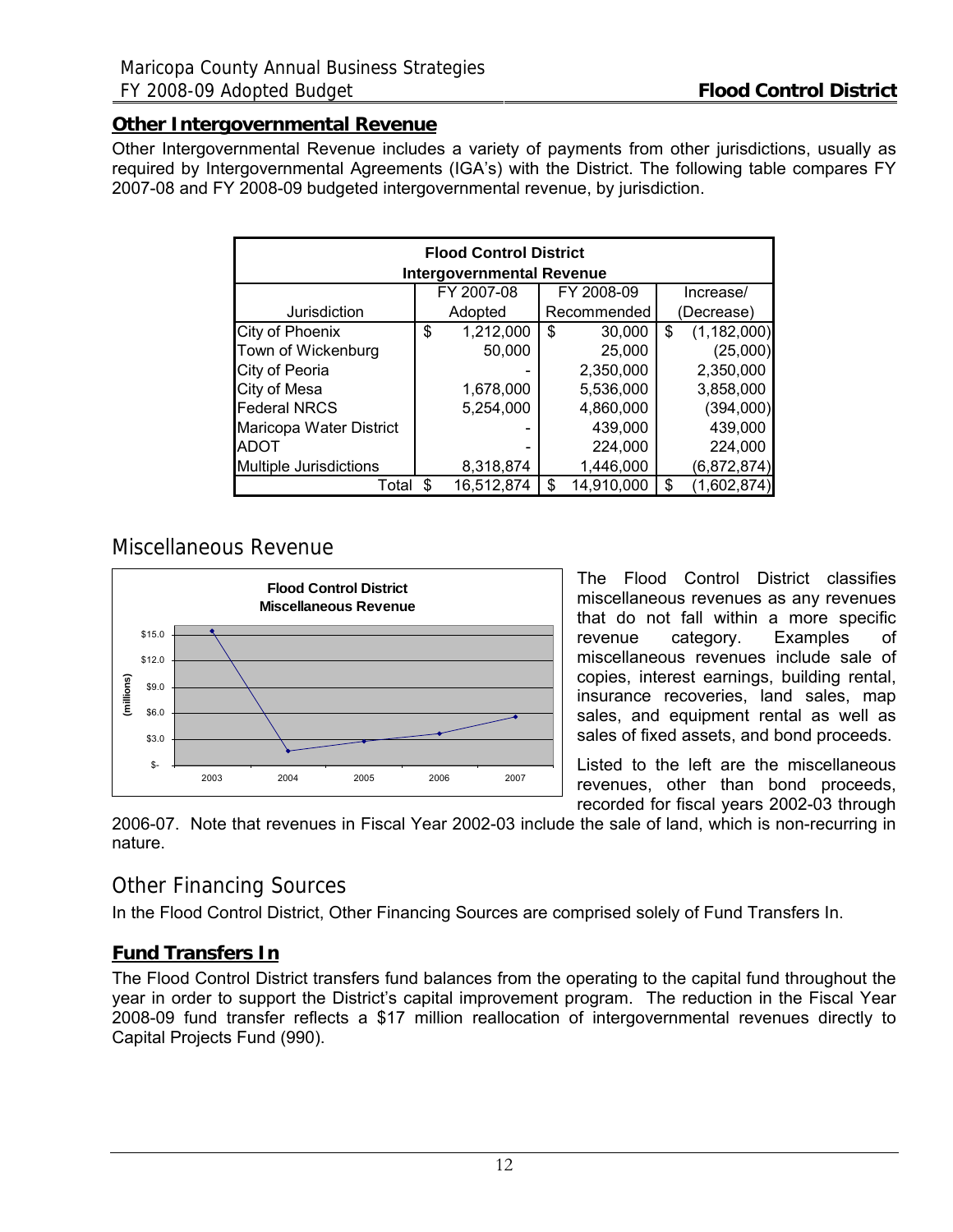## Other Intergovernmental Revenue

Other Intergovernmental Revenue includes a variety of payments from other jurisdictions, usually as required by Intergovernmental Agreements (IGA's) with the District. The following table compares FY 2007-08 and FY 2008-09 budgeted intergovernmental revenue, by jurisdiction.

| Flood Control District Intergovernmental Revenue | | | |
|---|---|---|---|
| Jurisdiction | FY 2007-08 Adopted | FY 2008-09 Recommended | Increase/ (Decrease) |
| City of Phoenix | $ 1,212,000 | $ 30,000 | $ (1,182,000) |
| Town of Wickenburg | 50,000 | 25,000 | (25,000) |
| City of Peoria | - | 2,350,000 | 2,350,000 |
| City of Mesa | 1,678,000 | 5,536,000 | 3,858,000 |
| Federal NRCS | 5,254,000 | 4,860,000 | (394,000) |
| Maricopa Water District | - | 439,000 | 439,000 |
| ADOT | - | 224,000 | 224,000 |
| Multiple Jurisdictions | 8,318,874 | 1,446,000 | (6,872,874) |
| Total | $ 16,512,874 | $ 14,910,000 | $ (1,602,874) |

## Miscellaneous Revenue

**Flood Control District Miscellaneous Revenue**

(millions)

| Year | Revenue |
|---|---|
| 2003 | ~$15.3 |
| 2004 | ~$1.7 |
| 2005 | ~$2.8 |
| 2006 | ~$3.6 |
| 2007 | ~$5.6 |

The Flood Control District classifies miscellaneous revenues as any revenues that do not fall within a more specific revenue category. Examples of miscellaneous revenues include sale of copies, interest earnings, building rental, insurance recoveries, land sales, map sales, and equipment rental as well as sales of fixed assets, and bond proceeds.

Listed to the left are the miscellaneous revenues, other than bond proceeds, recorded for fiscal years 2002-03 through 2006-07. Note that revenues in Fiscal Year 2002-03 include the sale of land, which is non-recurring in nature.

## Other Financing Sources

In the Flood Control District, Other Financing Sources are comprised solely of Fund Transfers In.

## Fund Transfers In

The Flood Control District transfers fund balances from the operating to the capital fund throughout the year in order to support the District's capital improvement program. The reduction in the Fiscal Year 2008-09 fund transfer reflects a $17 million reallocation of intergovernmental revenues directly to Capital Projects Fund (990).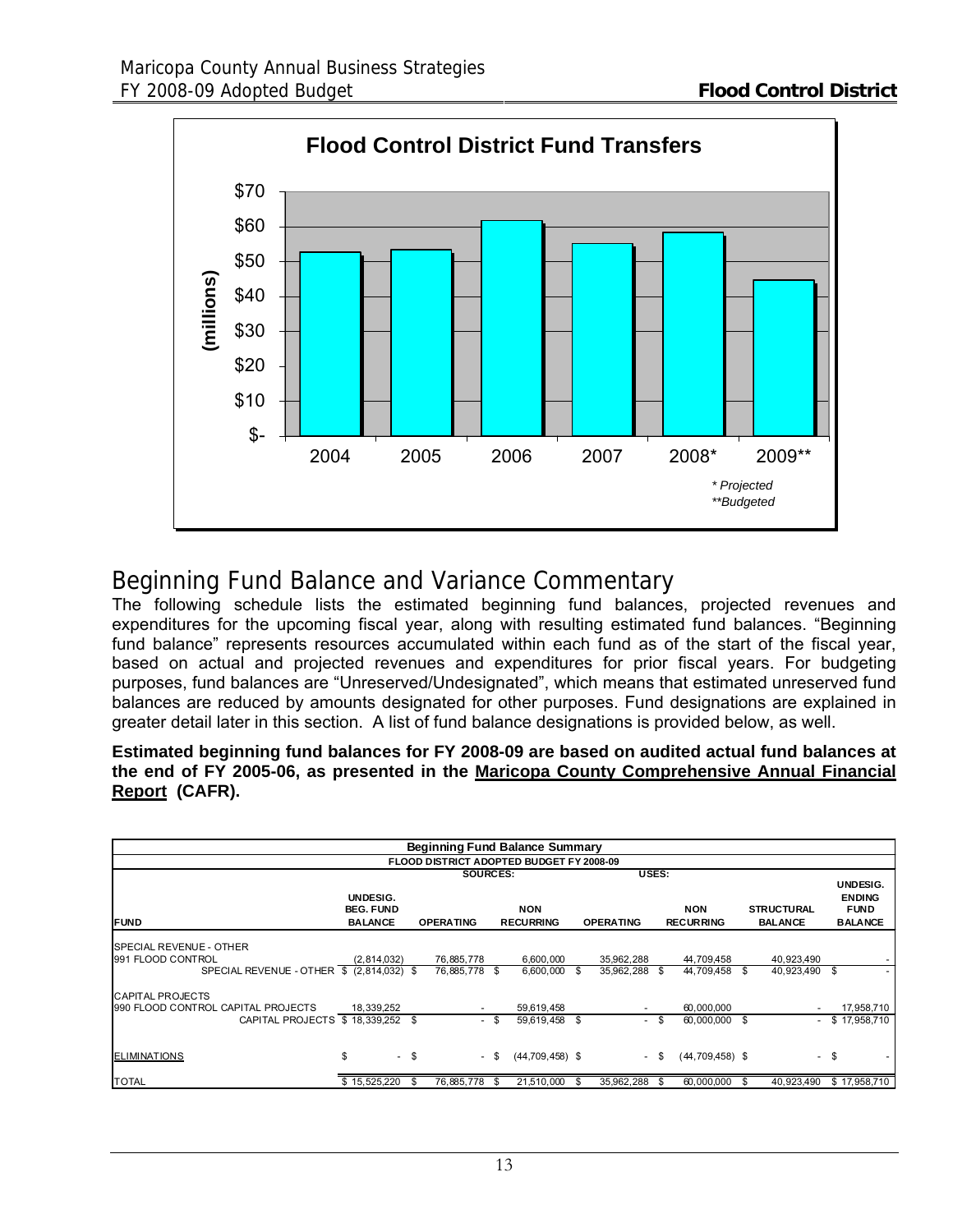**Flood Control District Fund Transfers**

| Year | (millions) |
|---|---|
| 2004 | ~$52.5 |
| 2005 | ~$53.5 |
| 2006 | ~$61.5 |
| 2007 | ~$55 |
| 2008* | ~$58 |
| 2009** | ~$44.5 |

*\* Projected*
*\*\*Budgeted*

# Beginning Fund Balance and Variance Commentary

The following schedule lists the estimated beginning fund balances, projected revenues and expenditures for the upcoming fiscal year, along with resulting estimated fund balances. "Beginning fund balance" represents resources accumulated within each fund as of the start of the fiscal year, based on actual and projected revenues and expenditures for prior fiscal years. For budgeting purposes, fund balances are "Unreserved/Undesignated", which means that estimated unreserved fund balances are reduced by amounts designated for other purposes. Fund designations are explained in greater detail later in this section. A list of fund balance designations is provided below, as well.

**Estimated beginning fund balances for FY 2008-09 are based on audited actual fund balances at the end of FY 2005-06, as presented in the Maricopa County Comprehensive Annual Financial Report (CAFR).**

**Beginning Fund Balance Summary**
**FLOOD DISTRICT ADOPTED BUDGET FY 2008-09**

| | | SOURCES: | | USES: | | | |
|---|---|---|---|---|---|---|---|
| FUND | UNDESIG. BEG. FUND BALANCE | OPERATING | NON RECURRING | OPERATING | NON RECURRING | STRUCTURAL BALANCE | UNDESIG. ENDING FUND BALANCE |
| SPECIAL REVENUE - OTHER | | | | | | | |
| 991 FLOOD CONTROL | (2,814,032) | 76,885,778 | 6,600,000 | 35,962,288 | 44,709,458 | 40,923,490 | - |
| SPECIAL REVENUE - OTHER | $ (2,814,032) | $ 76,885,778 | $ 6,600,000 | $ 35,962,288 | $ 44,709,458 | $ 40,923,490 | $ - |
| CAPITAL PROJECTS | | | | | | | |
| 990 FLOOD CONTROL CAPITAL PROJECTS | 18,339,252 | - | 59,619,458 | - | 60,000,000 | - | 17,958,710 |
| CAPITAL PROJECTS | $ 18,339,252 | $ - | $ 59,619,458 | $ - | $ 60,000,000 | $ - | $ 17,958,710 |
| ELIMINATIONS | $ - | $ - | $ (44,709,458) | $ - | $ (44,709,458) | $ - | $ - |
| TOTAL | $ 15,525,220 | $ 76,885,778 | $ 21,510,000 | $ 35,962,288 | $ 60,000,000 | $ 40,923,490 | $ 17,958,710 |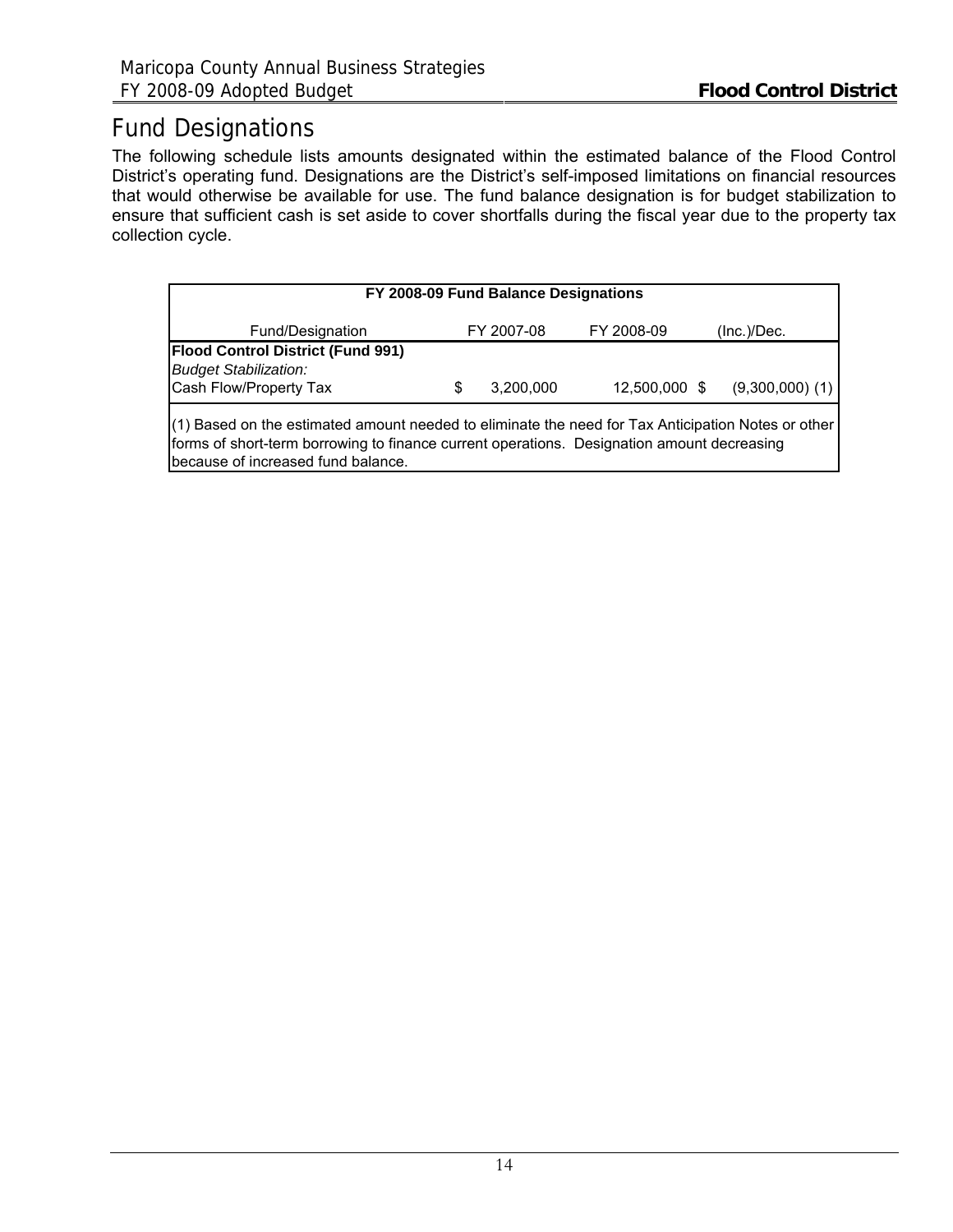# Fund Designations

The following schedule lists amounts designated within the estimated balance of the Flood Control District's operating fund. Designations are the District's self-imposed limitations on financial resources that would otherwise be available for use. The fund balance designation is for budget stabilization to ensure that sufficient cash is set aside to cover shortfalls during the fiscal year due to the property tax collection cycle.

| FY 2008-09 Fund Balance Designations | | | |
|---|---|---|---|
| Fund/Designation | FY 2007-08 | FY 2008-09 | (Inc.)/Dec. |
| **Flood Control District (Fund 991)** | | | |
| *Budget Stabilization:* | | | |
| Cash Flow/Property Tax | $ 3,200,000 | 12,500,000 | $ (9,300,000) (1) |

(1) Based on the estimated amount needed to eliminate the need for Tax Anticipation Notes or other forms of short-term borrowing to finance current operations. Designation amount decreasing because of increased fund balance.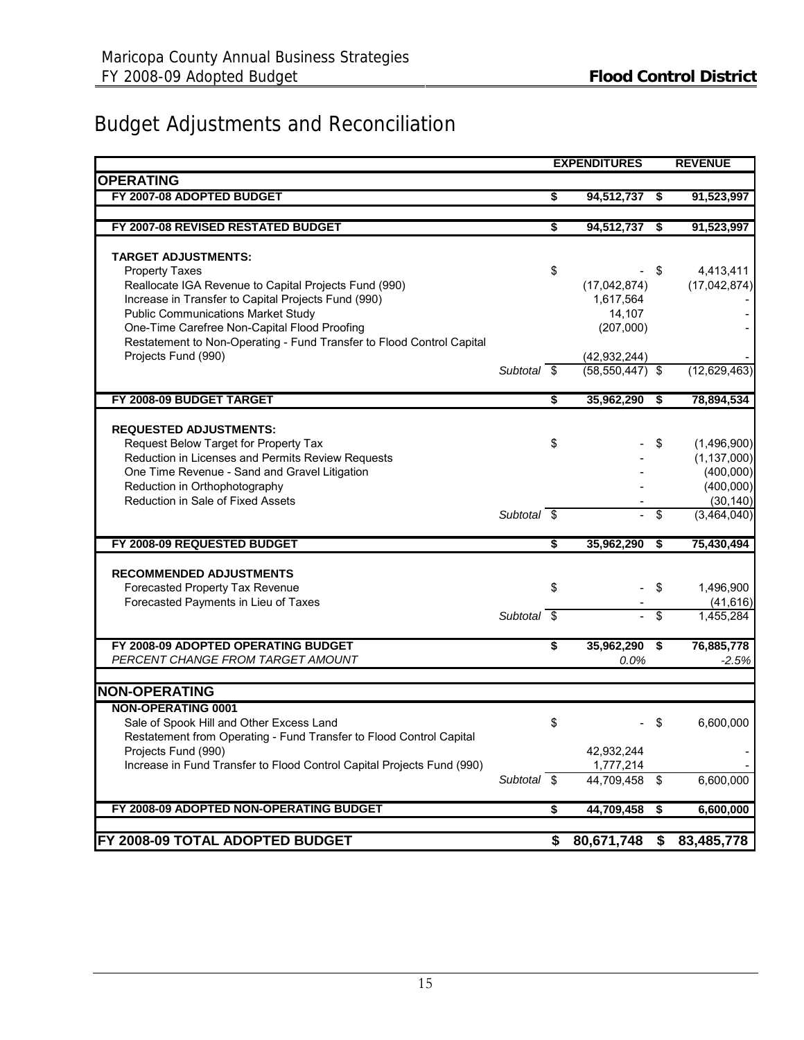# Budget Adjustments and Reconciliation

| | | EXPENDITURES | REVENUE |
|---|---|---|---|
| **OPERATING** | | | |
| **FY 2007-08 ADOPTED BUDGET** | | **$ 94,512,737** | **$ 91,523,997** |
| **FY 2007-08 REVISED RESTATED BUDGET** | | **$ 94,512,737** | **$ 91,523,997** |
| **TARGET ADJUSTMENTS:** | | | |
| Property Taxes | | $ - | $ 4,413,411 |
| Reallocate IGA Revenue to Capital Projects Fund (990) | | (17,042,874) | (17,042,874) |
| Increase in Transfer to Capital Projects Fund (990) | | 1,617,564 | - |
| Public Communications Market Study | | 14,107 | - |
| One-Time Carefree Non-Capital Flood Proofing | | (207,000) | - |
| Restatement to Non-Operating - Fund Transfer to Flood Control Capital Projects Fund (990) | | (42,932,244) | - |
| | *Subtotal* | $ (58,550,447) | $ (12,629,463) |
| **FY 2008-09 BUDGET TARGET** | | **$ 35,962,290** | **$ 78,894,534** |
| **REQUESTED ADJUSTMENTS:** | | | |
| Request Below Target for Property Tax | | $ - | $ (1,496,900) |
| Reduction in Licenses and Permits Review Requests | | - | (1,137,000) |
| One Time Revenue - Sand and Gravel Litigation | | - | (400,000) |
| Reduction in Orthophotography | | - | (400,000) |
| Reduction in Sale of Fixed Assets | | - | (30,140) |
| | *Subtotal* | $ - | $ (3,464,040) |
| **FY 2008-09 REQUESTED BUDGET** | | **$ 35,962,290** | **$ 75,430,494** |
| **RECOMMENDED ADJUSTMENTS** | | | |
| Forecasted Property Tax Revenue | | $ - | $ 1,496,900 |
| Forecasted Payments in Lieu of Taxes | | - | (41,616) |
| | *Subtotal* | $ - | $ 1,455,284 |
| **FY 2008-09 ADOPTED OPERATING BUDGET** | | **$ 35,962,290** | **$ 76,885,778** |
| *PERCENT CHANGE FROM TARGET AMOUNT* | | *0.0%* | *-2.5%* |
| **NON-OPERATING** | | | |
| **NON-OPERATING 0001** | | | |
| Sale of Spook Hill and Other Excess Land | | $ - | $ 6,600,000 |
| Restatement from Operating - Fund Transfer to Flood Control Capital Projects Fund (990) | | 42,932,244 | - |
| Increase in Fund Transfer to Flood Control Capital Projects Fund (990) | | 1,777,214 | - |
| | *Subtotal* | $ 44,709,458 | $ 6,600,000 |
| **FY 2008-09 ADOPTED NON-OPERATING BUDGET** | | **$ 44,709,458** | **$ 6,600,000** |
| **FY 2008-09 TOTAL ADOPTED BUDGET** | | **$ 80,671,748** | **$ 83,485,778** |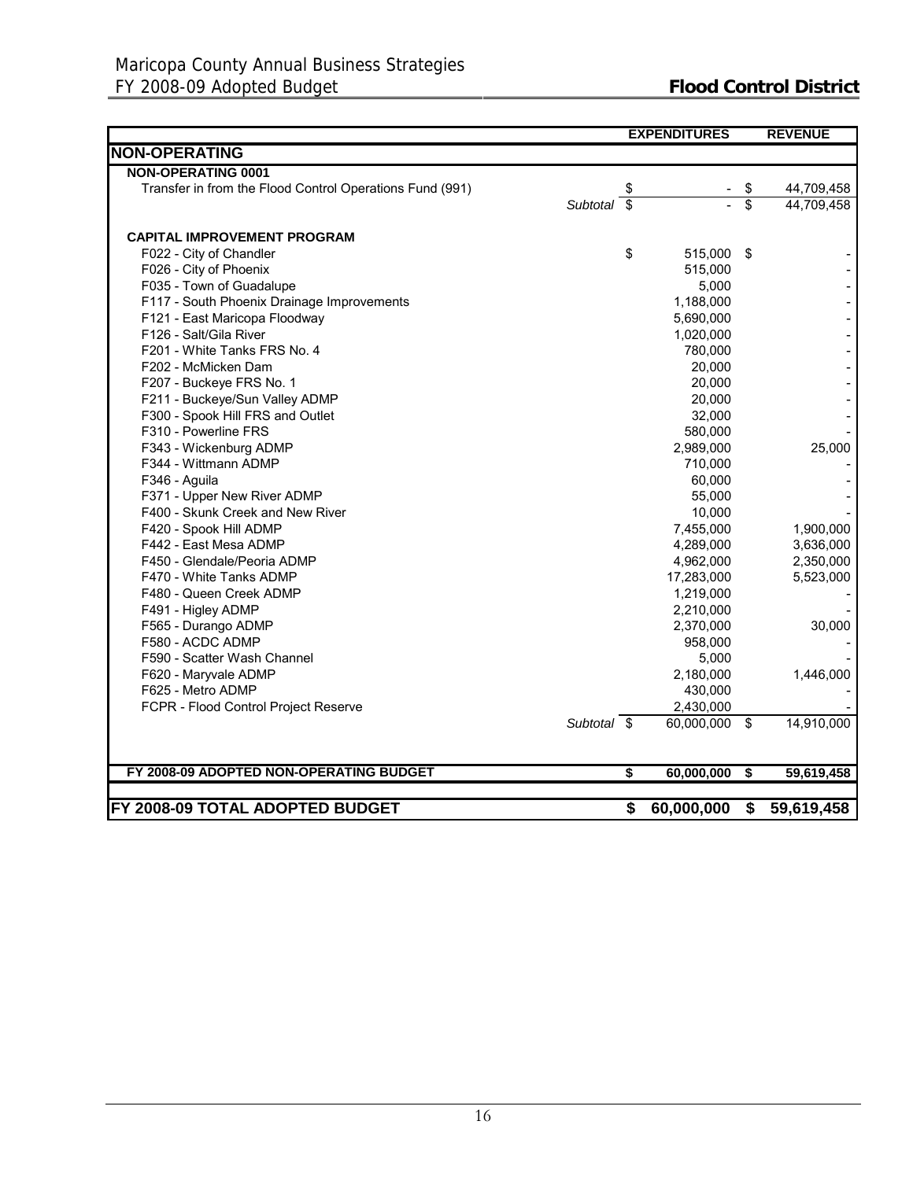| | | EXPENDITURES | REVENUE |
|---|---|---|---|
| **NON-OPERATING** | | | |
| **NON-OPERATING 0001** | | | |
| Transfer in from the Flood Control Operations Fund (991) | | $ - | $ 44,709,458 |
| | *Subtotal* | $ - | $ 44,709,458 |
| | | | |
| **CAPITAL IMPROVEMENT PROGRAM** | | | |
| F022 - City of Chandler | | $ 515,000 | $ - |
| F026 - City of Phoenix | | 515,000 | - |
| F035 - Town of Guadalupe | | 5,000 | - |
| F117 - South Phoenix Drainage Improvements | | 1,188,000 | - |
| F121 - East Maricopa Floodway | | 5,690,000 | - |
| F126 - Salt/Gila River | | 1,020,000 | - |
| F201 - White Tanks FRS No. 4 | | 780,000 | - |
| F202 - McMicken Dam | | 20,000 | - |
| F207 - Buckeye FRS No. 1 | | 20,000 | - |
| F211 - Buckeye/Sun Valley ADMP | | 20,000 | - |
| F300 - Spook Hill FRS and Outlet | | 32,000 | - |
| F310 - Powerline FRS | | 580,000 | - |
| F343 - Wickenburg ADMP | | 2,989,000 | 25,000 |
| F344 - Wittmann ADMP | | 710,000 | - |
| F346 - Aguila | | 60,000 | - |
| F371 - Upper New River ADMP | | 55,000 | - |
| F400 - Skunk Creek and New River | | 10,000 | - |
| F420 - Spook Hill ADMP | | 7,455,000 | 1,900,000 |
| F442 - East Mesa ADMP | | 4,289,000 | 3,636,000 |
| F450 - Glendale/Peoria ADMP | | 4,962,000 | 2,350,000 |
| F470 - White Tanks ADMP | | 17,283,000 | 5,523,000 |
| F480 - Queen Creek ADMP | | 1,219,000 | - |
| F491 - Higley ADMP | | 2,210,000 | - |
| F565 - Durango ADMP | | 2,370,000 | 30,000 |
| F580 - ACDC ADMP | | 958,000 | - |
| F590 - Scatter Wash Channel | | 5,000 | - |
| F620 - Maryvale ADMP | | 2,180,000 | 1,446,000 |
| F625 - Metro ADMP | | 430,000 | - |
| FCPR - Flood Control Project Reserve | | 2,430,000 | - |
| | *Subtotal* | $ 60,000,000 | $ 14,910,000 |
| | | | |
| **FY 2008-09 ADOPTED NON-OPERATING BUDGET** | | **$ 60,000,000** | **$ 59,619,458** |
| | | | |
| **FY 2008-09 TOTAL ADOPTED BUDGET** | | **$ 60,000,000** | **$ 59,619,458** |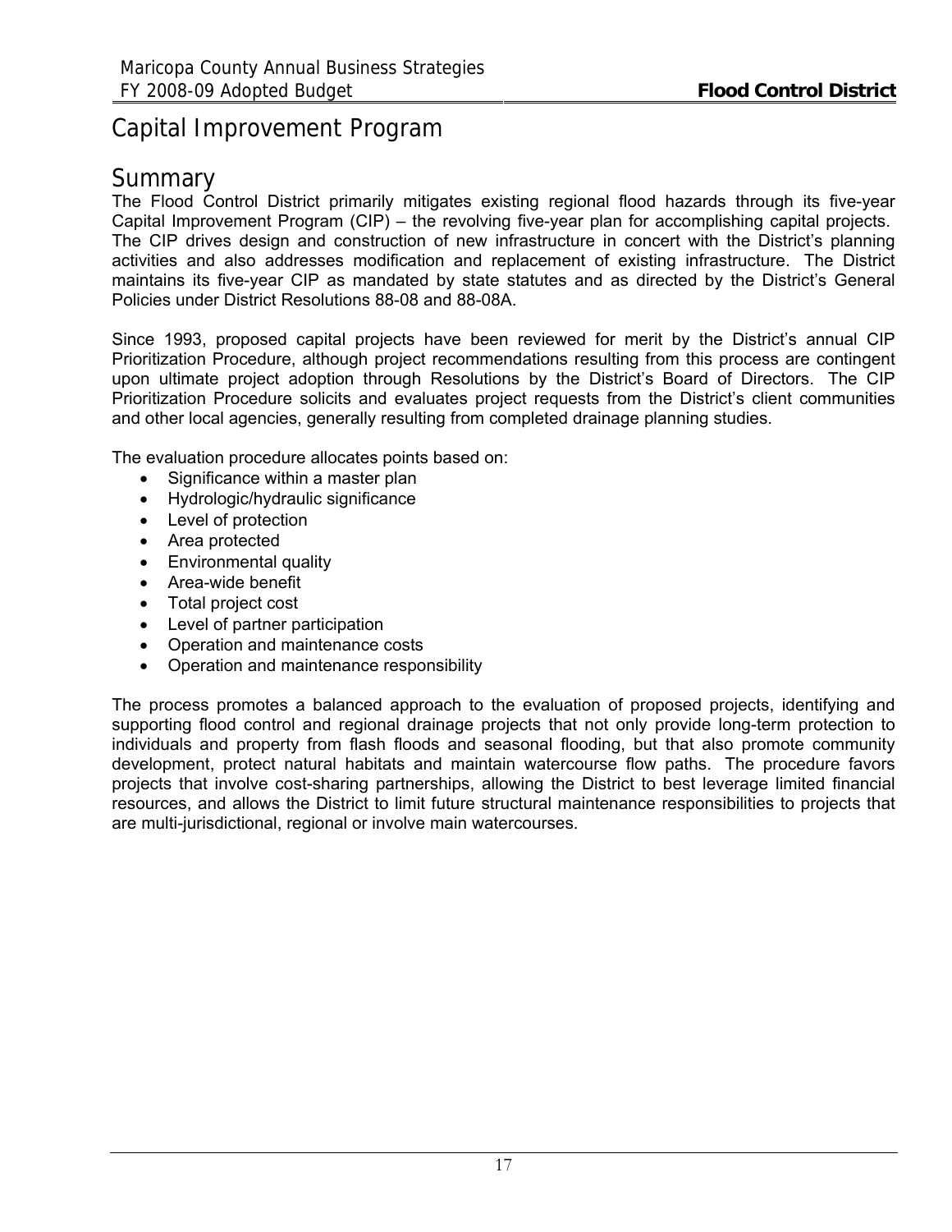# Capital Improvement Program

## Summary

The Flood Control District primarily mitigates existing regional flood hazards through its five-year Capital Improvement Program (CIP) – the revolving five-year plan for accomplishing capital projects. The CIP drives design and construction of new infrastructure in concert with the District's planning activities and also addresses modification and replacement of existing infrastructure. The District maintains its five-year CIP as mandated by state statutes and as directed by the District's General Policies under District Resolutions 88-08 and 88-08A.

Since 1993, proposed capital projects have been reviewed for merit by the District's annual CIP Prioritization Procedure, although project recommendations resulting from this process are contingent upon ultimate project adoption through Resolutions by the District's Board of Directors. The CIP Prioritization Procedure solicits and evaluates project requests from the District's client communities and other local agencies, generally resulting from completed drainage planning studies.

The evaluation procedure allocates points based on:

- Significance within a master plan
- Hydrologic/hydraulic significance
- Level of protection
- Area protected
- Environmental quality
- Area-wide benefit
- Total project cost
- Level of partner participation
- Operation and maintenance costs
- Operation and maintenance responsibility

The process promotes a balanced approach to the evaluation of proposed projects, identifying and supporting flood control and regional drainage projects that not only provide long-term protection to individuals and property from flash floods and seasonal flooding, but that also promote community development, protect natural habitats and maintain watercourse flow paths. The procedure favors projects that involve cost-sharing partnerships, allowing the District to best leverage limited financial resources, and allows the District to limit future structural maintenance responsibilities to projects that are multi-jurisdictional, regional or involve main watercourses.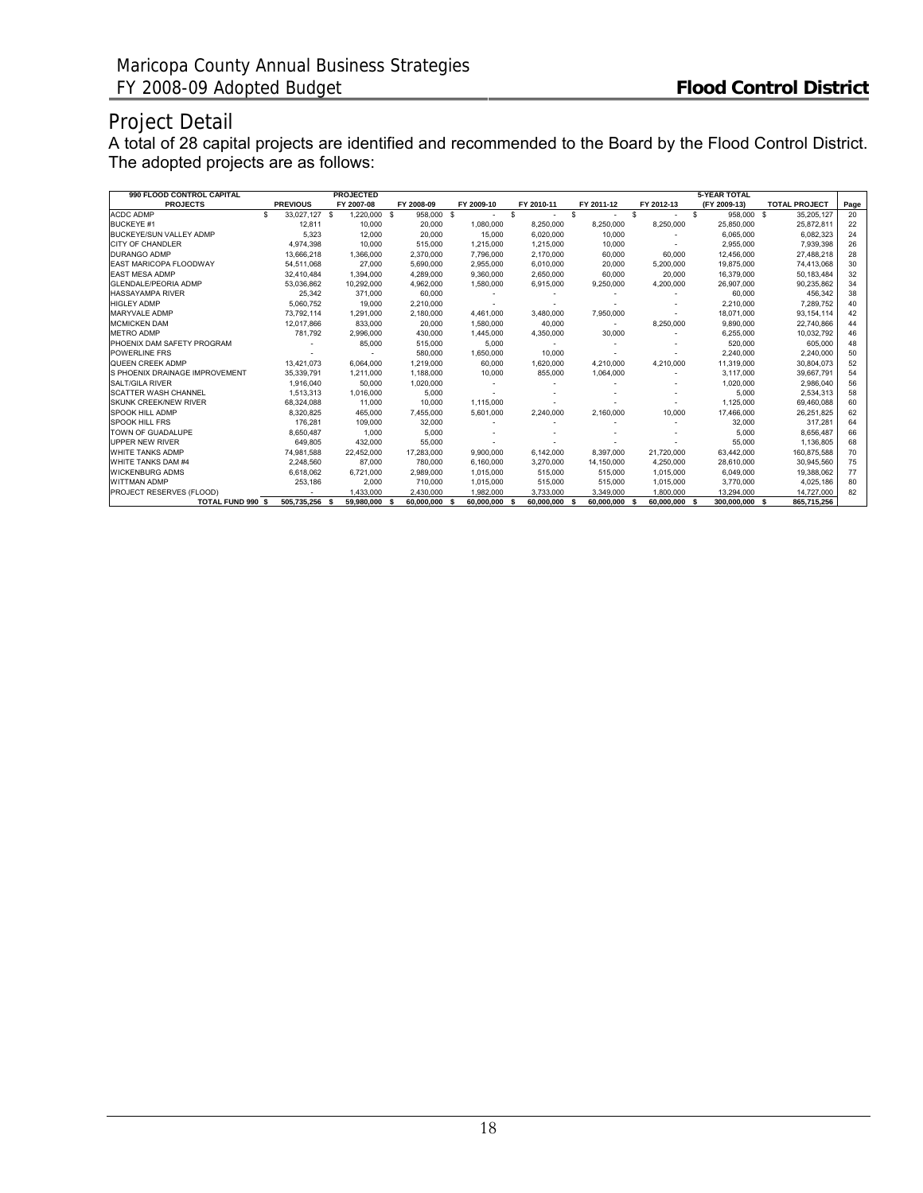# Project Detail

A total of 28 capital projects are identified and recommended to the Board by the Flood Control District. The adopted projects are as follows:

| 990 FLOOD CONTROL CAPITAL PROJECTS | PREVIOUS | PROJECTED FY 2007-08 | FY 2008-09 | FY 2009-10 | FY 2010-11 | FY 2011-12 | FY 2012-13 | 5-YEAR TOTAL (FY 2009-13) | TOTAL PROJECT | Page |
|---|---|---|---|---|---|---|---|---|---|---|
| ACDC ADMP | $ 33,027,127 | $ 1,220,000 | $ 958,000 | $ - | $ - | $ - | $ - | $ 958,000 | $ 35,205,127 | 20 |
| BUCKEYE #1 | 12,811 | 10,000 | 20,000 | 1,080,000 | 8,250,000 | 8,250,000 | 8,250,000 | 25,850,000 | 25,872,811 | 22 |
| BUCKEYE/SUN VALLEY ADMP | 5,323 | 12,000 | 20,000 | 15,000 | 6,020,000 | 10,000 | - | 6,065,000 | 6,082,323 | 24 |
| CITY OF CHANDLER | 4,974,398 | 10,000 | 515,000 | 1,215,000 | 1,215,000 | 10,000 | - | 2,955,000 | 7,939,398 | 26 |
| DURANGO ADMP | 13,666,218 | 1,366,000 | 2,370,000 | 7,796,000 | 2,170,000 | 60,000 | 60,000 | 12,456,000 | 27,488,218 | 28 |
| EAST MARICOPA FLOODWAY | 54,511,068 | 27,000 | 5,690,000 | 2,955,000 | 6,010,000 | 20,000 | 5,200,000 | 19,875,000 | 74,413,068 | 30 |
| EAST MESA ADMP | 32,410,484 | 1,394,000 | 4,289,000 | 9,360,000 | 2,650,000 | 60,000 | 20,000 | 16,379,000 | 50,183,484 | 32 |
| GLENDALE/PEORIA ADMP | 53,036,862 | 10,292,000 | 4,962,000 | 1,580,000 | 6,915,000 | 9,250,000 | 4,200,000 | 26,907,000 | 90,235,862 | 34 |
| HASSAYAMPA RIVER | 25,342 | 371,000 | 60,000 | - | - | - | - | 60,000 | 456,342 | 38 |
| HIGLEY ADMP | 5,060,752 | 19,000 | 2,210,000 | - | - | - | - | 2,210,000 | 7,289,752 | 40 |
| MARYVALE ADMP | 73,792,114 | 1,291,000 | 2,180,000 | 4,461,000 | 3,480,000 | 7,950,000 | - | 18,071,000 | 93,154,114 | 42 |
| MCMICKEN DAM | 12,017,866 | 833,000 | 20,000 | 1,580,000 | 40,000 | - | 8,250,000 | 9,890,000 | 22,740,866 | 44 |
| METRO ADMP | 781,792 | 2,996,000 | 430,000 | 1,445,000 | 4,350,000 | 30,000 | - | 6,255,000 | 10,032,792 | 46 |
| PHOENIX DAM SAFETY PROGRAM | - | 85,000 | 515,000 | 5,000 | - | - | - | 520,000 | 605,000 | 48 |
| POWERLINE FRS | - | - | 580,000 | 1,650,000 | 10,000 | - | - | 2,240,000 | 2,240,000 | 50 |
| QUEEN CREEK ADMP | 13,421,073 | 6,064,000 | 1,219,000 | 60,000 | 1,620,000 | 4,210,000 | 4,210,000 | 11,319,000 | 30,804,073 | 52 |
| S PHOENIX DRAINAGE IMPROVEMENT | 35,339,791 | 1,211,000 | 1,188,000 | 10,000 | 855,000 | 1,064,000 | - | 3,117,000 | 39,667,791 | 54 |
| SALT/GILA RIVER | 1,916,040 | 50,000 | 1,020,000 | - | - | - | - | 1,020,000 | 2,986,040 | 56 |
| SCATTER WASH CHANNEL | 1,513,313 | 1,016,000 | 5,000 | - | - | - | - | 5,000 | 2,534,313 | 58 |
| SKUNK CREEK/NEW RIVER | 68,324,088 | 11,000 | 10,000 | 1,115,000 | - | - | - | 1,125,000 | 69,460,088 | 60 |
| SPOOK HILL ADMP | 8,320,825 | 465,000 | 7,455,000 | 5,601,000 | 2,240,000 | 2,160,000 | 10,000 | 17,466,000 | 26,251,825 | 62 |
| SPOOK HILL FRS | 176,281 | 109,000 | 32,000 | - | - | - | - | 32,000 | 317,281 | 64 |
| TOWN OF GUADALUPE | 8,650,487 | 1,000 | 5,000 | - | - | - | - | 5,000 | 8,656,487 | 66 |
| UPPER NEW RIVER | 649,805 | 432,000 | 55,000 | - | - | - | - | 55,000 | 1,136,805 | 68 |
| WHITE TANKS ADMP | 74,981,588 | 22,452,000 | 17,283,000 | 9,900,000 | 6,142,000 | 8,397,000 | 21,720,000 | 63,442,000 | 160,875,588 | 70 |
| WHITE TANKS DAM #4 | 2,248,560 | 87,000 | 780,000 | 6,160,000 | 3,270,000 | 14,150,000 | 4,250,000 | 28,610,000 | 30,945,560 | 75 |
| WICKENBURG ADMS | 6,618,062 | 6,721,000 | 2,989,000 | 1,015,000 | 515,000 | 515,000 | 1,015,000 | 6,049,000 | 19,388,062 | 77 |
| WITTMAN ADMP | 253,186 | 2,000 | 710,000 | 1,015,000 | 515,000 | 515,000 | 1,015,000 | 3,770,000 | 4,025,186 | 80 |
| PROJECT RESERVES (FLOOD) | - | 1,433,000 | 2,430,000 | 1,982,000 | 3,733,000 | 3,349,000 | 1,800,000 | 13,294,000 | 14,727,000 | 82 |
| TOTAL FUND 990 | $ 505,735,256 | $ 59,980,000 | $ 60,000,000 | $ 60,000,000 | $ 60,000,000 | $ 60,000,000 | $ 60,000,000 | $ 300,000,000 | $ 865,715,256 | |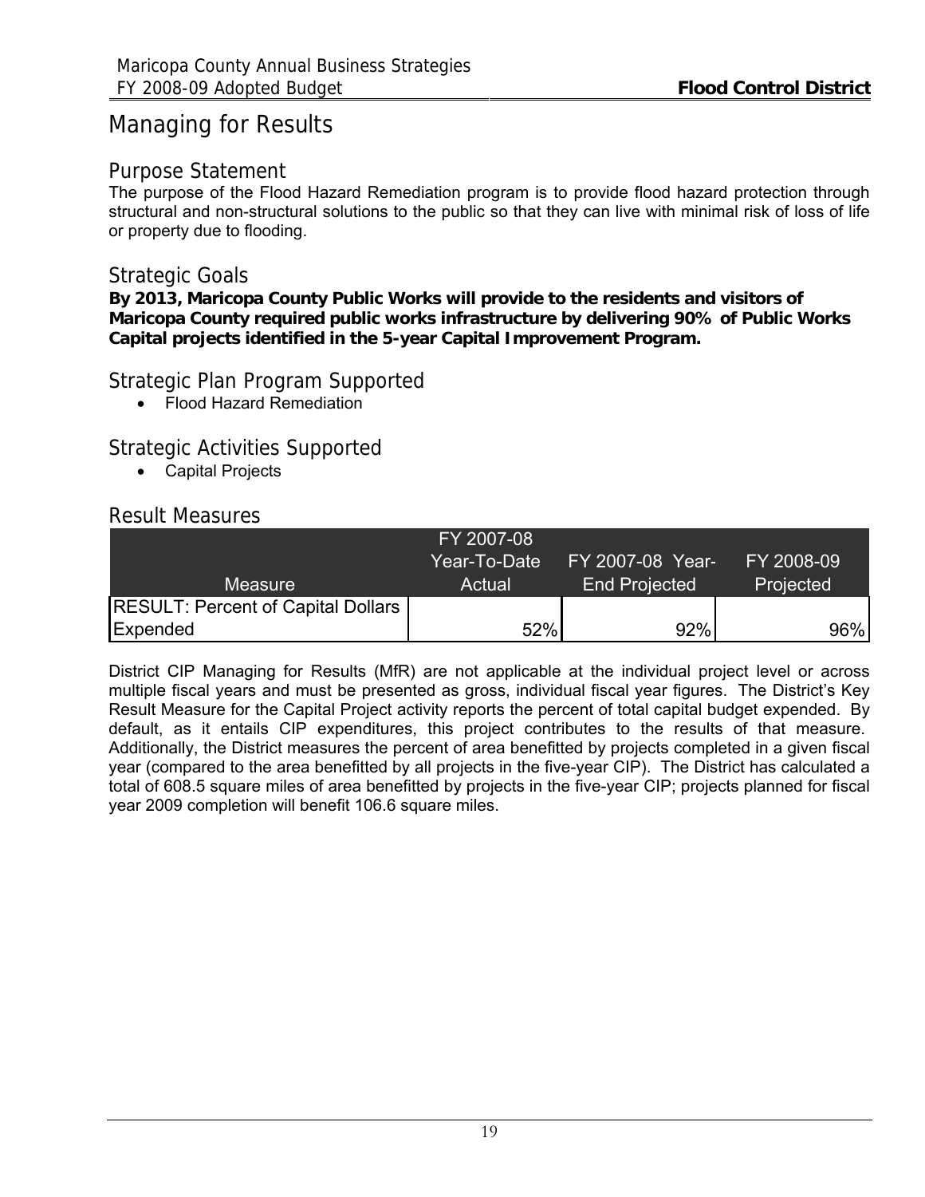# Managing for Results

## Purpose Statement

The purpose of the Flood Hazard Remediation program is to provide flood hazard protection through structural and non-structural solutions to the public so that they can live with minimal risk of loss of life or property due to flooding.

## Strategic Goals

**By 2013, Maricopa County Public Works will provide to the residents and visitors of Maricopa County required public works infrastructure by delivering 90% of Public Works Capital projects identified in the 5-year Capital Improvement Program.**

## Strategic Plan Program Supported

- Flood Hazard Remediation

## Strategic Activities Supported

- Capital Projects

## Result Measures

| Measure | FY 2007-08 Year-To-Date Actual | FY 2007-08 Year-End Projected | FY 2008-09 Projected |
|---|---|---|---|
| RESULT: Percent of Capital Dollars Expended | 52% | 92% | 96% |

District CIP Managing for Results (MfR) are not applicable at the individual project level or across multiple fiscal years and must be presented as gross, individual fiscal year figures. The District's Key Result Measure for the Capital Project activity reports the percent of total capital budget expended. By default, as it entails CIP expenditures, this project contributes to the results of that measure. Additionally, the District measures the percent of area benefitted by projects completed in a given fiscal year (compared to the area benefitted by all projects in the five-year CIP). The District has calculated a total of 608.5 square miles of area benefitted by projects in the five-year CIP; projects planned for fiscal year 2009 completion will benefit 106.6 square miles.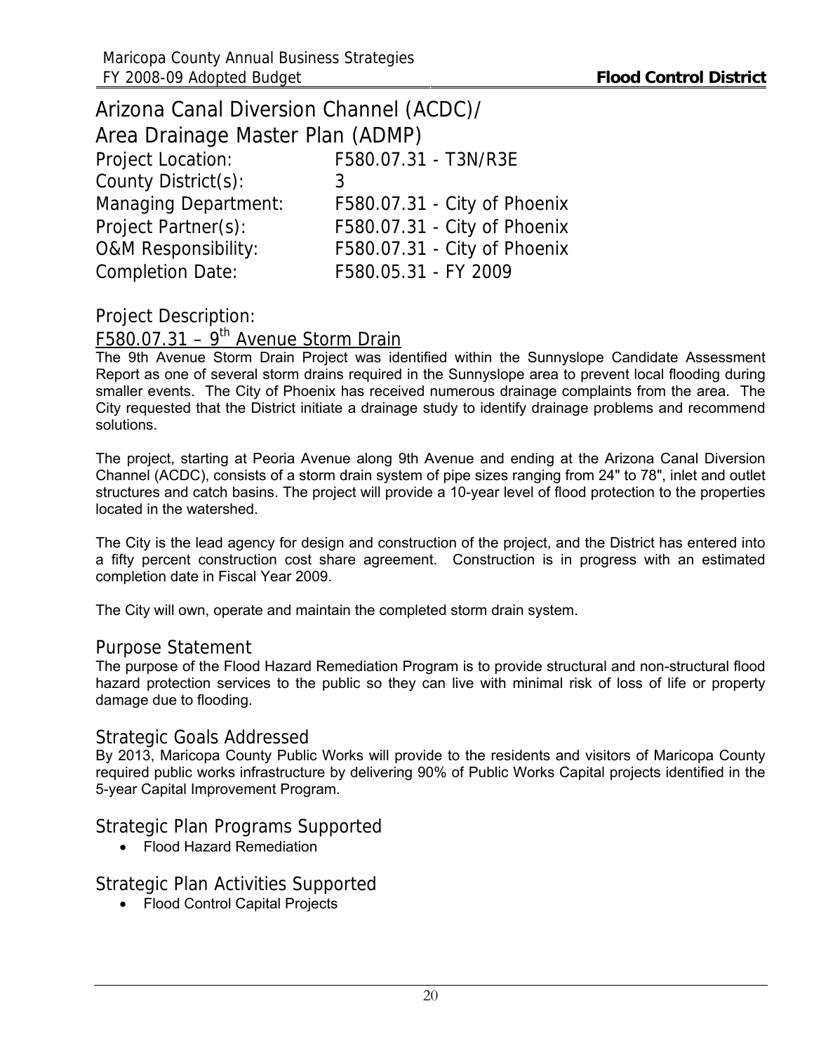# Arizona Canal Diversion Channel (ACDC)/ Area Drainage Master Plan (ADMP)

| | |
|---|---|
| Project Location: | F580.07.31 - T3N/R3E |
| County District(s): | 3 |
| Managing Department: | F580.07.31 - City of Phoenix |
| Project Partner(s): | F580.07.31 - City of Phoenix |
| O&M Responsibility: | F580.07.31 - City of Phoenix |
| Completion Date: | F580.05.31 - FY 2009 |

## Project Description:

### F580.07.31 – 9th Avenue Storm Drain

The 9th Avenue Storm Drain Project was identified within the Sunnyslope Candidate Assessment Report as one of several storm drains required in the Sunnyslope area to prevent local flooding during smaller events. The City of Phoenix has received numerous drainage complaints from the area. The City requested that the District initiate a drainage study to identify drainage problems and recommend solutions.

The project, starting at Peoria Avenue along 9th Avenue and ending at the Arizona Canal Diversion Channel (ACDC), consists of a storm drain system of pipe sizes ranging from 24" to 78", inlet and outlet structures and catch basins. The project will provide a 10-year level of flood protection to the properties located in the watershed.

The City is the lead agency for design and construction of the project, and the District has entered into a fifty percent construction cost share agreement. Construction is in progress with an estimated completion date in Fiscal Year 2009.

The City will own, operate and maintain the completed storm drain system.

## Purpose Statement

The purpose of the Flood Hazard Remediation Program is to provide structural and non-structural flood hazard protection services to the public so they can live with minimal risk of loss of life or property damage due to flooding.

## Strategic Goals Addressed

By 2013, Maricopa County Public Works will provide to the residents and visitors of Maricopa County required public works infrastructure by delivering 90% of Public Works Capital projects identified in the 5-year Capital Improvement Program.

## Strategic Plan Programs Supported

- Flood Hazard Remediation

## Strategic Plan Activities Supported

- Flood Control Capital Projects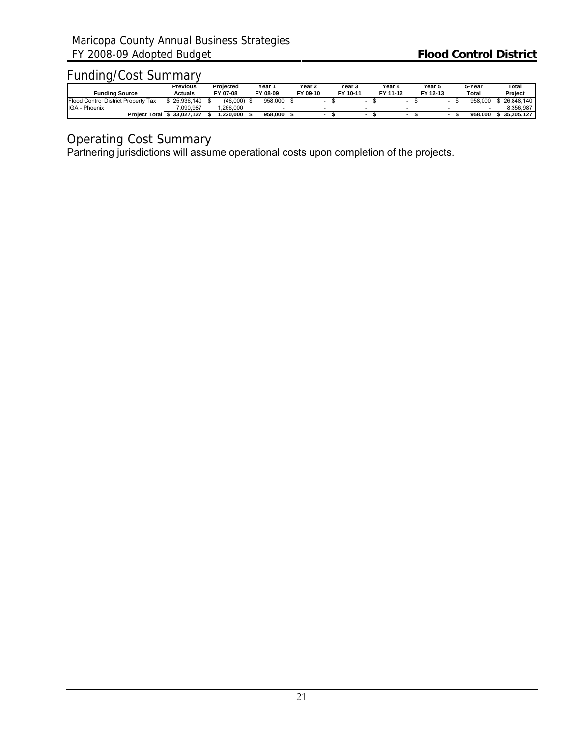## Funding/Cost Summary

| Funding Source | Previous Actuals | Projected FY 07-08 | Year 1 FY 08-09 | Year 2 FY 09-10 | Year 3 FY 10-11 | Year 4 FY 11-12 | Year 5 FY 12-13 | 5-Year Total | Total Project |
|---|---|---|---|---|---|---|---|---|---|
| Flood Control District Property Tax | $ 25,936,140 | $ (46,000) | $ 958,000 | $ - | $ - | $ - | $ - | $ 958,000 | $ 26,848,140 |
| IGA - Phoenix | 7,090,987 | 1,266,000 | - | - | - | - | - | - | 8,356,987 |
| **Project Total** | **$ 33,027,127** | **$ 1,220,000** | **$ 958,000** | **$ -** | **$ -** | **$ -** | **$ -** | **$ 958,000** | **$ 35,205,127** |

## Operating Cost Summary

Partnering jurisdictions will assume operational costs upon completion of the projects.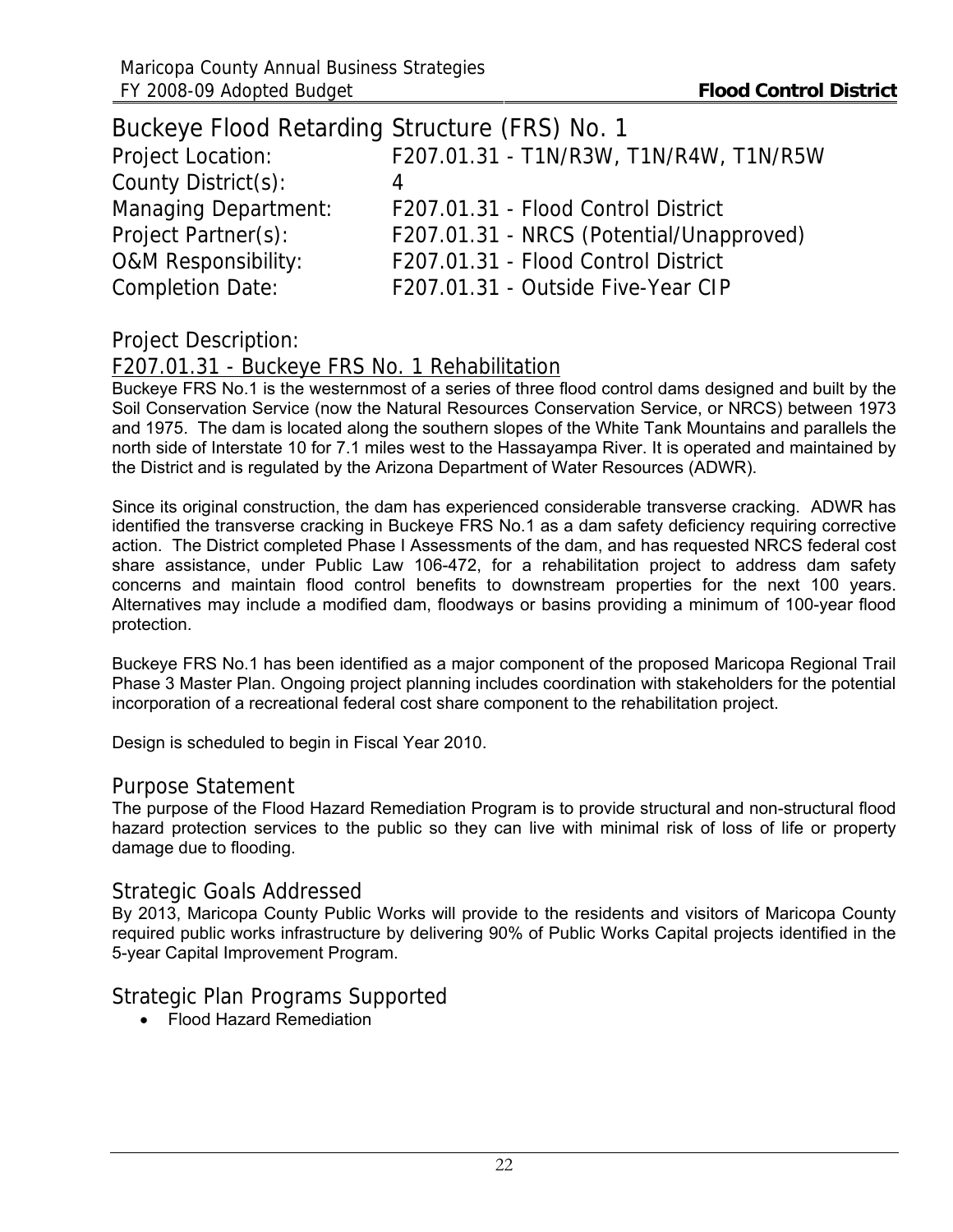# Buckeye Flood Retarding Structure (FRS) No. 1

| | |
|---|---|
| Project Location: | F207.01.31 - T1N/R3W, T1N/R4W, T1N/R5W |
| County District(s): | 4 |
| Managing Department: | F207.01.31 - Flood Control District |
| Project Partner(s): | F207.01.31 - NRCS (Potential/Unapproved) |
| O&M Responsibility: | F207.01.31 - Flood Control District |
| Completion Date: | F207.01.31 - Outside Five-Year CIP |

## Project Description:

### F207.01.31 - Buckeye FRS No. 1 Rehabilitation

Buckeye FRS No.1 is the westernmost of a series of three flood control dams designed and built by the Soil Conservation Service (now the Natural Resources Conservation Service, or NRCS) between 1973 and 1975. The dam is located along the southern slopes of the White Tank Mountains and parallels the north side of Interstate 10 for 7.1 miles west to the Hassayampa River. It is operated and maintained by the District and is regulated by the Arizona Department of Water Resources (ADWR).

Since its original construction, the dam has experienced considerable transverse cracking. ADWR has identified the transverse cracking in Buckeye FRS No.1 as a dam safety deficiency requiring corrective action. The District completed Phase I Assessments of the dam, and has requested NRCS federal cost share assistance, under Public Law 106-472, for a rehabilitation project to address dam safety concerns and maintain flood control benefits to downstream properties for the next 100 years. Alternatives may include a modified dam, floodways or basins providing a minimum of 100-year flood protection.

Buckeye FRS No.1 has been identified as a major component of the proposed Maricopa Regional Trail Phase 3 Master Plan. Ongoing project planning includes coordination with stakeholders for the potential incorporation of a recreational federal cost share component to the rehabilitation project.

Design is scheduled to begin in Fiscal Year 2010.

## Purpose Statement

The purpose of the Flood Hazard Remediation Program is to provide structural and non-structural flood hazard protection services to the public so they can live with minimal risk of loss of life or property damage due to flooding.

## Strategic Goals Addressed

By 2013, Maricopa County Public Works will provide to the residents and visitors of Maricopa County required public works infrastructure by delivering 90% of Public Works Capital projects identified in the 5-year Capital Improvement Program.

## Strategic Plan Programs Supported

- Flood Hazard Remediation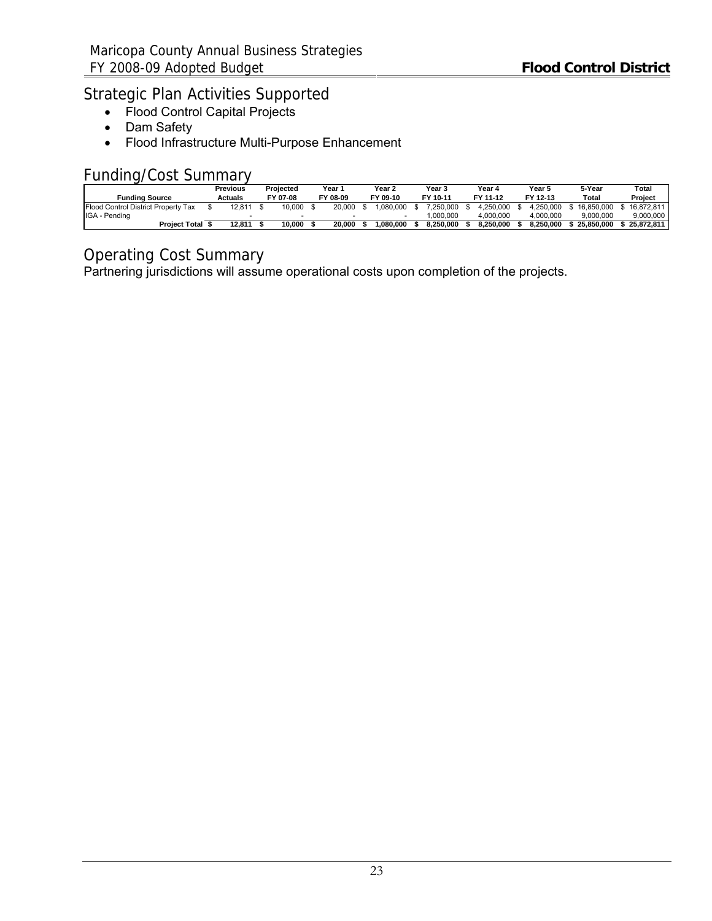## Strategic Plan Activities Supported

- Flood Control Capital Projects
- Dam Safety
- Flood Infrastructure Multi-Purpose Enhancement

## Funding/Cost Summary

| Funding Source | Previous Actuals | Projected FY 07-08 | Year 1 FY 08-09 | Year 2 FY 09-10 | Year 3 FY 10-11 | Year 4 FY 11-12 | Year 5 FY 12-13 | 5-Year Total | Total Project |
|---|---|---|---|---|---|---|---|---|---|
| Flood Control District Property Tax | $ 12,811 | $ 10,000 | $ 20,000 | $ 1,080,000 | $ 7,250,000 | $ 4,250,000 | $ 4,250,000 | $ 16,850,000 | $ 16,872,811 |
| IGA - Pending | - | - | - | - | 1,000,000 | 4,000,000 | 4,000,000 | 9,000,000 | 9,000,000 |
| **Project Total** | **$ 12,811** | **$ 10,000** | **$ 20,000** | **$ 1,080,000** | **$ 8,250,000** | **$ 8,250,000** | **$ 8,250,000** | **$ 25,850,000** | **$ 25,872,811** |

## Operating Cost Summary

Partnering jurisdictions will assume operational costs upon completion of the projects.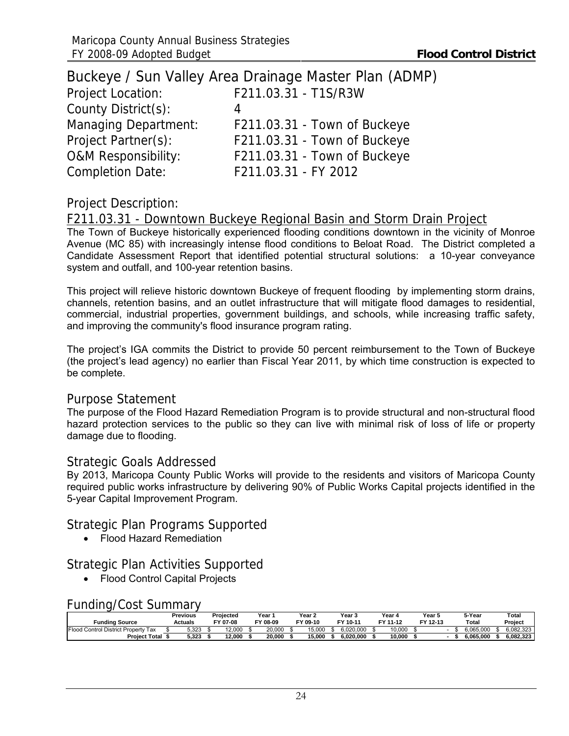# Buckeye / Sun Valley Area Drainage Master Plan (ADMP)

Project Location: F211.03.31 - T1S/R3W
County District(s): 4
Managing Department: F211.03.31 - Town of Buckeye
Project Partner(s): F211.03.31 - Town of Buckeye
O&M Responsibility: F211.03.31 - Town of Buckeye
Completion Date: F211.03.31 - FY 2012

## Project Description:

### F211.03.31 - Downtown Buckeye Regional Basin and Storm Drain Project

The Town of Buckeye historically experienced flooding conditions downtown in the vicinity of Monroe Avenue (MC 85) with increasingly intense flood conditions to Beloat Road. The District completed a Candidate Assessment Report that identified potential structural solutions: a 10-year conveyance system and outfall, and 100-year retention basins.

This project will relieve historic downtown Buckeye of frequent flooding by implementing storm drains, channels, retention basins, and an outlet infrastructure that will mitigate flood damages to residential, commercial, industrial properties, government buildings, and schools, while increasing traffic safety, and improving the community's flood insurance program rating.

The project's IGA commits the District to provide 50 percent reimbursement to the Town of Buckeye (the project's lead agency) no earlier than Fiscal Year 2011, by which time construction is expected to be complete.

## Purpose Statement

The purpose of the Flood Hazard Remediation Program is to provide structural and non-structural flood hazard protection services to the public so they can live with minimal risk of loss of life or property damage due to flooding.

## Strategic Goals Addressed

By 2013, Maricopa County Public Works will provide to the residents and visitors of Maricopa County required public works infrastructure by delivering 90% of Public Works Capital projects identified in the 5-year Capital Improvement Program.

## Strategic Plan Programs Supported

- Flood Hazard Remediation

## Strategic Plan Activities Supported

- Flood Control Capital Projects

## Funding/Cost Summary

| Funding Source | Previous Actuals | Projected FY 07-08 | Year 1 FY 08-09 | Year 2 FY 09-10 | Year 3 FY 10-11 | Year 4 FY 11-12 | Year 5 FY 12-13 | 5-Year Total | Total Project |
|---|---|---|---|---|---|---|---|---|---|
| Flood Control District Property Tax | $ 5,323 | $ 12,000 | $ 20,000 | $ 15,000 | $ 6,020,000 | $ 10,000 | $ - | $ 6,065,000 | $ 6,082,323 |
| **Project Total** | **$ 5,323** | **$ 12,000** | **$ 20,000** | **$ 15,000** | **$ 6,020,000** | **$ 10,000** | **$ -** | **$ 6,065,000** | **$ 6,082,323** |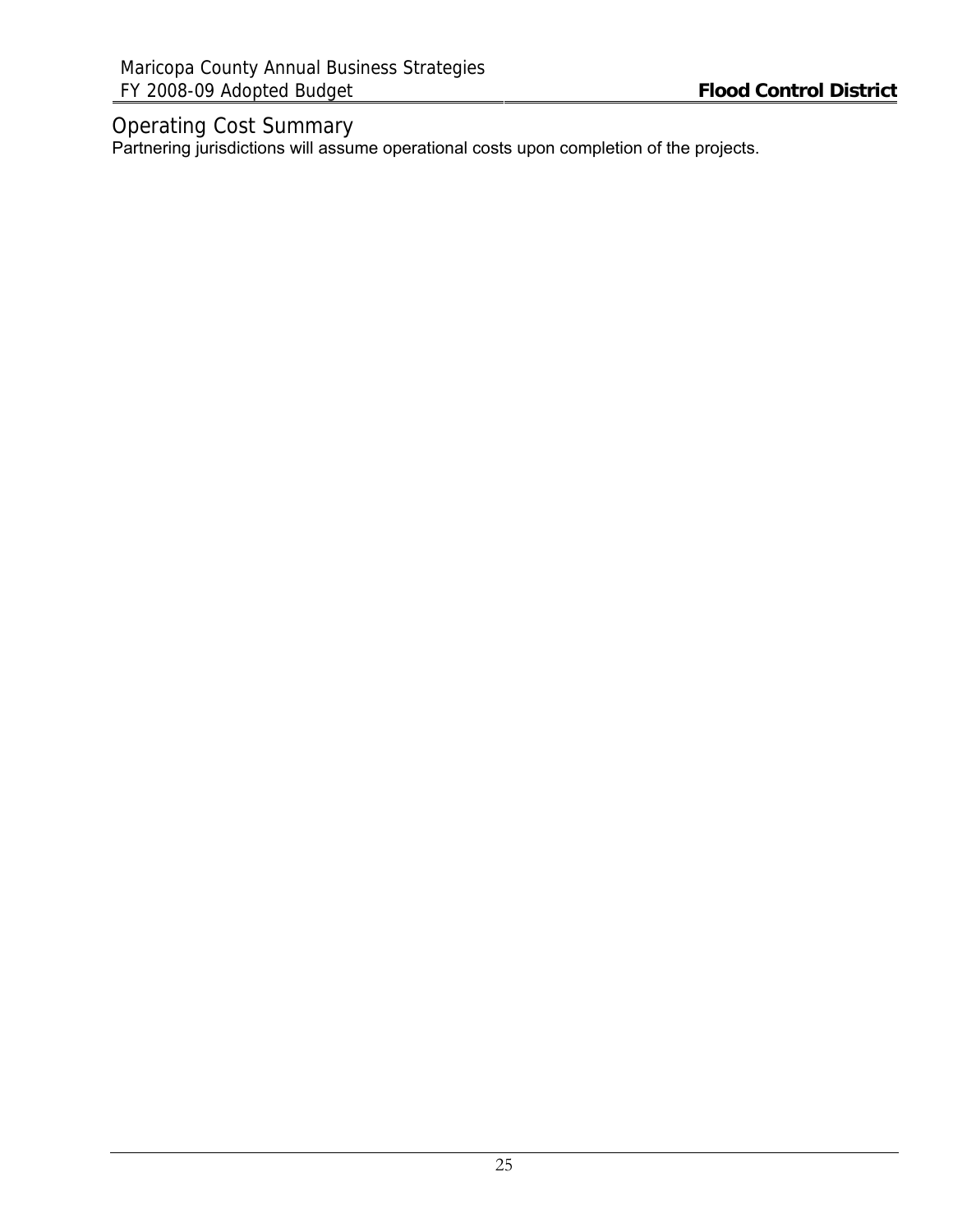## Operating Cost Summary

Partnering jurisdictions will assume operational costs upon completion of the projects.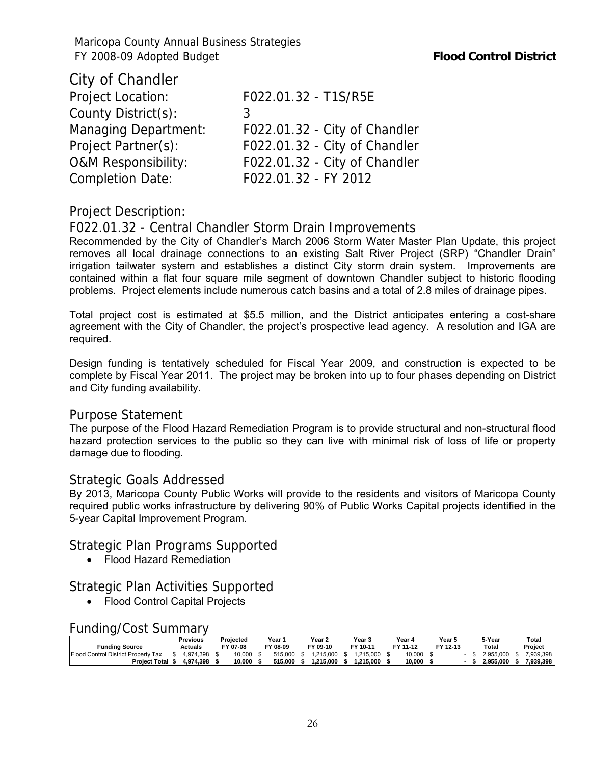# City of Chandler

| | |
|---|---|
| Project Location: | F022.01.32 - T1S/R5E |
| County District(s): | 3 |
| Managing Department: | F022.01.32 - City of Chandler |
| Project Partner(s): | F022.01.32 - City of Chandler |
| O&M Responsibility: | F022.01.32 - City of Chandler |
| Completion Date: | F022.01.32 - FY 2012 |

## Project Description:

### F022.01.32 - Central Chandler Storm Drain Improvements

Recommended by the City of Chandler's March 2006 Storm Water Master Plan Update, this project removes all local drainage connections to an existing Salt River Project (SRP) "Chandler Drain" irrigation tailwater system and establishes a distinct City storm drain system. Improvements are contained within a flat four square mile segment of downtown Chandler subject to historic flooding problems. Project elements include numerous catch basins and a total of 2.8 miles of drainage pipes.

Total project cost is estimated at $5.5 million, and the District anticipates entering a cost-share agreement with the City of Chandler, the project's prospective lead agency. A resolution and IGA are required.

Design funding is tentatively scheduled for Fiscal Year 2009, and construction is expected to be complete by Fiscal Year 2011. The project may be broken into up to four phases depending on District and City funding availability.

## Purpose Statement

The purpose of the Flood Hazard Remediation Program is to provide structural and non-structural flood hazard protection services to the public so they can live with minimal risk of loss of life or property damage due to flooding.

## Strategic Goals Addressed

By 2013, Maricopa County Public Works will provide to the residents and visitors of Maricopa County required public works infrastructure by delivering 90% of Public Works Capital projects identified in the 5-year Capital Improvement Program.

## Strategic Plan Programs Supported

- Flood Hazard Remediation

## Strategic Plan Activities Supported

- Flood Control Capital Projects

## Funding/Cost Summary

| Funding Source | Previous Actuals | Projected FY 07-08 | Year 1 FY 08-09 | Year 2 FY 09-10 | Year 3 FY 10-11 | Year 4 FY 11-12 | Year 5 FY 12-13 | 5-Year Total | Total Project |
|---|---|---|---|---|---|---|---|---|---|
| Flood Control District Property Tax | $ 4,974,398 | $ 10,000 | $ 515,000 | $ 1,215,000 | $ 1,215,000 | $ 10,000 | $ - | $ 2,955,000 | $ 7,939,398 |
| **Project Total** | **$ 4,974,398** | **$ 10,000** | **$ 515,000** | **$ 1,215,000** | **$ 1,215,000** | **$ 10,000** | **$ -** | **$ 2,955,000** | **$ 7,939,398** |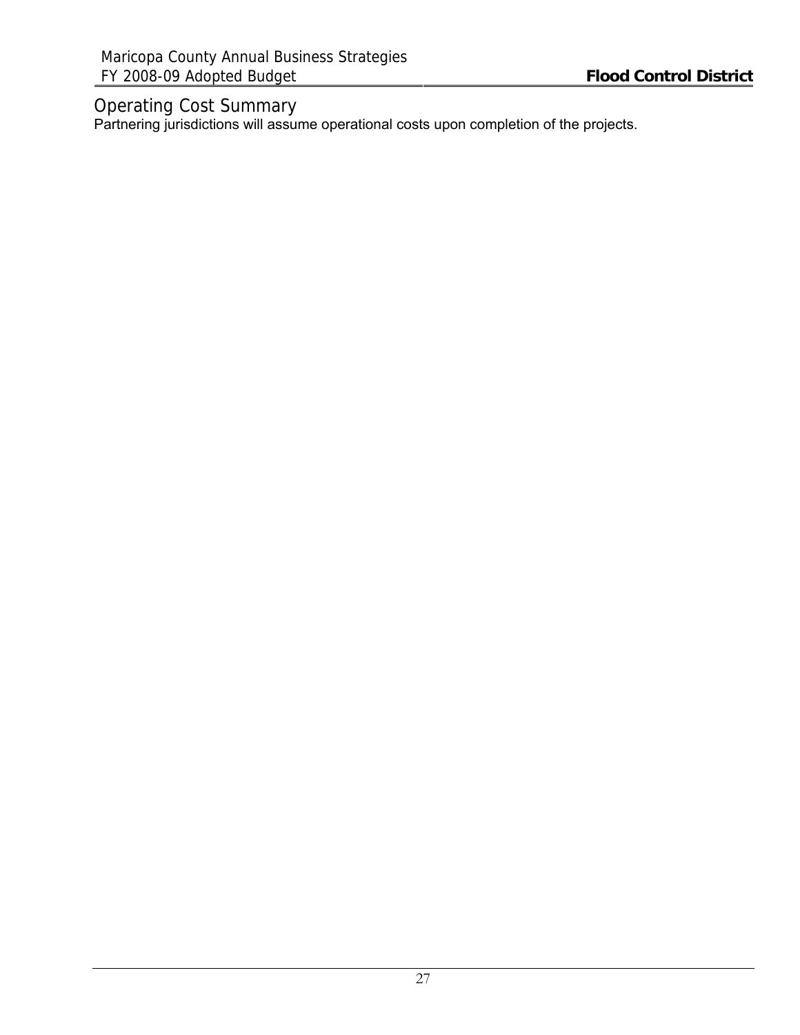## Operating Cost Summary

Partnering jurisdictions will assume operational costs upon completion of the projects.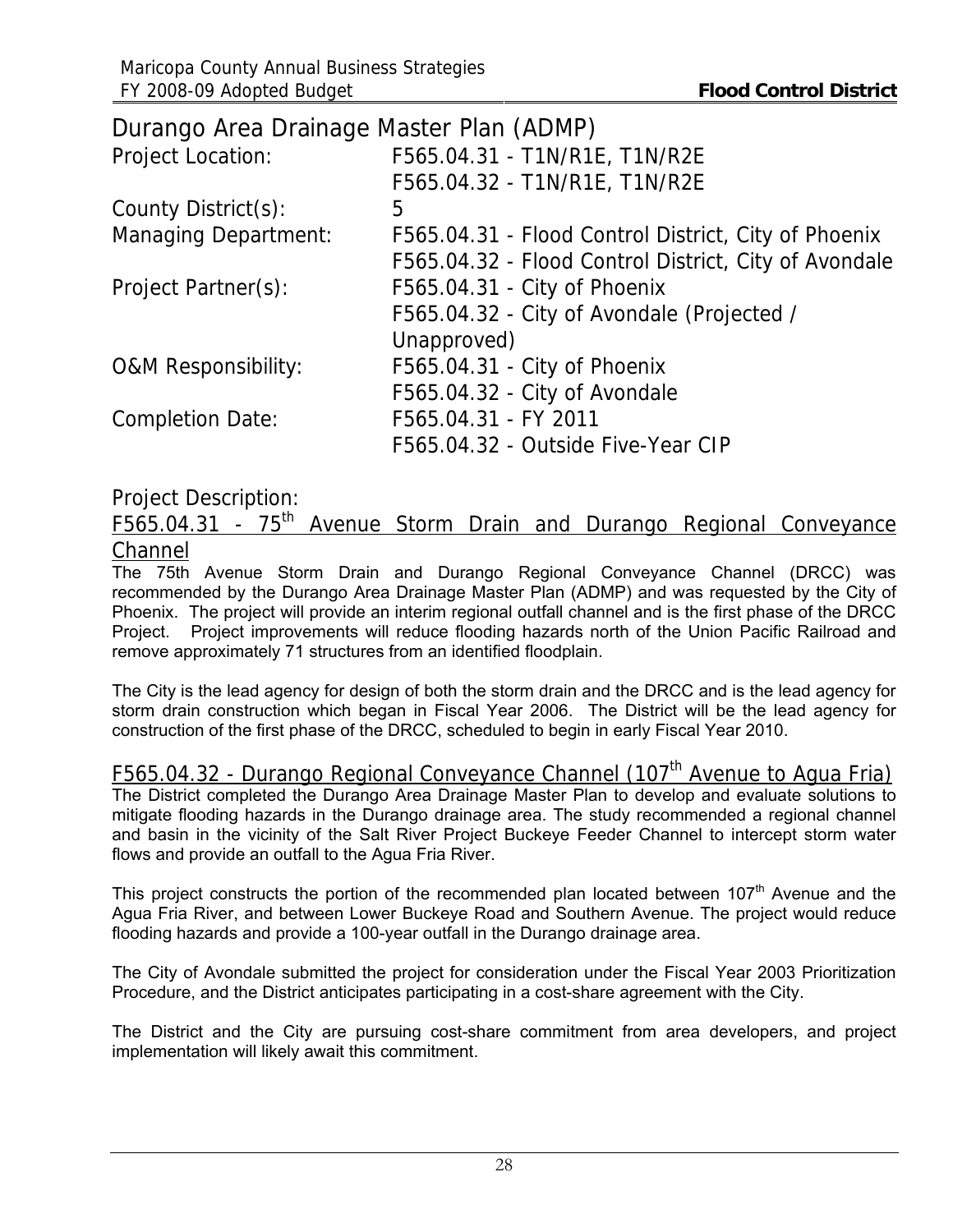## Durango Area Drainage Master Plan (ADMP)

| | |
|---|---|
| Project Location: | F565.04.31 - T1N/R1E, T1N/R2E<br>F565.04.32 - T1N/R1E, T1N/R2E |
| County District(s): | 5 |
| Managing Department: | F565.04.31 - Flood Control District, City of Phoenix<br>F565.04.32 - Flood Control District, City of Avondale |
| Project Partner(s): | F565.04.31 - City of Phoenix<br>F565.04.32 - City of Avondale (Projected / Unapproved) |
| O&M Responsibility: | F565.04.31 - City of Phoenix<br>F565.04.32 - City of Avondale |
| Completion Date: | F565.04.31 - FY 2011<br>F565.04.32 - Outside Five-Year CIP |

### Project Description:

#### F565.04.31 - 75th Avenue Storm Drain and Durango Regional Conveyance Channel

The 75th Avenue Storm Drain and Durango Regional Conveyance Channel (DRCC) was recommended by the Durango Area Drainage Master Plan (ADMP) and was requested by the City of Phoenix. The project will provide an interim regional outfall channel and is the first phase of the DRCC Project. Project improvements will reduce flooding hazards north of the Union Pacific Railroad and remove approximately 71 structures from an identified floodplain.

The City is the lead agency for design of both the storm drain and the DRCC and is the lead agency for storm drain construction which began in Fiscal Year 2006. The District will be the lead agency for construction of the first phase of the DRCC, scheduled to begin in early Fiscal Year 2010.

#### F565.04.32 - Durango Regional Conveyance Channel (107th Avenue to Agua Fria)

The District completed the Durango Area Drainage Master Plan to develop and evaluate solutions to mitigate flooding hazards in the Durango drainage area. The study recommended a regional channel and basin in the vicinity of the Salt River Project Buckeye Feeder Channel to intercept storm water flows and provide an outfall to the Agua Fria River.

This project constructs the portion of the recommended plan located between 107th Avenue and the Agua Fria River, and between Lower Buckeye Road and Southern Avenue. The project would reduce flooding hazards and provide a 100-year outfall in the Durango drainage area.

The City of Avondale submitted the project for consideration under the Fiscal Year 2003 Prioritization Procedure, and the District anticipates participating in a cost-share agreement with the City.

The District and the City are pursuing cost-share commitment from area developers, and project implementation will likely await this commitment.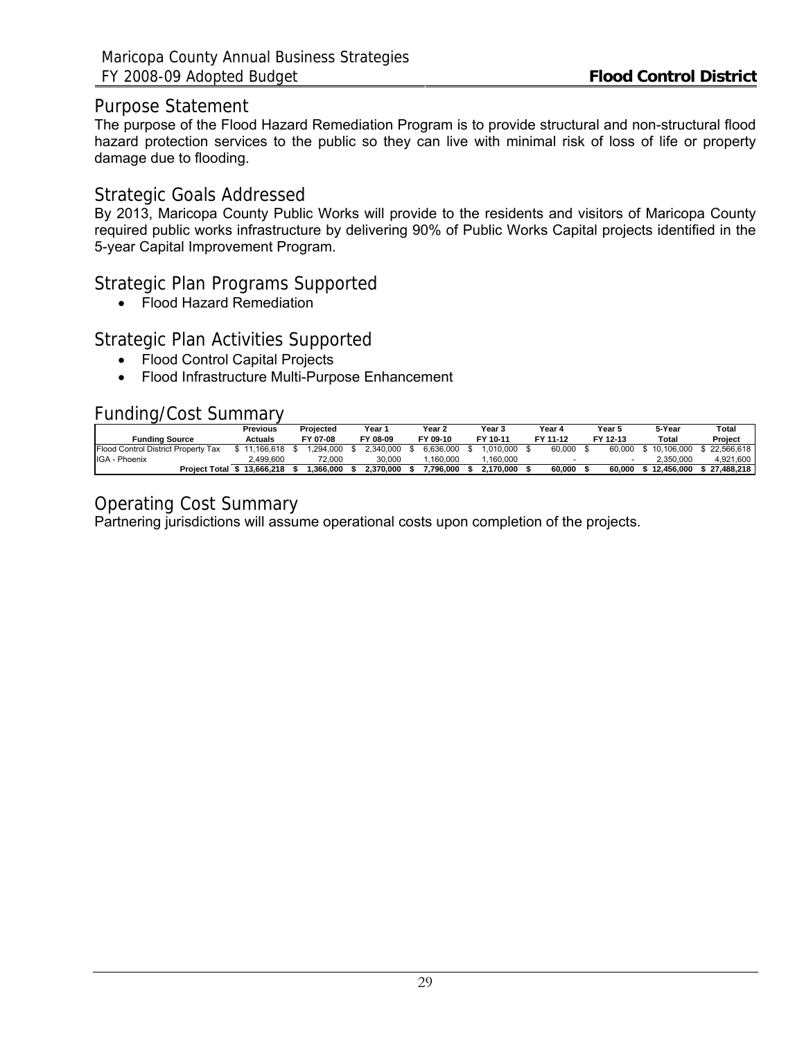## Purpose Statement

The purpose of the Flood Hazard Remediation Program is to provide structural and non-structural flood hazard protection services to the public so they can live with minimal risk of loss of life or property damage due to flooding.

## Strategic Goals Addressed

By 2013, Maricopa County Public Works will provide to the residents and visitors of Maricopa County required public works infrastructure by delivering 90% of Public Works Capital projects identified in the 5-year Capital Improvement Program.

## Strategic Plan Programs Supported

- Flood Hazard Remediation

## Strategic Plan Activities Supported

- Flood Control Capital Projects
- Flood Infrastructure Multi-Purpose Enhancement

## Funding/Cost Summary

| Funding Source | Previous Actuals | Projected FY 07-08 | Year 1 FY 08-09 | Year 2 FY 09-10 | Year 3 FY 10-11 | Year 4 FY 11-12 | Year 5 FY 12-13 | 5-Year Total | Total Project |
|---|---|---|---|---|---|---|---|---|---|
| Flood Control District Property Tax | $ 11,166,618 | $ 1,294,000 | $ 2,340,000 | $ 6,636,000 | $ 1,010,000 | $ 60,000 | $ 60,000 | $ 10,106,000 | $ 22,566,618 |
| IGA - Phoenix | 2,499,600 | 72,000 | 30,000 | 1,160,000 | 1,160,000 | - | - | 2,350,000 | 4,921,600 |
| **Project Total** | **$ 13,666,218** | **$ 1,366,000** | **$ 2,370,000** | **$ 7,796,000** | **$ 2,170,000** | **$ 60,000** | **$ 60,000** | **$ 12,456,000** | **$ 27,488,218** |

## Operating Cost Summary

Partnering jurisdictions will assume operational costs upon completion of the projects.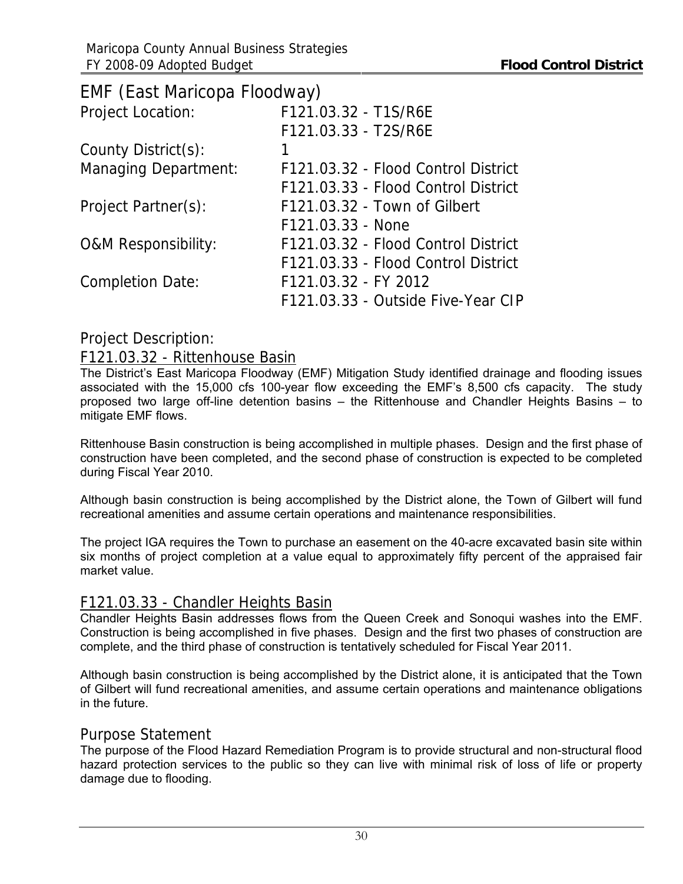## EMF (East Maricopa Floodway)

| | |
|---|---|
| Project Location: | F121.03.32 - T1S/R6E |
| | F121.03.33 - T2S/R6E |
| County District(s): | 1 |
| Managing Department: | F121.03.32 - Flood Control District |
| | F121.03.33 - Flood Control District |
| Project Partner(s): | F121.03.32 - Town of Gilbert |
| | F121.03.33 - None |
| O&M Responsibility: | F121.03.32 - Flood Control District |
| | F121.03.33 - Flood Control District |
| Completion Date: | F121.03.32 - FY 2012 |
| | F121.03.33 - Outside Five-Year CIP |

### Project Description:

#### F121.03.32 - Rittenhouse Basin

The District's East Maricopa Floodway (EMF) Mitigation Study identified drainage and flooding issues associated with the 15,000 cfs 100-year flow exceeding the EMF's 8,500 cfs capacity. The study proposed two large off-line detention basins – the Rittenhouse and Chandler Heights Basins – to mitigate EMF flows.

Rittenhouse Basin construction is being accomplished in multiple phases. Design and the first phase of construction have been completed, and the second phase of construction is expected to be completed during Fiscal Year 2010.

Although basin construction is being accomplished by the District alone, the Town of Gilbert will fund recreational amenities and assume certain operations and maintenance responsibilities.

The project IGA requires the Town to purchase an easement on the 40-acre excavated basin site within six months of project completion at a value equal to approximately fifty percent of the appraised fair market value.

#### F121.03.33 - Chandler Heights Basin

Chandler Heights Basin addresses flows from the Queen Creek and Sonoqui washes into the EMF. Construction is being accomplished in five phases. Design and the first two phases of construction are complete, and the third phase of construction is tentatively scheduled for Fiscal Year 2011.

Although basin construction is being accomplished by the District alone, it is anticipated that the Town of Gilbert will fund recreational amenities, and assume certain operations and maintenance obligations in the future.

### Purpose Statement

The purpose of the Flood Hazard Remediation Program is to provide structural and non-structural flood hazard protection services to the public so they can live with minimal risk of loss of life or property damage due to flooding.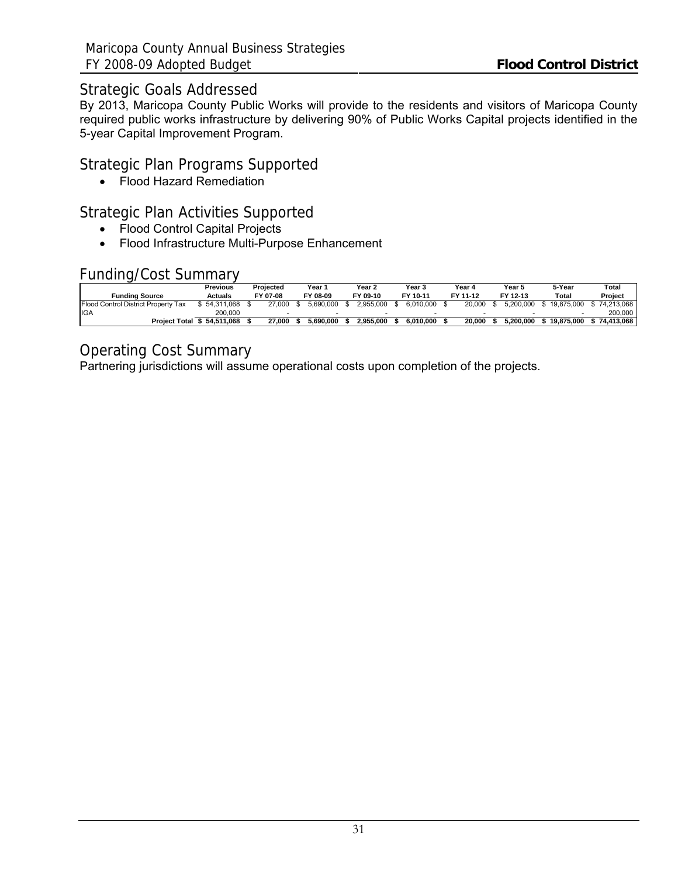## Strategic Goals Addressed

By 2013, Maricopa County Public Works will provide to the residents and visitors of Maricopa County required public works infrastructure by delivering 90% of Public Works Capital projects identified in the 5-year Capital Improvement Program.

## Strategic Plan Programs Supported

- Flood Hazard Remediation

## Strategic Plan Activities Supported

- Flood Control Capital Projects
- Flood Infrastructure Multi-Purpose Enhancement

## Funding/Cost Summary

| Funding Source | Previous Actuals | Projected FY 07-08 | Year 1 FY 08-09 | Year 2 FY 09-10 | Year 3 FY 10-11 | Year 4 FY 11-12 | Year 5 FY 12-13 | 5-Year Total | Total Project |
|---|---|---|---|---|---|---|---|---|---|
| Flood Control District Property Tax | $ 54,311,068 | $ 27,000 | $ 5,690,000 | $ 2,955,000 | $ 6,010,000 | $ 20,000 | $ 5,200,000 | $ 19,875,000 | $ 74,213,068 |
| IGA | 200,000 | - | - | - | - | - | - | - | 200,000 |
| **Project Total** | **$ 54,511,068** | **$ 27,000** | **$ 5,690,000** | **$ 2,955,000** | **$ 6,010,000** | **$ 20,000** | **$ 5,200,000** | **$ 19,875,000** | **$ 74,413,068** |

## Operating Cost Summary

Partnering jurisdictions will assume operational costs upon completion of the projects.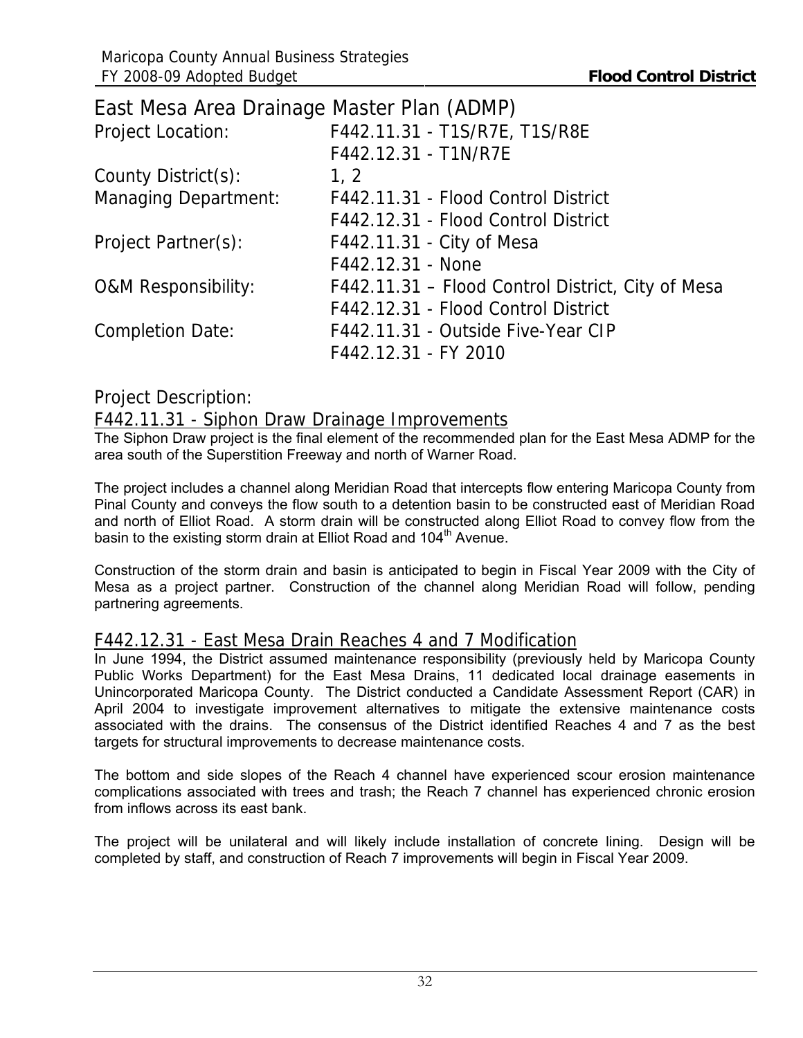# East Mesa Area Drainage Master Plan (ADMP)

| | |
|---|---|
| Project Location: | F442.11.31 - T1S/R7E, T1S/R8E |
| | F442.12.31 - T1N/R7E |
| County District(s): | 1, 2 |
| Managing Department: | F442.11.31 - Flood Control District |
| | F442.12.31 - Flood Control District |
| Project Partner(s): | F442.11.31 - City of Mesa |
| | F442.12.31 - None |
| O&M Responsibility: | F442.11.31 – Flood Control District, City of Mesa |
| | F442.12.31 - Flood Control District |
| Completion Date: | F442.11.31 - Outside Five-Year CIP |
| | F442.12.31 - FY 2010 |

## Project Description:

### F442.11.31 - Siphon Draw Drainage Improvements

The Siphon Draw project is the final element of the recommended plan for the East Mesa ADMP for the area south of the Superstition Freeway and north of Warner Road.

The project includes a channel along Meridian Road that intercepts flow entering Maricopa County from Pinal County and conveys the flow south to a detention basin to be constructed east of Meridian Road and north of Elliot Road. A storm drain will be constructed along Elliot Road to convey flow from the basin to the existing storm drain at Elliot Road and 104th Avenue.

Construction of the storm drain and basin is anticipated to begin in Fiscal Year 2009 with the City of Mesa as a project partner. Construction of the channel along Meridian Road will follow, pending partnering agreements.

### F442.12.31 - East Mesa Drain Reaches 4 and 7 Modification

In June 1994, the District assumed maintenance responsibility (previously held by Maricopa County Public Works Department) for the East Mesa Drains, 11 dedicated local drainage easements in Unincorporated Maricopa County. The District conducted a Candidate Assessment Report (CAR) in April 2004 to investigate improvement alternatives to mitigate the extensive maintenance costs associated with the drains. The consensus of the District identified Reaches 4 and 7 as the best targets for structural improvements to decrease maintenance costs.

The bottom and side slopes of the Reach 4 channel have experienced scour erosion maintenance complications associated with trees and trash; the Reach 7 channel has experienced chronic erosion from inflows across its east bank.

The project will be unilateral and will likely include installation of concrete lining. Design will be completed by staff, and construction of Reach 7 improvements will begin in Fiscal Year 2009.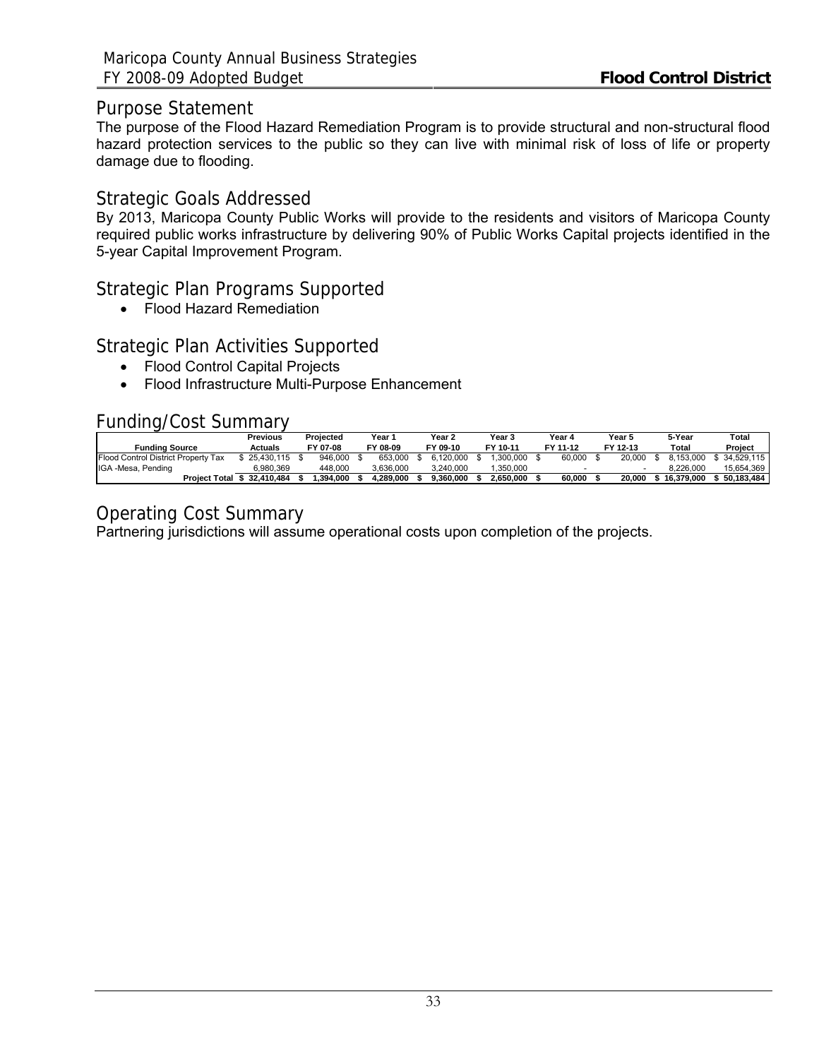## Purpose Statement

The purpose of the Flood Hazard Remediation Program is to provide structural and non-structural flood hazard protection services to the public so they can live with minimal risk of loss of life or property damage due to flooding.

## Strategic Goals Addressed

By 2013, Maricopa County Public Works will provide to the residents and visitors of Maricopa County required public works infrastructure by delivering 90% of Public Works Capital projects identified in the 5-year Capital Improvement Program.

## Strategic Plan Programs Supported

- Flood Hazard Remediation

## Strategic Plan Activities Supported

- Flood Control Capital Projects
- Flood Infrastructure Multi-Purpose Enhancement

## Funding/Cost Summary

| Funding Source | Previous Actuals | Projected FY 07-08 | Year 1 FY 08-09 | Year 2 FY 09-10 | Year 3 FY 10-11 | Year 4 FY 11-12 | Year 5 FY 12-13 | 5-Year Total | Total Project |
|---|---|---|---|---|---|---|---|---|---|
| Flood Control District Property Tax | $ 25,430,115 | $ 946,000 | $ 653,000 | $ 6,120,000 | $ 1,300,000 | $ 60,000 | $ 20,000 | $ 8,153,000 | $ 34,529,115 |
| IGA -Mesa, Pending | 6,980,369 | 448,000 | 3,636,000 | 3,240,000 | 1,350,000 | - | - | 8,226,000 | 15,654,369 |
| **Project Total** | **$ 32,410,484** | **$ 1,394,000** | **$ 4,289,000** | **$ 9,360,000** | **$ 2,650,000** | **$ 60,000** | **$ 20,000** | **$ 16,379,000** | **$ 50,183,484** |

## Operating Cost Summary

Partnering jurisdictions will assume operational costs upon completion of the projects.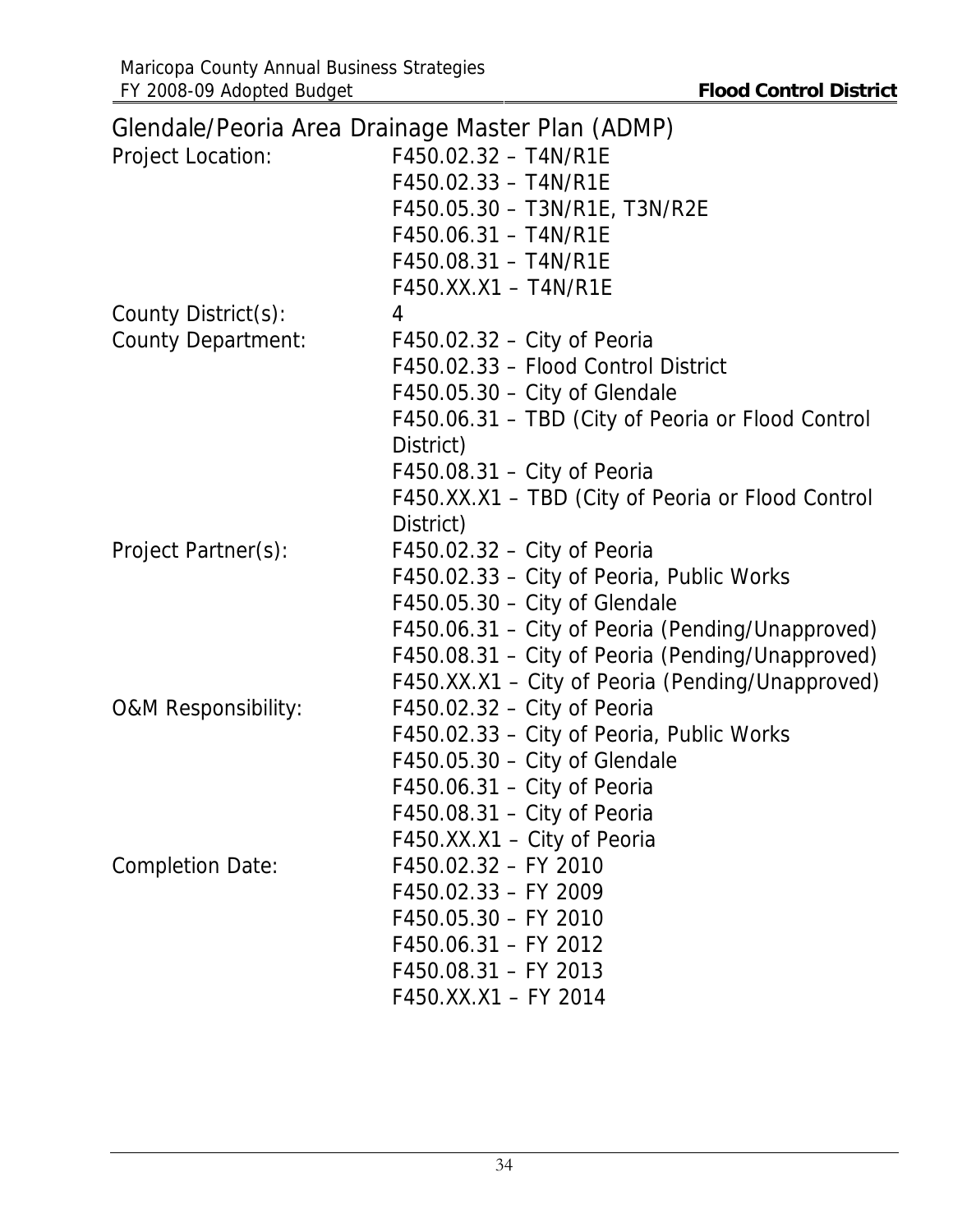## Glendale/Peoria Area Drainage Master Plan (ADMP)

Project Location:
F450.02.32 – T4N/R1E
F450.02.33 – T4N/R1E
F450.05.30 – T3N/R1E, T3N/R2E
F450.06.31 – T4N/R1E
F450.08.31 – T4N/R1E
F450.XX.X1 – T4N/R1E

County District(s): 4

County Department:
F450.02.32 – City of Peoria
F450.02.33 – Flood Control District
F450.05.30 – City of Glendale
F450.06.31 – TBD (City of Peoria or Flood Control District)
F450.08.31 – City of Peoria
F450.XX.X1 – TBD (City of Peoria or Flood Control District)

Project Partner(s):
F450.02.32 – City of Peoria
F450.02.33 – City of Peoria, Public Works
F450.05.30 – City of Glendale
F450.06.31 – City of Peoria (Pending/Unapproved)
F450.08.31 – City of Peoria (Pending/Unapproved)
F450.XX.X1 – City of Peoria (Pending/Unapproved)

O&M Responsibility:
F450.02.32 – City of Peoria
F450.02.33 – City of Peoria, Public Works
F450.05.30 – City of Glendale
F450.06.31 – City of Peoria
F450.08.31 – City of Peoria
F450.XX.X1 – City of Peoria

Completion Date:
F450.02.32 – FY 2010
F450.02.33 – FY 2009
F450.05.30 – FY 2010
F450.06.31 – FY 2012
F450.08.31 – FY 2013
F450.XX.X1 – FY 2014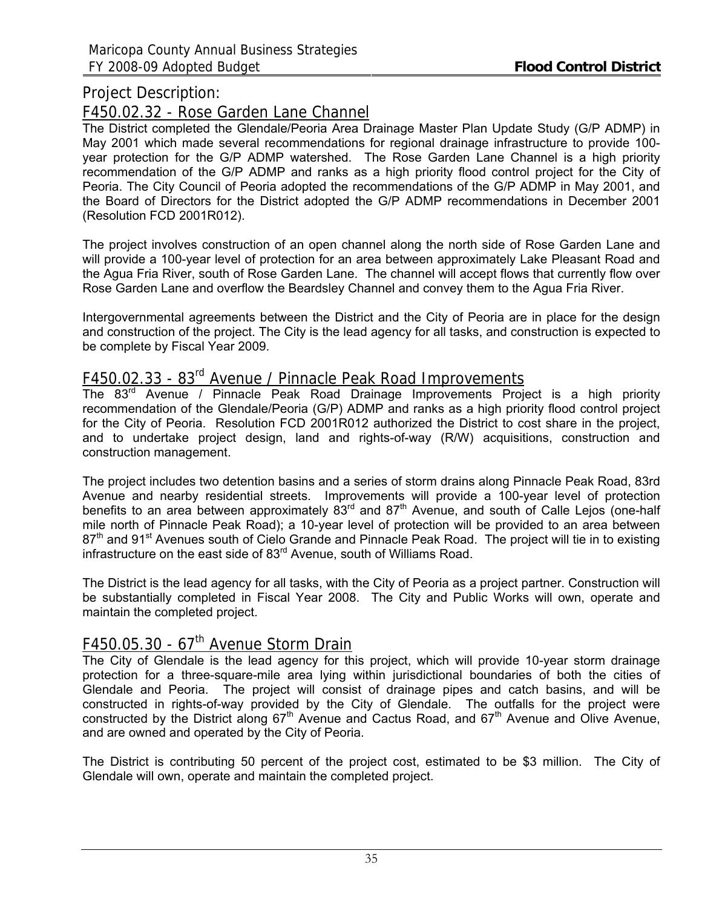## Project Description:

### F450.02.32 - Rose Garden Lane Channel

The District completed the Glendale/Peoria Area Drainage Master Plan Update Study (G/P ADMP) in May 2001 which made several recommendations for regional drainage infrastructure to provide 100-year protection for the G/P ADMP watershed. The Rose Garden Lane Channel is a high priority recommendation of the G/P ADMP and ranks as a high priority flood control project for the City of Peoria. The City Council of Peoria adopted the recommendations of the G/P ADMP in May 2001, and the Board of Directors for the District adopted the G/P ADMP recommendations in December 2001 (Resolution FCD 2001R012).

The project involves construction of an open channel along the north side of Rose Garden Lane and will provide a 100-year level of protection for an area between approximately Lake Pleasant Road and the Agua Fria River, south of Rose Garden Lane. The channel will accept flows that currently flow over Rose Garden Lane and overflow the Beardsley Channel and convey them to the Agua Fria River.

Intergovernmental agreements between the District and the City of Peoria are in place for the design and construction of the project. The City is the lead agency for all tasks, and construction is expected to be complete by Fiscal Year 2009.

### F450.02.33 - 83rd Avenue / Pinnacle Peak Road Improvements

The 83rd Avenue / Pinnacle Peak Road Drainage Improvements Project is a high priority recommendation of the Glendale/Peoria (G/P) ADMP and ranks as a high priority flood control project for the City of Peoria. Resolution FCD 2001R012 authorized the District to cost share in the project, and to undertake project design, land and rights-of-way (R/W) acquisitions, construction and construction management.

The project includes two detention basins and a series of storm drains along Pinnacle Peak Road, 83rd Avenue and nearby residential streets. Improvements will provide a 100-year level of protection benefits to an area between approximately 83rd and 87th Avenue, and south of Calle Lejos (one-half mile north of Pinnacle Peak Road); a 10-year level of protection will be provided to an area between 87th and 91st Avenues south of Cielo Grande and Pinnacle Peak Road. The project will tie in to existing infrastructure on the east side of 83rd Avenue, south of Williams Road.

The District is the lead agency for all tasks, with the City of Peoria as a project partner. Construction will be substantially completed in Fiscal Year 2008. The City and Public Works will own, operate and maintain the completed project.

### F450.05.30 - 67th Avenue Storm Drain

The City of Glendale is the lead agency for this project, which will provide 10-year storm drainage protection for a three-square-mile area lying within jurisdictional boundaries of both the cities of Glendale and Peoria. The project will consist of drainage pipes and catch basins, and will be constructed in rights-of-way provided by the City of Glendale. The outfalls for the project were constructed by the District along 67th Avenue and Cactus Road, and 67th Avenue and Olive Avenue, and are owned and operated by the City of Peoria.

The District is contributing 50 percent of the project cost, estimated to be $3 million. The City of Glendale will own, operate and maintain the completed project.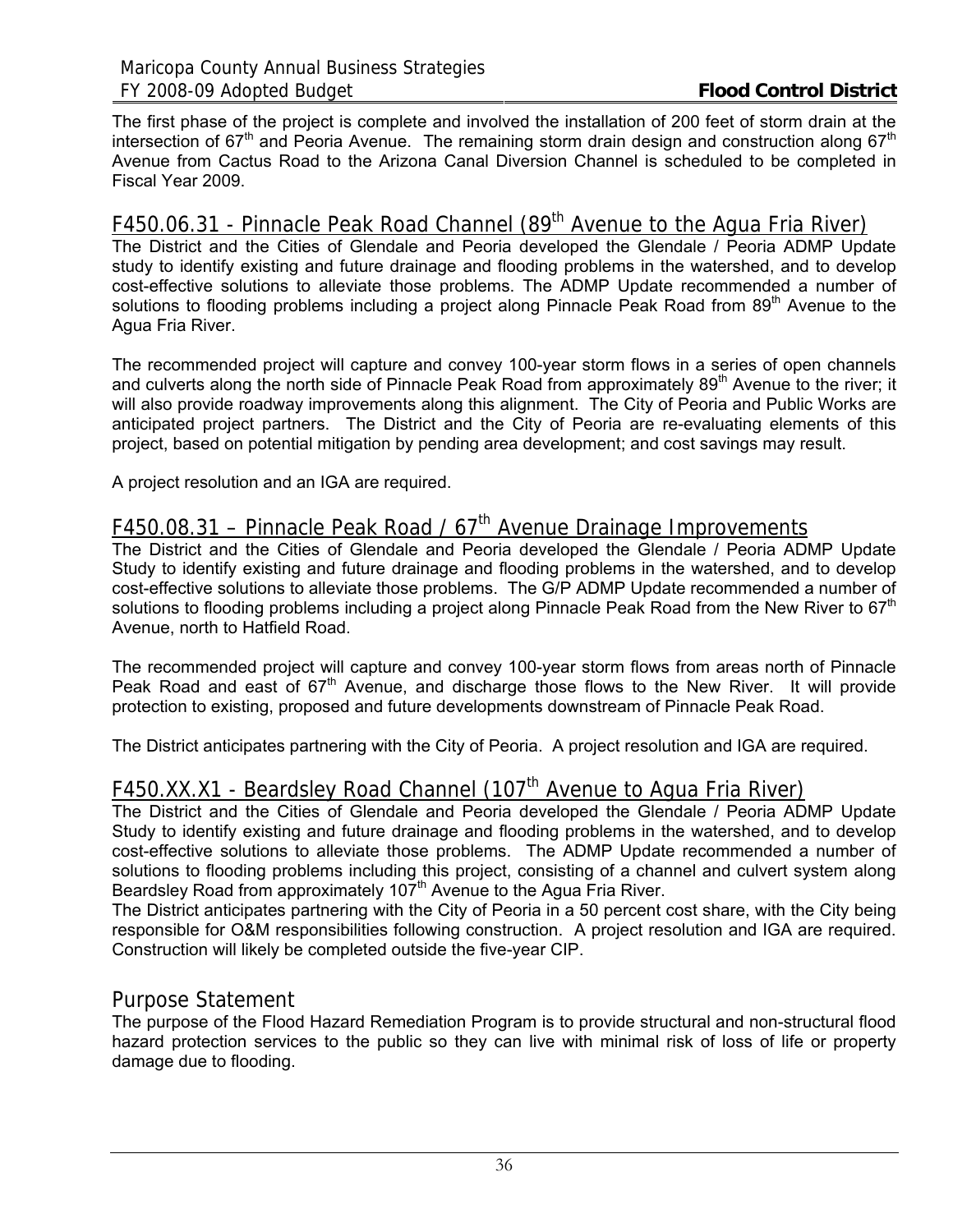The first phase of the project is complete and involved the installation of 200 feet of storm drain at the intersection of 67th and Peoria Avenue. The remaining storm drain design and construction along 67th Avenue from Cactus Road to the Arizona Canal Diversion Channel is scheduled to be completed in Fiscal Year 2009.

## F450.06.31 - Pinnacle Peak Road Channel (89th Avenue to the Agua Fria River)

The District and the Cities of Glendale and Peoria developed the Glendale / Peoria ADMP Update study to identify existing and future drainage and flooding problems in the watershed, and to develop cost-effective solutions to alleviate those problems. The ADMP Update recommended a number of solutions to flooding problems including a project along Pinnacle Peak Road from 89th Avenue to the Agua Fria River.

The recommended project will capture and convey 100-year storm flows in a series of open channels and culverts along the north side of Pinnacle Peak Road from approximately 89th Avenue to the river; it will also provide roadway improvements along this alignment. The City of Peoria and Public Works are anticipated project partners. The District and the City of Peoria are re-evaluating elements of this project, based on potential mitigation by pending area development; and cost savings may result.

A project resolution and an IGA are required.

## F450.08.31 – Pinnacle Peak Road / 67th Avenue Drainage Improvements

The District and the Cities of Glendale and Peoria developed the Glendale / Peoria ADMP Update Study to identify existing and future drainage and flooding problems in the watershed, and to develop cost-effective solutions to alleviate those problems. The G/P ADMP Update recommended a number of solutions to flooding problems including a project along Pinnacle Peak Road from the New River to 67th Avenue, north to Hatfield Road.

The recommended project will capture and convey 100-year storm flows from areas north of Pinnacle Peak Road and east of 67th Avenue, and discharge those flows to the New River. It will provide protection to existing, proposed and future developments downstream of Pinnacle Peak Road.

The District anticipates partnering with the City of Peoria. A project resolution and IGA are required.

## F450.XX.X1 - Beardsley Road Channel (107th Avenue to Agua Fria River)

The District and the Cities of Glendale and Peoria developed the Glendale / Peoria ADMP Update Study to identify existing and future drainage and flooding problems in the watershed, and to develop cost-effective solutions to alleviate those problems. The ADMP Update recommended a number of solutions to flooding problems including this project, consisting of a channel and culvert system along Beardsley Road from approximately 107th Avenue to the Agua Fria River.

The District anticipates partnering with the City of Peoria in a 50 percent cost share, with the City being responsible for O&M responsibilities following construction. A project resolution and IGA are required. Construction will likely be completed outside the five-year CIP.

## Purpose Statement

The purpose of the Flood Hazard Remediation Program is to provide structural and non-structural flood hazard protection services to the public so they can live with minimal risk of loss of life or property damage due to flooding.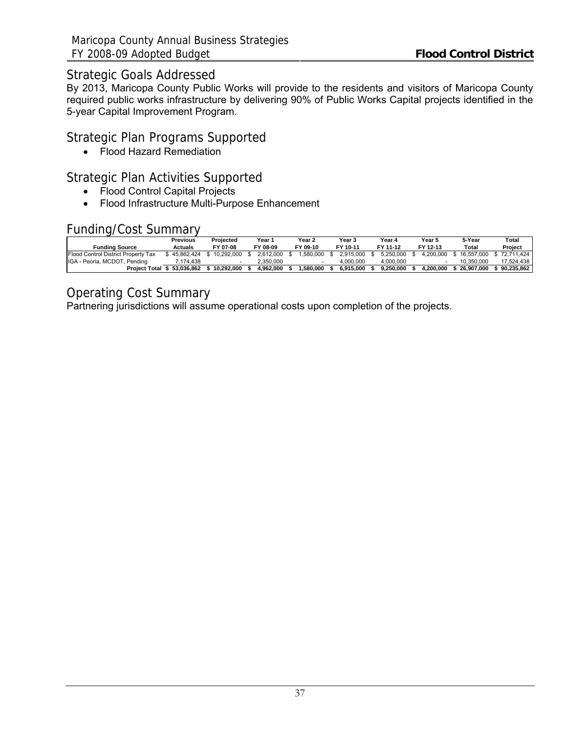## Strategic Goals Addressed

By 2013, Maricopa County Public Works will provide to the residents and visitors of Maricopa County required public works infrastructure by delivering 90% of Public Works Capital projects identified in the 5-year Capital Improvement Program.

## Strategic Plan Programs Supported

- Flood Hazard Remediation

## Strategic Plan Activities Supported

- Flood Control Capital Projects
- Flood Infrastructure Multi-Purpose Enhancement

## Funding/Cost Summary

| Funding Source | Previous Actuals | Projected FY 07-08 | Year 1 FY 08-09 | Year 2 FY 09-10 | Year 3 FY 10-11 | Year 4 FY 11-12 | Year 5 FY 12-13 | 5-Year Total | Total Project |
|---|---|---|---|---|---|---|---|---|---|
| Flood Control District Property Tax | $ 45,862,424 | $ 10,292,000 | $ 2,612,000 | $ 1,580,000 | $ 2,915,000 | $ 5,250,000 | $ 4,200,000 | $ 16,557,000 | $ 72,711,424 |
| IGA - Peoria, MCDOT, Pending | 7,174,438 | - | 2,350,000 | - | 4,000,000 | 4,000,000 | - | 10,350,000 | 17,524,438 |
| **Project Total** | **$ 53,036,862** | **$ 10,292,000** | **$ 4,962,000** | **$ 1,580,000** | **$ 6,915,000** | **$ 9,250,000** | **$ 4,200,000** | **$ 26,907,000** | **$ 90,235,862** |

## Operating Cost Summary

Partnering jurisdictions will assume operational costs upon completion of the projects.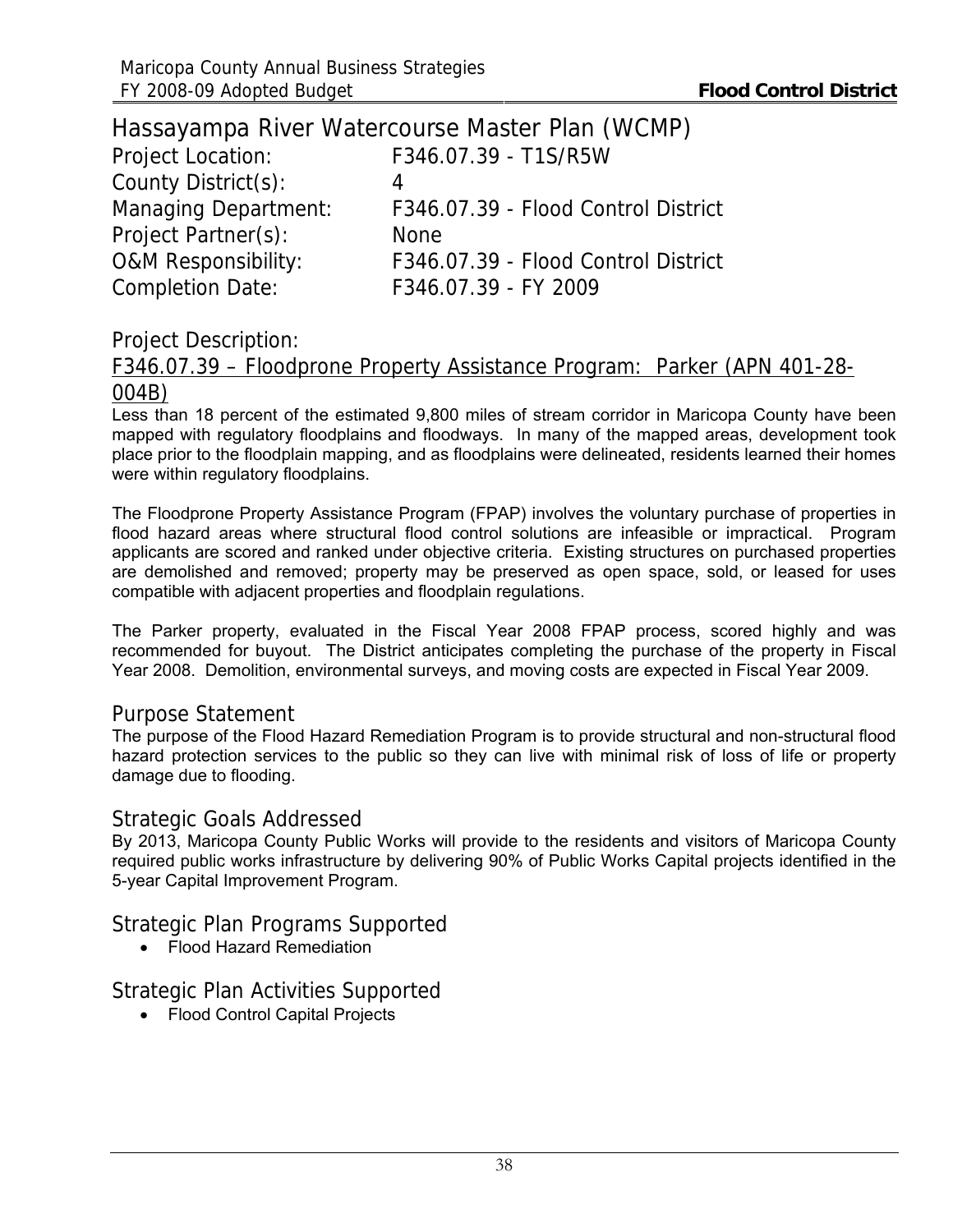# Hassayampa River Watercourse Master Plan (WCMP)

Project Location: F346.07.39 - T1S/R5W

County District(s): 4

Managing Department: F346.07.39 - Flood Control District

Project Partner(s): None

O&M Responsibility: F346.07.39 - Flood Control District

Completion Date: F346.07.39 - FY 2009

## Project Description:

### F346.07.39 – Floodprone Property Assistance Program: Parker (APN 401-28-004B)

Less than 18 percent of the estimated 9,800 miles of stream corridor in Maricopa County have been mapped with regulatory floodplains and floodways. In many of the mapped areas, development took place prior to the floodplain mapping, and as floodplains were delineated, residents learned their homes were within regulatory floodplains.

The Floodprone Property Assistance Program (FPAP) involves the voluntary purchase of properties in flood hazard areas where structural flood control solutions are infeasible or impractical. Program applicants are scored and ranked under objective criteria. Existing structures on purchased properties are demolished and removed; property may be preserved as open space, sold, or leased for uses compatible with adjacent properties and floodplain regulations.

The Parker property, evaluated in the Fiscal Year 2008 FPAP process, scored highly and was recommended for buyout. The District anticipates completing the purchase of the property in Fiscal Year 2008. Demolition, environmental surveys, and moving costs are expected in Fiscal Year 2009.

## Purpose Statement

The purpose of the Flood Hazard Remediation Program is to provide structural and non-structural flood hazard protection services to the public so they can live with minimal risk of loss of life or property damage due to flooding.

## Strategic Goals Addressed

By 2013, Maricopa County Public Works will provide to the residents and visitors of Maricopa County required public works infrastructure by delivering 90% of Public Works Capital projects identified in the 5-year Capital Improvement Program.

## Strategic Plan Programs Supported

- Flood Hazard Remediation

## Strategic Plan Activities Supported

- Flood Control Capital Projects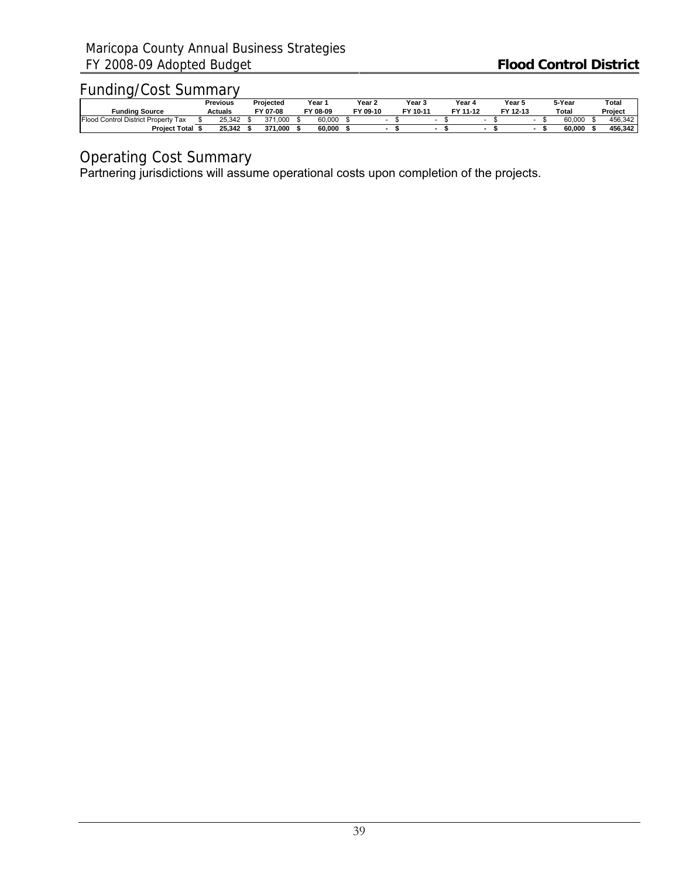## Funding/Cost Summary

| Funding Source | Previous Actuals | Projected FY 07-08 | Year 1 FY 08-09 | Year 2 FY 09-10 | Year 3 FY 10-11 | Year 4 FY 11-12 | Year 5 FY 12-13 | 5-Year Total | Total Project |
|---|---|---|---|---|---|---|---|---|---|
| Flood Control District Property Tax | $ 25,342 | $ 371,000 | $ 60,000 | $ - | $ - | $ - | $ - | $ 60,000 | $ 456,342 |
| **Project Total** | **$ 25,342** | **$ 371,000** | **$ 60,000** | **$ -** | **$ -** | **$ -** | **$ -** | **$ 60,000** | **$ 456,342** |

## Operating Cost Summary

Partnering jurisdictions will assume operational costs upon completion of the projects.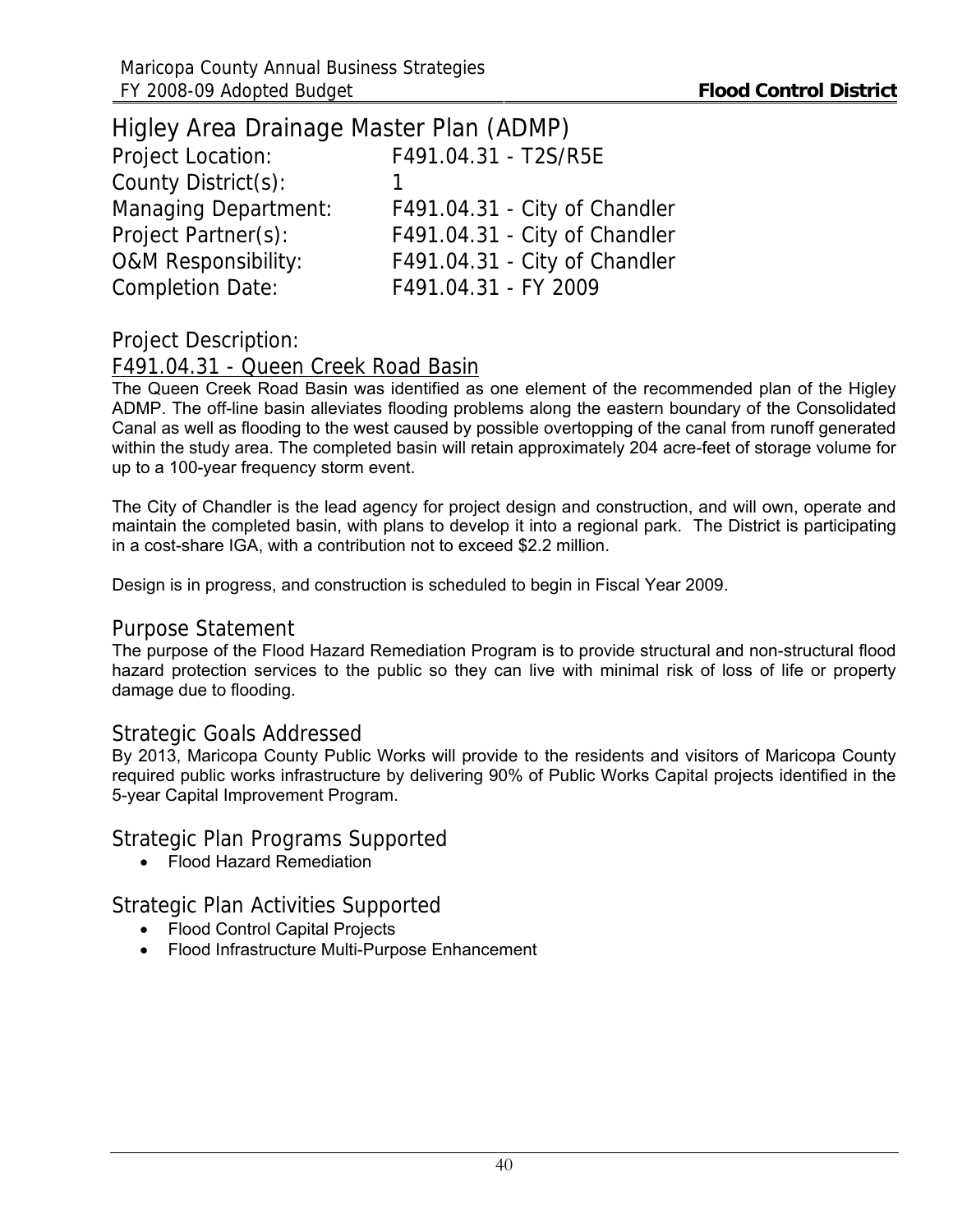## Higley Area Drainage Master Plan (ADMP)

| | |
|---|---|
| Project Location: | F491.04.31 - T2S/R5E |
| County District(s): | 1 |
| Managing Department: | F491.04.31 - City of Chandler |
| Project Partner(s): | F491.04.31 - City of Chandler |
| O&M Responsibility: | F491.04.31 - City of Chandler |
| Completion Date: | F491.04.31 - FY 2009 |

### Project Description:

#### F491.04.31 - Queen Creek Road Basin

The Queen Creek Road Basin was identified as one element of the recommended plan of the Higley ADMP. The off-line basin alleviates flooding problems along the eastern boundary of the Consolidated Canal as well as flooding to the west caused by possible overtopping of the canal from runoff generated within the study area. The completed basin will retain approximately 204 acre-feet of storage volume for up to a 100-year frequency storm event.

The City of Chandler is the lead agency for project design and construction, and will own, operate and maintain the completed basin, with plans to develop it into a regional park. The District is participating in a cost-share IGA, with a contribution not to exceed $2.2 million.

Design is in progress, and construction is scheduled to begin in Fiscal Year 2009.

### Purpose Statement

The purpose of the Flood Hazard Remediation Program is to provide structural and non-structural flood hazard protection services to the public so they can live with minimal risk of loss of life or property damage due to flooding.

### Strategic Goals Addressed

By 2013, Maricopa County Public Works will provide to the residents and visitors of Maricopa County required public works infrastructure by delivering 90% of Public Works Capital projects identified in the 5-year Capital Improvement Program.

### Strategic Plan Programs Supported

- Flood Hazard Remediation

### Strategic Plan Activities Supported

- Flood Control Capital Projects
- Flood Infrastructure Multi-Purpose Enhancement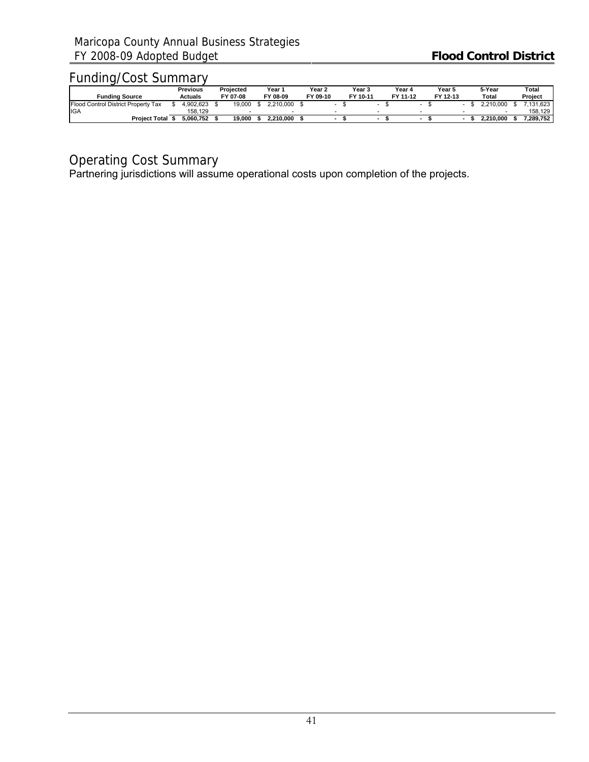## Funding/Cost Summary

| Funding Source | Previous Actuals | Projected FY 07-08 | Year 1 FY 08-09 | Year 2 FY 09-10 | Year 3 FY 10-11 | Year 4 FY 11-12 | Year 5 FY 12-13 | 5-Year Total | Total Project |
|---|---|---|---|---|---|---|---|---|---|
| Flood Control District Property Tax | $ 4,902,623 | $ 19,000 | $ 2,210,000 | $ - | $ - | $ - | $ - | $ 2,210,000 | $ 7,131,623 |
| IGA | 158,129 | - | - | - | - | - | - | - | 158,129 |
| **Project Total** | **$ 5,060,752** | **$ 19,000** | **$ 2,210,000** | **$ -** | **$ -** | **$ -** | **$ -** | **$ 2,210,000** | **$ 7,289,752** |

## Operating Cost Summary

Partnering jurisdictions will assume operational costs upon completion of the projects.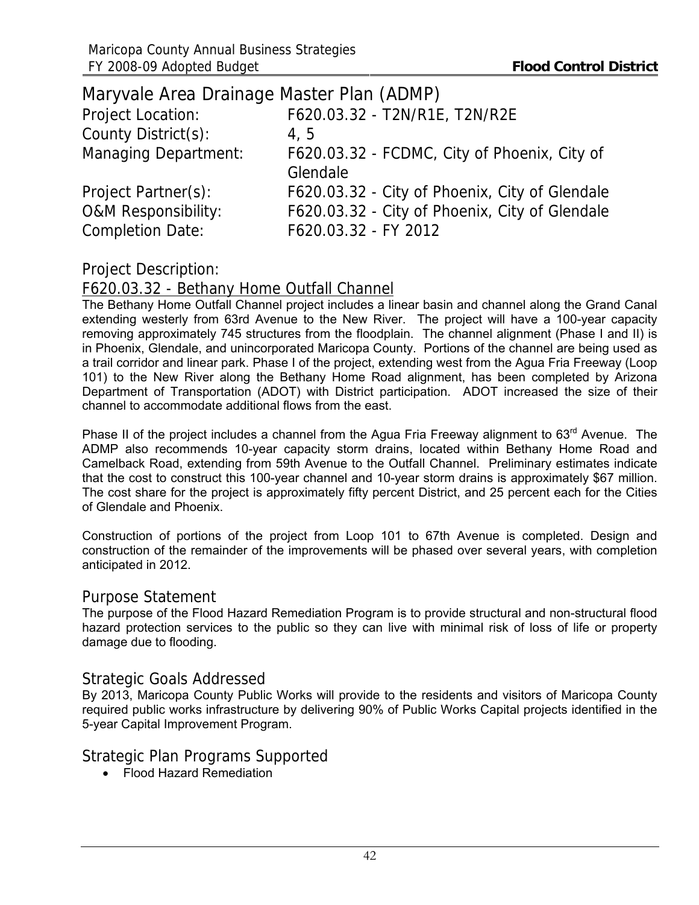# Maryvale Area Drainage Master Plan (ADMP)

| | |
|---|---|
| Project Location: | F620.03.32 - T2N/R1E, T2N/R2E |
| County District(s): | 4, 5 |
| Managing Department: | F620.03.32 - FCDMC, City of Phoenix, City of Glendale |
| Project Partner(s): | F620.03.32 - City of Phoenix, City of Glendale |
| O&M Responsibility: | F620.03.32 - City of Phoenix, City of Glendale |
| Completion Date: | F620.03.32 - FY 2012 |

## Project Description:

### F620.03.32 - Bethany Home Outfall Channel

The Bethany Home Outfall Channel project includes a linear basin and channel along the Grand Canal extending westerly from 63rd Avenue to the New River. The project will have a 100-year capacity removing approximately 745 structures from the floodplain. The channel alignment (Phase I and II) is in Phoenix, Glendale, and unincorporated Maricopa County. Portions of the channel are being used as a trail corridor and linear park. Phase I of the project, extending west from the Agua Fria Freeway (Loop 101) to the New River along the Bethany Home Road alignment, has been completed by Arizona Department of Transportation (ADOT) with District participation. ADOT increased the size of their channel to accommodate additional flows from the east.

Phase II of the project includes a channel from the Agua Fria Freeway alignment to 63rd Avenue. The ADMP also recommends 10-year capacity storm drains, located within Bethany Home Road and Camelback Road, extending from 59th Avenue to the Outfall Channel. Preliminary estimates indicate that the cost to construct this 100-year channel and 10-year storm drains is approximately $67 million. The cost share for the project is approximately fifty percent District, and 25 percent each for the Cities of Glendale and Phoenix.

Construction of portions of the project from Loop 101 to 67th Avenue is completed. Design and construction of the remainder of the improvements will be phased over several years, with completion anticipated in 2012.

## Purpose Statement

The purpose of the Flood Hazard Remediation Program is to provide structural and non-structural flood hazard protection services to the public so they can live with minimal risk of loss of life or property damage due to flooding.

## Strategic Goals Addressed

By 2013, Maricopa County Public Works will provide to the residents and visitors of Maricopa County required public works infrastructure by delivering 90% of Public Works Capital projects identified in the 5-year Capital Improvement Program.

## Strategic Plan Programs Supported

- Flood Hazard Remediation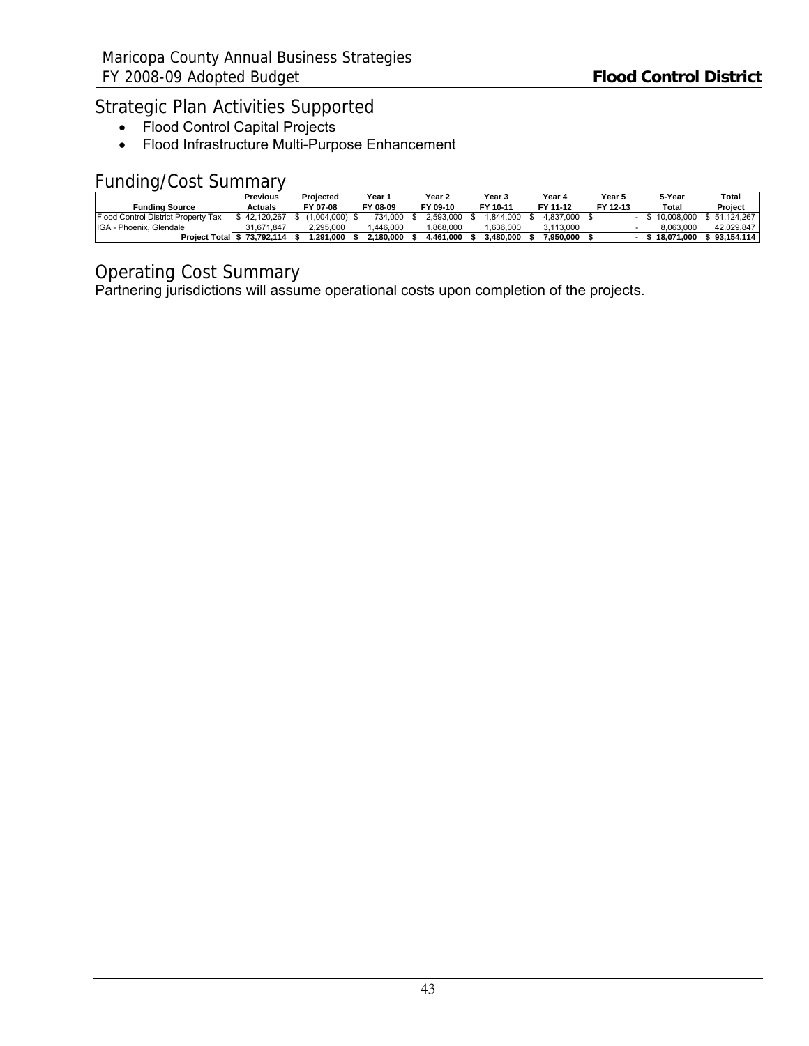## Strategic Plan Activities Supported

- Flood Control Capital Projects
- Flood Infrastructure Multi-Purpose Enhancement

## Funding/Cost Summary

| Funding Source | Previous Actuals | Projected FY 07-08 | Year 1 FY 08-09 | Year 2 FY 09-10 | Year 3 FY 10-11 | Year 4 FY 11-12 | Year 5 FY 12-13 | 5-Year Total | Total Project |
|---|---|---|---|---|---|---|---|---|---|
| Flood Control District Property Tax | $ 42,120,267 | $ (1,004,000) | $ 734,000 | $ 2,593,000 | $ 1,844,000 | $ 4,837,000 | $ - | $ 10,008,000 | $ 51,124,267 |
| IGA - Phoenix, Glendale | 31,671,847 | 2,295,000 | 1,446,000 | 1,868,000 | 1,636,000 | 3,113,000 | - | 8,063,000 | 42,029,847 |
| **Project Total** | **$ 73,792,114** | **$ 1,291,000** | **$ 2,180,000** | **$ 4,461,000** | **$ 3,480,000** | **$ 7,950,000** | **$ -** | **$ 18,071,000** | **$ 93,154,114** |

## Operating Cost Summary

Partnering jurisdictions will assume operational costs upon completion of the projects.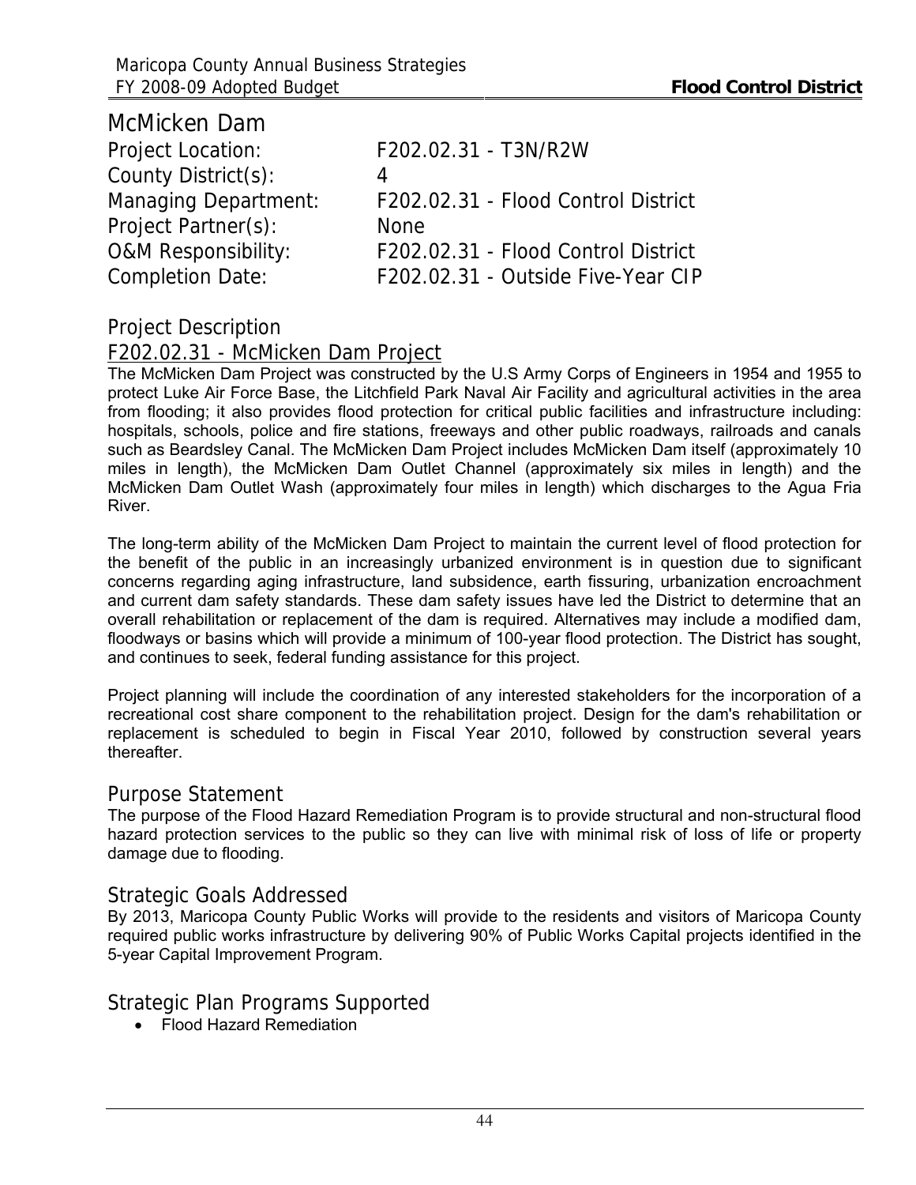# McMicken Dam

Project Location: F202.02.31 - T3N/R2W

County District(s): 4

Managing Department: F202.02.31 - Flood Control District

Project Partner(s): None

O&M Responsibility: F202.02.31 - Flood Control District

Completion Date: F202.02.31 - Outside Five-Year CIP

## Project Description

### F202.02.31 - McMicken Dam Project

The McMicken Dam Project was constructed by the U.S Army Corps of Engineers in 1954 and 1955 to protect Luke Air Force Base, the Litchfield Park Naval Air Facility and agricultural activities in the area from flooding; it also provides flood protection for critical public facilities and infrastructure including: hospitals, schools, police and fire stations, freeways and other public roadways, railroads and canals such as Beardsley Canal. The McMicken Dam Project includes McMicken Dam itself (approximately 10 miles in length), the McMicken Dam Outlet Channel (approximately six miles in length) and the McMicken Dam Outlet Wash (approximately four miles in length) which discharges to the Agua Fria River.

The long-term ability of the McMicken Dam Project to maintain the current level of flood protection for the benefit of the public in an increasingly urbanized environment is in question due to significant concerns regarding aging infrastructure, land subsidence, earth fissuring, urbanization encroachment and current dam safety standards. These dam safety issues have led the District to determine that an overall rehabilitation or replacement of the dam is required. Alternatives may include a modified dam, floodways or basins which will provide a minimum of 100-year flood protection. The District has sought, and continues to seek, federal funding assistance for this project.

Project planning will include the coordination of any interested stakeholders for the incorporation of a recreational cost share component to the rehabilitation project. Design for the dam's rehabilitation or replacement is scheduled to begin in Fiscal Year 2010, followed by construction several years thereafter.

## Purpose Statement

The purpose of the Flood Hazard Remediation Program is to provide structural and non-structural flood hazard protection services to the public so they can live with minimal risk of loss of life or property damage due to flooding.

## Strategic Goals Addressed

By 2013, Maricopa County Public Works will provide to the residents and visitors of Maricopa County required public works infrastructure by delivering 90% of Public Works Capital projects identified in the 5-year Capital Improvement Program.

## Strategic Plan Programs Supported

- Flood Hazard Remediation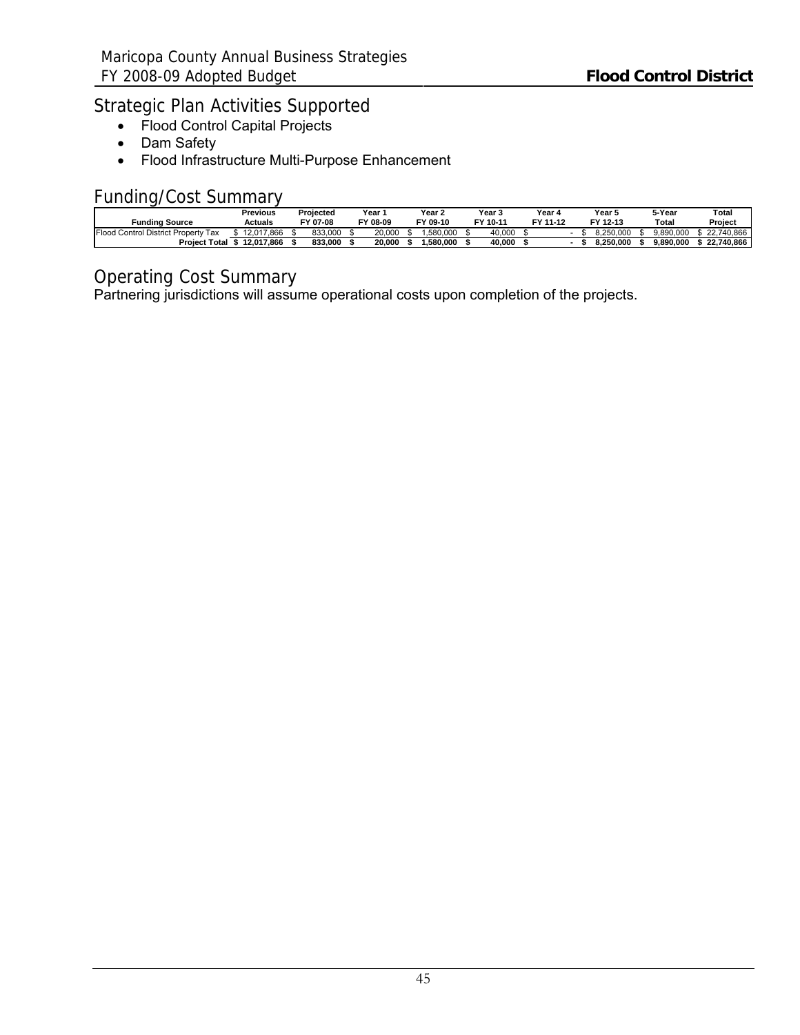## Strategic Plan Activities Supported

- Flood Control Capital Projects
- Dam Safety
- Flood Infrastructure Multi-Purpose Enhancement

## Funding/Cost Summary

| Funding Source | Previous Actuals | Projected FY 07-08 | Year 1 FY 08-09 | Year 2 FY 09-10 | Year 3 FY 10-11 | Year 4 FY 11-12 | Year 5 FY 12-13 | 5-Year Total | Total Project |
|---|---|---|---|---|---|---|---|---|---|
| Flood Control District Property Tax | $ 12,017,866 | $ 833,000 | $ 20,000 | $ 1,580,000 | $ 40,000 | $ - | $ 8,250,000 | $ 9,890,000 | $ 22,740,866 |
| **Project Total** | **$ 12,017,866** | **$ 833,000** | **$ 20,000** | **$ 1,580,000** | **$ 40,000** | **$ -** | **$ 8,250,000** | **$ 9,890,000** | **$ 22,740,866** |

## Operating Cost Summary

Partnering jurisdictions will assume operational costs upon completion of the projects.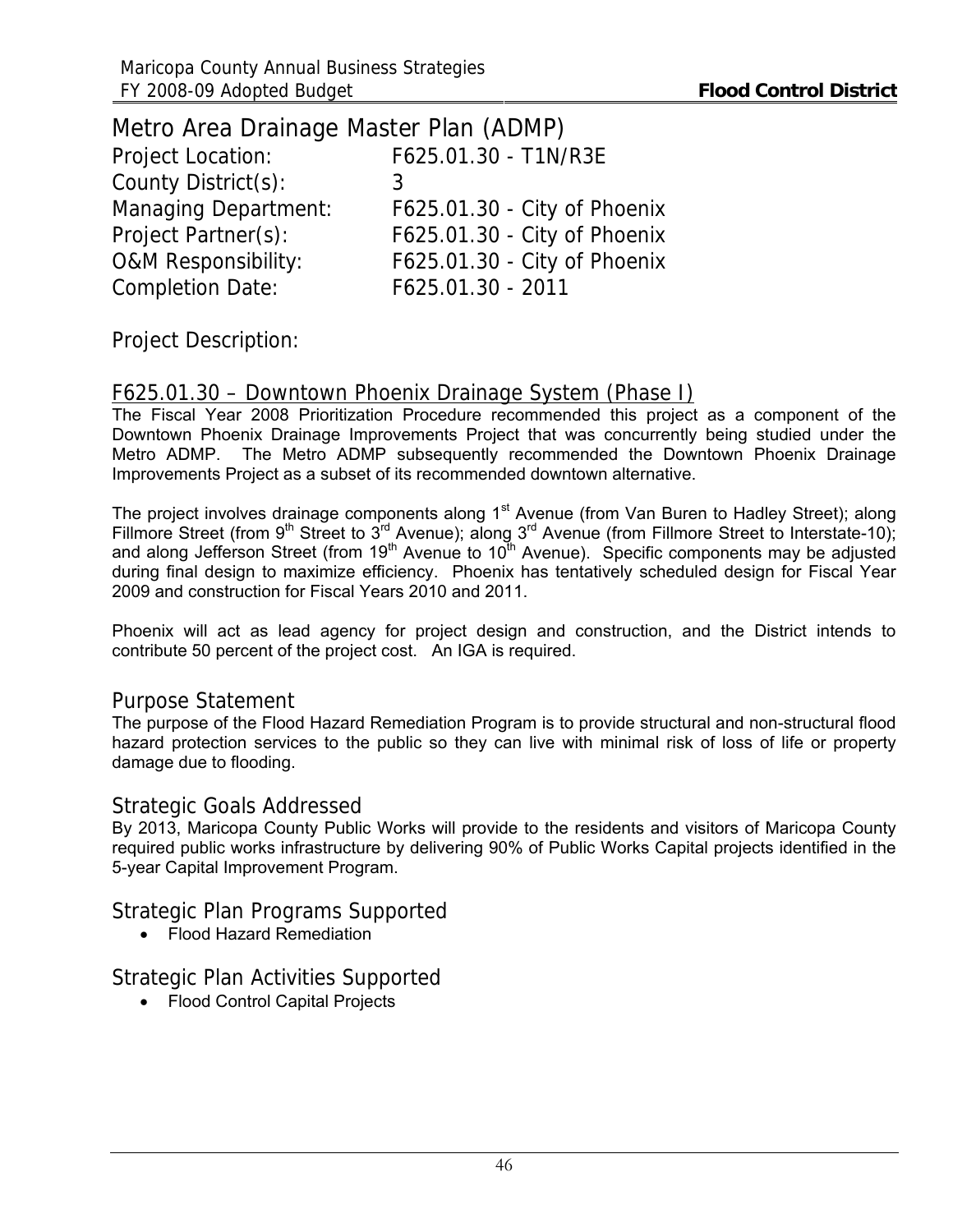# Metro Area Drainage Master Plan (ADMP)

Project Location: F625.01.30 - T1N/R3E

County District(s): 3

Managing Department: F625.01.30 - City of Phoenix

Project Partner(s): F625.01.30 - City of Phoenix

O&M Responsibility: F625.01.30 - City of Phoenix

Completion Date: F625.01.30 - 2011

Project Description:

## F625.01.30 – Downtown Phoenix Drainage System (Phase I)

The Fiscal Year 2008 Prioritization Procedure recommended this project as a component of the Downtown Phoenix Drainage Improvements Project that was concurrently being studied under the Metro ADMP. The Metro ADMP subsequently recommended the Downtown Phoenix Drainage Improvements Project as a subset of its recommended downtown alternative.

The project involves drainage components along 1st Avenue (from Van Buren to Hadley Street); along Fillmore Street (from 9th Street to 3rd Avenue); along 3rd Avenue (from Fillmore Street to Interstate-10); and along Jefferson Street (from 19th Avenue to 10th Avenue). Specific components may be adjusted during final design to maximize efficiency. Phoenix has tentatively scheduled design for Fiscal Year 2009 and construction for Fiscal Years 2010 and 2011.

Phoenix will act as lead agency for project design and construction, and the District intends to contribute 50 percent of the project cost. An IGA is required.

## Purpose Statement

The purpose of the Flood Hazard Remediation Program is to provide structural and non-structural flood hazard protection services to the public so they can live with minimal risk of loss of life or property damage due to flooding.

## Strategic Goals Addressed

By 2013, Maricopa County Public Works will provide to the residents and visitors of Maricopa County required public works infrastructure by delivering 90% of Public Works Capital projects identified in the 5-year Capital Improvement Program.

## Strategic Plan Programs Supported

- Flood Hazard Remediation

## Strategic Plan Activities Supported

- Flood Control Capital Projects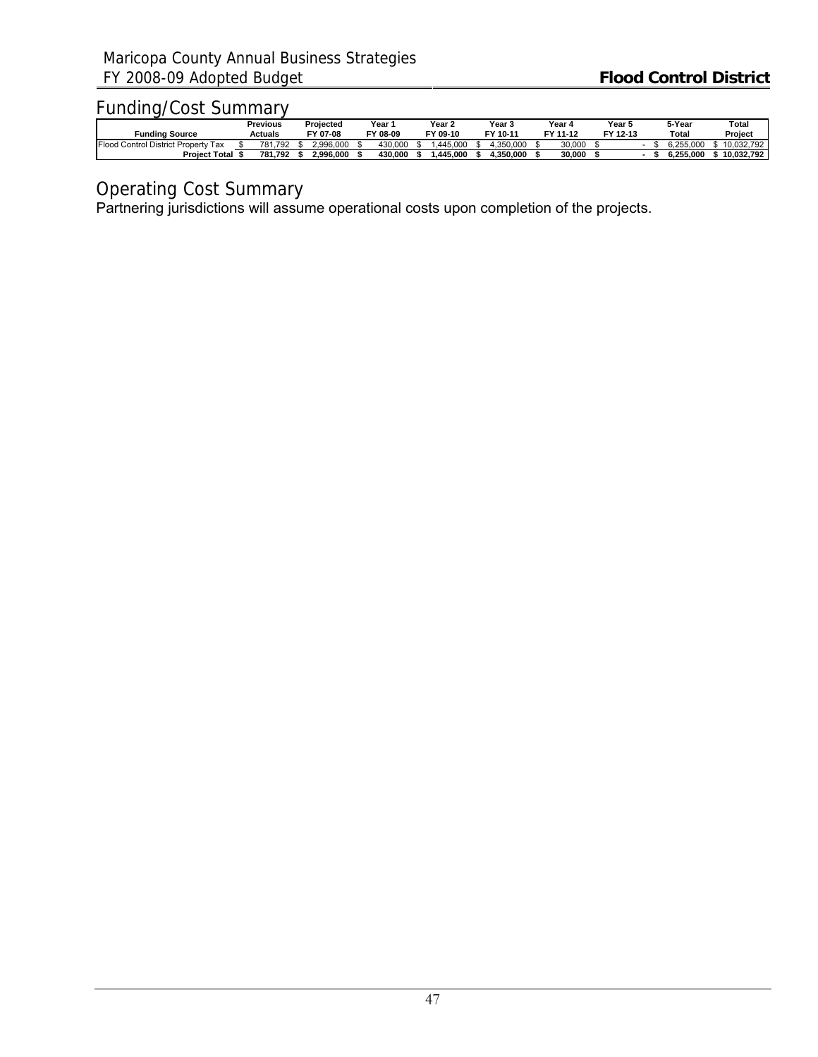## Funding/Cost Summary

| Funding Source | Previous Actuals | Projected FY 07-08 | Year 1 FY 08-09 | Year 2 FY 09-10 | Year 3 FY 10-11 | Year 4 FY 11-12 | Year 5 FY 12-13 | 5-Year Total | Total Project |
|---|---|---|---|---|---|---|---|---|---|
| Flood Control District Property Tax | $ 781,792 | $ 2,996,000 | $ 430,000 | $ 1,445,000 | $ 4,350,000 | $ 30,000 | $ - | $ 6,255,000 | $ 10,032,792 |
| **Project Total** | **$ 781,792** | **$ 2,996,000** | **$ 430,000** | **$ 1,445,000** | **$ 4,350,000** | **$ 30,000** | **$ -** | **$ 6,255,000** | **$ 10,032,792** |

## Operating Cost Summary

Partnering jurisdictions will assume operational costs upon completion of the projects.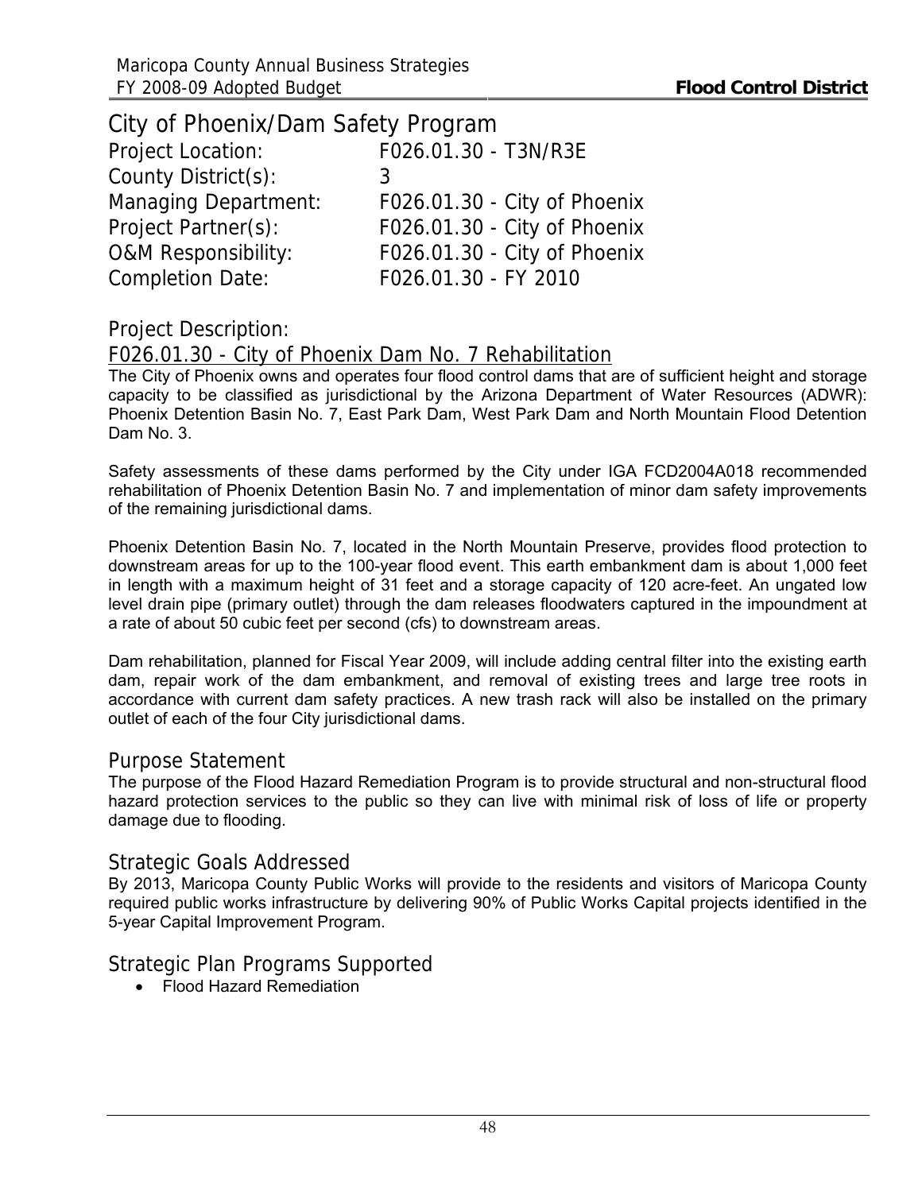# City of Phoenix/Dam Safety Program

Project Location: F026.01.30 - T3N/R3E

County District(s): 3

Managing Department: F026.01.30 - City of Phoenix

Project Partner(s): F026.01.30 - City of Phoenix

O&M Responsibility: F026.01.30 - City of Phoenix

Completion Date: F026.01.30 - FY 2010

## Project Description:

### F026.01.30 - City of Phoenix Dam No. 7 Rehabilitation

The City of Phoenix owns and operates four flood control dams that are of sufficient height and storage capacity to be classified as jurisdictional by the Arizona Department of Water Resources (ADWR): Phoenix Detention Basin No. 7, East Park Dam, West Park Dam and North Mountain Flood Detention Dam No. 3.

Safety assessments of these dams performed by the City under IGA FCD2004A018 recommended rehabilitation of Phoenix Detention Basin No. 7 and implementation of minor dam safety improvements of the remaining jurisdictional dams.

Phoenix Detention Basin No. 7, located in the North Mountain Preserve, provides flood protection to downstream areas for up to the 100-year flood event. This earth embankment dam is about 1,000 feet in length with a maximum height of 31 feet and a storage capacity of 120 acre-feet. An ungated low level drain pipe (primary outlet) through the dam releases floodwaters captured in the impoundment at a rate of about 50 cubic feet per second (cfs) to downstream areas.

Dam rehabilitation, planned for Fiscal Year 2009, will include adding central filter into the existing earth dam, repair work of the dam embankment, and removal of existing trees and large tree roots in accordance with current dam safety practices. A new trash rack will also be installed on the primary outlet of each of the four City jurisdictional dams.

## Purpose Statement

The purpose of the Flood Hazard Remediation Program is to provide structural and non-structural flood hazard protection services to the public so they can live with minimal risk of loss of life or property damage due to flooding.

## Strategic Goals Addressed

By 2013, Maricopa County Public Works will provide to the residents and visitors of Maricopa County required public works infrastructure by delivering 90% of Public Works Capital projects identified in the 5-year Capital Improvement Program.

## Strategic Plan Programs Supported

- Flood Hazard Remediation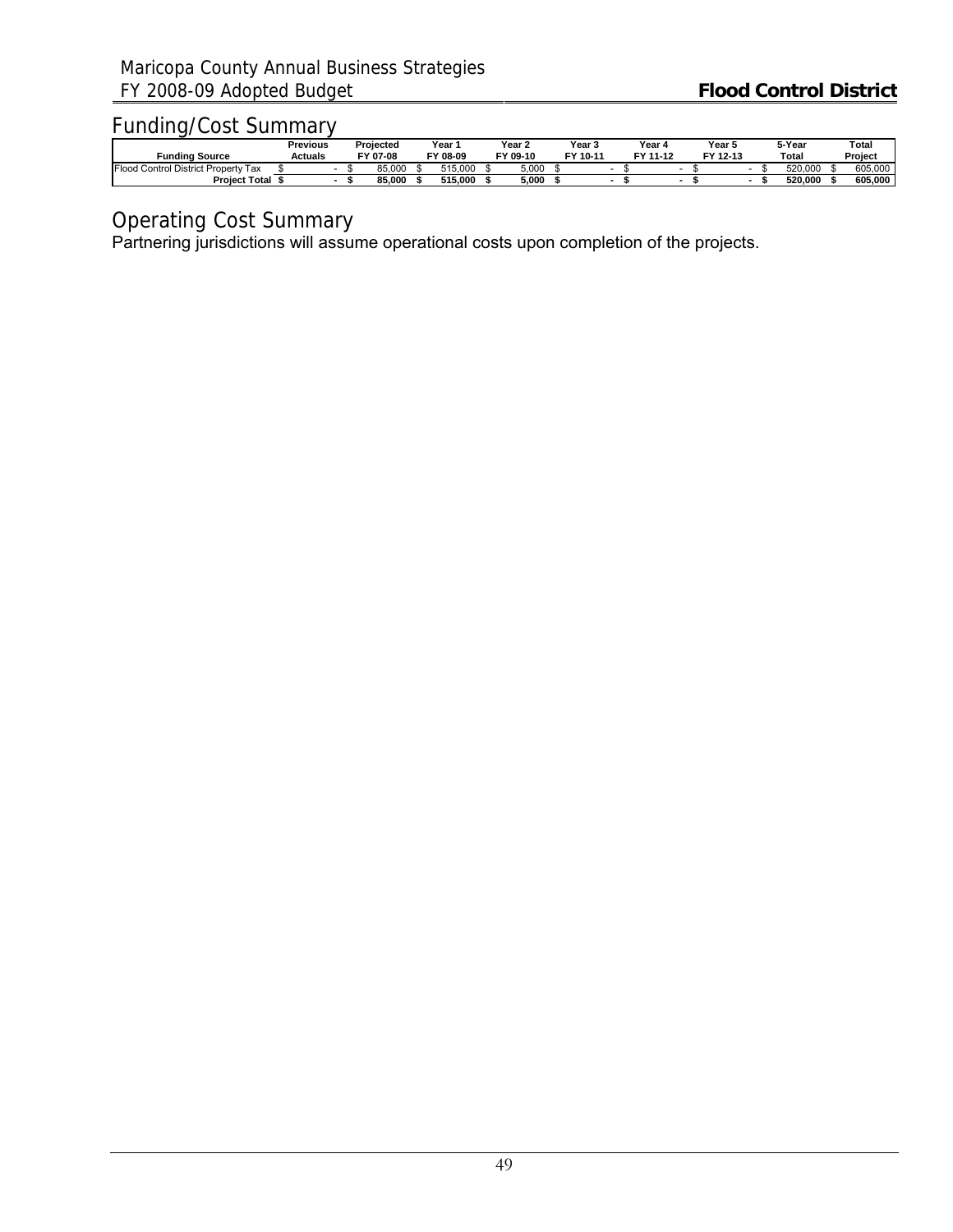## Funding/Cost Summary

| Funding Source | Previous Actuals | Projected FY 07-08 | Year 1 FY 08-09 | Year 2 FY 09-10 | Year 3 FY 10-11 | Year 4 FY 11-12 | Year 5 FY 12-13 | 5-Year Total | Total Project |
|---|---|---|---|---|---|---|---|---|---|
| Flood Control District Property Tax | $ - | $ 85,000 | $ 515,000 | $ 5,000 | $ - | $ - | $ - | $ 520,000 | $ 605,000 |
| **Project Total** | **$ -** | **$ 85,000** | **$ 515,000** | **$ 5,000** | **$ -** | **$ -** | **$ -** | **$ 520,000** | **$ 605,000** |

## Operating Cost Summary

Partnering jurisdictions will assume operational costs upon completion of the projects.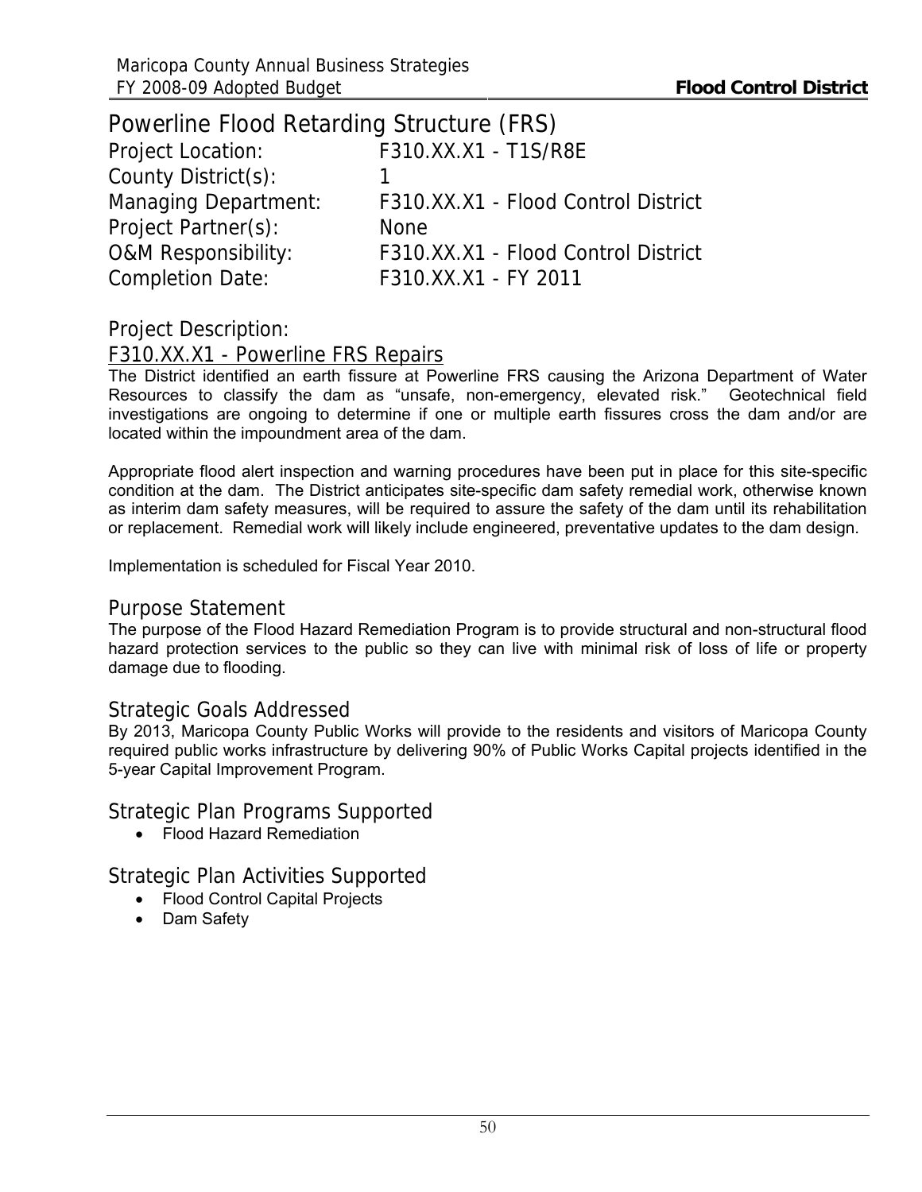## Powerline Flood Retarding Structure (FRS)

Project Location: F310.XX.X1 - T1S/R8E
County District(s): 1
Managing Department: F310.XX.X1 - Flood Control District
Project Partner(s): None
O&M Responsibility: F310.XX.X1 - Flood Control District
Completion Date: F310.XX.X1 - FY 2011

### Project Description:

F310.XX.X1 - Powerline FRS Repairs

The District identified an earth fissure at Powerline FRS causing the Arizona Department of Water Resources to classify the dam as "unsafe, non-emergency, elevated risk." Geotechnical field investigations are ongoing to determine if one or multiple earth fissures cross the dam and/or are located within the impoundment area of the dam.

Appropriate flood alert inspection and warning procedures have been put in place for this site-specific condition at the dam. The District anticipates site-specific dam safety remedial work, otherwise known as interim dam safety measures, will be required to assure the safety of the dam until its rehabilitation or replacement. Remedial work will likely include engineered, preventative updates to the dam design.

Implementation is scheduled for Fiscal Year 2010.

### Purpose Statement

The purpose of the Flood Hazard Remediation Program is to provide structural and non-structural flood hazard protection services to the public so they can live with minimal risk of loss of life or property damage due to flooding.

### Strategic Goals Addressed

By 2013, Maricopa County Public Works will provide to the residents and visitors of Maricopa County required public works infrastructure by delivering 90% of Public Works Capital projects identified in the 5-year Capital Improvement Program.

### Strategic Plan Programs Supported

- Flood Hazard Remediation

### Strategic Plan Activities Supported

- Flood Control Capital Projects
- Dam Safety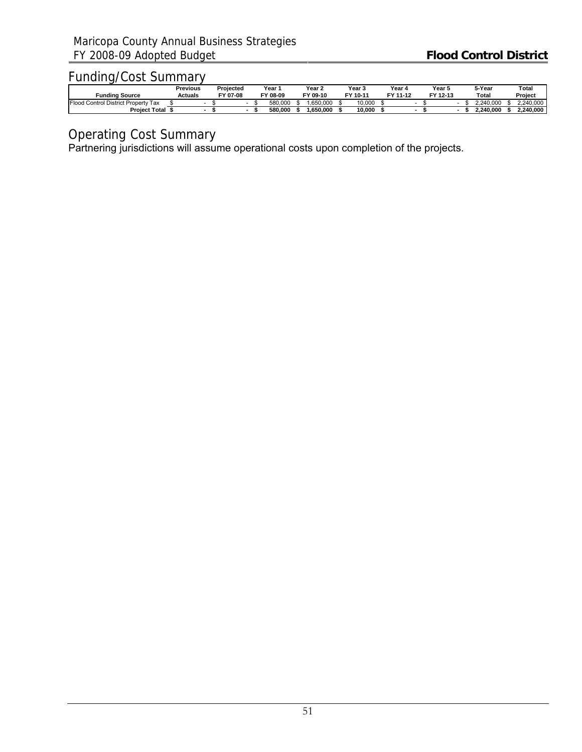## Funding/Cost Summary

| Funding Source | Previous Actuals | Projected FY 07-08 | Year 1 FY 08-09 | Year 2 FY 09-10 | Year 3 FY 10-11 | Year 4 FY 11-12 | Year 5 FY 12-13 | 5-Year Total | Total Project |
|---|---|---|---|---|---|---|---|---|---|
| Flood Control District Property Tax | $ - | $ - | $ 580,000 | $ 1,650,000 | $ 10,000 | $ - | $ - | $ 2,240,000 | $ 2,240,000 |
| **Project Total** | **$ -** | **$ -** | **$ 580,000** | **$ 1,650,000** | **$ 10,000** | **$ -** | **$ -** | **$ 2,240,000** | **$ 2,240,000** |

## Operating Cost Summary

Partnering jurisdictions will assume operational costs upon completion of the projects.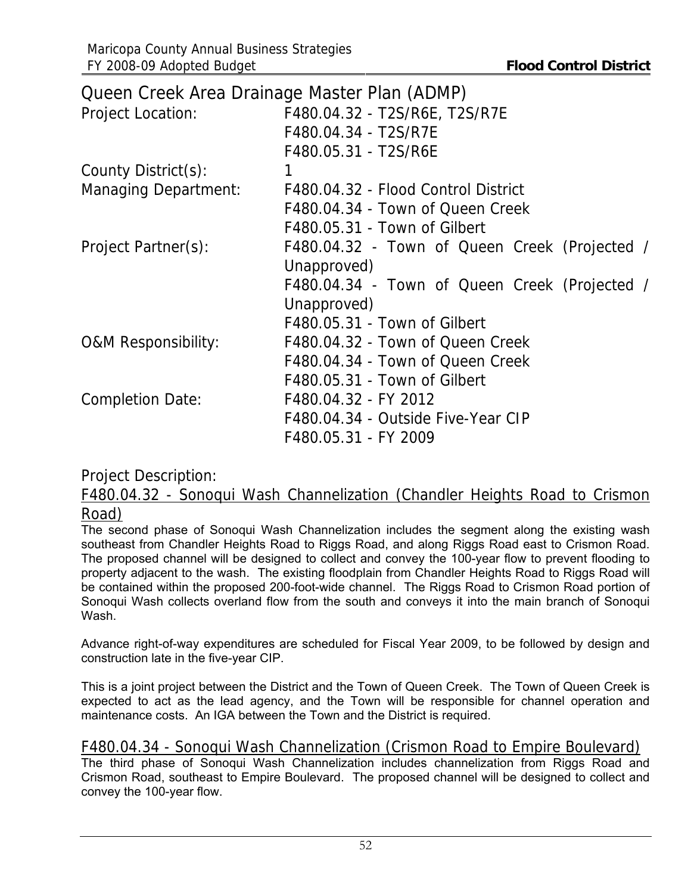## Queen Creek Area Drainage Master Plan (ADMP)

| | |
|---|---|
| Project Location: | F480.04.32 - T2S/R6E, T2S/R7E<br>F480.04.34 - T2S/R7E<br>F480.05.31 - T2S/R6E |
| County District(s): | 1 |
| Managing Department: | F480.04.32 - Flood Control District<br>F480.04.34 - Town of Queen Creek<br>F480.05.31 - Town of Gilbert |
| Project Partner(s): | F480.04.32 - Town of Queen Creek (Projected / Unapproved)<br>F480.04.34 - Town of Queen Creek (Projected / Unapproved)<br>F480.05.31 - Town of Gilbert |
| O&M Responsibility: | F480.04.32 - Town of Queen Creek<br>F480.04.34 - Town of Queen Creek<br>F480.05.31 - Town of Gilbert |
| Completion Date: | F480.04.32 - FY 2012<br>F480.04.34 - Outside Five-Year CIP<br>F480.05.31 - FY 2009 |

### Project Description:

#### F480.04.32 - Sonoqui Wash Channelization (Chandler Heights Road to Crismon Road)

The second phase of Sonoqui Wash Channelization includes the segment along the existing wash southeast from Chandler Heights Road to Riggs Road, and along Riggs Road east to Crismon Road. The proposed channel will be designed to collect and convey the 100-year flow to prevent flooding to property adjacent to the wash. The existing floodplain from Chandler Heights Road to Riggs Road will be contained within the proposed 200-foot-wide channel. The Riggs Road to Crismon Road portion of Sonoqui Wash collects overland flow from the south and conveys it into the main branch of Sonoqui Wash.

Advance right-of-way expenditures are scheduled for Fiscal Year 2009, to be followed by design and construction late in the five-year CIP.

This is a joint project between the District and the Town of Queen Creek. The Town of Queen Creek is expected to act as the lead agency, and the Town will be responsible for channel operation and maintenance costs. An IGA between the Town and the District is required.

#### F480.04.34 - Sonoqui Wash Channelization (Crismon Road to Empire Boulevard)

The third phase of Sonoqui Wash Channelization includes channelization from Riggs Road and Crismon Road, southeast to Empire Boulevard. The proposed channel will be designed to collect and convey the 100-year flow.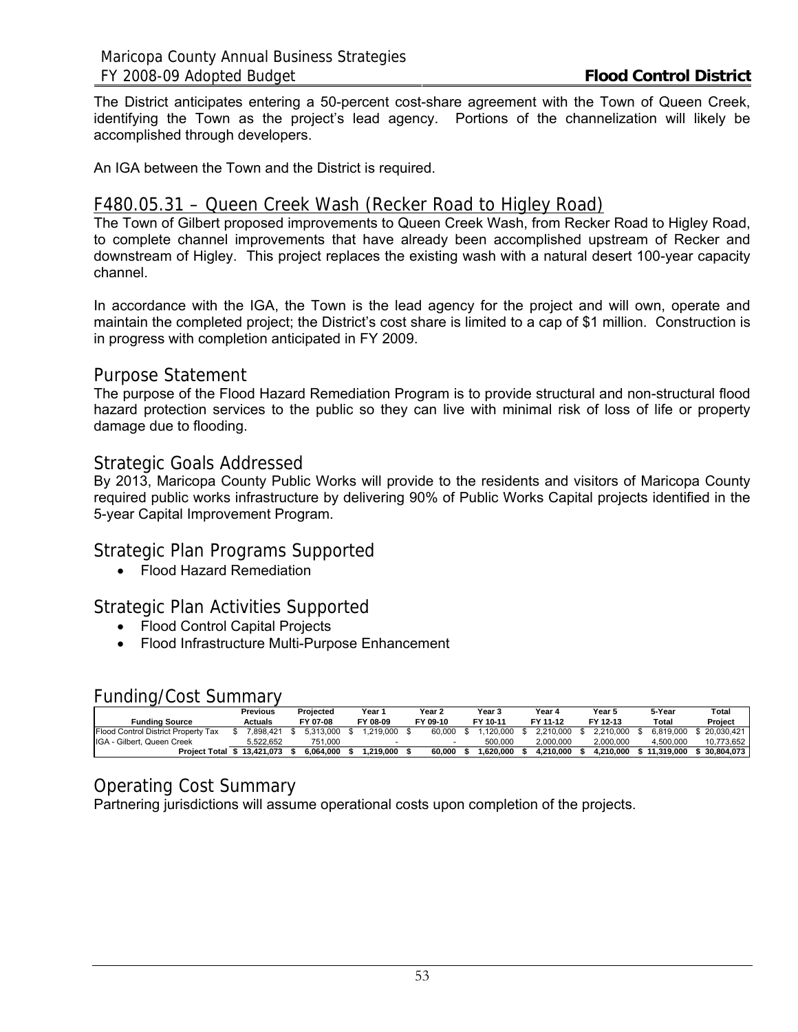The District anticipates entering a 50-percent cost-share agreement with the Town of Queen Creek, identifying the Town as the project's lead agency. Portions of the channelization will likely be accomplished through developers.

An IGA between the Town and the District is required.

## F480.05.31 – Queen Creek Wash (Recker Road to Higley Road)

The Town of Gilbert proposed improvements to Queen Creek Wash, from Recker Road to Higley Road, to complete channel improvements that have already been accomplished upstream of Recker and downstream of Higley. This project replaces the existing wash with a natural desert 100-year capacity channel.

In accordance with the IGA, the Town is the lead agency for the project and will own, operate and maintain the completed project; the District's cost share is limited to a cap of $1 million. Construction is in progress with completion anticipated in FY 2009.

## Purpose Statement

The purpose of the Flood Hazard Remediation Program is to provide structural and non-structural flood hazard protection services to the public so they can live with minimal risk of loss of life or property damage due to flooding.

## Strategic Goals Addressed

By 2013, Maricopa County Public Works will provide to the residents and visitors of Maricopa County required public works infrastructure by delivering 90% of Public Works Capital projects identified in the 5-year Capital Improvement Program.

## Strategic Plan Programs Supported

- Flood Hazard Remediation

## Strategic Plan Activities Supported

- Flood Control Capital Projects
- Flood Infrastructure Multi-Purpose Enhancement

## Funding/Cost Summary

| Funding Source | Previous Actuals | Projected FY 07-08 | Year 1 FY 08-09 | Year 2 FY 09-10 | Year 3 FY 10-11 | Year 4 FY 11-12 | Year 5 FY 12-13 | 5-Year Total | Total Project |
|---|---|---|---|---|---|---|---|---|---|
| Flood Control District Property Tax | $ 7,898,421 | $ 5,313,000 | $ 1,219,000 | $ 60,000 | $ 1,120,000 | $ 2,210,000 | $ 2,210,000 | $ 6,819,000 | $ 20,030,421 |
| IGA - Gilbert, Queen Creek | 5,522,652 | 751,000 | - | - | 500,000 | 2,000,000 | 2,000,000 | 4,500,000 | 10,773,652 |
| **Project Total** | **$ 13,421,073** | **$ 6,064,000** | **$ 1,219,000** | **$ 60,000** | **$ 1,620,000** | **$ 4,210,000** | **$ 4,210,000** | **$ 11,319,000** | **$ 30,804,073** |

## Operating Cost Summary

Partnering jurisdictions will assume operational costs upon completion of the projects.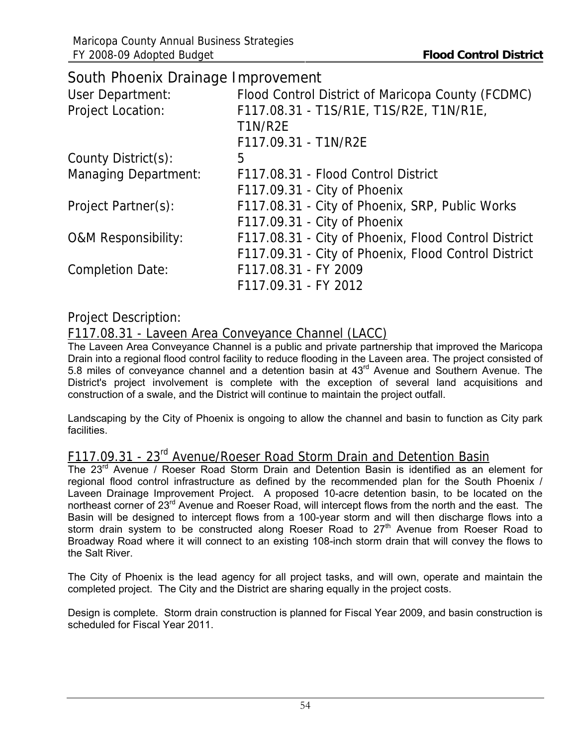# South Phoenix Drainage Improvement

| | |
|---|---|
| User Department: | Flood Control District of Maricopa County (FCDMC) |
| Project Location: | F117.08.31 - T1S/R1E, T1S/R2E, T1N/R1E, T1N/R2E<br>F117.09.31 - T1N/R2E |
| County District(s): | 5 |
| Managing Department: | F117.08.31 - Flood Control District<br>F117.09.31 - City of Phoenix |
| Project Partner(s): | F117.08.31 - City of Phoenix, SRP, Public Works<br>F117.09.31 - City of Phoenix |
| O&M Responsibility: | F117.08.31 - City of Phoenix, Flood Control District<br>F117.09.31 - City of Phoenix, Flood Control District |
| Completion Date: | F117.08.31 - FY 2009<br>F117.09.31 - FY 2012 |

## Project Description:

### F117.08.31 - Laveen Area Conveyance Channel (LACC)

The Laveen Area Conveyance Channel is a public and private partnership that improved the Maricopa Drain into a regional flood control facility to reduce flooding in the Laveen area. The project consisted of 5.8 miles of conveyance channel and a detention basin at 43rd Avenue and Southern Avenue. The District's project involvement is complete with the exception of several land acquisitions and construction of a swale, and the District will continue to maintain the project outfall.

Landscaping by the City of Phoenix is ongoing to allow the channel and basin to function as City park facilities.

### F117.09.31 - 23rd Avenue/Roeser Road Storm Drain and Detention Basin

The 23rd Avenue / Roeser Road Storm Drain and Detention Basin is identified as an element for regional flood control infrastructure as defined by the recommended plan for the South Phoenix / Laveen Drainage Improvement Project. A proposed 10-acre detention basin, to be located on the northeast corner of 23rd Avenue and Roeser Road, will intercept flows from the north and the east. The Basin will be designed to intercept flows from a 100-year storm and will then discharge flows into a storm drain system to be constructed along Roeser Road to 27th Avenue from Roeser Road to Broadway Road where it will connect to an existing 108-inch storm drain that will convey the flows to the Salt River.

The City of Phoenix is the lead agency for all project tasks, and will own, operate and maintain the completed project. The City and the District are sharing equally in the project costs.

Design is complete. Storm drain construction is planned for Fiscal Year 2009, and basin construction is scheduled for Fiscal Year 2011.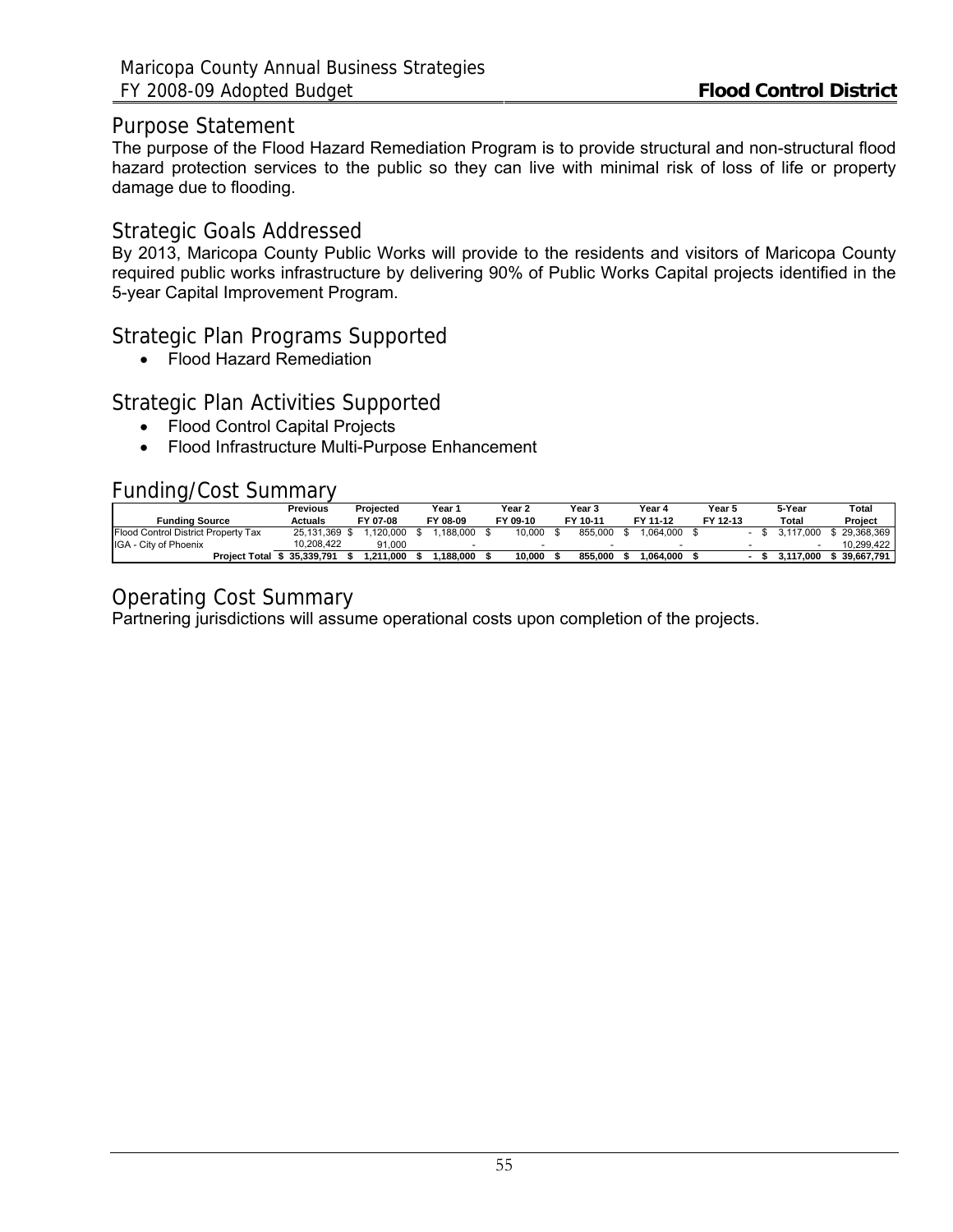## Purpose Statement

The purpose of the Flood Hazard Remediation Program is to provide structural and non-structural flood hazard protection services to the public so they can live with minimal risk of loss of life or property damage due to flooding.

## Strategic Goals Addressed

By 2013, Maricopa County Public Works will provide to the residents and visitors of Maricopa County required public works infrastructure by delivering 90% of Public Works Capital projects identified in the 5-year Capital Improvement Program.

## Strategic Plan Programs Supported

- Flood Hazard Remediation

## Strategic Plan Activities Supported

- Flood Control Capital Projects
- Flood Infrastructure Multi-Purpose Enhancement

## Funding/Cost Summary

| Funding Source | Previous Actuals | Projected FY 07-08 | Year 1 FY 08-09 | Year 2 FY 09-10 | Year 3 FY 10-11 | Year 4 FY 11-12 | Year 5 FY 12-13 | 5-Year Total | Total Project |
|---|---|---|---|---|---|---|---|---|---|
| Flood Control District Property Tax | 25,131,369 | $ 1,120,000 | $ 1,188,000 | $ 10,000 | $ 855,000 | $ 1,064,000 | $ - | $ 3,117,000 | $ 29,368,369 |
| IGA - City of Phoenix | 10,208,422 | 91,000 | - | - | - | - | - | - | 10,299,422 |
| **Project Total** | **$ 35,339,791** | **$ 1,211,000** | **$ 1,188,000** | **$ 10,000** | **$ 855,000** | **$ 1,064,000** | **$ -** | **$ 3,117,000** | **$ 39,667,791** |

## Operating Cost Summary

Partnering jurisdictions will assume operational costs upon completion of the projects.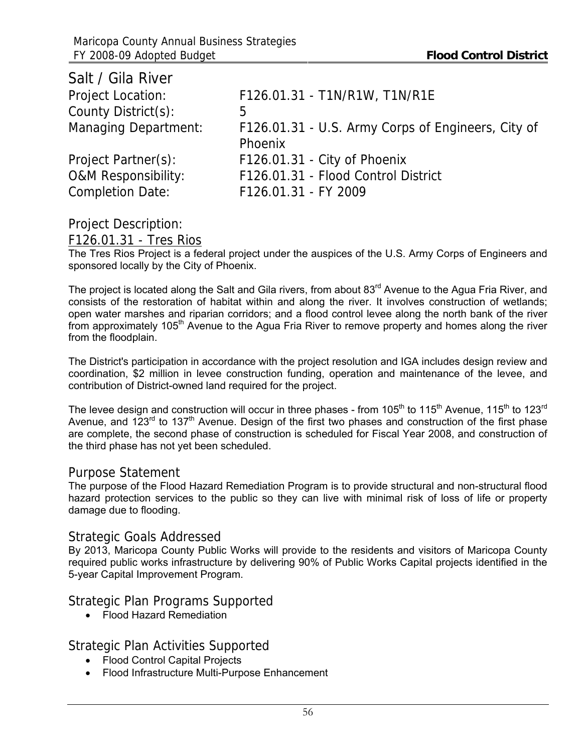# Salt / Gila River

Project Location: F126.01.31 - T1N/R1W, T1N/R1E
County District(s): 5
Managing Department: F126.01.31 - U.S. Army Corps of Engineers, City of Phoenix
Project Partner(s): F126.01.31 - City of Phoenix
O&M Responsibility: F126.01.31 - Flood Control District
Completion Date: F126.01.31 - FY 2009

## Project Description:

### F126.01.31 - Tres Rios

The Tres Rios Project is a federal project under the auspices of the U.S. Army Corps of Engineers and sponsored locally by the City of Phoenix.

The project is located along the Salt and Gila rivers, from about 83rd Avenue to the Agua Fria River, and consists of the restoration of habitat within and along the river. It involves construction of wetlands; open water marshes and riparian corridors; and a flood control levee along the north bank of the river from approximately 105th Avenue to the Agua Fria River to remove property and homes along the river from the floodplain.

The District's participation in accordance with the project resolution and IGA includes design review and coordination, $2 million in levee construction funding, operation and maintenance of the levee, and contribution of District-owned land required for the project.

The levee design and construction will occur in three phases - from 105th to 115th Avenue, 115th to 123rd Avenue, and 123rd to 137th Avenue. Design of the first two phases and construction of the first phase are complete, the second phase of construction is scheduled for Fiscal Year 2008, and construction of the third phase has not yet been scheduled.

## Purpose Statement

The purpose of the Flood Hazard Remediation Program is to provide structural and non-structural flood hazard protection services to the public so they can live with minimal risk of loss of life or property damage due to flooding.

## Strategic Goals Addressed

By 2013, Maricopa County Public Works will provide to the residents and visitors of Maricopa County required public works infrastructure by delivering 90% of Public Works Capital projects identified in the 5-year Capital Improvement Program.

## Strategic Plan Programs Supported

- Flood Hazard Remediation

## Strategic Plan Activities Supported

- Flood Control Capital Projects
- Flood Infrastructure Multi-Purpose Enhancement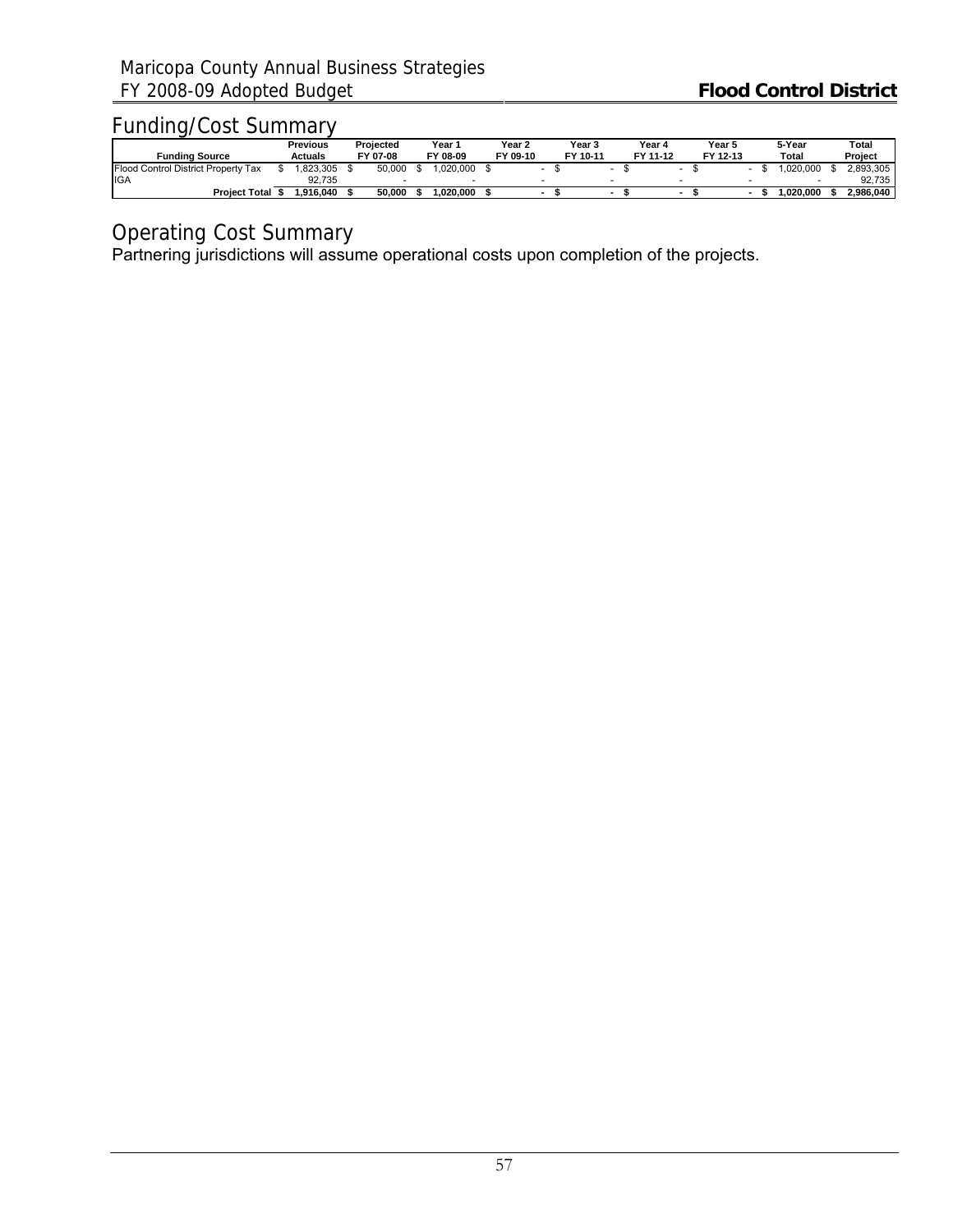## Funding/Cost Summary

| Funding Source | Previous Actuals | Projected FY 07-08 | Year 1 FY 08-09 | Year 2 FY 09-10 | Year 3 FY 10-11 | Year 4 FY 11-12 | Year 5 FY 12-13 | 5-Year Total | Total Project |
|---|---|---|---|---|---|---|---|---|---|
| Flood Control District Property Tax | $ 1,823,305 | $ 50,000 | $ 1,020,000 | $ - | $ - | $ - | $ - | $ 1,020,000 | $ 2,893,305 |
| IGA | 92,735 | - | - | - | - | - | - | - | 92,735 |
| **Project Total** | **$ 1,916,040** | **$ 50,000** | **$ 1,020,000** | **$ -** | **$ -** | **$ -** | **$ -** | **$ 1,020,000** | **$ 2,986,040** |

## Operating Cost Summary

Partnering jurisdictions will assume operational costs upon completion of the projects.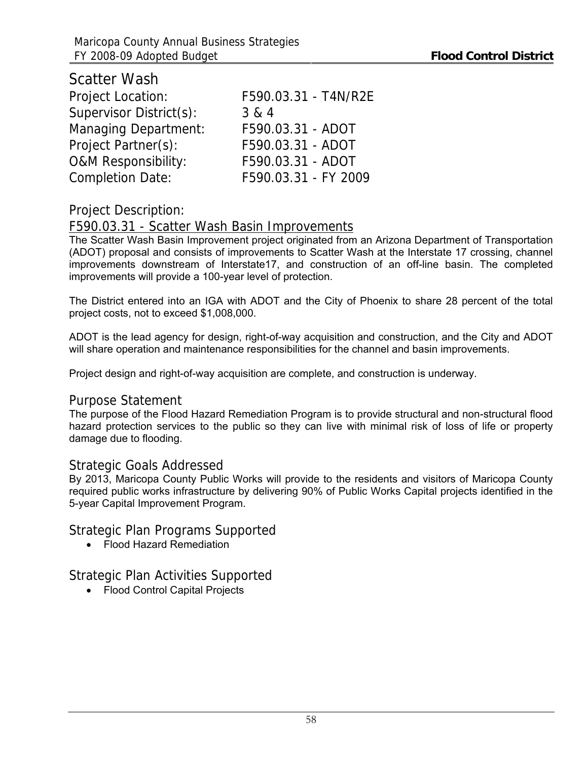# Scatter Wash

| | |
|---|---|
| Project Location: | F590.03.31 - T4N/R2E |
| Supervisor District(s): | 3 & 4 |
| Managing Department: | F590.03.31 - ADOT |
| Project Partner(s): | F590.03.31 - ADOT |
| O&M Responsibility: | F590.03.31 - ADOT |
| Completion Date: | F590.03.31 - FY 2009 |

## Project Description:

### F590.03.31 - Scatter Wash Basin Improvements

The Scatter Wash Basin Improvement project originated from an Arizona Department of Transportation (ADOT) proposal and consists of improvements to Scatter Wash at the Interstate 17 crossing, channel improvements downstream of Interstate17, and construction of an off-line basin. The completed improvements will provide a 100-year level of protection.

The District entered into an IGA with ADOT and the City of Phoenix to share 28 percent of the total project costs, not to exceed $1,008,000.

ADOT is the lead agency for design, right-of-way acquisition and construction, and the City and ADOT will share operation and maintenance responsibilities for the channel and basin improvements.

Project design and right-of-way acquisition are complete, and construction is underway.

## Purpose Statement

The purpose of the Flood Hazard Remediation Program is to provide structural and non-structural flood hazard protection services to the public so they can live with minimal risk of loss of life or property damage due to flooding.

## Strategic Goals Addressed

By 2013, Maricopa County Public Works will provide to the residents and visitors of Maricopa County required public works infrastructure by delivering 90% of Public Works Capital projects identified in the 5-year Capital Improvement Program.

## Strategic Plan Programs Supported

- Flood Hazard Remediation

## Strategic Plan Activities Supported

- Flood Control Capital Projects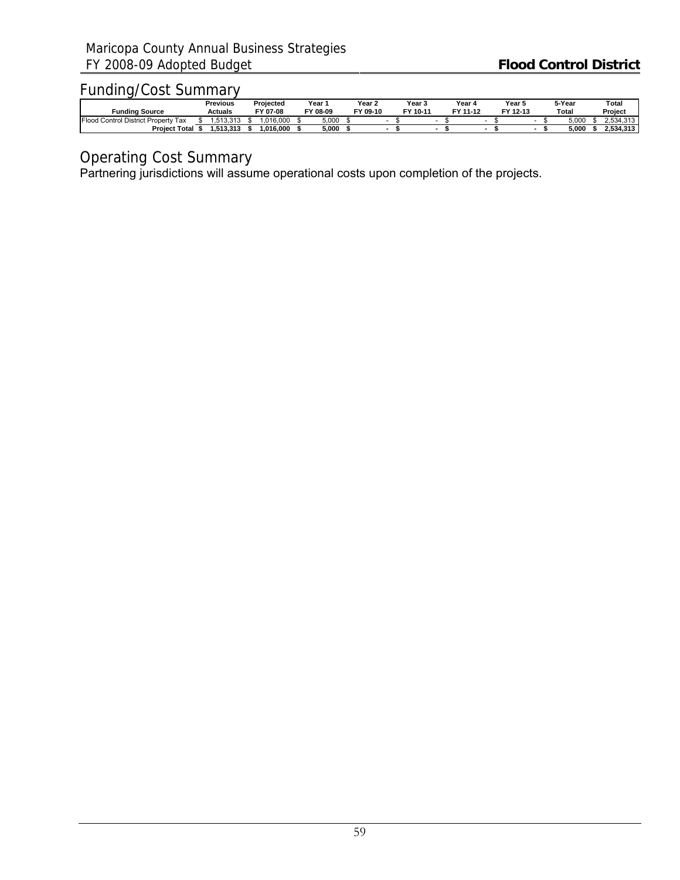## Funding/Cost Summary

| Funding Source | Previous Actuals | Projected FY 07-08 | Year 1 FY 08-09 | Year 2 FY 09-10 | Year 3 FY 10-11 | Year 4 FY 11-12 | Year 5 FY 12-13 | 5-Year Total | Total Project |
|---|---|---|---|---|---|---|---|---|---|
| Flood Control District Property Tax | $ 1,513,313 | $ 1,016,000 | $ 5,000 | $ - | $ - | $ - | $ - | $ 5,000 | $ 2,534,313 |
| **Project Total** | **$ 1,513,313** | **$ 1,016,000** | **$ 5,000** | **$ -** | **$ -** | **$ -** | **$ -** | **$ 5,000** | **$ 2,534,313** |

## Operating Cost Summary

Partnering jurisdictions will assume operational costs upon completion of the projects.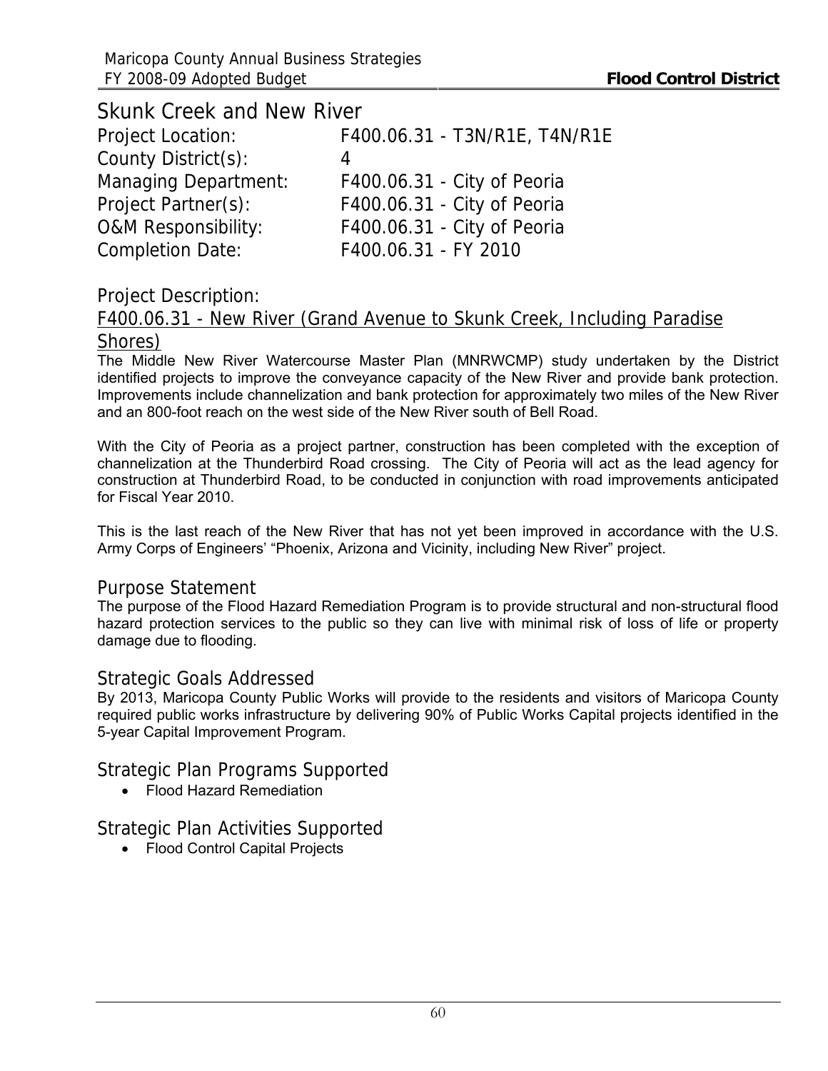# Skunk Creek and New River

| | |
|---|---|
| Project Location: | F400.06.31 - T3N/R1E, T4N/R1E |
| County District(s): | 4 |
| Managing Department: | F400.06.31 - City of Peoria |
| Project Partner(s): | F400.06.31 - City of Peoria |
| O&M Responsibility: | F400.06.31 - City of Peoria |
| Completion Date: | F400.06.31 - FY 2010 |

## Project Description:

### F400.06.31 - New River (Grand Avenue to Skunk Creek, Including Paradise Shores)

The Middle New River Watercourse Master Plan (MNRWCMP) study undertaken by the District identified projects to improve the conveyance capacity of the New River and provide bank protection. Improvements include channelization and bank protection for approximately two miles of the New River and an 800-foot reach on the west side of the New River south of Bell Road.

With the City of Peoria as a project partner, construction has been completed with the exception of channelization at the Thunderbird Road crossing. The City of Peoria will act as the lead agency for construction at Thunderbird Road, to be conducted in conjunction with road improvements anticipated for Fiscal Year 2010.

This is the last reach of the New River that has not yet been improved in accordance with the U.S. Army Corps of Engineers' "Phoenix, Arizona and Vicinity, including New River" project.

## Purpose Statement

The purpose of the Flood Hazard Remediation Program is to provide structural and non-structural flood hazard protection services to the public so they can live with minimal risk of loss of life or property damage due to flooding.

## Strategic Goals Addressed

By 2013, Maricopa County Public Works will provide to the residents and visitors of Maricopa County required public works infrastructure by delivering 90% of Public Works Capital projects identified in the 5-year Capital Improvement Program.

## Strategic Plan Programs Supported

- Flood Hazard Remediation

## Strategic Plan Activities Supported

- Flood Control Capital Projects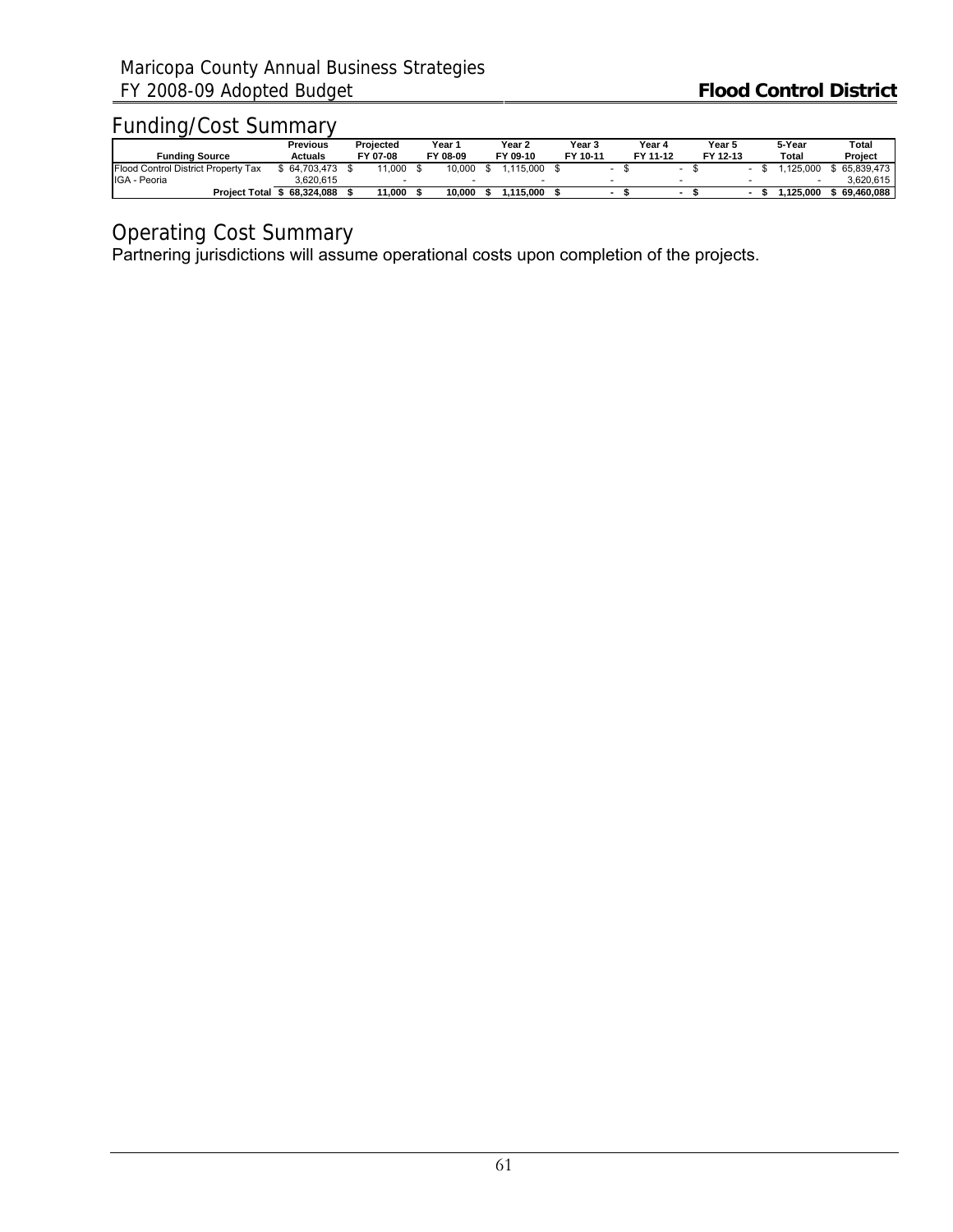## Funding/Cost Summary

| Funding Source | Previous Actuals | Projected FY 07-08 | Year 1 FY 08-09 | Year 2 FY 09-10 | Year 3 FY 10-11 | Year 4 FY 11-12 | Year 5 FY 12-13 | 5-Year Total | Total Project |
|---|---|---|---|---|---|---|---|---|---|
| Flood Control District Property Tax | $ 64,703,473 | $ 11,000 | $ 10,000 | $ 1,115,000 | $ - | $ - | $ - | $ 1,125,000 | $ 65,839,473 |
| IGA - Peoria | 3,620,615 | - | - | - | - | - | - | - | 3,620,615 |
| **Project Total** | **$ 68,324,088** | **$ 11,000** | **$ 10,000** | **$ 1,115,000** | **$ -** | **$ -** | **$ -** | **$ 1,125,000** | **$ 69,460,088** |

## Operating Cost Summary

Partnering jurisdictions will assume operational costs upon completion of the projects.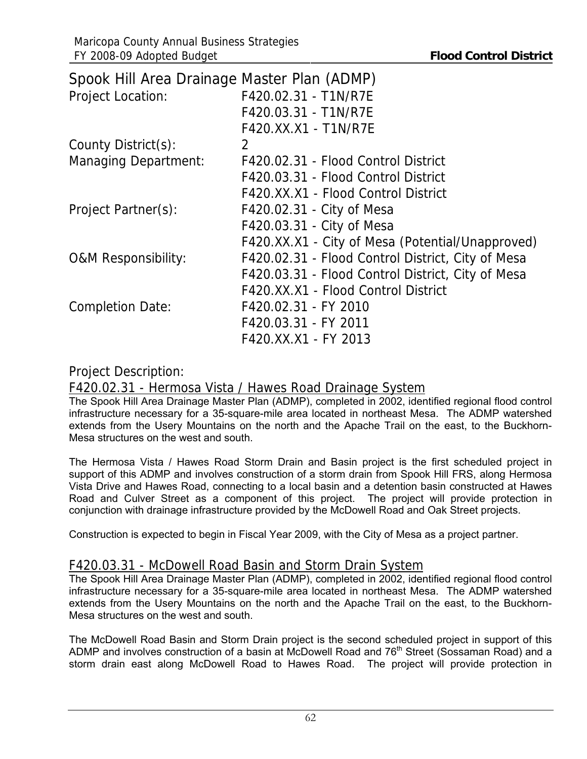## Spook Hill Area Drainage Master Plan (ADMP)

| | |
|---|---|
| Project Location: | F420.02.31 - T1N/R7E |
| | F420.03.31 - T1N/R7E |
| | F420.XX.X1 - T1N/R7E |
| County District(s): | 2 |
| Managing Department: | F420.02.31 - Flood Control District |
| | F420.03.31 - Flood Control District |
| | F420.XX.X1 - Flood Control District |
| Project Partner(s): | F420.02.31 - City of Mesa |
| | F420.03.31 - City of Mesa |
| | F420.XX.X1 - City of Mesa (Potential/Unapproved) |
| O&M Responsibility: | F420.02.31 - Flood Control District, City of Mesa |
| | F420.03.31 - Flood Control District, City of Mesa |
| | F420.XX.X1 - Flood Control District |
| Completion Date: | F420.02.31 - FY 2010 |
| | F420.03.31 - FY 2011 |
| | F420.XX.X1 - FY 2013 |

### Project Description:

#### F420.02.31 - Hermosa Vista / Hawes Road Drainage System

The Spook Hill Area Drainage Master Plan (ADMP), completed in 2002, identified regional flood control infrastructure necessary for a 35-square-mile area located in northeast Mesa. The ADMP watershed extends from the Usery Mountains on the north and the Apache Trail on the east, to the Buckhorn-Mesa structures on the west and south.

The Hermosa Vista / Hawes Road Storm Drain and Basin project is the first scheduled project in support of this ADMP and involves construction of a storm drain from Spook Hill FRS, along Hermosa Vista Drive and Hawes Road, connecting to a local basin and a detention basin constructed at Hawes Road and Culver Street as a component of this project. The project will provide protection in conjunction with drainage infrastructure provided by the McDowell Road and Oak Street projects.

Construction is expected to begin in Fiscal Year 2009, with the City of Mesa as a project partner.

#### F420.03.31 - McDowell Road Basin and Storm Drain System

The Spook Hill Area Drainage Master Plan (ADMP), completed in 2002, identified regional flood control infrastructure necessary for a 35-square-mile area located in northeast Mesa. The ADMP watershed extends from the Usery Mountains on the north and the Apache Trail on the east, to the Buckhorn-Mesa structures on the west and south.

The McDowell Road Basin and Storm Drain project is the second scheduled project in support of this ADMP and involves construction of a basin at McDowell Road and 76th Street (Sossaman Road) and a storm drain east along McDowell Road to Hawes Road. The project will provide protection in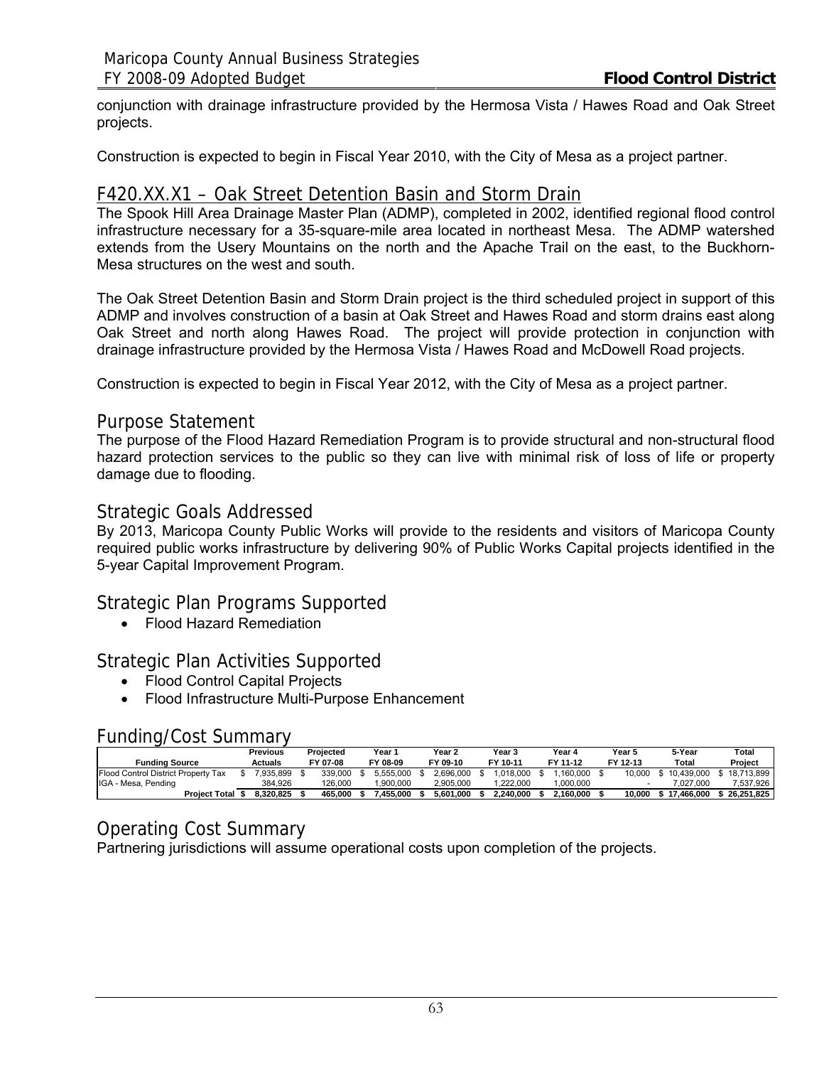conjunction with drainage infrastructure provided by the Hermosa Vista / Hawes Road and Oak Street projects.

Construction is expected to begin in Fiscal Year 2010, with the City of Mesa as a project partner.

## F420.XX.X1 – Oak Street Detention Basin and Storm Drain

The Spook Hill Area Drainage Master Plan (ADMP), completed in 2002, identified regional flood control infrastructure necessary for a 35-square-mile area located in northeast Mesa. The ADMP watershed extends from the Usery Mountains on the north and the Apache Trail on the east, to the Buckhorn-Mesa structures on the west and south.

The Oak Street Detention Basin and Storm Drain project is the third scheduled project in support of this ADMP and involves construction of a basin at Oak Street and Hawes Road and storm drains east along Oak Street and north along Hawes Road. The project will provide protection in conjunction with drainage infrastructure provided by the Hermosa Vista / Hawes Road and McDowell Road projects.

Construction is expected to begin in Fiscal Year 2012, with the City of Mesa as a project partner.

## Purpose Statement

The purpose of the Flood Hazard Remediation Program is to provide structural and non-structural flood hazard protection services to the public so they can live with minimal risk of loss of life or property damage due to flooding.

## Strategic Goals Addressed

By 2013, Maricopa County Public Works will provide to the residents and visitors of Maricopa County required public works infrastructure by delivering 90% of Public Works Capital projects identified in the 5-year Capital Improvement Program.

## Strategic Plan Programs Supported

- Flood Hazard Remediation

## Strategic Plan Activities Supported

- Flood Control Capital Projects
- Flood Infrastructure Multi-Purpose Enhancement

## Funding/Cost Summary

| Funding Source | Previous Actuals | Projected FY 07-08 | Year 1 FY 08-09 | Year 2 FY 09-10 | Year 3 FY 10-11 | Year 4 FY 11-12 | Year 5 FY 12-13 | 5-Year Total | Total Project |
|---|---|---|---|---|---|---|---|---|---|
| Flood Control District Property Tax | $ 7,935,899 | $ 339,000 | $ 5,555,000 | $ 2,696,000 | $ 1,018,000 | $ 1,160,000 | $ 10,000 | $ 10,439,000 | $ 18,713,899 |
| IGA - Mesa, Pending | 384,926 | 126,000 | 1,900,000 | 2,905,000 | 1,222,000 | 1,000,000 | - | 7,027,000 | 7,537,926 |
| **Project Total** | **$ 8,320,825** | **$ 465,000** | **$ 7,455,000** | **$ 5,601,000** | **$ 2,240,000** | **$ 2,160,000** | **$ 10,000** | **$ 17,466,000** | **$ 26,251,825** |

## Operating Cost Summary

Partnering jurisdictions will assume operational costs upon completion of the projects.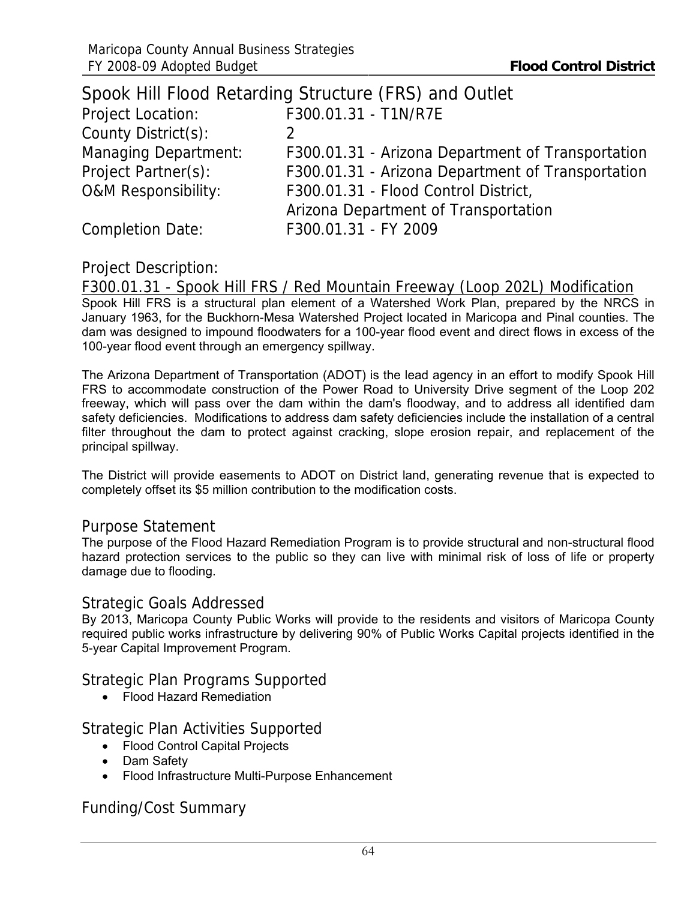# Spook Hill Flood Retarding Structure (FRS) and Outlet

| | |
|---|---|
| Project Location: | F300.01.31 - T1N/R7E |
| County District(s): | 2 |
| Managing Department: | F300.01.31 - Arizona Department of Transportation |
| Project Partner(s): | F300.01.31 - Arizona Department of Transportation |
| O&M Responsibility: | F300.01.31 - Flood Control District, Arizona Department of Transportation |
| Completion Date: | F300.01.31 - FY 2009 |

## Project Description:

F300.01.31 - Spook Hill FRS / Red Mountain Freeway (Loop 202L) Modification

Spook Hill FRS is a structural plan element of a Watershed Work Plan, prepared by the NRCS in January 1963, for the Buckhorn-Mesa Watershed Project located in Maricopa and Pinal counties. The dam was designed to impound floodwaters for a 100-year flood event and direct flows in excess of the 100-year flood event through an emergency spillway.

The Arizona Department of Transportation (ADOT) is the lead agency in an effort to modify Spook Hill FRS to accommodate construction of the Power Road to University Drive segment of the Loop 202 freeway, which will pass over the dam within the dam's floodway, and to address all identified dam safety deficiencies. Modifications to address dam safety deficiencies include the installation of a central filter throughout the dam to protect against cracking, slope erosion repair, and replacement of the principal spillway.

The District will provide easements to ADOT on District land, generating revenue that is expected to completely offset its $5 million contribution to the modification costs.

## Purpose Statement

The purpose of the Flood Hazard Remediation Program is to provide structural and non-structural flood hazard protection services to the public so they can live with minimal risk of loss of life or property damage due to flooding.

## Strategic Goals Addressed

By 2013, Maricopa County Public Works will provide to the residents and visitors of Maricopa County required public works infrastructure by delivering 90% of Public Works Capital projects identified in the 5-year Capital Improvement Program.

## Strategic Plan Programs Supported

- Flood Hazard Remediation

## Strategic Plan Activities Supported

- Flood Control Capital Projects
- Dam Safety
- Flood Infrastructure Multi-Purpose Enhancement

## Funding/Cost Summary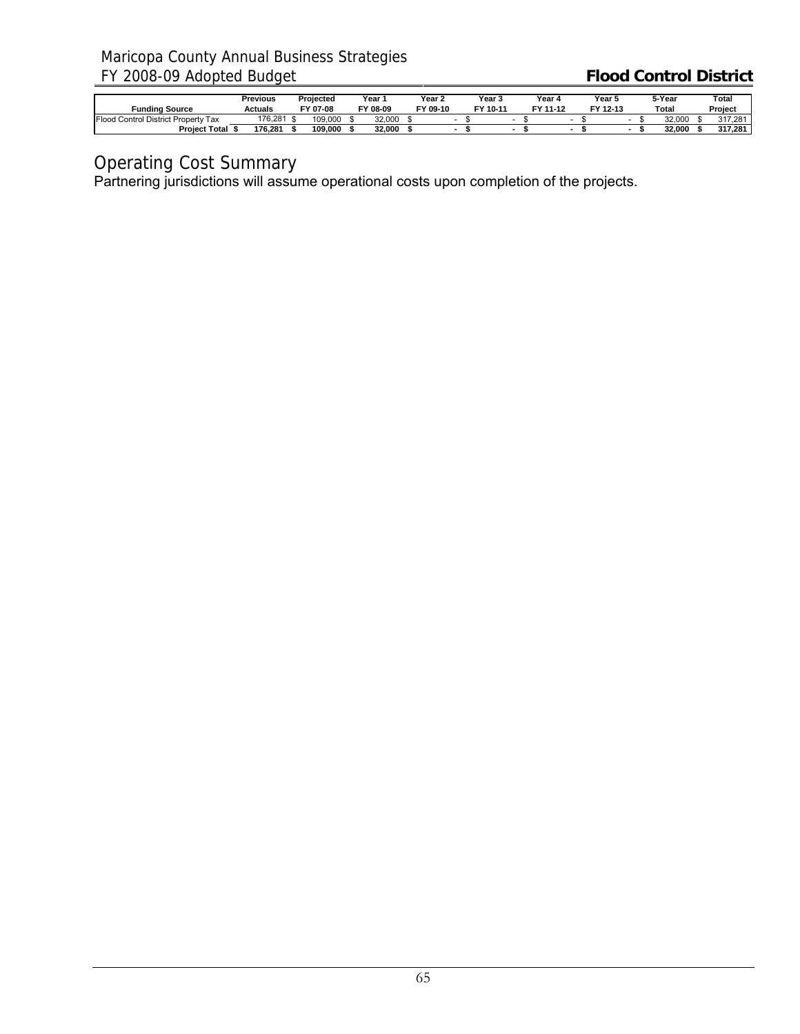| Funding Source | Previous Actuals | Projected FY 07-08 | Year 1 FY 08-09 | Year 2 FY 09-10 | Year 3 FY 10-11 | Year 4 FY 11-12 | Year 5 FY 12-13 | 5-Year Total | Total Project |
|---|---|---|---|---|---|---|---|---|---|
| Flood Control District Property Tax | 176,281 | $ 109,000 | $ 32,000 | $ - | $ - | $ - | $ - | $ 32,000 | $ 317,281 |
| **Project Total** | **$ 176,281** | **$ 109,000** | **$ 32,000** | **$ -** | **$ -** | **$ -** | **$ -** | **$ 32,000** | **$ 317,281** |

## Operating Cost Summary

Partnering jurisdictions will assume operational costs upon completion of the projects.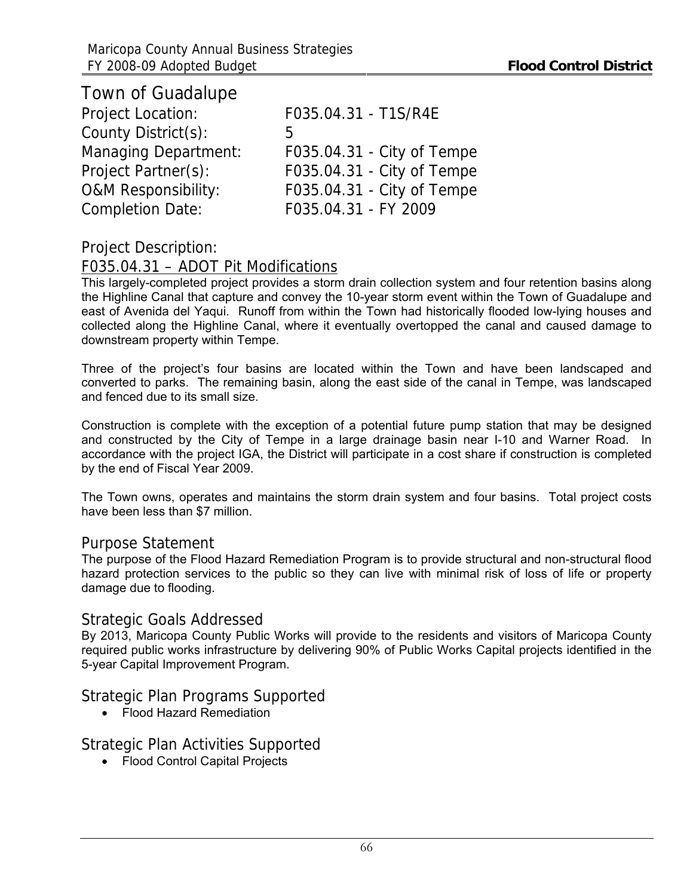# Town of Guadalupe

Project Location: F035.04.31 - T1S/R4E
County District(s): 5
Managing Department: F035.04.31 - City of Tempe
Project Partner(s): F035.04.31 - City of Tempe
O&M Responsibility: F035.04.31 - City of Tempe
Completion Date: F035.04.31 - FY 2009

## Project Description:

### F035.04.31 – ADOT Pit Modifications

This largely-completed project provides a storm drain collection system and four retention basins along the Highline Canal that capture and convey the 10-year storm event within the Town of Guadalupe and east of Avenida del Yaqui. Runoff from within the Town had historically flooded low-lying houses and collected along the Highline Canal, where it eventually overtopped the canal and caused damage to downstream property within Tempe.

Three of the project's four basins are located within the Town and have been landscaped and converted to parks. The remaining basin, along the east side of the canal in Tempe, was landscaped and fenced due to its small size.

Construction is complete with the exception of a potential future pump station that may be designed and constructed by the City of Tempe in a large drainage basin near I-10 and Warner Road. In accordance with the project IGA, the District will participate in a cost share if construction is completed by the end of Fiscal Year 2009.

The Town owns, operates and maintains the storm drain system and four basins. Total project costs have been less than $7 million.

## Purpose Statement

The purpose of the Flood Hazard Remediation Program is to provide structural and non-structural flood hazard protection services to the public so they can live with minimal risk of loss of life or property damage due to flooding.

## Strategic Goals Addressed

By 2013, Maricopa County Public Works will provide to the residents and visitors of Maricopa County required public works infrastructure by delivering 90% of Public Works Capital projects identified in the 5-year Capital Improvement Program.

## Strategic Plan Programs Supported

- Flood Hazard Remediation

## Strategic Plan Activities Supported

- Flood Control Capital Projects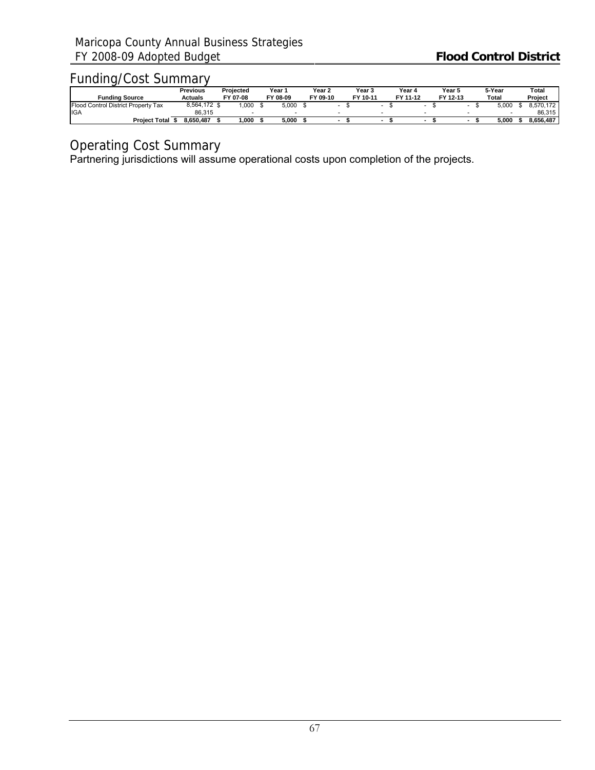## Funding/Cost Summary

| Funding Source | Previous Actuals | Projected FY 07-08 | Year 1 FY 08-09 | Year 2 FY 09-10 | Year 3 FY 10-11 | Year 4 FY 11-12 | Year 5 FY 12-13 | 5-Year Total | Total Project |
|---|---|---|---|---|---|---|---|---|---|
| Flood Control District Property Tax | 8,564,172 $ | 1,000 $ | 5,000 $ | - $ | - $ | - $ | - $ | 5,000 $ | 8,570,172 |
| IGA | 86,315 | - | - | - | - | - | - | - | 86,315 |
| **Project Total $** | **8,650,487 $** | **1,000 $** | **5,000 $** | **- $** | **- $** | **- $** | **- $** | **5,000 $** | **8,656,487** |

## Operating Cost Summary

Partnering jurisdictions will assume operational costs upon completion of the projects.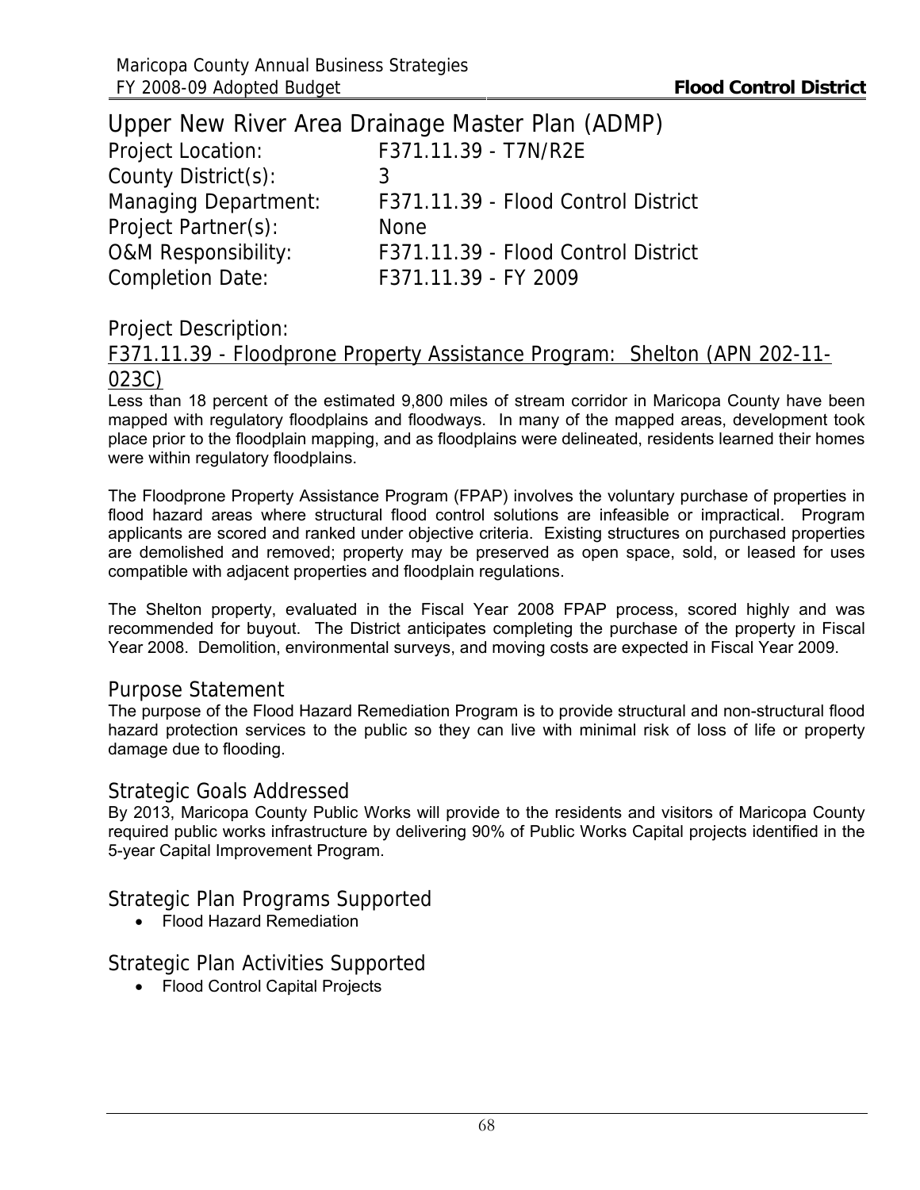# Upper New River Area Drainage Master Plan (ADMP)

Project Location: F371.11.39 - T7N/R2E
County District(s): 3
Managing Department: F371.11.39 - Flood Control District
Project Partner(s): None
O&M Responsibility: F371.11.39 - Flood Control District
Completion Date: F371.11.39 - FY 2009

## Project Description:

F371.11.39 - Floodprone Property Assistance Program: Shelton (APN 202-11-023C)

Less than 18 percent of the estimated 9,800 miles of stream corridor in Maricopa County have been mapped with regulatory floodplains and floodways. In many of the mapped areas, development took place prior to the floodplain mapping, and as floodplains were delineated, residents learned their homes were within regulatory floodplains.

The Floodprone Property Assistance Program (FPAP) involves the voluntary purchase of properties in flood hazard areas where structural flood control solutions are infeasible or impractical. Program applicants are scored and ranked under objective criteria. Existing structures on purchased properties are demolished and removed; property may be preserved as open space, sold, or leased for uses compatible with adjacent properties and floodplain regulations.

The Shelton property, evaluated in the Fiscal Year 2008 FPAP process, scored highly and was recommended for buyout. The District anticipates completing the purchase of the property in Fiscal Year 2008. Demolition, environmental surveys, and moving costs are expected in Fiscal Year 2009.

## Purpose Statement

The purpose of the Flood Hazard Remediation Program is to provide structural and non-structural flood hazard protection services to the public so they can live with minimal risk of loss of life or property damage due to flooding.

## Strategic Goals Addressed

By 2013, Maricopa County Public Works will provide to the residents and visitors of Maricopa County required public works infrastructure by delivering 90% of Public Works Capital projects identified in the 5-year Capital Improvement Program.

## Strategic Plan Programs Supported

- Flood Hazard Remediation

## Strategic Plan Activities Supported

- Flood Control Capital Projects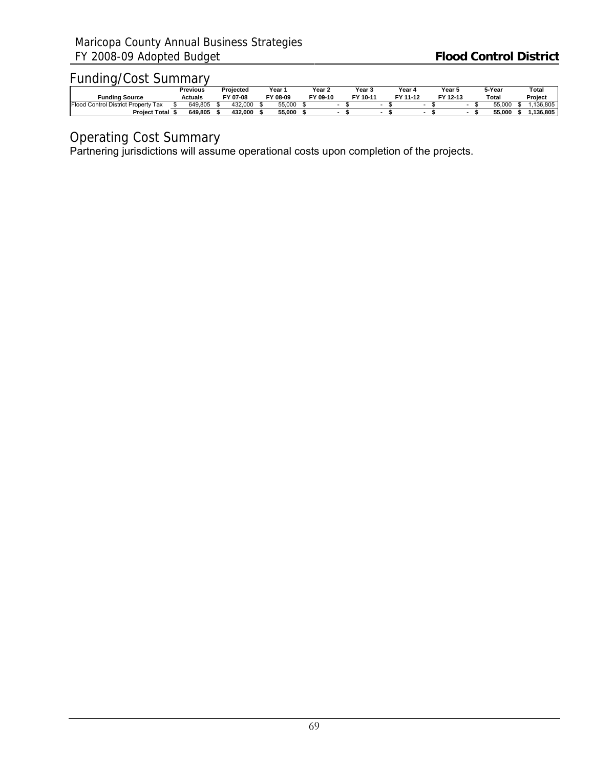## Funding/Cost Summary

| Funding Source | Previous Actuals | Projected FY 07-08 | Year 1 FY 08-09 | Year 2 FY 09-10 | Year 3 FY 10-11 | Year 4 FY 11-12 | Year 5 FY 12-13 | 5-Year Total | Total Project |
|---|---|---|---|---|---|---|---|---|---|
| Flood Control District Property Tax | $ 649,805 | $ 432,000 | $ 55,000 | $ - | $ - | $ - | $ - | $ 55,000 | $ 1,136,805 |
| **Project Total** | **$ 649,805** | **$ 432,000** | **$ 55,000** | **$ -** | **$ -** | **$ -** | **$ -** | **$ 55,000** | **$ 1,136,805** |

## Operating Cost Summary

Partnering jurisdictions will assume operational costs upon completion of the projects.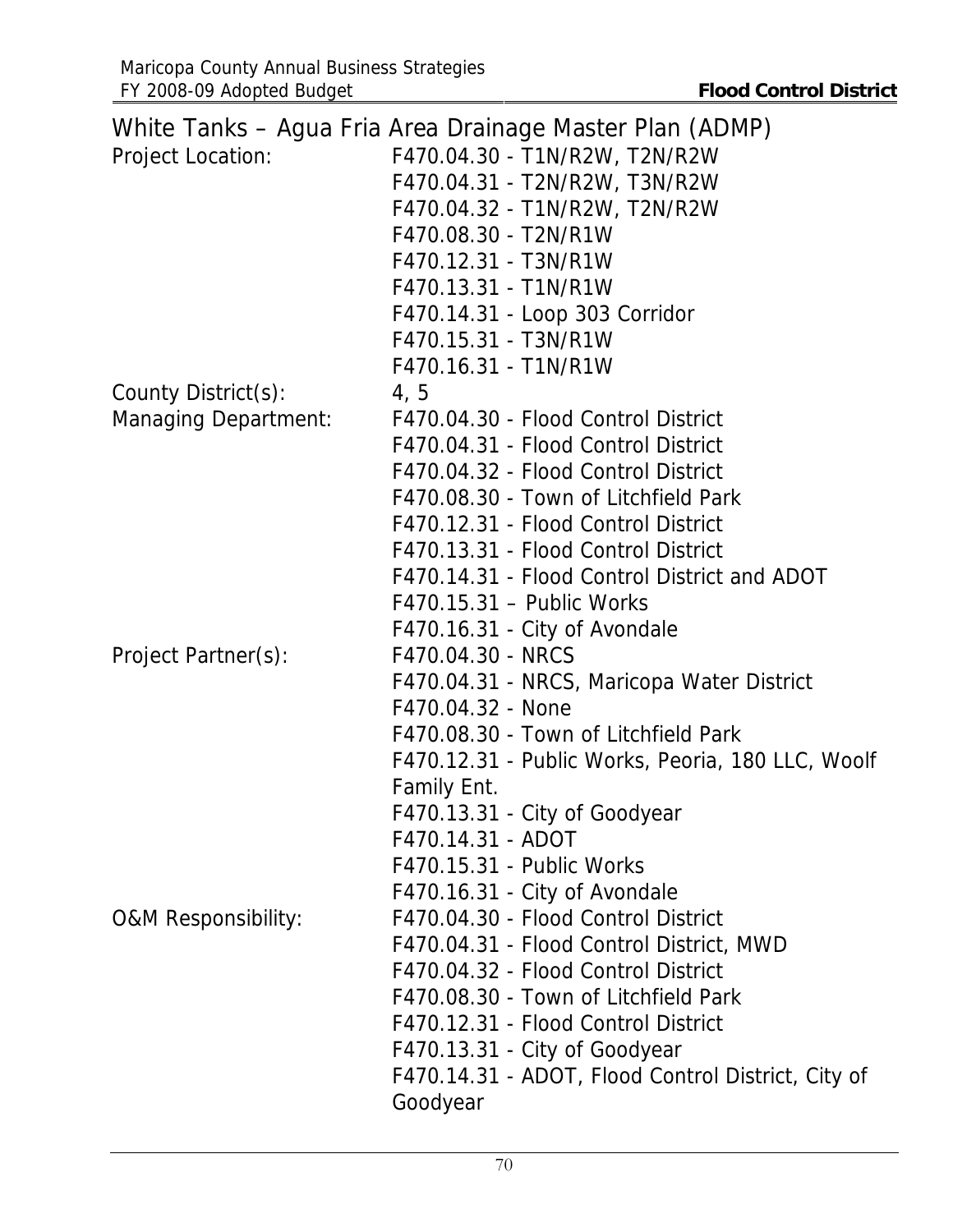## White Tanks – Agua Fria Area Drainage Master Plan (ADMP)

| | |
|---|---|
| Project Location: | F470.04.30 - T1N/R2W, T2N/R2W |
| | F470.04.31 - T2N/R2W, T3N/R2W |
| | F470.04.32 - T1N/R2W, T2N/R2W |
| | F470.08.30 - T2N/R1W |
| | F470.12.31 - T3N/R1W |
| | F470.13.31 - T1N/R1W |
| | F470.14.31 - Loop 303 Corridor |
| | F470.15.31 - T3N/R1W |
| | F470.16.31 - T1N/R1W |
| County District(s): | 4, 5 |
| Managing Department: | F470.04.30 - Flood Control District |
| | F470.04.31 - Flood Control District |
| | F470.04.32 - Flood Control District |
| | F470.08.30 - Town of Litchfield Park |
| | F470.12.31 - Flood Control District |
| | F470.13.31 - Flood Control District |
| | F470.14.31 - Flood Control District and ADOT |
| | F470.15.31 – Public Works |
| | F470.16.31 - City of Avondale |
| Project Partner(s): | F470.04.30 - NRCS |
| | F470.04.31 - NRCS, Maricopa Water District |
| | F470.04.32 - None |
| | F470.08.30 - Town of Litchfield Park |
| | F470.12.31 - Public Works, Peoria, 180 LLC, Woolf Family Ent. |
| | F470.13.31 - City of Goodyear |
| | F470.14.31 - ADOT |
| | F470.15.31 - Public Works |
| | F470.16.31 - City of Avondale |
| O&M Responsibility: | F470.04.30 - Flood Control District |
| | F470.04.31 - Flood Control District, MWD |
| | F470.04.32 - Flood Control District |
| | F470.08.30 - Town of Litchfield Park |
| | F470.12.31 - Flood Control District |
| | F470.13.31 - City of Goodyear |
| | F470.14.31 - ADOT, Flood Control District, City of Goodyear |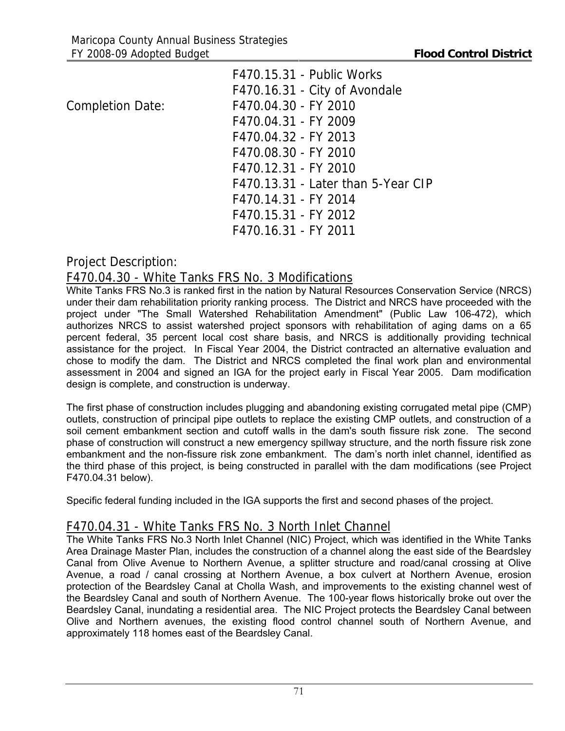F470.15.31 - Public Works
F470.16.31 - City of Avondale

Completion Date:
F470.04.30 - FY 2010
F470.04.31 - FY 2009
F470.04.32 - FY 2013
F470.08.30 - FY 2010
F470.12.31 - FY 2010
F470.13.31 - Later than 5-Year CIP
F470.14.31 - FY 2014
F470.15.31 - FY 2012
F470.16.31 - FY 2011

## Project Description:

### F470.04.30 - White Tanks FRS No. 3 Modifications

White Tanks FRS No.3 is ranked first in the nation by Natural Resources Conservation Service (NRCS) under their dam rehabilitation priority ranking process. The District and NRCS have proceeded with the project under "The Small Watershed Rehabilitation Amendment" (Public Law 106-472), which authorizes NRCS to assist watershed project sponsors with rehabilitation of aging dams on a 65 percent federal, 35 percent local cost share basis, and NRCS is additionally providing technical assistance for the project. In Fiscal Year 2004, the District contracted an alternative evaluation and chose to modify the dam. The District and NRCS completed the final work plan and environmental assessment in 2004 and signed an IGA for the project early in Fiscal Year 2005. Dam modification design is complete, and construction is underway.

The first phase of construction includes plugging and abandoning existing corrugated metal pipe (CMP) outlets, construction of principal pipe outlets to replace the existing CMP outlets, and construction of a soil cement embankment section and cutoff walls in the dam's south fissure risk zone. The second phase of construction will construct a new emergency spillway structure, and the north fissure risk zone embankment and the non-fissure risk zone embankment. The dam's north inlet channel, identified as the third phase of this project, is being constructed in parallel with the dam modifications (see Project F470.04.31 below).

Specific federal funding included in the IGA supports the first and second phases of the project.

### F470.04.31 - White Tanks FRS No. 3 North Inlet Channel

The White Tanks FRS No.3 North Inlet Channel (NIC) Project, which was identified in the White Tanks Area Drainage Master Plan, includes the construction of a channel along the east side of the Beardsley Canal from Olive Avenue to Northern Avenue, a splitter structure and road/canal crossing at Olive Avenue, a road / canal crossing at Northern Avenue, a box culvert at Northern Avenue, erosion protection of the Beardsley Canal at Cholla Wash, and improvements to the existing channel west of the Beardsley Canal and south of Northern Avenue. The 100-year flows historically broke out over the Beardsley Canal, inundating a residential area. The NIC Project protects the Beardsley Canal between Olive and Northern avenues, the existing flood control channel south of Northern Avenue, and approximately 118 homes east of the Beardsley Canal.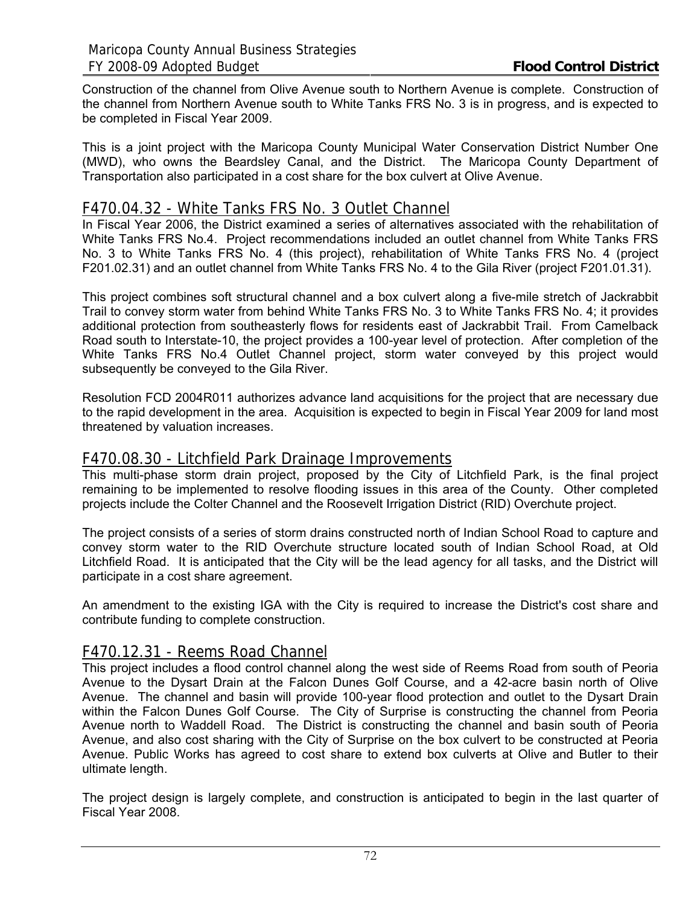Construction of the channel from Olive Avenue south to Northern Avenue is complete. Construction of the channel from Northern Avenue south to White Tanks FRS No. 3 is in progress, and is expected to be completed in Fiscal Year 2009.

This is a joint project with the Maricopa County Municipal Water Conservation District Number One (MWD), who owns the Beardsley Canal, and the District. The Maricopa County Department of Transportation also participated in a cost share for the box culvert at Olive Avenue.

## F470.04.32 - White Tanks FRS No. 3 Outlet Channel

In Fiscal Year 2006, the District examined a series of alternatives associated with the rehabilitation of White Tanks FRS No.4. Project recommendations included an outlet channel from White Tanks FRS No. 3 to White Tanks FRS No. 4 (this project), rehabilitation of White Tanks FRS No. 4 (project F201.02.31) and an outlet channel from White Tanks FRS No. 4 to the Gila River (project F201.01.31).

This project combines soft structural channel and a box culvert along a five-mile stretch of Jackrabbit Trail to convey storm water from behind White Tanks FRS No. 3 to White Tanks FRS No. 4; it provides additional protection from southeasterly flows for residents east of Jackrabbit Trail. From Camelback Road south to Interstate-10, the project provides a 100-year level of protection. After completion of the White Tanks FRS No.4 Outlet Channel project, storm water conveyed by this project would subsequently be conveyed to the Gila River.

Resolution FCD 2004R011 authorizes advance land acquisitions for the project that are necessary due to the rapid development in the area. Acquisition is expected to begin in Fiscal Year 2009 for land most threatened by valuation increases.

## F470.08.30 - Litchfield Park Drainage Improvements

This multi-phase storm drain project, proposed by the City of Litchfield Park, is the final project remaining to be implemented to resolve flooding issues in this area of the County. Other completed projects include the Colter Channel and the Roosevelt Irrigation District (RID) Overchute project.

The project consists of a series of storm drains constructed north of Indian School Road to capture and convey storm water to the RID Overchute structure located south of Indian School Road, at Old Litchfield Road. It is anticipated that the City will be the lead agency for all tasks, and the District will participate in a cost share agreement.

An amendment to the existing IGA with the City is required to increase the District's cost share and contribute funding to complete construction.

## F470.12.31 - Reems Road Channel

This project includes a flood control channel along the west side of Reems Road from south of Peoria Avenue to the Dysart Drain at the Falcon Dunes Golf Course, and a 42-acre basin north of Olive Avenue. The channel and basin will provide 100-year flood protection and outlet to the Dysart Drain within the Falcon Dunes Golf Course. The City of Surprise is constructing the channel from Peoria Avenue north to Waddell Road. The District is constructing the channel and basin south of Peoria Avenue, and also cost sharing with the City of Surprise on the box culvert to be constructed at Peoria Avenue. Public Works has agreed to cost share to extend box culverts at Olive and Butler to their ultimate length.

The project design is largely complete, and construction is anticipated to begin in the last quarter of Fiscal Year 2008.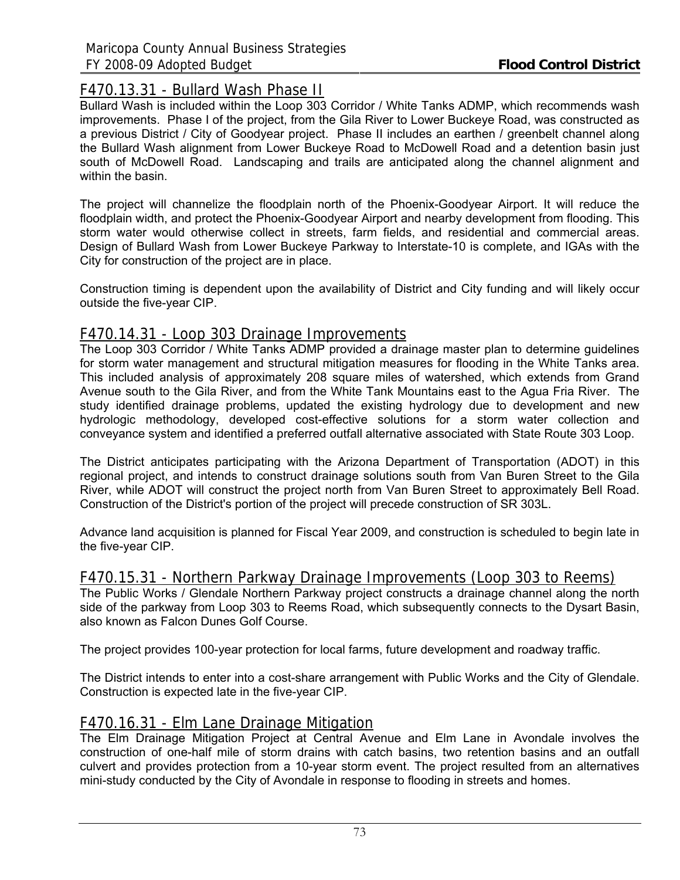## F470.13.31 - Bullard Wash Phase II

Bullard Wash is included within the Loop 303 Corridor / White Tanks ADMP, which recommends wash improvements. Phase I of the project, from the Gila River to Lower Buckeye Road, was constructed as a previous District / City of Goodyear project. Phase II includes an earthen / greenbelt channel along the Bullard Wash alignment from Lower Buckeye Road to McDowell Road and a detention basin just south of McDowell Road. Landscaping and trails are anticipated along the channel alignment and within the basin.

The project will channelize the floodplain north of the Phoenix-Goodyear Airport. It will reduce the floodplain width, and protect the Phoenix-Goodyear Airport and nearby development from flooding. This storm water would otherwise collect in streets, farm fields, and residential and commercial areas. Design of Bullard Wash from Lower Buckeye Parkway to Interstate-10 is complete, and IGAs with the City for construction of the project are in place.

Construction timing is dependent upon the availability of District and City funding and will likely occur outside the five-year CIP.

## F470.14.31 - Loop 303 Drainage Improvements

The Loop 303 Corridor / White Tanks ADMP provided a drainage master plan to determine guidelines for storm water management and structural mitigation measures for flooding in the White Tanks area. This included analysis of approximately 208 square miles of watershed, which extends from Grand Avenue south to the Gila River, and from the White Tank Mountains east to the Agua Fria River. The study identified drainage problems, updated the existing hydrology due to development and new hydrologic methodology, developed cost-effective solutions for a storm water collection and conveyance system and identified a preferred outfall alternative associated with State Route 303 Loop.

The District anticipates participating with the Arizona Department of Transportation (ADOT) in this regional project, and intends to construct drainage solutions south from Van Buren Street to the Gila River, while ADOT will construct the project north from Van Buren Street to approximately Bell Road. Construction of the District's portion of the project will precede construction of SR 303L.

Advance land acquisition is planned for Fiscal Year 2009, and construction is scheduled to begin late in the five-year CIP.

## F470.15.31 - Northern Parkway Drainage Improvements (Loop 303 to Reems)

The Public Works / Glendale Northern Parkway project constructs a drainage channel along the north side of the parkway from Loop 303 to Reems Road, which subsequently connects to the Dysart Basin, also known as Falcon Dunes Golf Course.

The project provides 100-year protection for local farms, future development and roadway traffic.

The District intends to enter into a cost-share arrangement with Public Works and the City of Glendale. Construction is expected late in the five-year CIP.

## F470.16.31 - Elm Lane Drainage Mitigation

The Elm Drainage Mitigation Project at Central Avenue and Elm Lane in Avondale involves the construction of one-half mile of storm drains with catch basins, two retention basins and an outfall culvert and provides protection from a 10-year storm event. The project resulted from an alternatives mini-study conducted by the City of Avondale in response to flooding in streets and homes.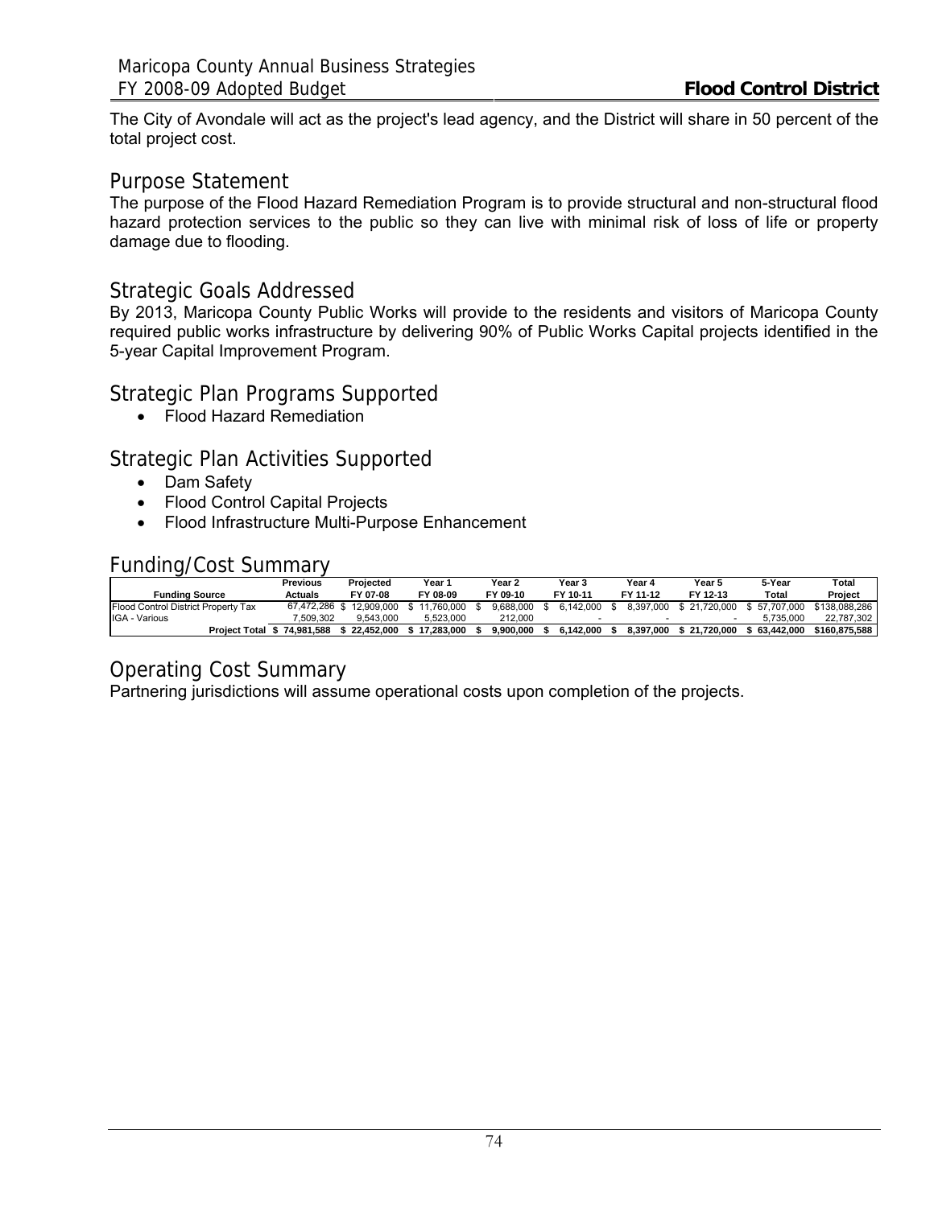The City of Avondale will act as the project's lead agency, and the District will share in 50 percent of the total project cost.

## Purpose Statement

The purpose of the Flood Hazard Remediation Program is to provide structural and non-structural flood hazard protection services to the public so they can live with minimal risk of loss of life or property damage due to flooding.

## Strategic Goals Addressed

By 2013, Maricopa County Public Works will provide to the residents and visitors of Maricopa County required public works infrastructure by delivering 90% of Public Works Capital projects identified in the 5-year Capital Improvement Program.

## Strategic Plan Programs Supported

- Flood Hazard Remediation

## Strategic Plan Activities Supported

- Dam Safety
- Flood Control Capital Projects
- Flood Infrastructure Multi-Purpose Enhancement

## Funding/Cost Summary

| Funding Source | Previous Actuals | Projected FY 07-08 | Year 1 FY 08-09 | Year 2 FY 09-10 | Year 3 FY 10-11 | Year 4 FY 11-12 | Year 5 FY 12-13 | 5-Year Total | Total Project |
|---|---|---|---|---|---|---|---|---|---|
| Flood Control District Property Tax | 67,472,286 | $ 12,909,000 | $ 11,760,000 | $ 9,688,000 | $ 6,142,000 | $ 8,397,000 | $ 21,720,000 | $ 57,707,000 | $138,088,286 |
| IGA - Various | 7,509,302 | 9,543,000 | 5,523,000 | 212,000 | - | - | - | 5,735,000 | 22,787,302 |
| **Project Total** | **$ 74,981,588** | **$ 22,452,000** | **$ 17,283,000** | **$ 9,900,000** | **$ 6,142,000** | **$ 8,397,000** | **$ 21,720,000** | **$ 63,442,000** | **$160,875,588** |

## Operating Cost Summary

Partnering jurisdictions will assume operational costs upon completion of the projects.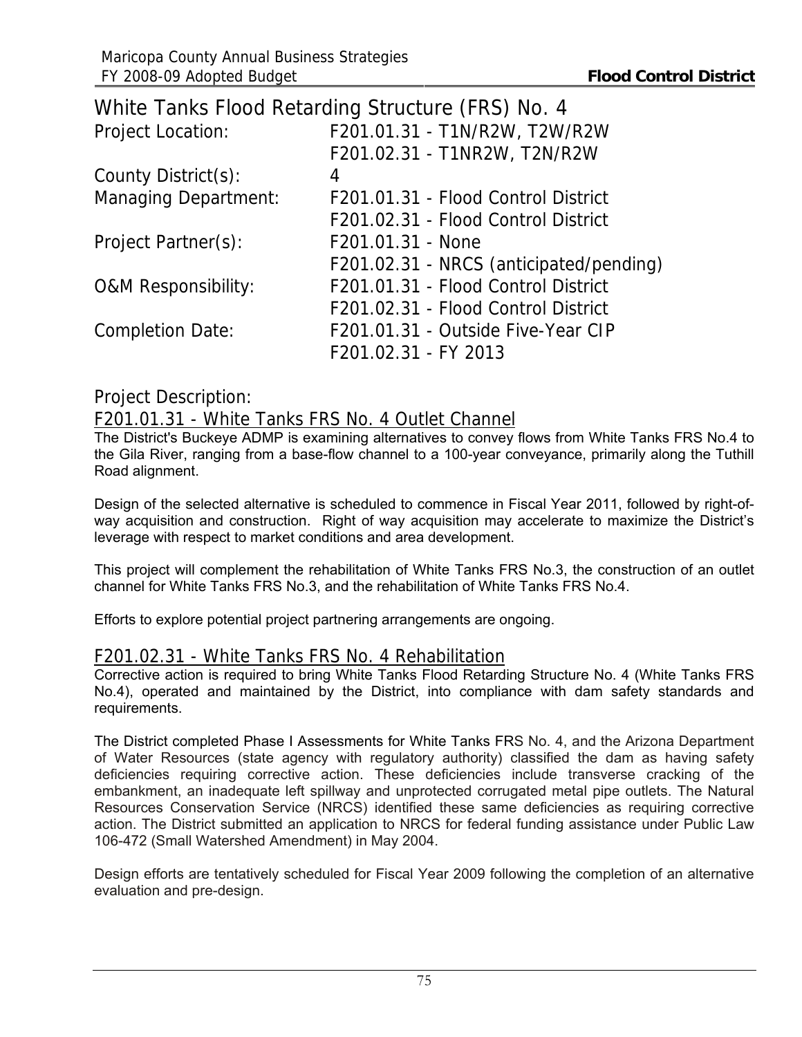# White Tanks Flood Retarding Structure (FRS) No. 4

| | |
|---|---|
| Project Location: | F201.01.31 - T1N/R2W, T2W/R2W |
| | F201.02.31 - T1NR2W, T2N/R2W |
| County District(s): | 4 |
| Managing Department: | F201.01.31 - Flood Control District |
| | F201.02.31 - Flood Control District |
| Project Partner(s): | F201.01.31 - None |
| | F201.02.31 - NRCS (anticipated/pending) |
| O&M Responsibility: | F201.01.31 - Flood Control District |
| | F201.02.31 - Flood Control District |
| Completion Date: | F201.01.31 - Outside Five-Year CIP |
| | F201.02.31 - FY 2013 |

## Project Description:

### F201.01.31 - White Tanks FRS No. 4 Outlet Channel

The District's Buckeye ADMP is examining alternatives to convey flows from White Tanks FRS No.4 to the Gila River, ranging from a base-flow channel to a 100-year conveyance, primarily along the Tuthill Road alignment.

Design of the selected alternative is scheduled to commence in Fiscal Year 2011, followed by right-of-way acquisition and construction. Right of way acquisition may accelerate to maximize the District's leverage with respect to market conditions and area development.

This project will complement the rehabilitation of White Tanks FRS No.3, the construction of an outlet channel for White Tanks FRS No.3, and the rehabilitation of White Tanks FRS No.4.

Efforts to explore potential project partnering arrangements are ongoing.

### F201.02.31 - White Tanks FRS No. 4 Rehabilitation

Corrective action is required to bring White Tanks Flood Retarding Structure No. 4 (White Tanks FRS No.4), operated and maintained by the District, into compliance with dam safety standards and requirements.

The District completed Phase I Assessments for White Tanks FRS No. 4, and the Arizona Department of Water Resources (state agency with regulatory authority) classified the dam as having safety deficiencies requiring corrective action. These deficiencies include transverse cracking of the embankment, an inadequate left spillway and unprotected corrugated metal pipe outlets. The Natural Resources Conservation Service (NRCS) identified these same deficiencies as requiring corrective action. The District submitted an application to NRCS for federal funding assistance under Public Law 106-472 (Small Watershed Amendment) in May 2004.

Design efforts are tentatively scheduled for Fiscal Year 2009 following the completion of an alternative evaluation and pre-design.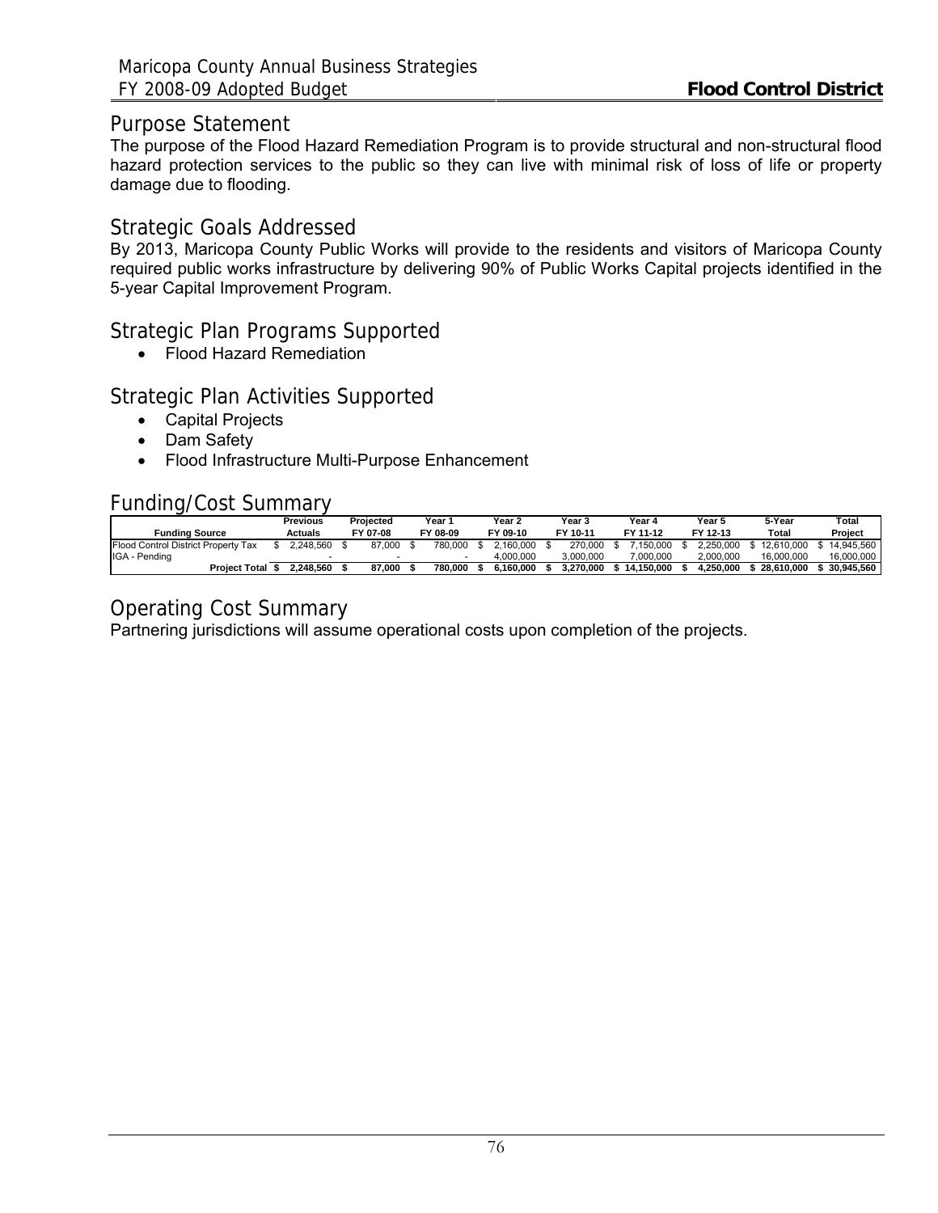## Purpose Statement

The purpose of the Flood Hazard Remediation Program is to provide structural and non-structural flood hazard protection services to the public so they can live with minimal risk of loss of life or property damage due to flooding.

## Strategic Goals Addressed

By 2013, Maricopa County Public Works will provide to the residents and visitors of Maricopa County required public works infrastructure by delivering 90% of Public Works Capital projects identified in the 5-year Capital Improvement Program.

## Strategic Plan Programs Supported

- Flood Hazard Remediation

## Strategic Plan Activities Supported

- Capital Projects
- Dam Safety
- Flood Infrastructure Multi-Purpose Enhancement

## Funding/Cost Summary

| Funding Source | Previous Actuals | Projected FY 07-08 | Year 1 FY 08-09 | Year 2 FY 09-10 | Year 3 FY 10-11 | Year 4 FY 11-12 | Year 5 FY 12-13 | 5-Year Total | Total Project |
|---|---|---|---|---|---|---|---|---|---|
| Flood Control District Property Tax | $ 2,248,560 | $ 87,000 | $ 780,000 | $ 2,160,000 | $ 270,000 | $ 7,150,000 | $ 2,250,000 | $ 12,610,000 | $ 14,945,560 |
| IGA - Pending | - | - | - | 4,000,000 | 3,000,000 | 7,000,000 | 2,000,000 | 16,000,000 | 16,000,000 |
| **Project Total** | **$ 2,248,560** | **$ 87,000** | **$ 780,000** | **$ 6,160,000** | **$ 3,270,000** | **$ 14,150,000** | **$ 4,250,000** | **$ 28,610,000** | **$ 30,945,560** |

## Operating Cost Summary

Partnering jurisdictions will assume operational costs upon completion of the projects.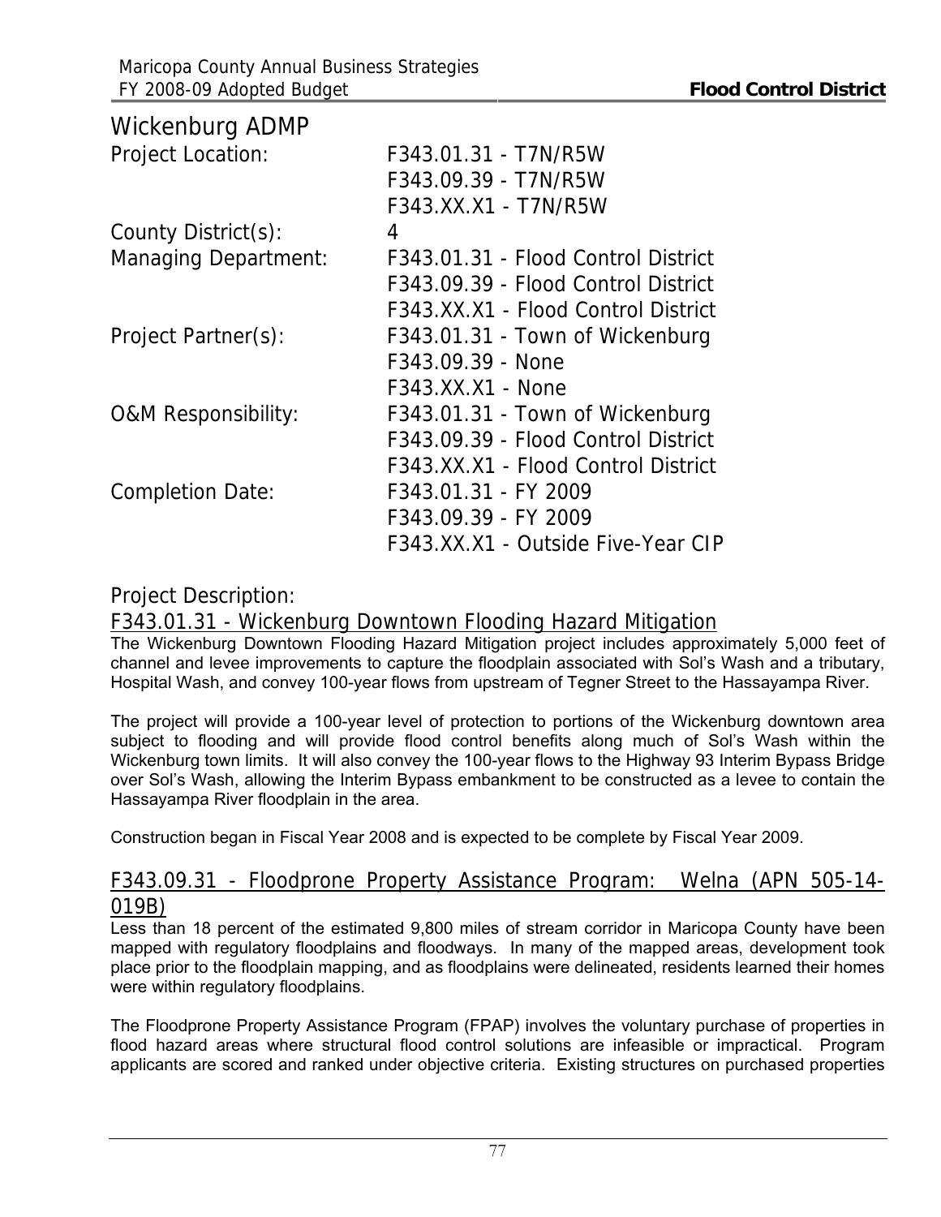## Wickenburg ADMP

| | |
|---|---|
| Project Location: | F343.01.31 - T7N/R5W |
| | F343.09.39 - T7N/R5W |
| | F343.XX.X1 - T7N/R5W |
| County District(s): | 4 |
| Managing Department: | F343.01.31 - Flood Control District |
| | F343.09.39 - Flood Control District |
| | F343.XX.X1 - Flood Control District |
| Project Partner(s): | F343.01.31 - Town of Wickenburg |
| | F343.09.39 - None |
| | F343.XX.X1 - None |
| O&M Responsibility: | F343.01.31 - Town of Wickenburg |
| | F343.09.39 - Flood Control District |
| | F343.XX.X1 - Flood Control District |
| Completion Date: | F343.01.31 - FY 2009 |
| | F343.09.39 - FY 2009 |
| | F343.XX.X1 - Outside Five-Year CIP |

### Project Description:

#### F343.01.31 - Wickenburg Downtown Flooding Hazard Mitigation

The Wickenburg Downtown Flooding Hazard Mitigation project includes approximately 5,000 feet of channel and levee improvements to capture the floodplain associated with Sol's Wash and a tributary, Hospital Wash, and convey 100-year flows from upstream of Tegner Street to the Hassayampa River.

The project will provide a 100-year level of protection to portions of the Wickenburg downtown area subject to flooding and will provide flood control benefits along much of Sol's Wash within the Wickenburg town limits. It will also convey the 100-year flows to the Highway 93 Interim Bypass Bridge over Sol's Wash, allowing the Interim Bypass embankment to be constructed as a levee to contain the Hassayampa River floodplain in the area.

Construction began in Fiscal Year 2008 and is expected to be complete by Fiscal Year 2009.

#### F343.09.31 - Floodprone Property Assistance Program: Welna (APN 505-14-019B)

Less than 18 percent of the estimated 9,800 miles of stream corridor in Maricopa County have been mapped with regulatory floodplains and floodways. In many of the mapped areas, development took place prior to the floodplain mapping, and as floodplains were delineated, residents learned their homes were within regulatory floodplains.

The Floodprone Property Assistance Program (FPAP) involves the voluntary purchase of properties in flood hazard areas where structural flood control solutions are infeasible or impractical. Program applicants are scored and ranked under objective criteria. Existing structures on purchased properties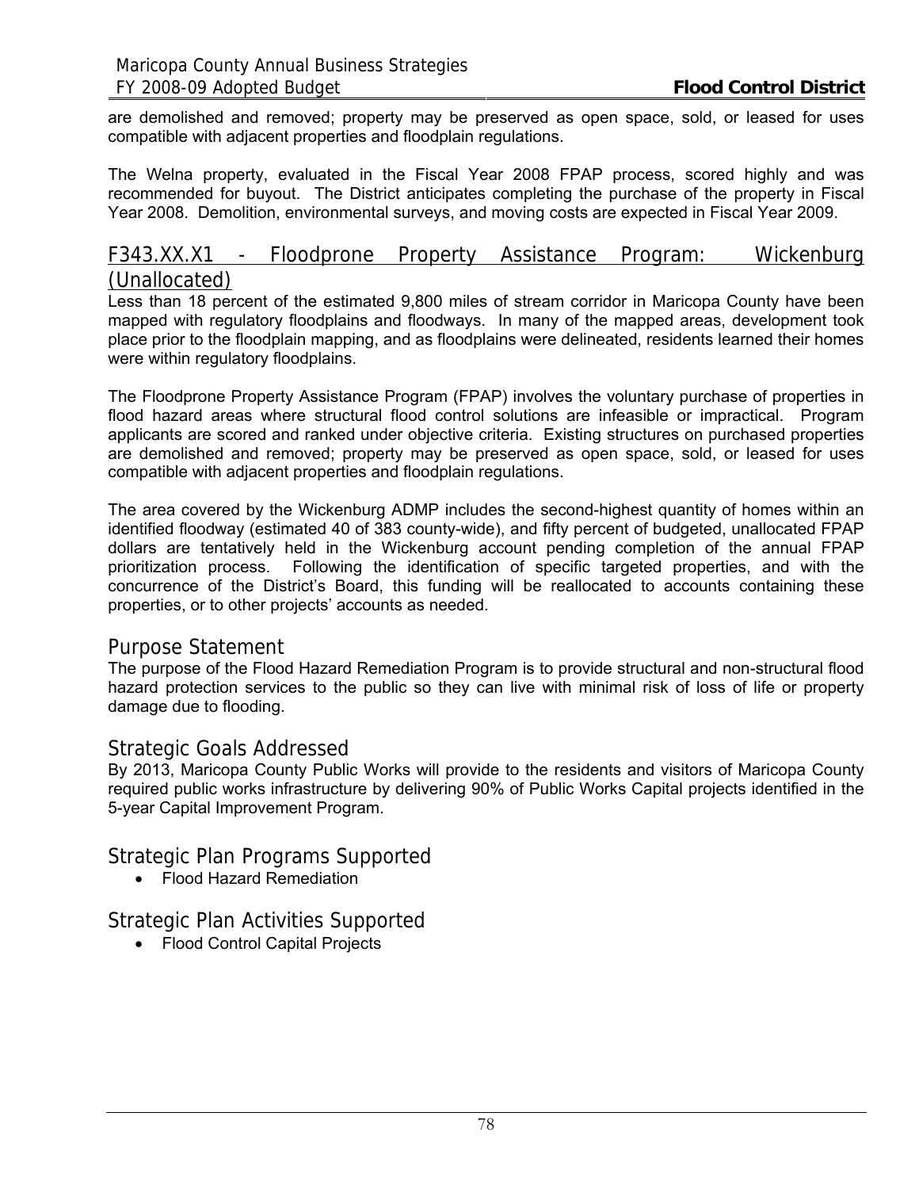are demolished and removed; property may be preserved as open space, sold, or leased for uses compatible with adjacent properties and floodplain regulations.

The Welna property, evaluated in the Fiscal Year 2008 FPAP process, scored highly and was recommended for buyout. The District anticipates completing the purchase of the property in Fiscal Year 2008. Demolition, environmental surveys, and moving costs are expected in Fiscal Year 2009.

## F343.XX.X1 - Floodprone Property Assistance Program: Wickenburg (Unallocated)

Less than 18 percent of the estimated 9,800 miles of stream corridor in Maricopa County have been mapped with regulatory floodplains and floodways. In many of the mapped areas, development took place prior to the floodplain mapping, and as floodplains were delineated, residents learned their homes were within regulatory floodplains.

The Floodprone Property Assistance Program (FPAP) involves the voluntary purchase of properties in flood hazard areas where structural flood control solutions are infeasible or impractical. Program applicants are scored and ranked under objective criteria. Existing structures on purchased properties are demolished and removed; property may be preserved as open space, sold, or leased for uses compatible with adjacent properties and floodplain regulations.

The area covered by the Wickenburg ADMP includes the second-highest quantity of homes within an identified floodway (estimated 40 of 383 county-wide), and fifty percent of budgeted, unallocated FPAP dollars are tentatively held in the Wickenburg account pending completion of the annual FPAP prioritization process. Following the identification of specific targeted properties, and with the concurrence of the District's Board, this funding will be reallocated to accounts containing these properties, or to other projects' accounts as needed.

## Purpose Statement

The purpose of the Flood Hazard Remediation Program is to provide structural and non-structural flood hazard protection services to the public so they can live with minimal risk of loss of life or property damage due to flooding.

## Strategic Goals Addressed

By 2013, Maricopa County Public Works will provide to the residents and visitors of Maricopa County required public works infrastructure by delivering 90% of Public Works Capital projects identified in the 5-year Capital Improvement Program.

## Strategic Plan Programs Supported

- Flood Hazard Remediation

## Strategic Plan Activities Supported

- Flood Control Capital Projects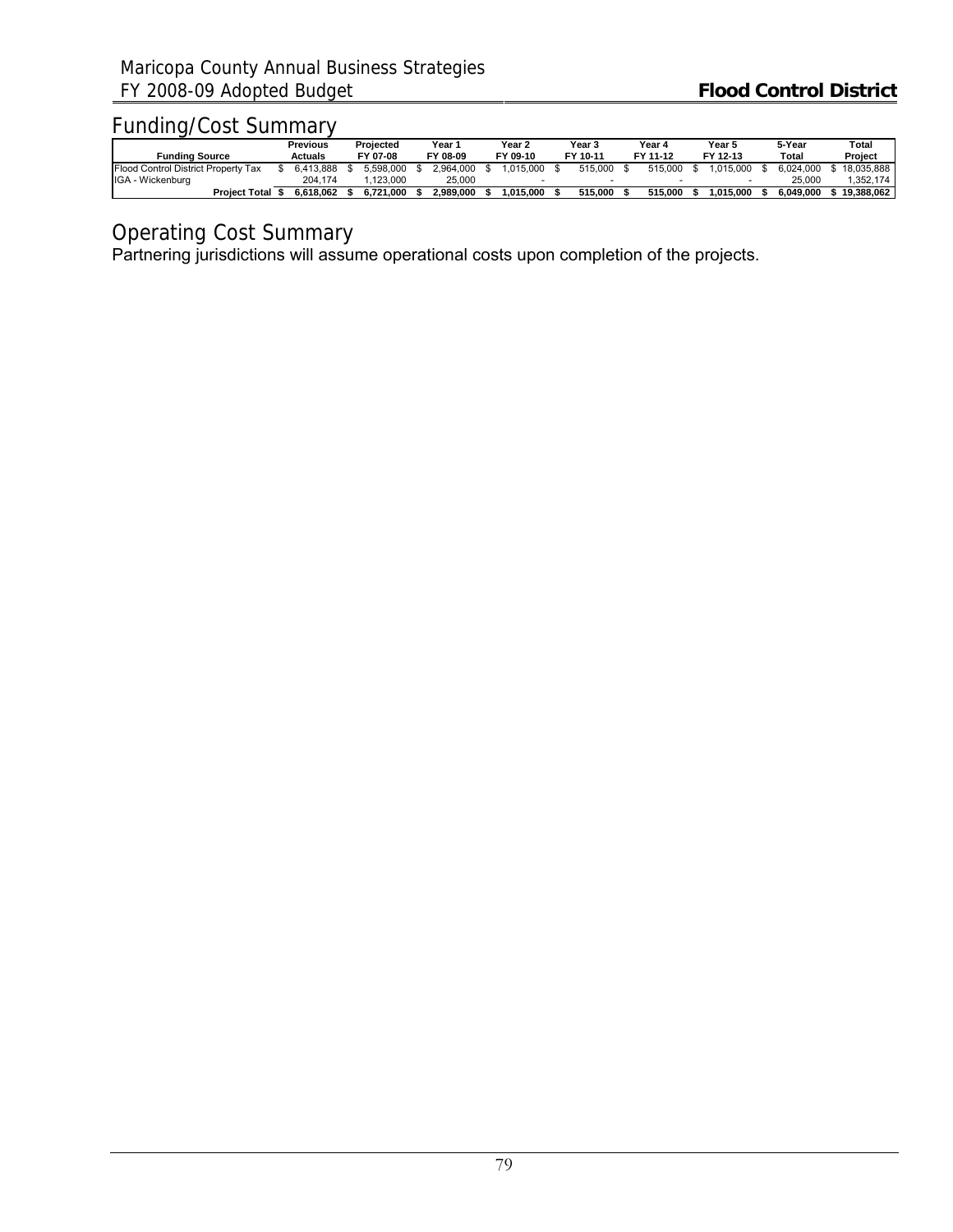## Funding/Cost Summary

| Funding Source | Previous Actuals | Projected FY 07-08 | Year 1 FY 08-09 | Year 2 FY 09-10 | Year 3 FY 10-11 | Year 4 FY 11-12 | Year 5 FY 12-13 | 5-Year Total | Total Project |
|---|---|---|---|---|---|---|---|---|---|
| Flood Control District Property Tax | $ 6,413,888 | $ 5,598,000 | $ 2,964,000 | $ 1,015,000 | $ 515,000 | $ 515,000 | $ 1,015,000 | $ 6,024,000 | $ 18,035,888 |
| IGA - Wickenburg | 204,174 | 1,123,000 | 25,000 | - | - | - | - | 25,000 | 1,352,174 |
| **Project Total** | **$ 6,618,062** | **$ 6,721,000** | **$ 2,989,000** | **$ 1,015,000** | **$ 515,000** | **$ 515,000** | **$ 1,015,000** | **$ 6,049,000** | **$ 19,388,062** |

## Operating Cost Summary

Partnering jurisdictions will assume operational costs upon completion of the projects.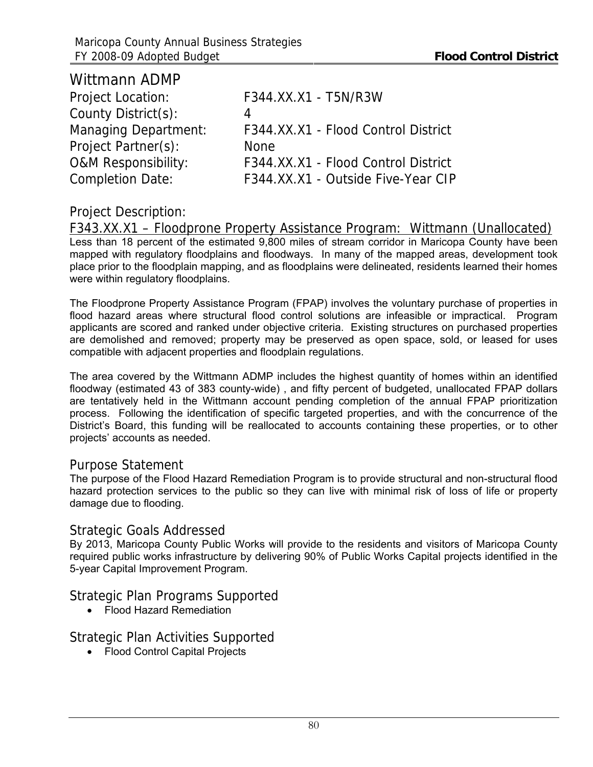# Wittmann ADMP

Project Location: F344.XX.X1 - T5N/R3W
County District(s): 4
Managing Department: F344.XX.X1 - Flood Control District
Project Partner(s): None
O&M Responsibility: F344.XX.X1 - Flood Control District
Completion Date: F344.XX.X1 - Outside Five-Year CIP

## Project Description:

F343.XX.X1 – Floodprone Property Assistance Program: Wittmann (Unallocated)

Less than 18 percent of the estimated 9,800 miles of stream corridor in Maricopa County have been mapped with regulatory floodplains and floodways. In many of the mapped areas, development took place prior to the floodplain mapping, and as floodplains were delineated, residents learned their homes were within regulatory floodplains.

The Floodprone Property Assistance Program (FPAP) involves the voluntary purchase of properties in flood hazard areas where structural flood control solutions are infeasible or impractical. Program applicants are scored and ranked under objective criteria. Existing structures on purchased properties are demolished and removed; property may be preserved as open space, sold, or leased for uses compatible with adjacent properties and floodplain regulations.

The area covered by the Wittmann ADMP includes the highest quantity of homes within an identified floodway (estimated 43 of 383 county-wide) , and fifty percent of budgeted, unallocated FPAP dollars are tentatively held in the Wittmann account pending completion of the annual FPAP prioritization process. Following the identification of specific targeted properties, and with the concurrence of the District's Board, this funding will be reallocated to accounts containing these properties, or to other projects' accounts as needed.

## Purpose Statement

The purpose of the Flood Hazard Remediation Program is to provide structural and non-structural flood hazard protection services to the public so they can live with minimal risk of loss of life or property damage due to flooding.

## Strategic Goals Addressed

By 2013, Maricopa County Public Works will provide to the residents and visitors of Maricopa County required public works infrastructure by delivering 90% of Public Works Capital projects identified in the 5-year Capital Improvement Program.

## Strategic Plan Programs Supported

- Flood Hazard Remediation

## Strategic Plan Activities Supported

- Flood Control Capital Projects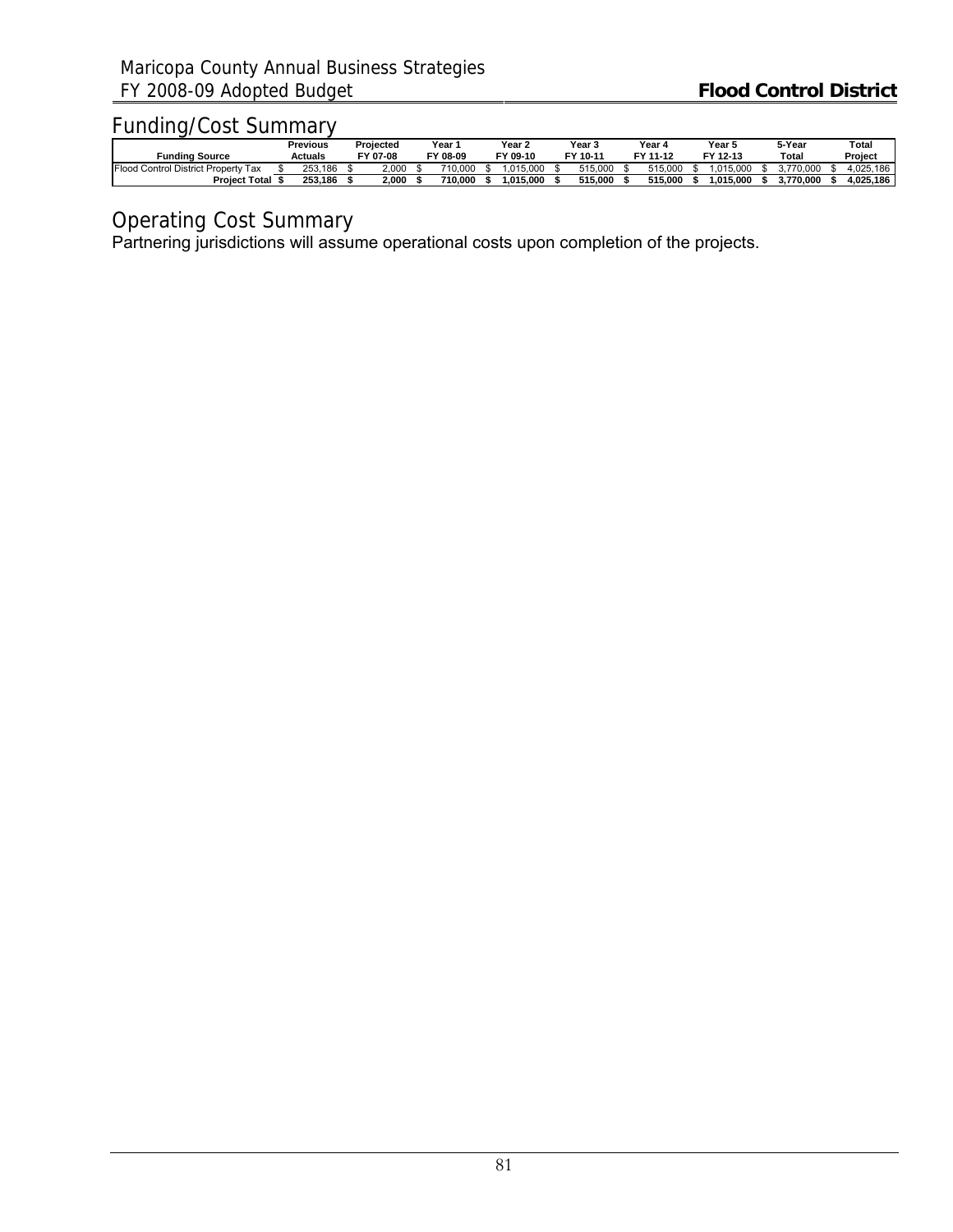## Funding/Cost Summary

| Funding Source | Previous Actuals | Projected FY 07-08 | Year 1 FY 08-09 | Year 2 FY 09-10 | Year 3 FY 10-11 | Year 4 FY 11-12 | Year 5 FY 12-13 | 5-Year Total | Total Project |
|---|---|---|---|---|---|---|---|---|---|
| Flood Control District Property Tax | $ 253,186 | $ 2,000 | $ 710,000 | $ 1,015,000 | $ 515,000 | $ 515,000 | $ 1,015,000 | $ 3,770,000 | $ 4,025,186 |
| **Project Total** | **$ 253,186** | **$ 2,000** | **$ 710,000** | **$ 1,015,000** | **$ 515,000** | **$ 515,000** | **$ 1,015,000** | **$ 3,770,000** | **$ 4,025,186** |

## Operating Cost Summary

Partnering jurisdictions will assume operational costs upon completion of the projects.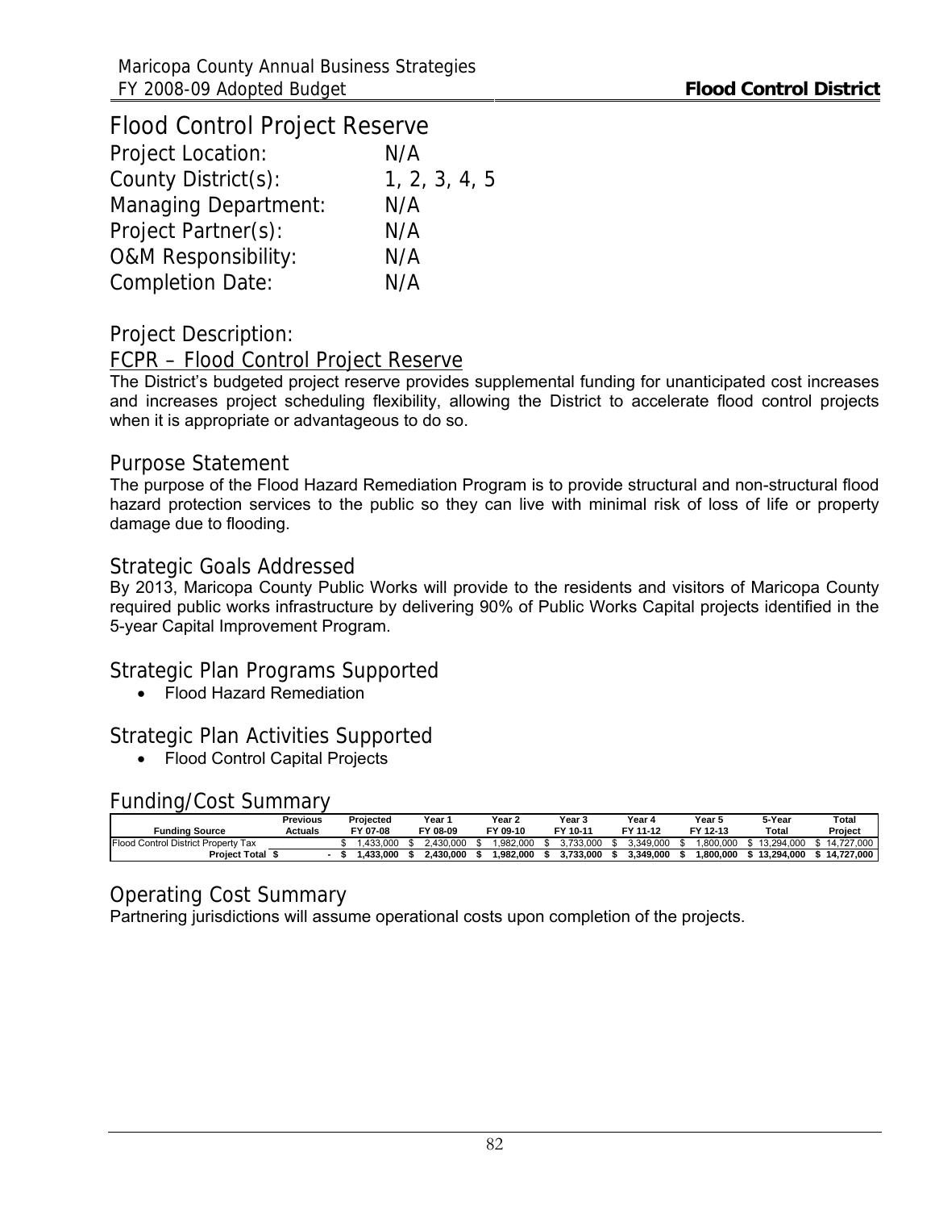# Flood Control Project Reserve

Project Location: N/A
County District(s): 1, 2, 3, 4, 5
Managing Department: N/A
Project Partner(s): N/A
O&M Responsibility: N/A
Completion Date: N/A

## Project Description:

### FCPR – Flood Control Project Reserve

The District's budgeted project reserve provides supplemental funding for unanticipated cost increases and increases project scheduling flexibility, allowing the District to accelerate flood control projects when it is appropriate or advantageous to do so.

## Purpose Statement

The purpose of the Flood Hazard Remediation Program is to provide structural and non-structural flood hazard protection services to the public so they can live with minimal risk of loss of life or property damage due to flooding.

## Strategic Goals Addressed

By 2013, Maricopa County Public Works will provide to the residents and visitors of Maricopa County required public works infrastructure by delivering 90% of Public Works Capital projects identified in the 5-year Capital Improvement Program.

## Strategic Plan Programs Supported

- Flood Hazard Remediation

## Strategic Plan Activities Supported

- Flood Control Capital Projects

## Funding/Cost Summary

| Funding Source | Previous Actuals | Projected FY 07-08 | Year 1 FY 08-09 | Year 2 FY 09-10 | Year 3 FY 10-11 | Year 4 FY 11-12 | Year 5 FY 12-13 | 5-Year Total | Total Project |
|---|---|---|---|---|---|---|---|---|---|
| Flood Control District Property Tax | | $ 1,433,000 | $ 2,430,000 | $ 1,982,000 | $ 3,733,000 | $ 3,349,000 | $ 1,800,000 | $ 13,294,000 | $ 14,727,000 |
| **Project Total** | **$ -** | **$ 1,433,000** | **$ 2,430,000** | **$ 1,982,000** | **$ 3,733,000** | **$ 3,349,000** | **$ 1,800,000** | **$ 13,294,000** | **$ 14,727,000** |

## Operating Cost Summary

Partnering jurisdictions will assume operational costs upon completion of the projects.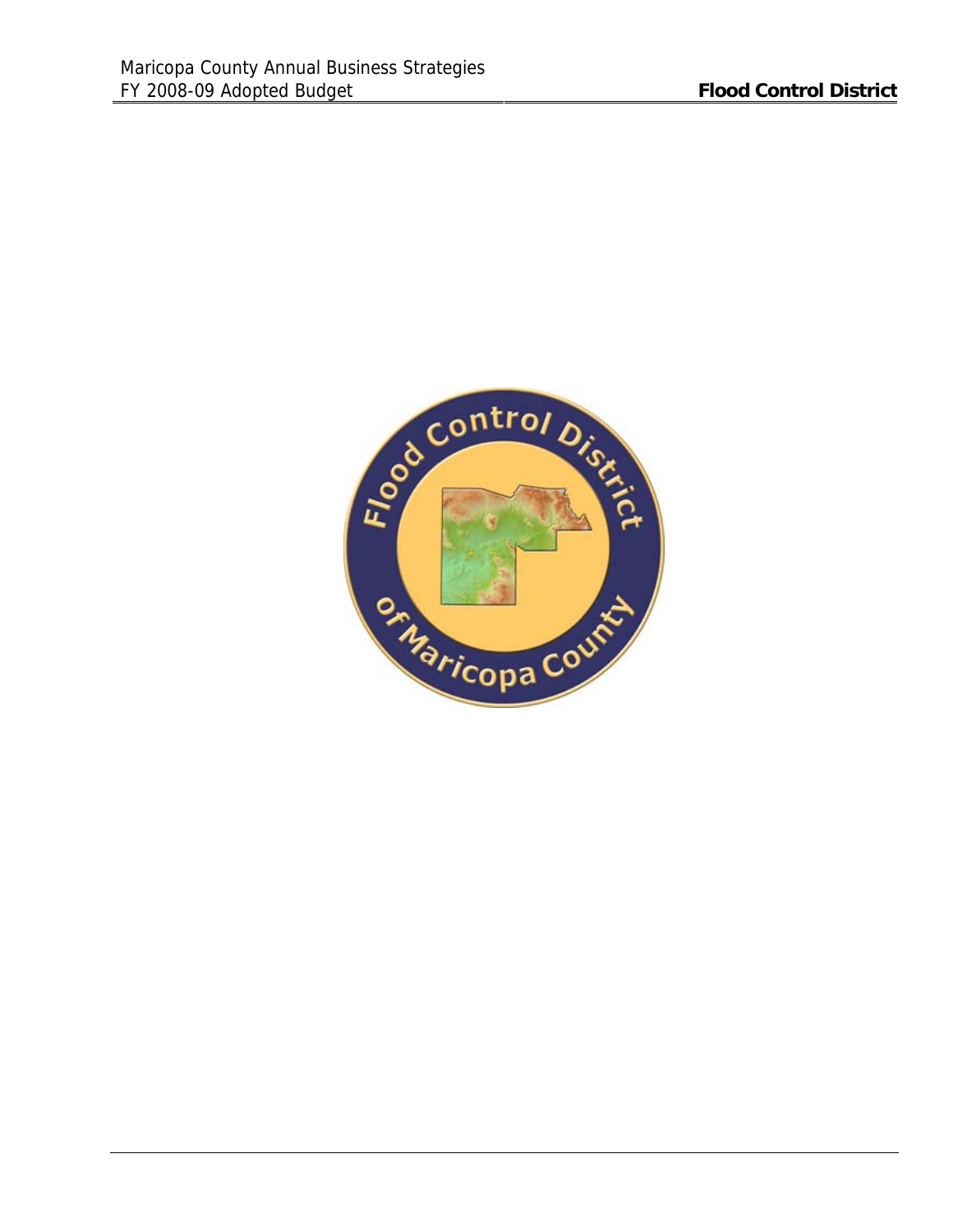Flood Control District of Maricopa County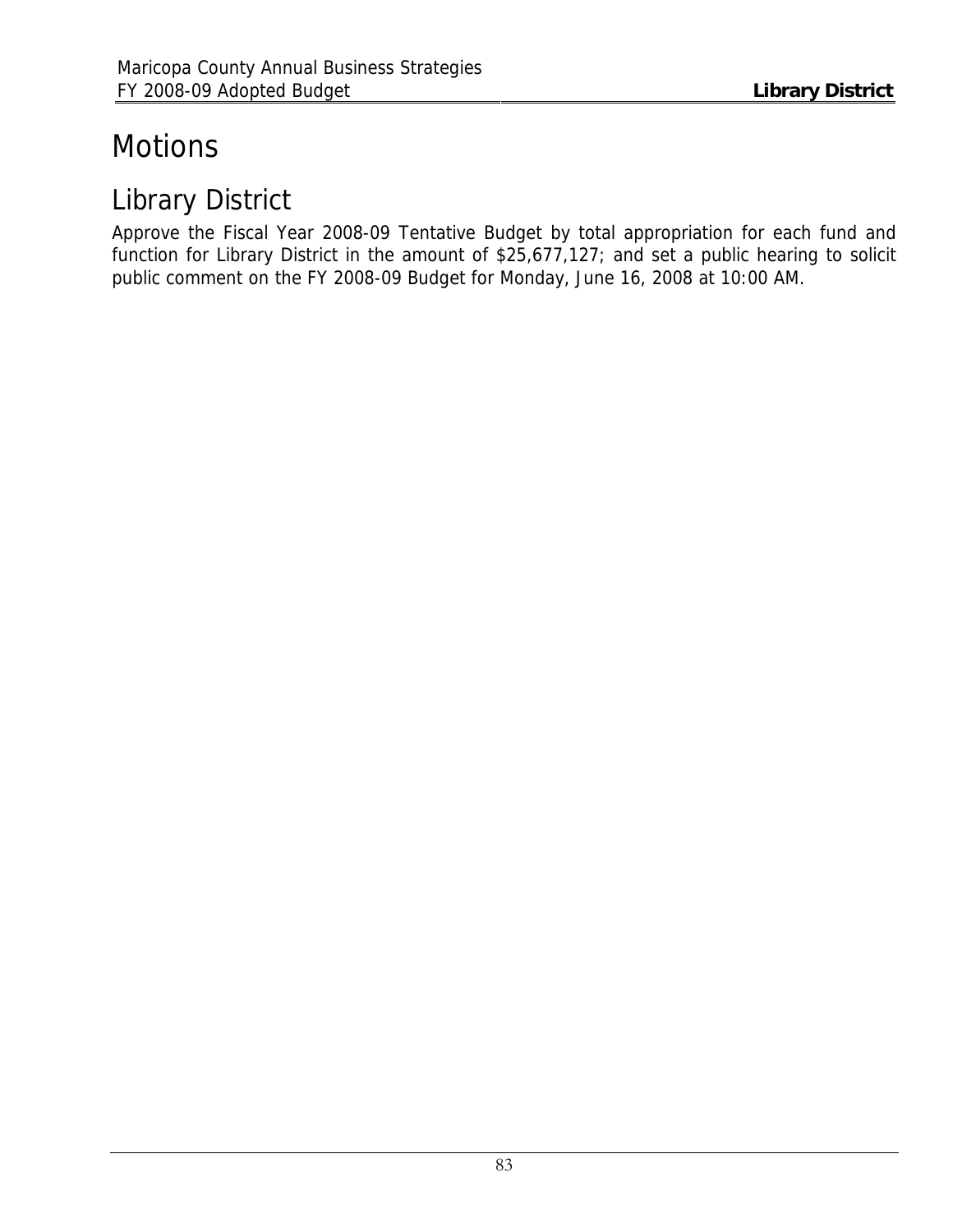# Motions

## Library District

Approve the Fiscal Year 2008-09 Tentative Budget by total appropriation for each fund and function for Library District in the amount of $25,677,127; and set a public hearing to solicit public comment on the FY 2008-09 Budget for Monday, June 16, 2008 at 10:00 AM.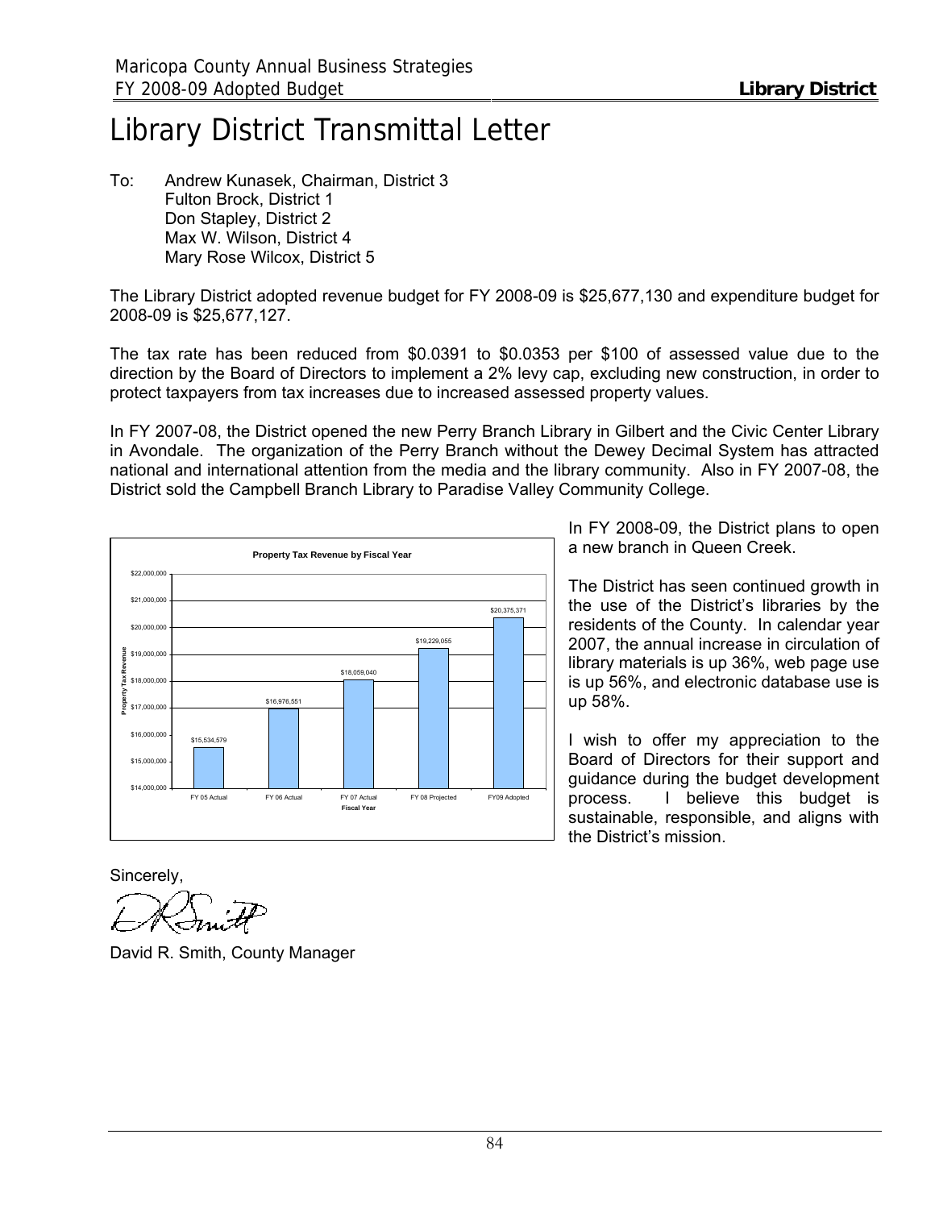# Library District Transmittal Letter

To: Andrew Kunasek, Chairman, District 3
Fulton Brock, District 1
Don Stapley, District 2
Max W. Wilson, District 4
Mary Rose Wilcox, District 5

The Library District adopted revenue budget for FY 2008-09 is $25,677,130 and expenditure budget for 2008-09 is $25,677,127.

The tax rate has been reduced from $0.0391 to $0.0353 per $100 of assessed value due to the direction by the Board of Directors to implement a 2% levy cap, excluding new construction, in order to protect taxpayers from tax increases due to increased assessed property values.

In FY 2007-08, the District opened the new Perry Branch Library in Gilbert and the Civic Center Library in Avondale. The organization of the Perry Branch without the Dewey Decimal System has attracted national and international attention from the media and the library community. Also in FY 2007-08, the District sold the Campbell Branch Library to Paradise Valley Community College.

**Property Tax Revenue by Fiscal Year**

| Fiscal Year | Property Tax Revenue |
|---|---|
| FY 05 Actual | $15,534,579 |
| FY 06 Actual | $16,976,551 |
| FY 07 Actual | $18,059,040 |
| FY 08 Projected | $19,229,055 |
| FY09 Adopted | $20,375,371 |

In FY 2008-09, the District plans to open a new branch in Queen Creek.

The District has seen continued growth in the use of the District's libraries by the residents of the County. In calendar year 2007, the annual increase in circulation of library materials is up 36%, web page use is up 56%, and electronic database use is up 58%.

I wish to offer my appreciation to the Board of Directors for their support and guidance during the budget development process. I believe this budget is sustainable, responsible, and aligns with the District's mission.

Sincerely,

David R. Smith, County Manager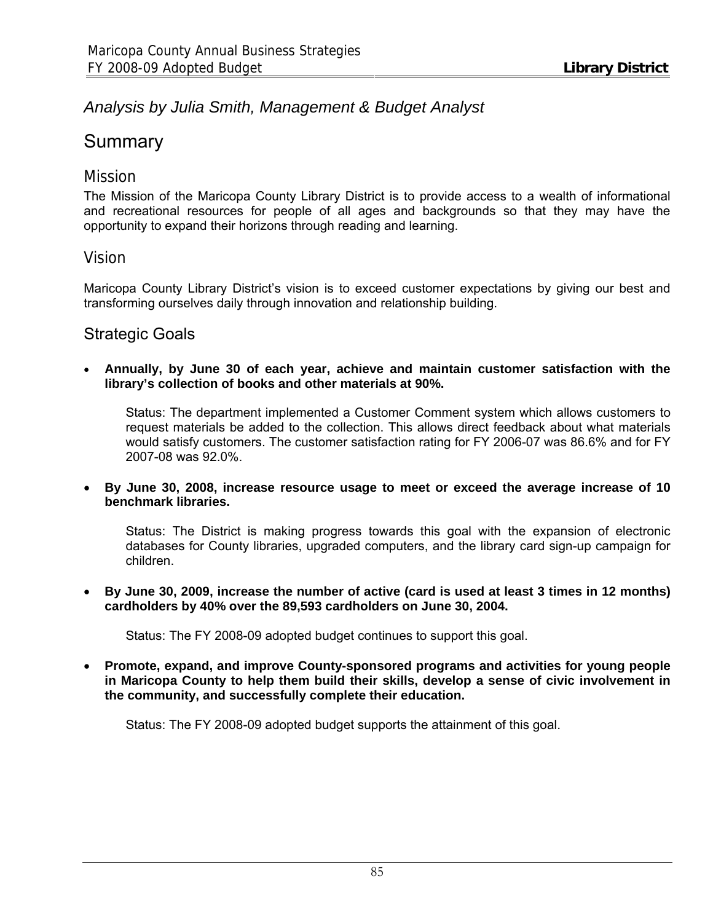*Analysis by Julia Smith, Management & Budget Analyst*

# Summary

## Mission

The Mission of the Maricopa County Library District is to provide access to a wealth of informational and recreational resources for people of all ages and backgrounds so that they may have the opportunity to expand their horizons through reading and learning.

## Vision

Maricopa County Library District's vision is to exceed customer expectations by giving our best and transforming ourselves daily through innovation and relationship building.

## Strategic Goals

- **Annually, by June 30 of each year, achieve and maintain customer satisfaction with the library's collection of books and other materials at 90%.**

  Status: The department implemented a Customer Comment system which allows customers to request materials be added to the collection. This allows direct feedback about what materials would satisfy customers. The customer satisfaction rating for FY 2006-07 was 86.6% and for FY 2007-08 was 92.0%.

- **By June 30, 2008, increase resource usage to meet or exceed the average increase of 10 benchmark libraries.**

  Status: The District is making progress towards this goal with the expansion of electronic databases for County libraries, upgraded computers, and the library card sign-up campaign for children.

- **By June 30, 2009, increase the number of active (card is used at least 3 times in 12 months) cardholders by 40% over the 89,593 cardholders on June 30, 2004.**

  Status: The FY 2008-09 adopted budget continues to support this goal.

- **Promote, expand, and improve County-sponsored programs and activities for young people in Maricopa County to help them build their skills, develop a sense of civic involvement in the community, and successfully complete their education.**

  Status: The FY 2008-09 adopted budget supports the attainment of this goal.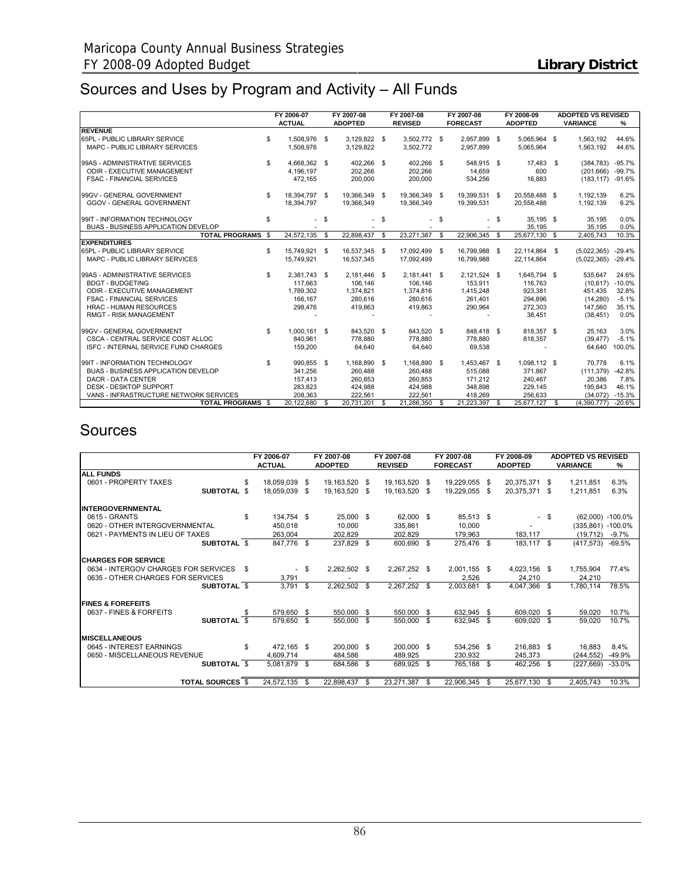# Sources and Uses by Program and Activity – All Funds

| | FY 2006-07 ACTUAL | FY 2007-08 ADOPTED | FY 2007-08 REVISED | FY 2007-08 FORECAST | FY 2008-09 ADOPTED | ADOPTED VS REVISED VARIANCE | % |
|---|---|---|---|---|---|---|---|
| **REVENUE** | | | | | | | |
| 65PL - PUBLIC LIBRARY SERVICE | $ 1,508,976 | $ 3,129,822 | $ 3,502,772 | $ 2,957,899 | $ 5,065,964 | $ 1,563,192 | 44.6% |
| MAPC - PUBLIC LIBRARY SERVICES | 1,508,976 | 3,129,822 | 3,502,772 | 2,957,899 | 5,065,964 | 1,563,192 | 44.6% |
| 99AS - ADMINISTRATIVE SERVICES | $ 4,668,362 | $ 402,266 | $ 402,266 | $ 548,915 | $ 17,483 | $ (384,783) | -95.7% |
| ODIR - EXECUTIVE MANAGEMENT | 4,196,197 | 202,266 | 202,266 | 14,659 | 600 | (201,666) | -99.7% |
| FSAC - FINANCIAL SERVICES | 472,165 | 200,000 | 200,000 | 534,256 | 16,883 | (183,117) | -91.6% |
| 99GV - GENERAL GOVERNMENT | $ 18,394,797 | $ 19,366,349 | $ 19,366,349 | $ 19,399,531 | $ 20,558,488 | $ 1,192,139 | 6.2% |
| GGOV - GENERAL GOVERNMENT | 18,394,797 | 19,366,349 | 19,366,349 | 19,399,531 | 20,558,488 | 1,192,139 | 6.2% |
| 99IT - INFORMATION TECHNOLOGY | $ - | $ - | $ - | $ - | $ 35,195 | $ 35,195 | 0.0% |
| BUAS - BUSINESS APPLICATION DEVELOP | - | - | - | - | 35,195 | 35,195 | 0.0% |
| **TOTAL PROGRAMS** | $ 24,572,135 | $ 22,898,437 | $ 23,271,387 | $ 22,906,345 | $ 25,677,130 | $ 2,405,743 | 10.3% |
| **EXPENDITURES** | | | | | | | |
| 65PL - PUBLIC LIBRARY SERVICE | $ 15,749,921 | $ 16,537,345 | $ 17,092,499 | $ 16,799,988 | $ 22,114,864 | $ (5,022,365) | -29.4% |
| MAPC - PUBLIC LIBRARY SERVICES | 15,749,921 | 16,537,345 | 17,092,499 | 16,799,988 | 22,114,864 | (5,022,365) | -29.4% |
| 99AS - ADMINISTRATIVE SERVICES | $ 2,381,743 | $ 2,181,446 | $ 2,181,441 | $ 2,121,524 | $ 1,645,794 | $ 535,647 | 24.6% |
| BDGT - BUDGETING | 117,663 | 106,146 | 106,146 | 153,911 | 116,763 | (10,617) | -10.0% |
| ODIR - EXECUTIVE MANAGEMENT | 1,789,302 | 1,374,821 | 1,374,816 | 1,415,248 | 923,381 | 451,435 | 32.8% |
| FSAC - FINANCIAL SERVICES | 166,167 | 280,616 | 280,616 | 261,401 | 294,896 | (14,280) | -5.1% |
| HRAC - HUMAN RESOURCES | 298,476 | 419,863 | 419,863 | 290,964 | 272,303 | 147,560 | 35.1% |
| RMGT - RISK MANAGEMENT | - | - | - | - | 38,451 | (38,451) | 0.0% |
| 99GV - GENERAL GOVERNMENT | $ 1,000,161 | $ 843,520 | $ 843,520 | $ 848,418 | $ 818,357 | $ 25,163 | 3.0% |
| CSCA - CENTRAL SERVICE COST ALLOC | 840,961 | 778,880 | 778,880 | 778,880 | 818,357 | (39,477) | -5.1% |
| ISFC - INTERNAL SERVICE FUND CHARGES | 159,200 | 64,640 | 64,640 | 69,538 | - | 64,640 | 100.0% |
| 99IT - INFORMATION TECHNOLOGY | $ 990,855 | $ 1,168,890 | $ 1,168,890 | $ 1,453,467 | $ 1,098,112 | $ 70,778 | 6.1% |
| BUAS - BUSINESS APPLICATION DEVELOP | 341,256 | 260,488 | 260,488 | 515,088 | 371,867 | (111,379) | -42.8% |
| DACR - DATA CENTER | 157,413 | 260,853 | 260,853 | 171,212 | 240,467 | 20,386 | 7.8% |
| DESK - DESKTOP SUPPORT | 283,823 | 424,988 | 424,988 | 348,898 | 229,145 | 195,843 | 46.1% |
| VANS - INFRASTRUCTURE NETWORK SERVICES | 208,363 | 222,561 | 222,561 | 418,269 | 256,633 | (34,072) | -15.3% |
| **TOTAL PROGRAMS** | $ 20,122,680 | $ 20,731,201 | $ 21,286,350 | $ 21,223,397 | $ 25,677,127 | $ (4,390,777) | -20.6% |

# Sources

| | FY 2006-07 ACTUAL | FY 2007-08 ADOPTED | FY 2007-08 REVISED | FY 2007-08 FORECAST | FY 2008-09 ADOPTED | ADOPTED VS REVISED VARIANCE | % |
|---|---|---|---|---|---|---|---|
| **ALL FUNDS** | | | | | | | |
| 0601 - PROPERTY TAXES | $ 18,059,039 | $ 19,163,520 | $ 19,163,520 | $ 19,229,055 | $ 20,375,371 | $ 1,211,851 | 6.3% |
| **SUBTOTAL** | $ 18,059,039 | $ 19,163,520 | $ 19,163,520 | $ 19,229,055 | $ 20,375,371 | $ 1,211,851 | 6.3% |
| **INTERGOVERNMENTAL** | | | | | | | |
| 0615 - GRANTS | $ 134,754 | $ 25,000 | $ 62,000 | $ 85,513 | $ - | $ (62,000) | -100.0% |
| 0620 - OTHER INTERGOVERNMENTAL | 450,018 | 10,000 | 335,861 | 10,000 | - | (335,861) | -100.0% |
| 0621 - PAYMENTS IN LIEU OF TAXES | 263,004 | 202,829 | 202,829 | 179,963 | 183,117 | (19,712) | -9.7% |
| **SUBTOTAL** | $ 847,776 | $ 237,829 | $ 600,690 | $ 275,476 | $ 183,117 | $ (417,573) | -69.5% |
| **CHARGES FOR SERVICE** | | | | | | | |
| 0634 - INTERGOV CHARGES FOR SERVICES | $ - | $ 2,262,502 | $ 2,267,252 | $ 2,001,155 | $ 4,023,156 | $ 1,755,904 | 77.4% |
| 0635 - OTHER CHARGES FOR SERVICES | 3,791 | - | - | 2,526 | 24,210 | 24,210 | |
| **SUBTOTAL** | $ 3,791 | $ 2,262,502 | $ 2,267,252 | $ 2,003,681 | $ 4,047,366 | $ 1,780,114 | 78.5% |
| **FINES & FOREFEITS** | | | | | | | |
| 0637 - FINES & FORFEITS | $ 579,650 | $ 550,000 | $ 550,000 | $ 632,945 | $ 609,020 | $ 59,020 | 10.7% |
| **SUBTOTAL** | $ 579,650 | $ 550,000 | $ 550,000 | $ 632,945 | $ 609,020 | $ 59,020 | 10.7% |
| **MISCELLANEOUS** | | | | | | | |
| 0645 - INTEREST EARNINGS | $ 472,165 | $ 200,000 | $ 200,000 | $ 534,256 | $ 216,883 | $ 16,883 | 8.4% |
| 0650 - MISCELLANEOUS REVENUE | 4,609,714 | 484,586 | 489,925 | 230,932 | 245,373 | (244,552) | -49.9% |
| **SUBTOTAL** | $ 5,081,879 | $ 684,586 | $ 689,925 | $ 765,188 | $ 462,256 | $ (227,669) | -33.0% |
| **TOTAL SOURCES** | $ 24,572,135 | $ 22,898,437 | $ 23,271,387 | $ 22,906,345 | $ 25,677,130 | $ 2,405,743 | 10.3% |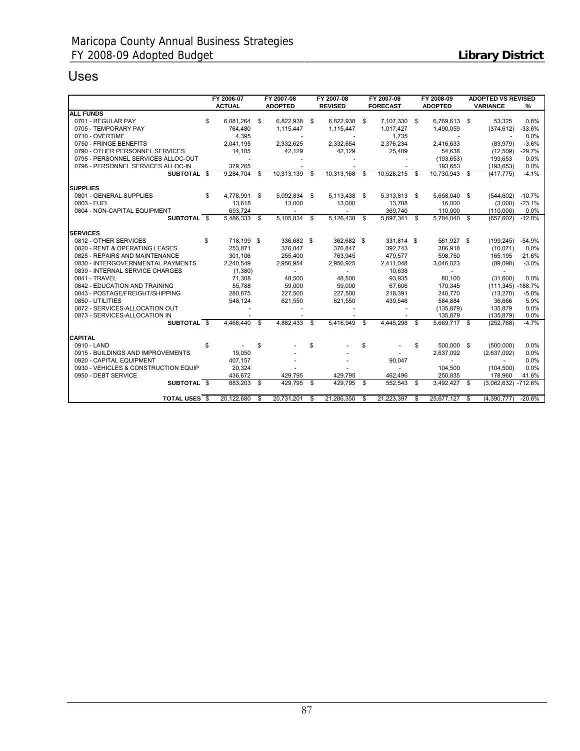# Uses

| | FY 2006-07 ACTUAL | FY 2007-08 ADOPTED | FY 2007-08 REVISED | FY 2007-08 FORECAST | FY 2008-09 ADOPTED | ADOPTED VS REVISED VARIANCE | % |
|---|---|---|---|---|---|---|---|
| **ALL FUNDS** | | | | | | | |
| 0701 - REGULAR PAY | $ 6,081,264 | $ 6,822,938 | $ 6,822,938 | $ 7,107,330 | $ 6,769,613 | $ 53,325 | 0.8% |
| 0705 - TEMPORARY PAY | 764,480 | 1,115,447 | 1,115,447 | 1,017,427 | 1,490,059 | (374,612) | -33.6% |
| 0710 - OVERTIME | 4,395 | - | - | 1,735 | - | - | 0.0% |
| 0750 - FRINGE BENEFITS | 2,041,195 | 2,332,625 | 2,332,654 | 2,376,234 | 2,416,633 | (83,979) | -3.6% |
| 0790 - OTHER PERSONNEL SERVICES | 14,105 | 42,129 | 42,129 | 25,489 | 54,638 | (12,509) | -29.7% |
| 0795 - PERSONNEL SERVICES ALLOC-OUT | - | - | - | - | (193,653) | 193,653 | 0.0% |
| 0796 - PERSONNEL SERVICES ALLOC-IN | 379,265 | - | - | - | 193,653 | (193,653) | 0.0% |
| **SUBTOTAL** | $ 9,284,704 | $ 10,313,139 | $ 10,313,168 | $ 10,528,215 | $ 10,730,943 | $ (417,775) | -4.1% |
| **SUPPLIES** | | | | | | | |
| 0801 - GENERAL SUPPLIES | $ 4,778,991 | $ 5,092,834 | $ 5,113,438 | $ 5,313,813 | $ 5,658,040 | $ (544,602) | -10.7% |
| 0803 - FUEL | 13,618 | 13,000 | 13,000 | 13,788 | 16,000 | (3,000) | -23.1% |
| 0804 - NON-CAPITAL EQUIPMENT | 693,724 | - | - | 369,740 | 110,000 | (110,000) | 0.0% |
| **SUBTOTAL** | $ 5,486,333 | $ 5,105,834 | $ 5,126,438 | $ 5,697,341 | $ 5,784,040 | $ (657,602) | -12.8% |
| **SERVICES** | | | | | | | |
| 0812 - OTHER SERVICES | $ 718,199 | $ 336,682 | $ 362,682 | $ 331,814 | $ 561,927 | $ (199,245) | -54.9% |
| 0820 - RENT & OPERATING LEASES | 253,871 | 376,847 | 376,847 | 392,743 | 386,918 | (10,071) | 0.0% |
| 0825 - REPAIRS AND MAINTENANCE | 301,106 | 255,400 | 763,945 | 479,577 | 598,750 | 165,195 | 21.6% |
| 0830 - INTERGOVERNMENTAL PAYMENTS | 2,240,549 | 2,956,954 | 2,956,925 | 2,411,048 | 3,046,023 | (89,098) | -3.0% |
| 0839 - INTERNAL SERVICE CHARGES | (1,380) | - | - | 10,638 | - | - | |
| 0841 - TRAVEL | 71,308 | 48,500 | 48,500 | 93,935 | 80,100 | (31,600) | 0.0% |
| 0842 - EDUCATION AND TRAINING | 55,788 | 59,000 | 59,000 | 67,606 | 170,345 | (111,345) | -188.7% |
| 0843 - POSTAGE/FREIGHT/SHIPPING | 280,875 | 227,500 | 227,500 | 218,391 | 240,770 | (13,270) | -5.8% |
| 0850 - UTILITIES | 548,124 | 621,550 | 621,550 | 439,546 | 584,884 | 36,666 | 5.9% |
| 0872 - SERVICES-ALLOCATION OUT | - | - | - | - | (135,879) | 135,879 | 0.0% |
| 0873 - SERVICES-ALLOCATION IN | - | - | - | - | 135,879 | (135,879) | 0.0% |
| **SUBTOTAL** | $ 4,468,440 | $ 4,882,433 | $ 5,416,949 | $ 4,445,298 | $ 5,669,717 | $ (252,768) | -4.7% |
| **CAPITAL** | | | | | | | |
| 0910 - LAND | $ - | $ - | $ - | $ - | $ 500,000 | $ (500,000) | 0.0% |
| 0915 - BUILDINGS AND IMPROVEMENTS | 19,050 | - | - | - | 2,637,092 | (2,637,092) | 0.0% |
| 0920 - CAPITAL EQUIPMENT | 407,157 | - | - | 90,047 | - | - | 0.0% |
| 0930 - VEHICLES & CONSTRUCTION EQUIP | 20,324 | - | - | - | 104,500 | (104,500) | 0.0% |
| 0950 - DEBT SERVICE | 436,672 | 429,795 | 429,795 | 462,496 | 250,835 | 178,960 | 41.6% |
| **SUBTOTAL** | $ 883,203 | $ 429,795 | $ 429,795 | $ 552,543 | $ 3,492,427 | $ (3,062,632) | -712.6% |
| **TOTAL USES** | $ 20,122,680 | $ 20,731,201 | $ 21,286,350 | $ 21,223,397 | $ 25,677,127 | $ (4,390,777) | -20.6% |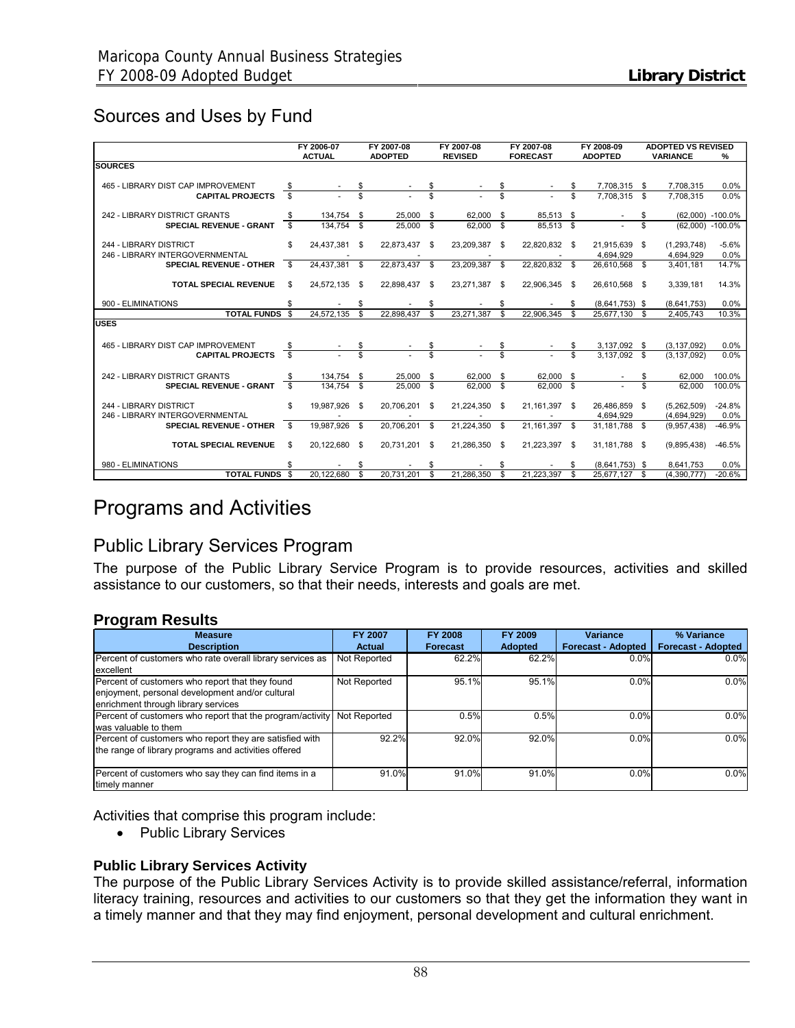## Sources and Uses by Fund

| | FY 2006-07 ACTUAL | FY 2007-08 ADOPTED | FY 2007-08 REVISED | FY 2007-08 FORECAST | FY 2008-09 ADOPTED | ADOPTED VS REVISED VARIANCE | % |
|---|---|---|---|---|---|---|---|
| **SOURCES** | | | | | | | |
| 465 - LIBRARY DIST CAP IMPROVEMENT | $ - | $ - | $ - | $ - | $ 7,708,315 | $ 7,708,315 | 0.0% |
| **CAPITAL PROJECTS** | $ - | $ - | $ - | $ - | $ 7,708,315 | $ 7,708,315 | 0.0% |
| 242 - LIBRARY DISTRICT GRANTS | $ 134,754 | $ 25,000 | $ 62,000 | $ 85,513 | $ - | $ (62,000) | -100.0% |
| **SPECIAL REVENUE - GRANT** | $ 134,754 | $ 25,000 | $ 62,000 | $ 85,513 | $ - | $ (62,000) | -100.0% |
| 244 - LIBRARY DISTRICT | $ 24,437,381 | $ 22,873,437 | $ 23,209,387 | $ 22,820,832 | $ 21,915,639 | $ (1,293,748) | -5.6% |
| 246 - LIBRARY INTERGOVERNMENTAL | - | - | - | - | 4,694,929 | 4,694,929 | 0.0% |
| **SPECIAL REVENUE - OTHER** | $ 24,437,381 | $ 22,873,437 | $ 23,209,387 | $ 22,820,832 | $ 26,610,568 | $ 3,401,181 | 14.7% |
| **TOTAL SPECIAL REVENUE** | $ 24,572,135 | $ 22,898,437 | $ 23,271,387 | $ 22,906,345 | $ 26,610,568 | $ 3,339,181 | 14.3% |
| 900 - ELIMINATIONS | $ - | $ - | $ - | $ - | $ (8,641,753) | $ (8,641,753) | 0.0% |
| **TOTAL FUNDS** | $ 24,572,135 | $ 22,898,437 | $ 23,271,387 | $ 22,906,345 | $ 25,677,130 | $ 2,405,743 | 10.3% |
| **USES** | | | | | | | |
| 465 - LIBRARY DIST CAP IMPROVEMENT | $ - | $ - | $ - | $ - | $ 3,137,092 | $ (3,137,092) | 0.0% |
| **CAPITAL PROJECTS** | $ - | $ - | $ - | $ - | $ 3,137,092 | $ (3,137,092) | 0.0% |
| 242 - LIBRARY DISTRICT GRANTS | $ 134,754 | $ 25,000 | $ 62,000 | $ 62,000 | $ - | $ 62,000 | 100.0% |
| **SPECIAL REVENUE - GRANT** | $ 134,754 | $ 25,000 | $ 62,000 | $ 62,000 | $ - | $ 62,000 | 100.0% |
| 244 - LIBRARY DISTRICT | $ 19,987,926 | $ 20,706,201 | $ 21,224,350 | $ 21,161,397 | $ 26,486,859 | $ (5,262,509) | -24.8% |
| 246 - LIBRARY INTERGOVERNMENTAL | - | - | - | - | 4,694,929 | (4,694,929) | 0.0% |
| **SPECIAL REVENUE - OTHER** | $ 19,987,926 | $ 20,706,201 | $ 21,224,350 | $ 21,161,397 | $ 31,181,788 | $ (9,957,438) | -46.9% |
| **TOTAL SPECIAL REVENUE** | $ 20,122,680 | $ 20,731,201 | $ 21,286,350 | $ 21,223,397 | $ 31,181,788 | $ (9,895,438) | -46.5% |
| 980 - ELIMINATIONS | $ - | $ - | $ - | $ - | $ (8,641,753) | $ 8,641,753 | 0.0% |
| **TOTAL FUNDS** | $ 20,122,680 | $ 20,731,201 | $ 21,286,350 | $ 21,223,397 | $ 25,677,127 | $ (4,390,777) | -20.6% |

# Programs and Activities

## Public Library Services Program

The purpose of the Public Library Service Program is to provide resources, activities and skilled assistance to our customers, so that their needs, interests and goals are met.

### Program Results

| Measure Description | FY 2007 Actual | FY 2008 Forecast | FY 2009 Adopted | Variance Forecast - Adopted | % Variance Forecast - Adopted |
|---|---|---|---|---|---|
| Percent of customers who rate overall library services as excellent | Not Reported | 62.2% | 62.2% | 0.0% | 0.0% |
| Percent of customers who report that they found enjoyment, personal development and/or cultural enrichment through library services | Not Reported | 95.1% | 95.1% | 0.0% | 0.0% |
| Percent of customers who report that the program/activity was valuable to them | Not Reported | 0.5% | 0.5% | 0.0% | 0.0% |
| Percent of customers who report they are satisfied with the range of library programs and activities offered | 92.2% | 92.0% | 92.0% | 0.0% | 0.0% |
| Percent of customers who say they can find items in a timely manner | 91.0% | 91.0% | 91.0% | 0.0% | 0.0% |

Activities that comprise this program include:

- Public Library Services

#### Public Library Services Activity

The purpose of the Public Library Services Activity is to provide skilled assistance/referral, information literacy training, resources and activities to our customers so that they get the information they want in a timely manner and that they may find enjoyment, personal development and cultural enrichment.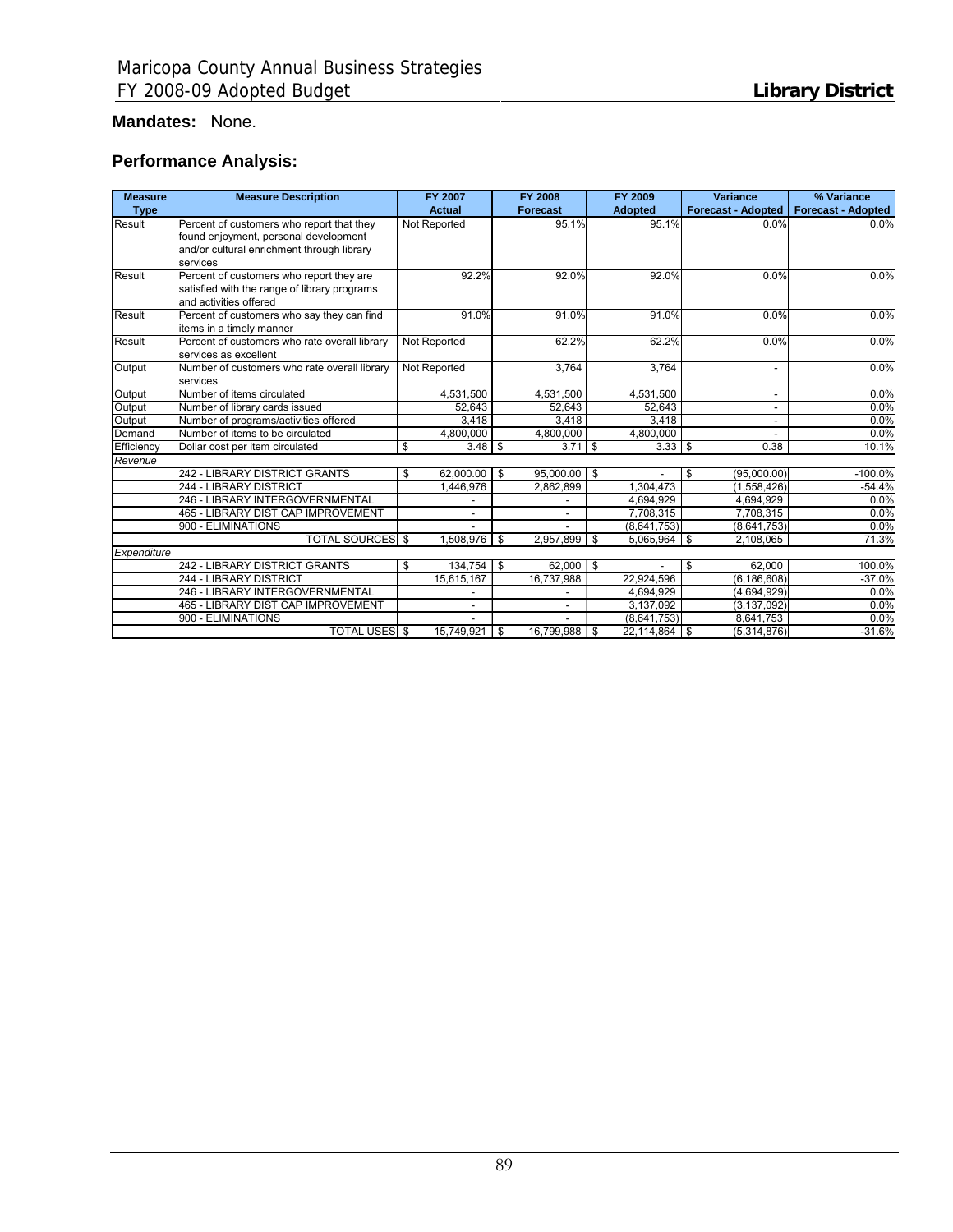**Mandates:** None.

### Performance Analysis:

| Measure Type | Measure Description | FY 2007 Actual | FY 2008 Forecast | FY 2009 Adopted | Variance Forecast - Adopted | % Variance Forecast - Adopted |
|---|---|---|---|---|---|---|
| Result | Percent of customers who report that they found enjoyment, personal development and/or cultural enrichment through library services | Not Reported | 95.1% | 95.1% | 0.0% | 0.0% |
| Result | Percent of customers who report they are satisfied with the range of library programs and activities offered | 92.2% | 92.0% | 92.0% | 0.0% | 0.0% |
| Result | Percent of customers who say they can find items in a timely manner | 91.0% | 91.0% | 91.0% | 0.0% | 0.0% |
| Result | Percent of customers who rate overall library services as excellent | Not Reported | 62.2% | 62.2% | 0.0% | 0.0% |
| Output | Number of customers who rate overall library services | Not Reported | 3,764 | 3,764 | - | 0.0% |
| Output | Number of items circulated | 4,531,500 | 4,531,500 | 4,531,500 | - | 0.0% |
| Output | Number of library cards issued | 52,643 | 52,643 | 52,643 | - | 0.0% |
| Output | Number of programs/activities offered | 3,418 | 3,418 | 3,418 | - | 0.0% |
| Demand | Number of items to be circulated | 4,800,000 | 4,800,000 | 4,800,000 | - | 0.0% |
| Efficiency | Dollar cost per item circulated | $ 3.48 | $ 3.71 | $ 3.33 | $ 0.38 | 10.1% |
| *Revenue* | | | | | | |
| | 242 - LIBRARY DISTRICT GRANTS | $ 62,000.00 | $ 95,000.00 | $ - | $ (95,000.00) | -100.0% |
| | 244 - LIBRARY DISTRICT | 1,446,976 | 2,862,899 | 1,304,473 | (1,558,426) | -54.4% |
| | 246 - LIBRARY INTERGOVERNMENTAL | - | - | 4,694,929 | 4,694,929 | 0.0% |
| | 465 - LIBRARY DIST CAP IMPROVEMENT | - | - | 7,708,315 | 7,708,315 | 0.0% |
| | 900 - ELIMINATIONS | - | - | (8,641,753) | (8,641,753) | 0.0% |
| | TOTAL SOURCES | $ 1,508,976 | $ 2,957,899 | $ 5,065,964 | $ 2,108,065 | 71.3% |
| *Expenditure* | | | | | | |
| | 242 - LIBRARY DISTRICT GRANTS | $ 134,754 | $ 62,000 | $ - | $ 62,000 | 100.0% |
| | 244 - LIBRARY DISTRICT | 15,615,167 | 16,737,988 | 22,924,596 | (6,186,608) | -37.0% |
| | 246 - LIBRARY INTERGOVERNMENTAL | - | - | 4,694,929 | (4,694,929) | 0.0% |
| | 465 - LIBRARY DIST CAP IMPROVEMENT | - | - | 3,137,092 | (3,137,092) | 0.0% |
| | 900 - ELIMINATIONS | - | - | (8,641,753) | 8,641,753 | 0.0% |
| | TOTAL USES | $ 15,749,921 | $ 16,799,988 | $ 22,114,864 | $ (5,314,876) | -31.6% |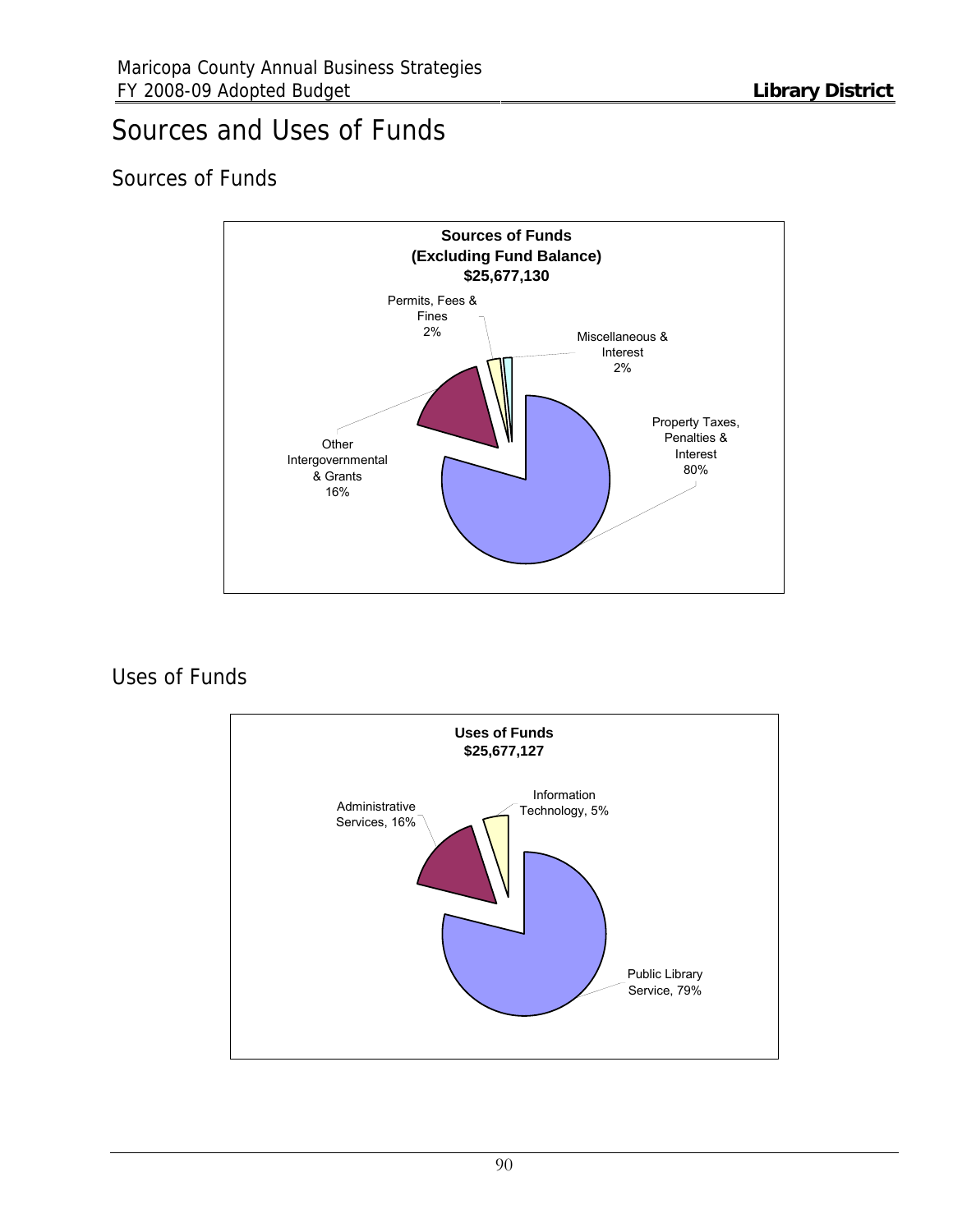# Sources and Uses of Funds

## Sources of Funds

**Sources of Funds**
**(Excluding Fund Balance)**
**$25,677,130**

- Permits, Fees & Fines 2%
- Miscellaneous & Interest 2%
- Property Taxes, Penalties & Interest 80%
- Other Intergovernmental & Grants 16%

## Uses of Funds

**Uses of Funds**
**$25,677,127**

- Administrative Services, 16%
- Information Technology, 5%
- Public Library Service, 79%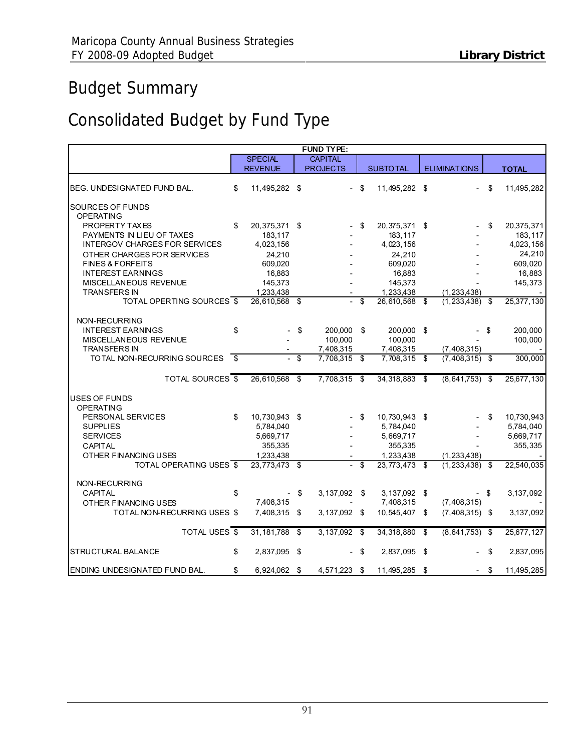# Budget Summary

# Consolidated Budget by Fund Type

| | FUND TYPE: | | | | |
|---|---|---|---|---|---|
| | SPECIAL REVENUE | CAPITAL PROJECTS | SUBTOTAL | ELIMINATIONS | TOTAL |
| BEG. UNDESIGNATED FUND BAL. | $ 11,495,282 | $ - | $ 11,495,282 | $ - | $ 11,495,282 |
| SOURCES OF FUNDS | | | | | |
| OPERATING | | | | | |
| PROPERTY TAXES | $ 20,375,371 | $ - | $ 20,375,371 | $ - | $ 20,375,371 |
| PAYMENTS IN LIEU OF TAXES | 183,117 | - | 183,117 | - | 183,117 |
| INTERGOV CHARGES FOR SERVICES | 4,023,156 | - | 4,023,156 | - | 4,023,156 |
| OTHER CHARGES FOR SERVICES | 24,210 | - | 24,210 | - | 24,210 |
| FINES & FORFEITS | 609,020 | - | 609,020 | - | 609,020 |
| INTEREST EARNINGS | 16,883 | - | 16,883 | - | 16,883 |
| MISCELLANEOUS REVENUE | 145,373 | - | 145,373 | - | 145,373 |
| TRANSFERS IN | 1,233,438 | - | 1,233,438 | (1,233,438) | - |
| TOTAL OPERTING SOURCES | $ 26,610,568 | $ - | $ 26,610,568 | $ (1,233,438) | $ 25,377,130 |
| NON-RECURRING | | | | | |
| INTEREST EARNINGS | $ - | $ 200,000 | $ 200,000 | $ - | $ 200,000 |
| MISCELLANEOUS REVENUE | - | 100,000 | 100,000 | - | 100,000 |
| TRANSFERS IN | - | 7,408,315 | 7,408,315 | (7,408,315) | - |
| TOTAL NON-RECURRING SOURCES | $ - | $ 7,708,315 | $ 7,708,315 | $ (7,408,315) | $ 300,000 |
| TOTAL SOURCES | $ 26,610,568 | $ 7,708,315 | $ 34,318,883 | $ (8,641,753) | $ 25,677,130 |
| USES OF FUNDS | | | | | |
| OPERATING | | | | | |
| PERSONAL SERVICES | $ 10,730,943 | $ - | $ 10,730,943 | $ - | $ 10,730,943 |
| SUPPLIES | 5,784,040 | - | 5,784,040 | - | 5,784,040 |
| SERVICES | 5,669,717 | - | 5,669,717 | - | 5,669,717 |
| CAPITAL | 355,335 | - | 355,335 | - | 355,335 |
| OTHER FINANCING USES | 1,233,438 | - | 1,233,438 | (1,233,438) | - |
| TOTAL OPERATING USES | $ 23,773,473 | $ - | $ 23,773,473 | $ (1,233,438) | $ 22,540,035 |
| NON-RECURRING | | | | | |
| CAPITAL | $ - | $ 3,137,092 | $ 3,137,092 | $ - | $ 3,137,092 |
| OTHER FINANCING USES | 7,408,315 | - | 7,408,315 | (7,408,315) | - |
| TOTAL NON-RECURRING USES | $ 7,408,315 | $ 3,137,092 | $ 10,545,407 | $ (7,408,315) | $ 3,137,092 |
| TOTAL USES | $ 31,181,788 | $ 3,137,092 | $ 34,318,880 | $ (8,641,753) | $ 25,677,127 |
| STRUCTURAL BALANCE | $ 2,837,095 | $ - | $ 2,837,095 | $ - | $ 2,837,095 |
| ENDING UNDESIGNATED FUND BAL. | $ 6,924,062 | $ 4,571,223 | $ 11,495,285 | $ - | $ 11,495,285 |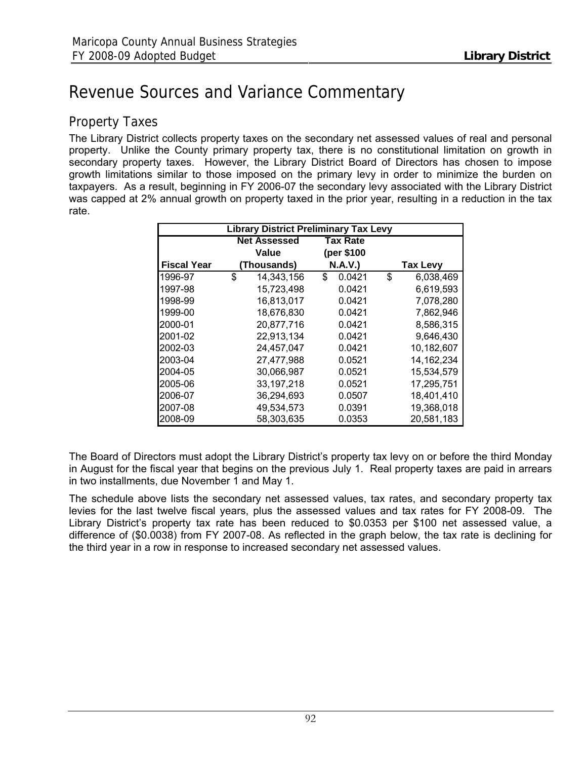# Revenue Sources and Variance Commentary

## Property Taxes

The Library District collects property taxes on the secondary net assessed values of real and personal property. Unlike the County primary property tax, there is no constitutional limitation on growth in secondary property taxes. However, the Library District Board of Directors has chosen to impose growth limitations similar to those imposed on the primary levy in order to minimize the burden on taxpayers. As a result, beginning in FY 2006-07 the secondary levy associated with the Library District was capped at 2% annual growth on property taxed in the prior year, resulting in a reduction in the tax rate.

| Library District Preliminary Tax Levy | | | |
|---|---|---|---|
| Fiscal Year | Net Assessed Value (Thousands) | Tax Rate (per $100 N.A.V.) | Tax Levy |
| 1996-97 | $ 14,343,156 | $ 0.0421 | $ 6,038,469 |
| 1997-98 | 15,723,498 | 0.0421 | 6,619,593 |
| 1998-99 | 16,813,017 | 0.0421 | 7,078,280 |
| 1999-00 | 18,676,830 | 0.0421 | 7,862,946 |
| 2000-01 | 20,877,716 | 0.0421 | 8,586,315 |
| 2001-02 | 22,913,134 | 0.0421 | 9,646,430 |
| 2002-03 | 24,457,047 | 0.0421 | 10,182,607 |
| 2003-04 | 27,477,988 | 0.0521 | 14,162,234 |
| 2004-05 | 30,066,987 | 0.0521 | 15,534,579 |
| 2005-06 | 33,197,218 | 0.0521 | 17,295,751 |
| 2006-07 | 36,294,693 | 0.0507 | 18,401,410 |
| 2007-08 | 49,534,573 | 0.0391 | 19,368,018 |
| 2008-09 | 58,303,635 | 0.0353 | 20,581,183 |

The Board of Directors must adopt the Library District's property tax levy on or before the third Monday in August for the fiscal year that begins on the previous July 1. Real property taxes are paid in arrears in two installments, due November 1 and May 1.

The schedule above lists the secondary net assessed values, tax rates, and secondary property tax levies for the last twelve fiscal years, plus the assessed values and tax rates for FY 2008-09. The Library District's property tax rate has been reduced to $0.0353 per $100 net assessed value, a difference of ($0.0038) from FY 2007-08. As reflected in the graph below, the tax rate is declining for the third year in a row in response to increased secondary net assessed values.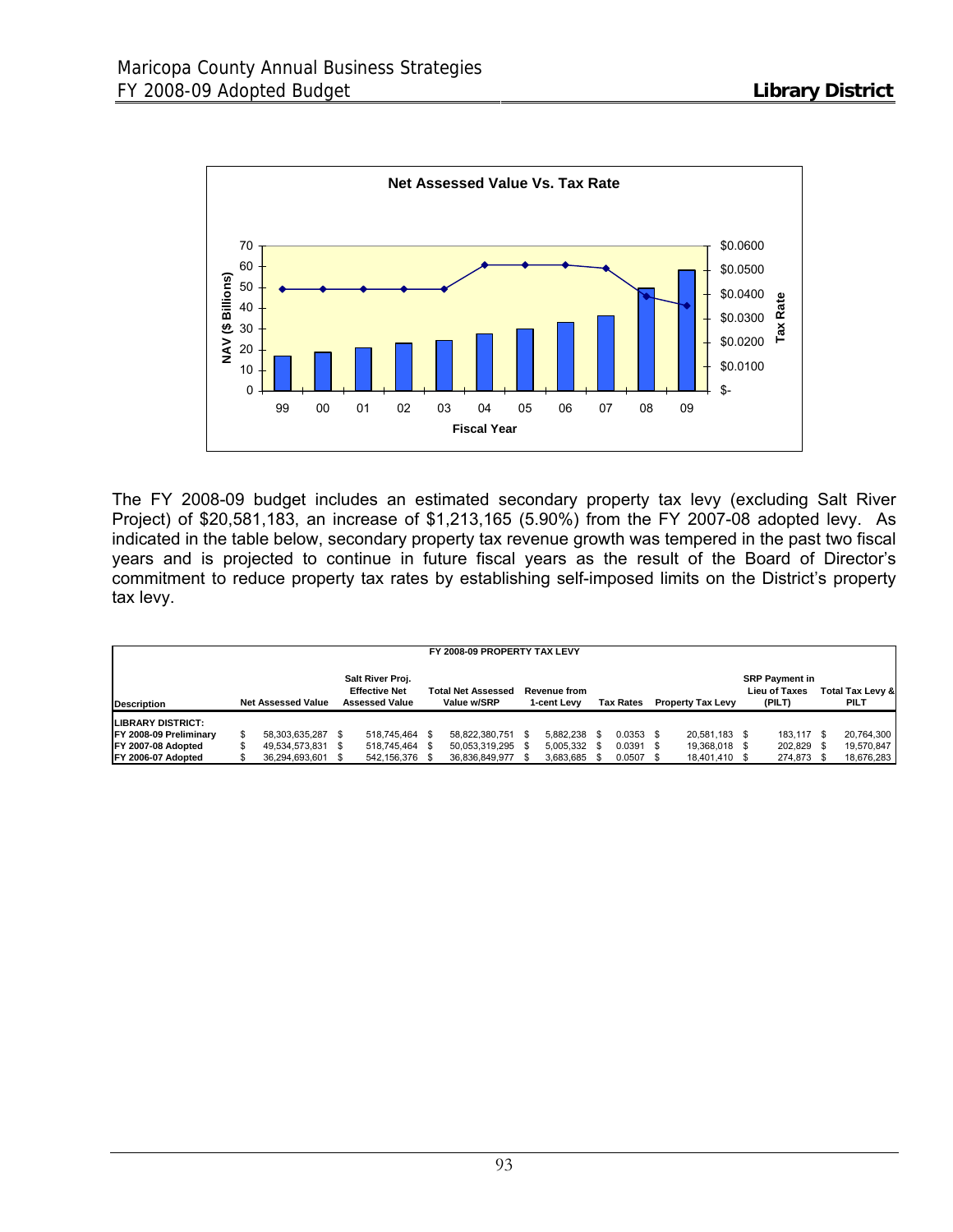**Net Assessed Value Vs. Tax Rate**

The FY 2008-09 budget includes an estimated secondary property tax levy (excluding Salt River Project) of $20,581,183, an increase of $1,213,165 (5.90%) from the FY 2007-08 adopted levy. As indicated in the table below, secondary property tax revenue growth was tempered in the past two fiscal years and is projected to continue in future fiscal years as the result of the Board of Director's commitment to reduce property tax rates by establishing self-imposed limits on the District's property tax levy.

**FY 2008-09 PROPERTY TAX LEVY**

| Description | Net Assessed Value | Salt River Proj. Effective Net Assessed Value | Total Net Assessed Value w/SRP | Revenue from 1-cent Levy | Tax Rates | Property Tax Levy | SRP Payment in Lieu of Taxes (PILT) | Total Tax Levy & PILT |
|---|---|---|---|---|---|---|---|---|
| **LIBRARY DISTRICT:** | | | | | | | | |
| **FY 2008-09 Preliminary** | $ 58,303,635,287 | $ 518,745,464 | $ 58,822,380,751 | $ 5,882,238 | $ 0.0353 | $ 20,581,183 | $ 183,117 | $ 20,764,300 |
| **FY 2007-08 Adopted** | $ 49,534,573,831 | $ 518,745,464 | $ 50,053,319,295 | $ 5,005,332 | $ 0.0391 | $ 19,368,018 | $ 202,829 | $ 19,570,847 |
| **FY 2006-07 Adopted** | $ 36,294,693,601 | $ 542,156,376 | $ 36,836,849,977 | $ 3,683,685 | $ 0.0507 | $ 18,401,410 | $ 274,873 | $ 18,676,283 |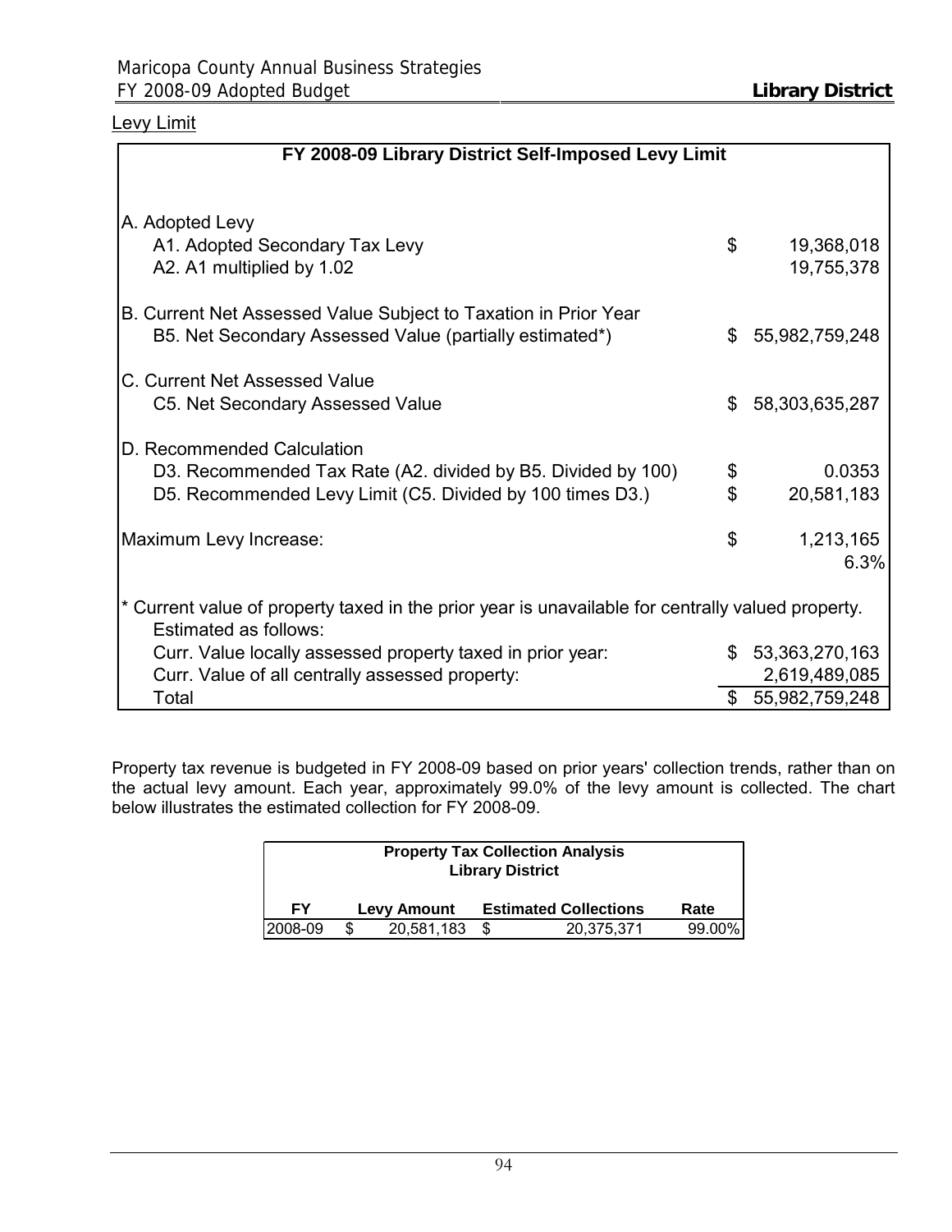## Levy Limit

| FY 2008-09 Library District Self-Imposed Levy Limit | | |
|---|---|---|
| A. Adopted Levy | | |
| A1. Adopted Secondary Tax Levy | $ | 19,368,018 |
| A2. A1 multiplied by 1.02 | | 19,755,378 |
| B. Current Net Assessed Value Subject to Taxation in Prior Year | | |
| B5. Net Secondary Assessed Value (partially estimated*) | $ | 55,982,759,248 |
| C. Current Net Assessed Value | | |
| C5. Net Secondary Assessed Value | $ | 58,303,635,287 |
| D. Recommended Calculation | | |
| D3. Recommended Tax Rate (A2. divided by B5. Divided by 100) | $ | 0.0353 |
| D5. Recommended Levy Limit (C5. Divided by 100 times D3.) | $ | 20,581,183 |
| Maximum Levy Increase: | $ | 1,213,165 |
| | | 6.3% |
| * Current value of property taxed in the prior year is unavailable for centrally valued property. Estimated as follows: | | |
| Curr. Value locally assessed property taxed in prior year: | $ | 53,363,270,163 |
| Curr. Value of all centrally assessed property: | | 2,619,489,085 |
| Total | $ | 55,982,759,248 |

Property tax revenue is budgeted in FY 2008-09 based on prior years' collection trends, rather than on the actual levy amount. Each year, approximately 99.0% of the levy amount is collected. The chart below illustrates the estimated collection for FY 2008-09.

**Property Tax Collection Analysis**
**Library District**

| FY | Levy Amount | Estimated Collections | Rate |
|---|---|---|---|
| 2008-09 | $ 20,581,183 | $ 20,375,371 | 99.00% |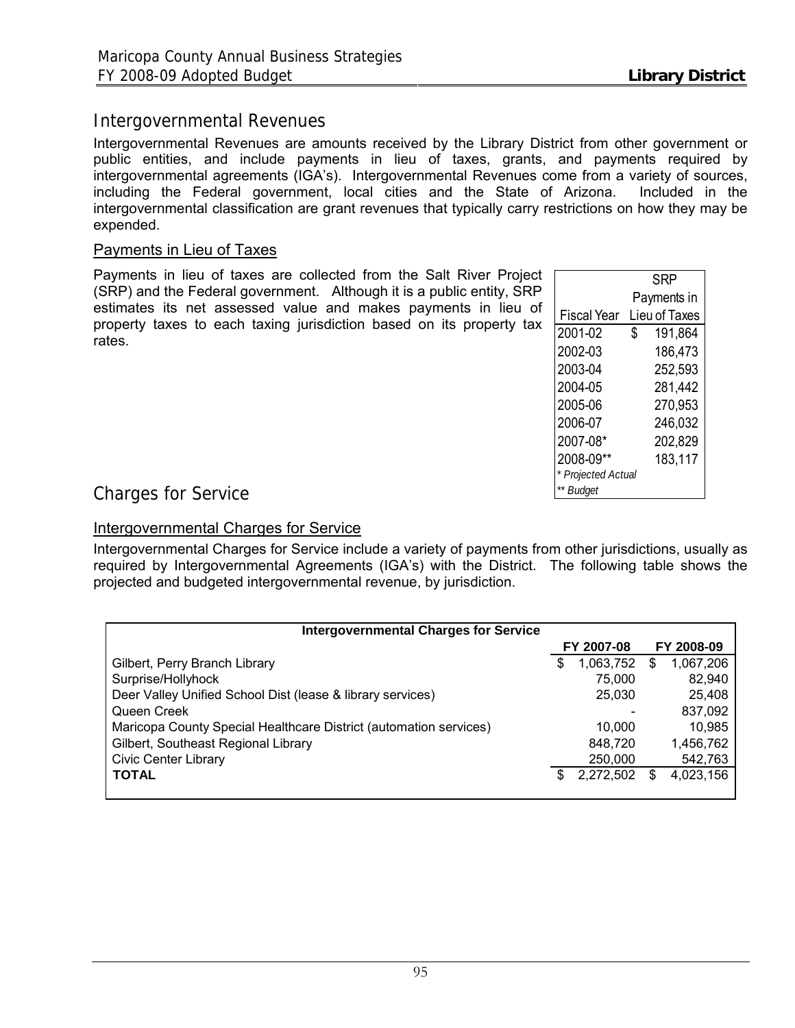## Intergovernmental Revenues

Intergovernmental Revenues are amounts received by the Library District from other government or public entities, and include payments in lieu of taxes, grants, and payments required by intergovernmental agreements (IGA's). Intergovernmental Revenues come from a variety of sources, including the Federal government, local cities and the State of Arizona. Included in the intergovernmental classification are grant revenues that typically carry restrictions on how they may be expended.

### Payments in Lieu of Taxes

Payments in lieu of taxes are collected from the Salt River Project (SRP) and the Federal government. Although it is a public entity, SRP estimates its net assessed value and makes payments in lieu of property taxes to each taxing jurisdiction based on its property tax rates.

| Fiscal Year | SRP Payments in Lieu of Taxes |
|---|---|
| 2001-02 | $ 191,864 |
| 2002-03 | 186,473 |
| 2003-04 | 252,593 |
| 2004-05 | 281,442 |
| 2005-06 | 270,953 |
| 2006-07 | 246,032 |
| 2007-08* | 202,829 |
| 2008-09** | 183,117 |

*\* Projected Actual*
*\*\* Budget*

## Charges for Service

### Intergovernmental Charges for Service

Intergovernmental Charges for Service include a variety of payments from other jurisdictions, usually as required by Intergovernmental Agreements (IGA's) with the District. The following table shows the projected and budgeted intergovernmental revenue, by jurisdiction.

| Intergovernmental Charges for Service | FY 2007-08 | FY 2008-09 |
|---|---|---|
| Gilbert, Perry Branch Library | $ 1,063,752 | $ 1,067,206 |
| Surprise/Hollyhock | 75,000 | 82,940 |
| Deer Valley Unified School Dist (lease & library services) | 25,030 | 25,408 |
| Queen Creek | - | 837,092 |
| Maricopa County Special Healthcare District (automation services) | 10,000 | 10,985 |
| Gilbert, Southeast Regional Library | 848,720 | 1,456,762 |
| Civic Center Library | 250,000 | 542,763 |
| **TOTAL** | $ 2,272,502 | $ 4,023,156 |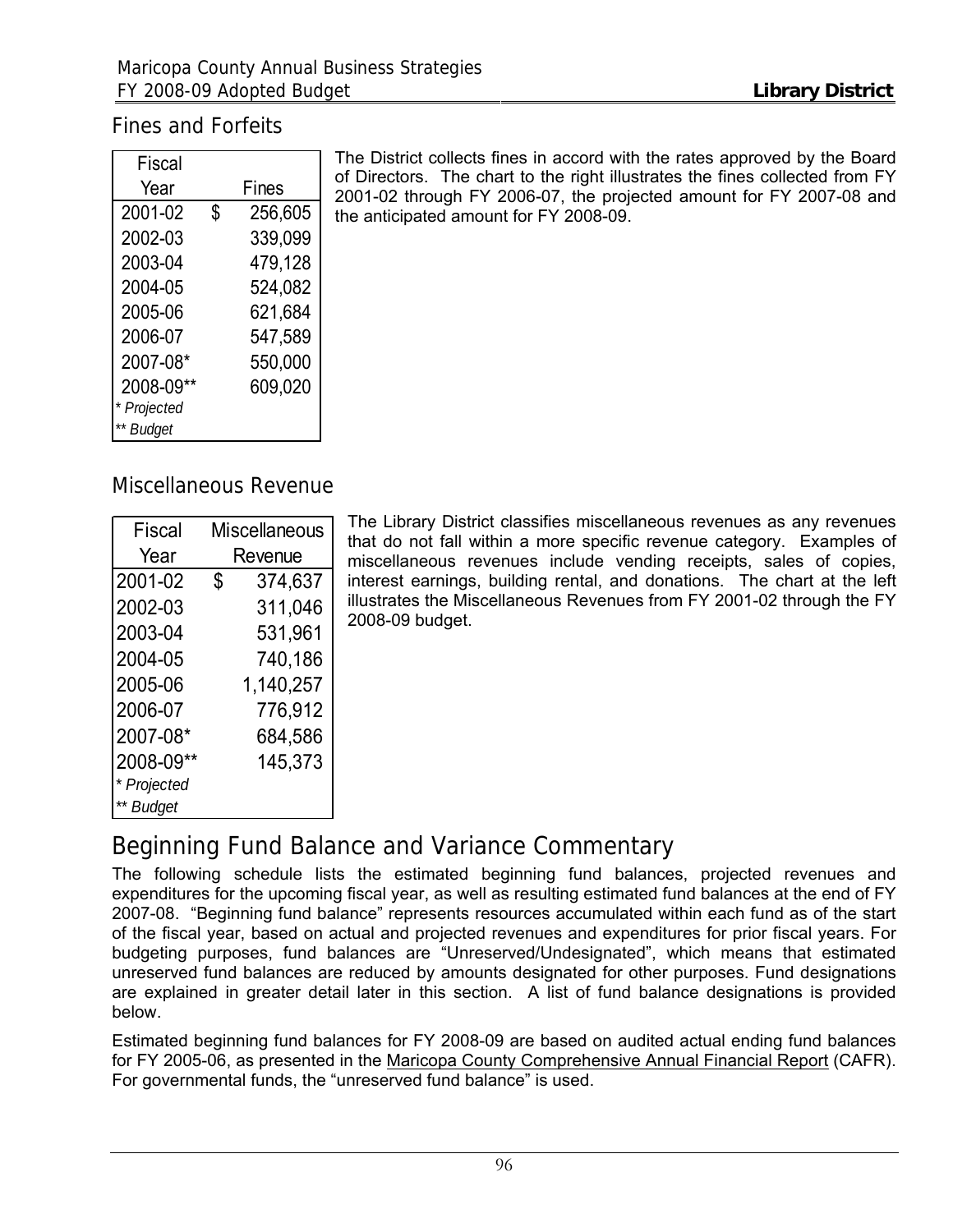## Fines and Forfeits

| Fiscal Year | Fines |
|---|---|
| 2001-02 | $ 256,605 |
| 2002-03 | 339,099 |
| 2003-04 | 479,128 |
| 2004-05 | 524,082 |
| 2005-06 | 621,684 |
| 2006-07 | 547,589 |
| 2007-08* | 550,000 |
| 2008-09** | 609,020 |

*\* Projected*
*\*\* Budget*

The District collects fines in accord with the rates approved by the Board of Directors. The chart to the right illustrates the fines collected from FY 2001-02 through FY 2006-07, the projected amount for FY 2007-08 and the anticipated amount for FY 2008-09.

## Miscellaneous Revenue

| Fiscal Year | Miscellaneous Revenue |
|---|---|
| 2001-02 | $ 374,637 |
| 2002-03 | 311,046 |
| 2003-04 | 531,961 |
| 2004-05 | 740,186 |
| 2005-06 | 1,140,257 |
| 2006-07 | 776,912 |
| 2007-08* | 684,586 |
| 2008-09** | 145,373 |

*\* Projected*
*\*\* Budget*

The Library District classifies miscellaneous revenues as any revenues that do not fall within a more specific revenue category. Examples of miscellaneous revenues include vending receipts, sales of copies, interest earnings, building rental, and donations. The chart at the left illustrates the Miscellaneous Revenues from FY 2001-02 through the FY 2008-09 budget.

# Beginning Fund Balance and Variance Commentary

The following schedule lists the estimated beginning fund balances, projected revenues and expenditures for the upcoming fiscal year, as well as resulting estimated fund balances at the end of FY 2007-08. "Beginning fund balance" represents resources accumulated within each fund as of the start of the fiscal year, based on actual and projected revenues and expenditures for prior fiscal years. For budgeting purposes, fund balances are "Unreserved/Undesignated", which means that estimated unreserved fund balances are reduced by amounts designated for other purposes. Fund designations are explained in greater detail later in this section. A list of fund balance designations is provided below.

Estimated beginning fund balances for FY 2008-09 are based on audited actual ending fund balances for FY 2005-06, as presented in the Maricopa County Comprehensive Annual Financial Report (CAFR). For governmental funds, the "unreserved fund balance" is used.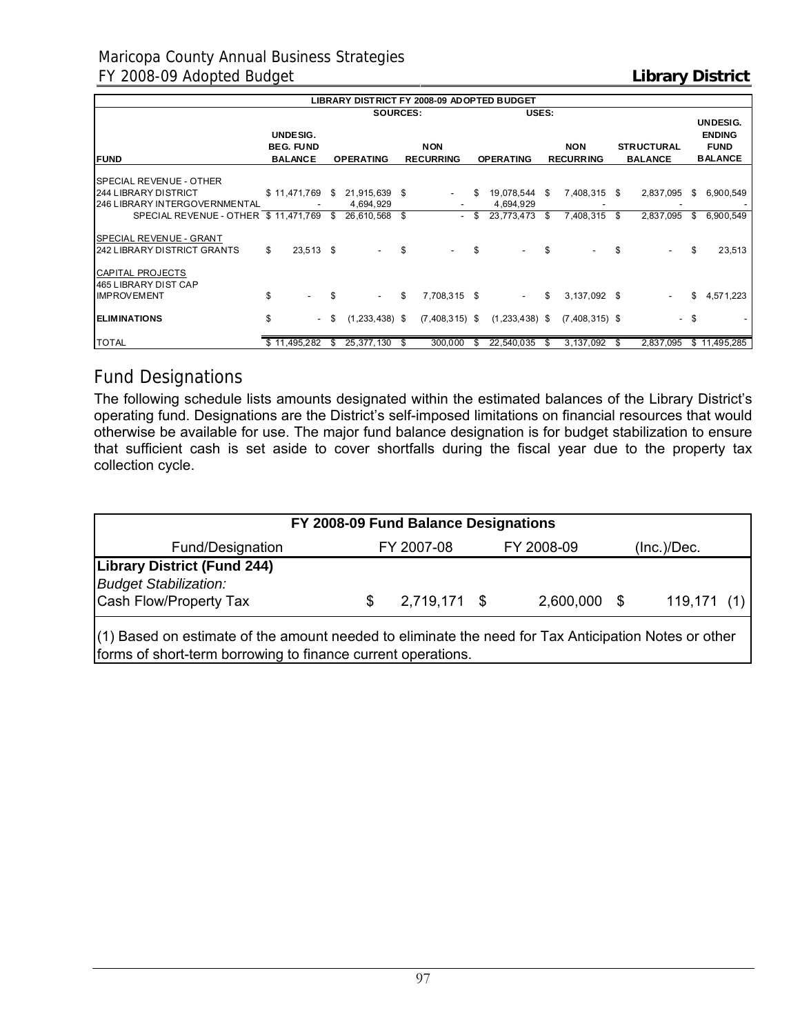| LIBRARY DISTRICT FY 2008-09 ADOPTED BUDGET | | | | | | | |
|---|---|---|---|---|---|---|---|
| | | SOURCES: | | USES: | | | |
| FUND | UNDESIG. BEG. FUND BALANCE | OPERATING | NON RECURRING | OPERATING | NON RECURRING | STRUCTURAL BALANCE | UNDESIG. ENDING FUND BALANCE |
| SPECIAL REVENUE - OTHER | | | | | | | |
| 244 LIBRARY DISTRICT | $ 11,471,769 | $ 21,915,639 | $ - | $ 19,078,544 | $ 7,408,315 | $ 2,837,095 | $ 6,900,549 |
| 246 LIBRARY INTERGOVERNMENTAL | - | 4,694,929 | - | 4,694,929 | - | - | - |
| SPECIAL REVENUE - OTHER | $ 11,471,769 | $ 26,610,568 | $ - | $ 23,773,473 | $ 7,408,315 | $ 2,837,095 | $ 6,900,549 |
| SPECIAL REVENUE - GRANT | | | | | | | |
| 242 LIBRARY DISTRICT GRANTS | $ 23,513 | $ - | $ - | $ - | $ - | $ - | $ 23,513 |
| CAPITAL PROJECTS | | | | | | | |
| 465 LIBRARY DIST CAP IMPROVEMENT | $ - | $ - | $ 7,708,315 | $ - | $ 3,137,092 | $ - | $ 4,571,223 |
| ELIMINATIONS | $ - | $ (1,233,438) | $ (7,408,315) | $ (1,233,438) | $ (7,408,315) | $ - | $ - |
| TOTAL | $ 11,495,282 | $ 25,377,130 | $ 300,000 | $ 22,540,035 | $ 3,137,092 | $ 2,837,095 | $ 11,495,285 |

## Fund Designations

The following schedule lists amounts designated within the estimated balances of the Library District's operating fund. Designations are the District's self-imposed limitations on financial resources that would otherwise be available for use. The major fund balance designation is for budget stabilization to ensure that sufficient cash is set aside to cover shortfalls during the fiscal year due to the property tax collection cycle.

| FY 2008-09 Fund Balance Designations | | | |
|---|---|---|---|
| Fund/Designation | FY 2007-08 | FY 2008-09 | (Inc.)/Dec. |
| **Library District (Fund 244)** | | | |
| *Budget Stabilization:* | | | |
| Cash Flow/Property Tax | $ 2,719,171 | $ 2,600,000 | $ 119,171 (1) |

(1) Based on estimate of the amount needed to eliminate the need for Tax Anticipation Notes or other forms of short-term borrowing to finance current operations.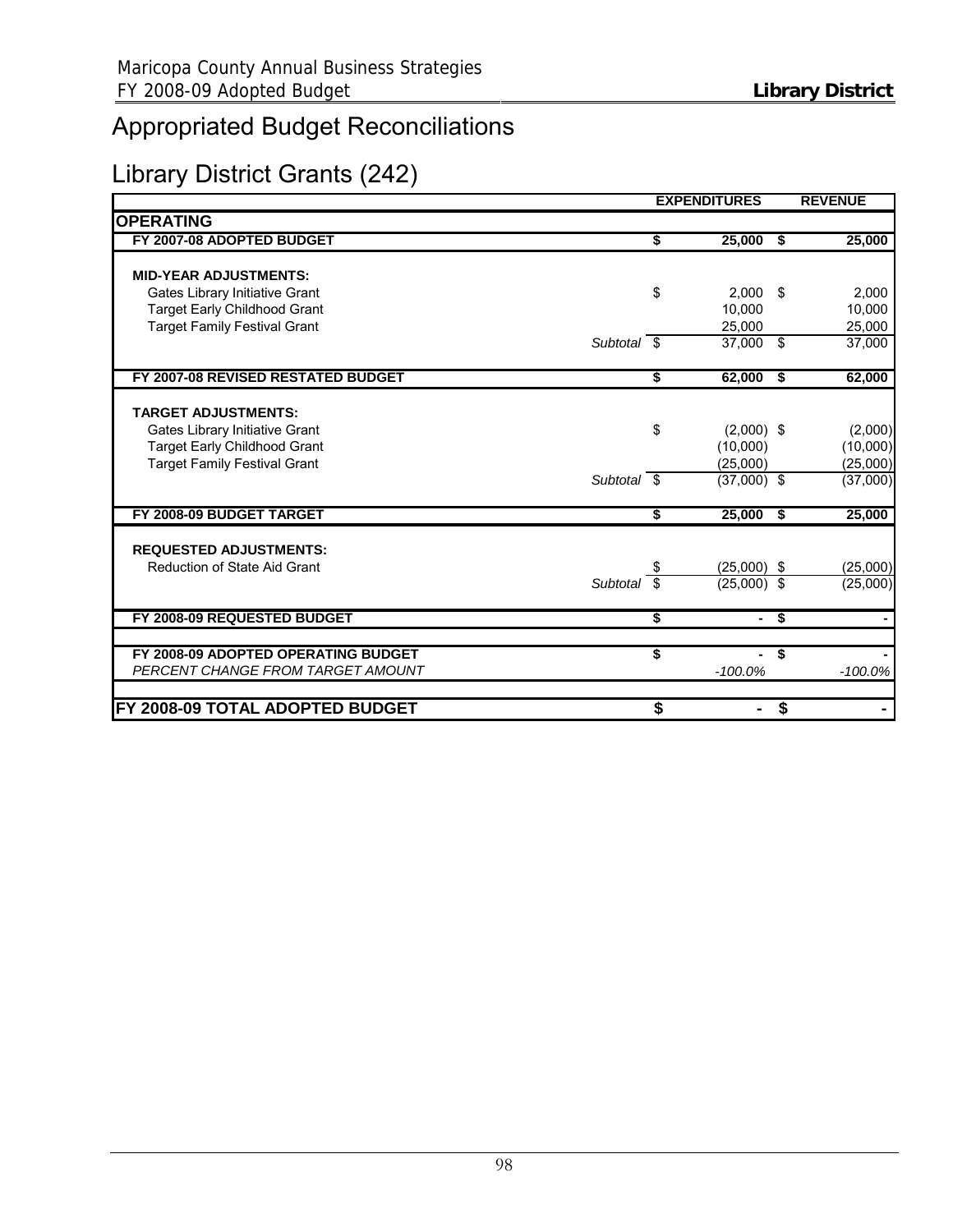# Appropriated Budget Reconciliations

## Library District Grants (242)

| | | EXPENDITURES | REVENUE |
|---|---|---|---|
| **OPERATING** | | | |
| **FY 2007-08 ADOPTED BUDGET** | | **$ 25,000** | **$ 25,000** |
| **MID-YEAR ADJUSTMENTS:** | | | |
| Gates Library Initiative Grant | | $ 2,000 | $ 2,000 |
| Target Early Childhood Grant | | 10,000 | 10,000 |
| Target Family Festival Grant | | 25,000 | 25,000 |
| | *Subtotal* | $ 37,000 | $ 37,000 |
| **FY 2007-08 REVISED RESTATED BUDGET** | | **$ 62,000** | **$ 62,000** |
| **TARGET ADJUSTMENTS:** | | | |
| Gates Library Initiative Grant | | $ (2,000) | $ (2,000) |
| Target Early Childhood Grant | | (10,000) | (10,000) |
| Target Family Festival Grant | | (25,000) | (25,000) |
| | *Subtotal* | $ (37,000) | $ (37,000) |
| **FY 2008-09 BUDGET TARGET** | | **$ 25,000** | **$ 25,000** |
| **REQUESTED ADJUSTMENTS:** | | | |
| Reduction of State Aid Grant | | $ (25,000) | $ (25,000) |
| | *Subtotal* | $ (25,000) | $ (25,000) |
| **FY 2008-09 REQUESTED BUDGET** | | **$ -** | **$ -** |
| **FY 2008-09 ADOPTED OPERATING BUDGET** | | **$ -** | **$ -** |
| *PERCENT CHANGE FROM TARGET AMOUNT* | | *-100.0%* | *-100.0%* |
| **FY 2008-09 TOTAL ADOPTED BUDGET** | | **$ -** | **$ -** |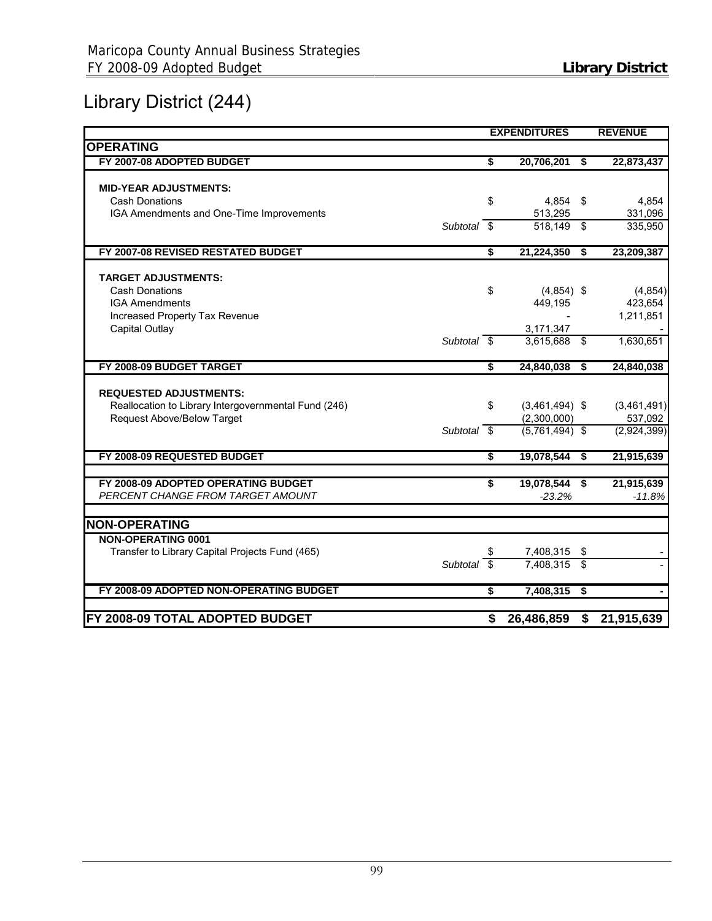# Library District (244)

| | | EXPENDITURES | REVENUE |
|---|---|---|---|
| **OPERATING** | | | |
| **FY 2007-08 ADOPTED BUDGET** | | **$ 20,706,201** | **$ 22,873,437** |
| **MID-YEAR ADJUSTMENTS:** | | | |
| Cash Donations | | $ 4,854 | $ 4,854 |
| IGA Amendments and One-Time Improvements | | 513,295 | 331,096 |
| | *Subtotal* | $ 518,149 | $ 335,950 |
| **FY 2007-08 REVISED RESTATED BUDGET** | | **$ 21,224,350** | **$ 23,209,387** |
| **TARGET ADJUSTMENTS:** | | | |
| Cash Donations | | $ (4,854) | $ (4,854) |
| IGA Amendments | | 449,195 | 423,654 |
| Increased Property Tax Revenue | | - | 1,211,851 |
| Capital Outlay | | 3,171,347 | - |
| | *Subtotal* | $ 3,615,688 | $ 1,630,651 |
| **FY 2008-09 BUDGET TARGET** | | **$ 24,840,038** | **$ 24,840,038** |
| **REQUESTED ADJUSTMENTS:** | | | |
| Reallocation to Library Intergovernmental Fund (246) | | $ (3,461,494) | $ (3,461,491) |
| Request Above/Below Target | | (2,300,000) | 537,092 |
| | *Subtotal* | $ (5,761,494) | $ (2,924,399) |
| **FY 2008-09 REQUESTED BUDGET** | | **$ 19,078,544** | **$ 21,915,639** |
| **FY 2008-09 ADOPTED OPERATING BUDGET** | | **$ 19,078,544** | **$ 21,915,639** |
| *PERCENT CHANGE FROM TARGET AMOUNT* | | *-23.2%* | *-11.8%* |
| **NON-OPERATING** | | | |
| **NON-OPERATING 0001** | | | |
| Transfer to Library Capital Projects Fund (465) | | $ 7,408,315 | $ - |
| | *Subtotal* | $ 7,408,315 | $ - |
| **FY 2008-09 ADOPTED NON-OPERATING BUDGET** | | **$ 7,408,315** | **$ -** |
| **FY 2008-09 TOTAL ADOPTED BUDGET** | | **$ 26,486,859** | **$ 21,915,639** |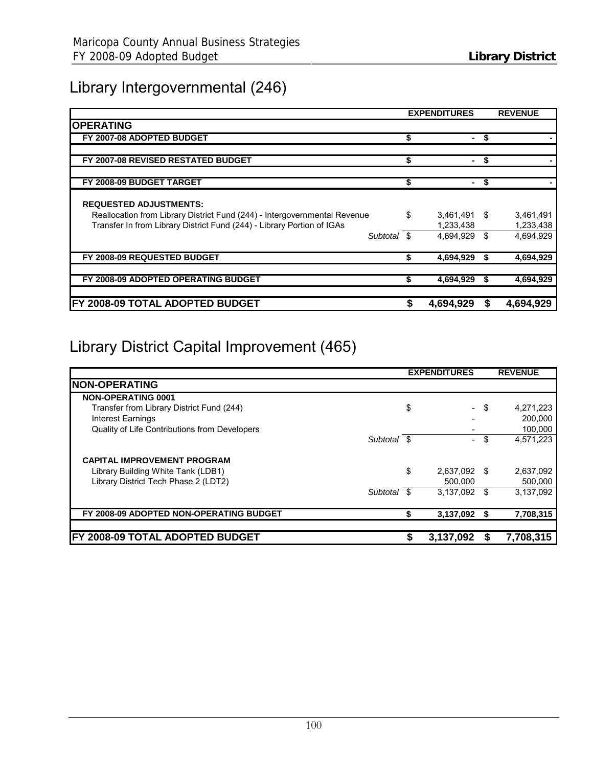# Library Intergovernmental (246)

| | | EXPENDITURES | REVENUE |
|---|---|---|---|
| **OPERATING** | | | |
| **FY 2007-08 ADOPTED BUDGET** | | **$ -** | **$ -** |
| **FY 2007-08 REVISED RESTATED BUDGET** | | **$ -** | **$ -** |
| **FY 2008-09 BUDGET TARGET** | | **$ -** | **$ -** |
| **REQUESTED ADJUSTMENTS:** | | | |
| Reallocation from Library District Fund (244) - Intergovernmental Revenue | | $ 3,461,491 | $ 3,461,491 |
| Transfer In from Library District Fund (244) - Library Portion of IGAs | | 1,233,438 | 1,233,438 |
| | *Subtotal* | $ 4,694,929 | $ 4,694,929 |
| **FY 2008-09 REQUESTED BUDGET** | | **$ 4,694,929** | **$ 4,694,929** |
| **FY 2008-09 ADOPTED OPERATING BUDGET** | | **$ 4,694,929** | **$ 4,694,929** |
| **FY 2008-09 TOTAL ADOPTED BUDGET** | | **$ 4,694,929** | **$ 4,694,929** |

# Library District Capital Improvement (465)

| | | EXPENDITURES | REVENUE |
|---|---|---|---|
| **NON-OPERATING** | | | |
| **NON-OPERATING 0001** | | | |
| Transfer from Library District Fund (244) | | $ - | $ 4,271,223 |
| Interest Earnings | | - | 200,000 |
| Quality of Life Contributions from Developers | | - | 100,000 |
| | *Subtotal* | $ - | $ 4,571,223 |
| **CAPITAL IMPROVEMENT PROGRAM** | | | |
| Library Building White Tank (LDB1) | | $ 2,637,092 | $ 2,637,092 |
| Library District Tech Phase 2 (LDT2) | | 500,000 | 500,000 |
| | *Subtotal* | $ 3,137,092 | $ 3,137,092 |
| **FY 2008-09 ADOPTED NON-OPERATING BUDGET** | | **$ 3,137,092** | **$ 7,708,315** |
| **FY 2008-09 TOTAL ADOPTED BUDGET** | | **$ 3,137,092** | **$ 7,708,315** |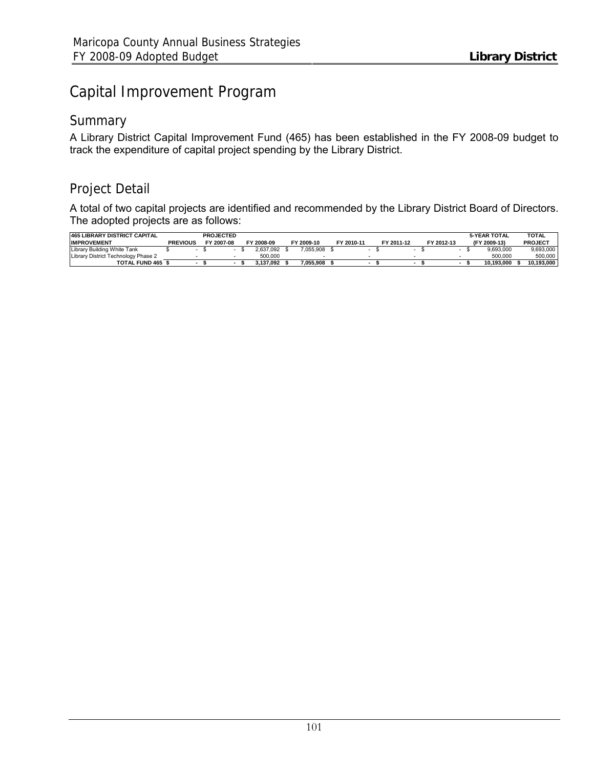# Capital Improvement Program

## Summary

A Library District Capital Improvement Fund (465) has been established in the FY 2008-09 budget to track the expenditure of capital project spending by the Library District.

## Project Detail

A total of two capital projects are identified and recommended by the Library District Board of Directors. The adopted projects are as follows:

| 465 LIBRARY DISTRICT CAPITAL IMPROVEMENT | PREVIOUS | PROJECTED FY 2007-08 | FY 2008-09 | FY 2009-10 | FY 2010-11 | FY 2011-12 | FY 2012-13 | 5-YEAR TOTAL (FY 2009-13) | TOTAL PROJECT |
|---|---|---|---|---|---|---|---|---|---|
| Library Building White Tank | $ - | $ - | $ 2,637,092 | $ 7,055,908 | $ - | $ - | $ - | $ 9,693,000 | 9,693,000 |
| Library District Technology Phase 2 | - | - | 500,000 | - | - | - | - | 500,000 | 500,000 |
| **TOTAL FUND 465** | **$ -** | **$ -** | **$ 3,137,092** | **$ 7,055,908** | **$ -** | **$ -** | **$ -** | **$ 10,193,000** | **$ 10,193,000** |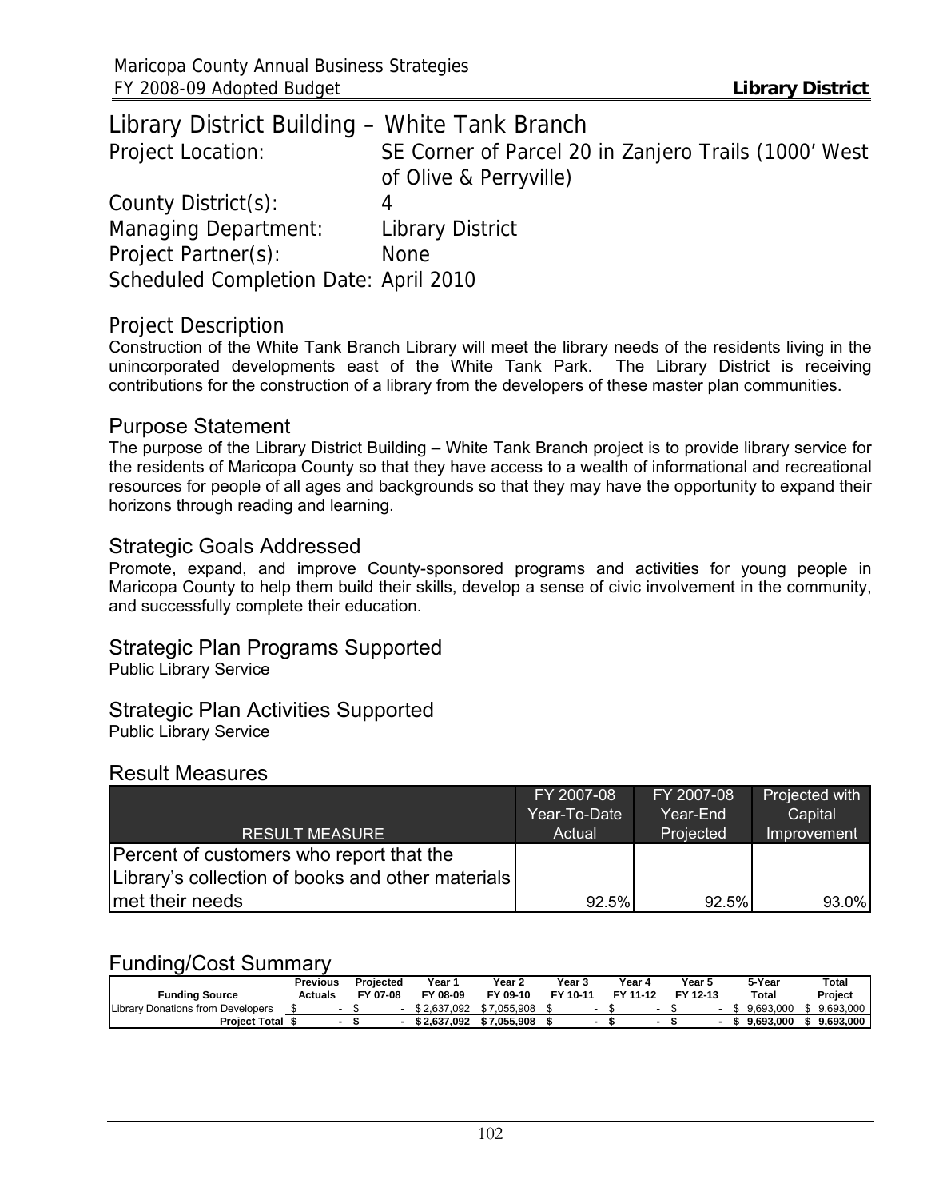# Library District Building – White Tank Branch

Project Location: SE Corner of Parcel 20 in Zanjero Trails (1000' West of Olive & Perryville)

County District(s): 4

Managing Department: Library District

Project Partner(s): None

Scheduled Completion Date: April 2010

## Project Description

Construction of the White Tank Branch Library will meet the library needs of the residents living in the unincorporated developments east of the White Tank Park. The Library District is receiving contributions for the construction of a library from the developers of these master plan communities.

## Purpose Statement

The purpose of the Library District Building – White Tank Branch project is to provide library service for the residents of Maricopa County so that they have access to a wealth of informational and recreational resources for people of all ages and backgrounds so that they may have the opportunity to expand their horizons through reading and learning.

## Strategic Goals Addressed

Promote, expand, and improve County-sponsored programs and activities for young people in Maricopa County to help them build their skills, develop a sense of civic involvement in the community, and successfully complete their education.

## Strategic Plan Programs Supported

Public Library Service

## Strategic Plan Activities Supported

Public Library Service

## Result Measures

| RESULT MEASURE | FY 2007-08 Year-To-Date Actual | FY 2007-08 Year-End Projected | Projected with Capital Improvement |
|---|---|---|---|
| Percent of customers who report that the Library's collection of books and other materials met their needs | 92.5% | 92.5% | 93.0% |

## Funding/Cost Summary

| Funding Source | Previous Actuals | Projected FY 07-08 | Year 1 FY 08-09 | Year 2 FY 09-10 | Year 3 FY 10-11 | Year 4 FY 11-12 | Year 5 FY 12-13 | 5-Year Total | Total Project |
|---|---|---|---|---|---|---|---|---|---|
| Library Donations from Developers | $ - | $ - | $ 2,637,092 | $ 7,055,908 | $ - | $ - | $ - | $ 9,693,000 | $ 9,693,000 |
| **Project Total** | **$ -** | **$ -** | **$ 2,637,092** | **$ 7,055,908** | **$ -** | **$ -** | **$ -** | **$ 9,693,000** | **$ 9,693,000** |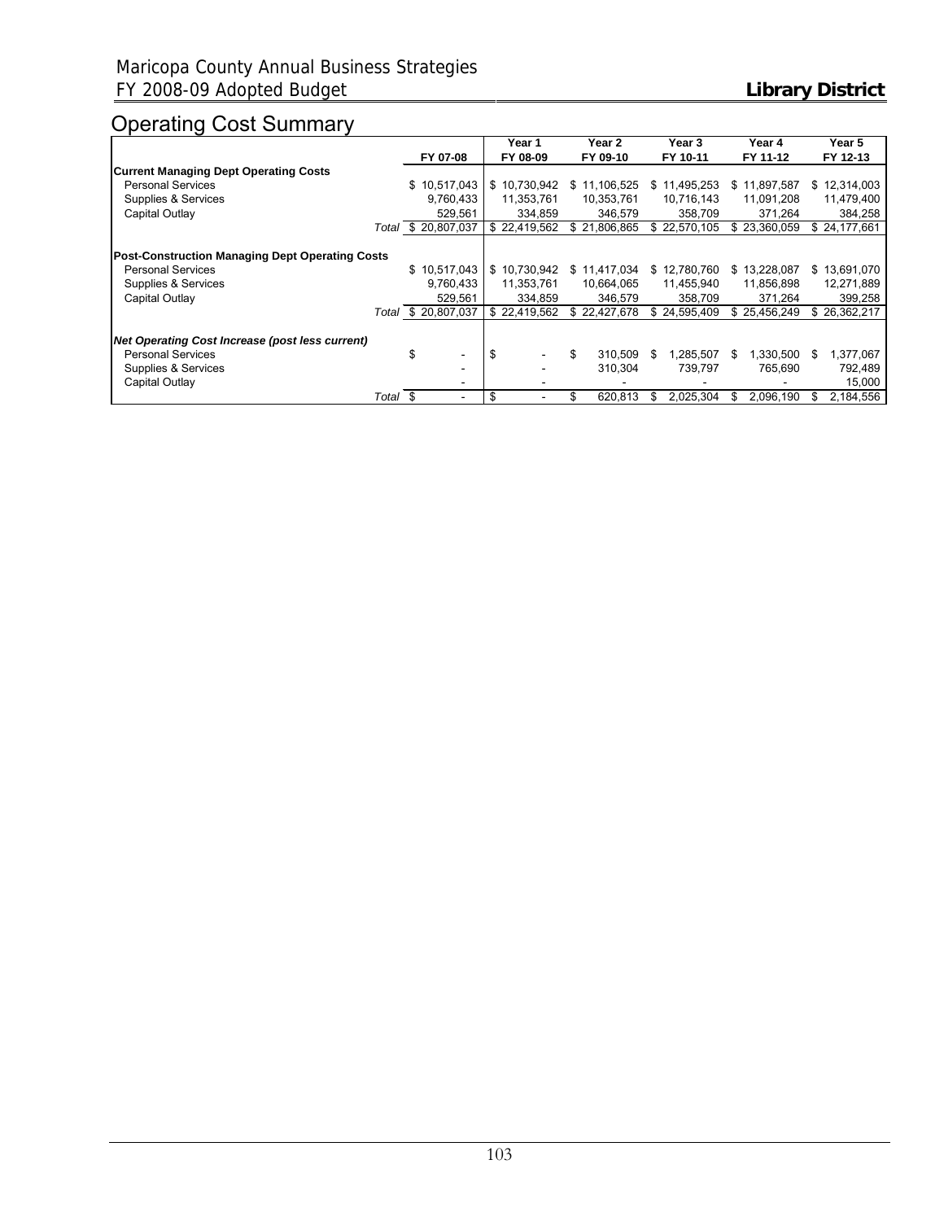# Operating Cost Summary

| | FY 07-08 | Year 1 FY 08-09 | Year 2 FY 09-10 | Year 3 FY 10-11 | Year 4 FY 11-12 | Year 5 FY 12-13 |
|---|---|---|---|---|---|---|
| **Current Managing Dept Operating Costs** | | | | | | |
| Personal Services | $ 10,517,043 | $ 10,730,942 | $ 11,106,525 | $ 11,495,253 | $ 11,897,587 | $ 12,314,003 |
| Supplies & Services | 9,760,433 | 11,353,761 | 10,353,761 | 10,716,143 | 11,091,208 | 11,479,400 |
| Capital Outlay | 529,561 | 334,859 | 346,579 | 358,709 | 371,264 | 384,258 |
| *Total* | $ 20,807,037 | $ 22,419,562 | $ 21,806,865 | $ 22,570,105 | $ 23,360,059 | $ 24,177,661 |
| **Post-Construction Managing Dept Operating Costs** | | | | | | |
| Personal Services | $ 10,517,043 | $ 10,730,942 | $ 11,417,034 | $ 12,780,760 | $ 13,228,087 | $ 13,691,070 |
| Supplies & Services | 9,760,433 | 11,353,761 | 10,664,065 | 11,455,940 | 11,856,898 | 12,271,889 |
| Capital Outlay | 529,561 | 334,859 | 346,579 | 358,709 | 371,264 | 399,258 |
| *Total* | $ 20,807,037 | $ 22,419,562 | $ 22,427,678 | $ 24,595,409 | $ 25,456,249 | $ 26,362,217 |
| ***Net Operating Cost Increase (post less current)*** | | | | | | |
| Personal Services | $ - | $ - | $ 310,509 | $ 1,285,507 | $ 1,330,500 | $ 1,377,067 |
| Supplies & Services | - | - | 310,304 | 739,797 | 765,690 | 792,489 |
| Capital Outlay | - | - | - | - | - | 15,000 |
| *Total* | $ - | $ - | $ 620,813 | $ 2,025,304 | $ 2,096,190 | $ 2,184,556 |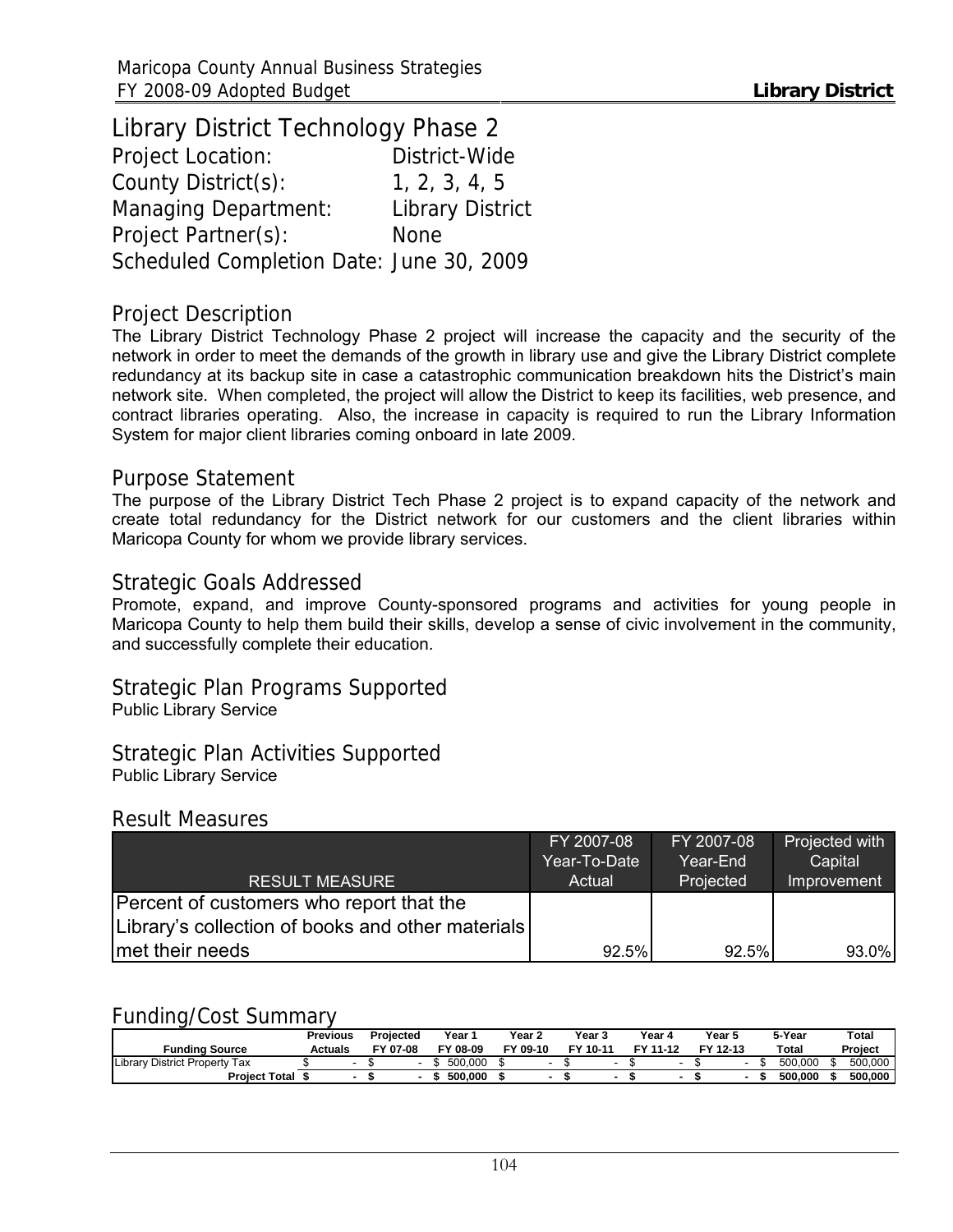# Library District Technology Phase 2

Project Location: District-Wide
County District(s): 1, 2, 3, 4, 5
Managing Department: Library District
Project Partner(s): None
Scheduled Completion Date: June 30, 2009

## Project Description

The Library District Technology Phase 2 project will increase the capacity and the security of the network in order to meet the demands of the growth in library use and give the Library District complete redundancy at its backup site in case a catastrophic communication breakdown hits the District's main network site. When completed, the project will allow the District to keep its facilities, web presence, and contract libraries operating. Also, the increase in capacity is required to run the Library Information System for major client libraries coming onboard in late 2009.

## Purpose Statement

The purpose of the Library District Tech Phase 2 project is to expand capacity of the network and create total redundancy for the District network for our customers and the client libraries within Maricopa County for whom we provide library services.

## Strategic Goals Addressed

Promote, expand, and improve County-sponsored programs and activities for young people in Maricopa County to help them build their skills, develop a sense of civic involvement in the community, and successfully complete their education.

## Strategic Plan Programs Supported

Public Library Service

## Strategic Plan Activities Supported

Public Library Service

## Result Measures

| RESULT MEASURE | FY 2007-08 Year-To-Date Actual | FY 2007-08 Year-End Projected | Projected with Capital Improvement |
|---|---|---|---|
| Percent of customers who report that the Library's collection of books and other materials met their needs | 92.5% | 92.5% | 93.0% |

## Funding/Cost Summary

| Funding Source | Previous Actuals | Projected FY 07-08 | Year 1 FY 08-09 | Year 2 FY 09-10 | Year 3 FY 10-11 | Year 4 FY 11-12 | Year 5 FY 12-13 | 5-Year Total | Total Project |
|---|---|---|---|---|---|---|---|---|---|
| Library District Property Tax | $ - | $ - | $ 500,000 | $ - | $ - | $ - | $ - | $ 500,000 | $ 500,000 |
| **Project Total** | **$ -** | **$ -** | **$ 500,000** | **$ -** | **$ -** | **$ -** | **$ -** | **$ 500,000** | **$ 500,000** |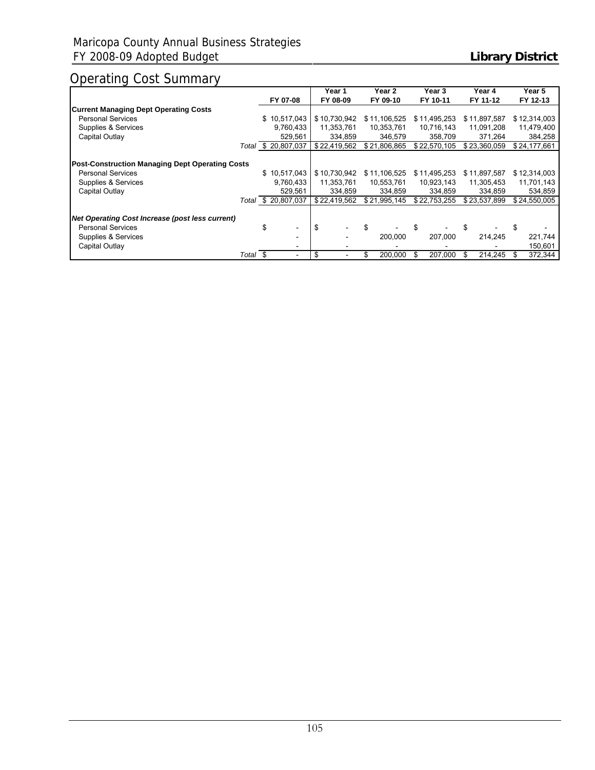# Operating Cost Summary

| | FY 07-08 | Year 1 FY 08-09 | Year 2 FY 09-10 | Year 3 FY 10-11 | Year 4 FY 11-12 | Year 5 FY 12-13 |
|---|---|---|---|---|---|---|
| **Current Managing Dept Operating Costs** | | | | | | |
| Personal Services | $ 10,517,043 | $ 10,730,942 | $ 11,106,525 | $ 11,495,253 | $ 11,897,587 | $ 12,314,003 |
| Supplies & Services | 9,760,433 | 11,353,761 | 10,353,761 | 10,716,143 | 11,091,208 | 11,479,400 |
| Capital Outlay | 529,561 | 334,859 | 346,579 | 358,709 | 371,264 | 384,258 |
| *Total* | $ 20,807,037 | $ 22,419,562 | $ 21,806,865 | $ 22,570,105 | $ 23,360,059 | $ 24,177,661 |
| **Post-Construction Managing Dept Operating Costs** | | | | | | |
| Personal Services | $ 10,517,043 | $ 10,730,942 | $ 11,106,525 | $ 11,495,253 | $ 11,897,587 | $ 12,314,003 |
| Supplies & Services | 9,760,433 | 11,353,761 | 10,553,761 | 10,923,143 | 11,305,453 | 11,701,143 |
| Capital Outlay | 529,561 | 334,859 | 334,859 | 334,859 | 334,859 | 534,859 |
| *Total* | $ 20,807,037 | $ 22,419,562 | $ 21,995,145 | $ 22,753,255 | $ 23,537,899 | $ 24,550,005 |
| ***Net Operating Cost Increase (post less current)*** | | | | | | |
| Personal Services | $ - | $ - | $ - | $ - | $ - | $ - |
| Supplies & Services | - | - | 200,000 | 207,000 | 214,245 | 221,744 |
| Capital Outlay | - | - | - | - | - | 150,601 |
| *Total* | $ - | $ - | $ 200,000 | $ 207,000 | $ 214,245 | $ 372,344 |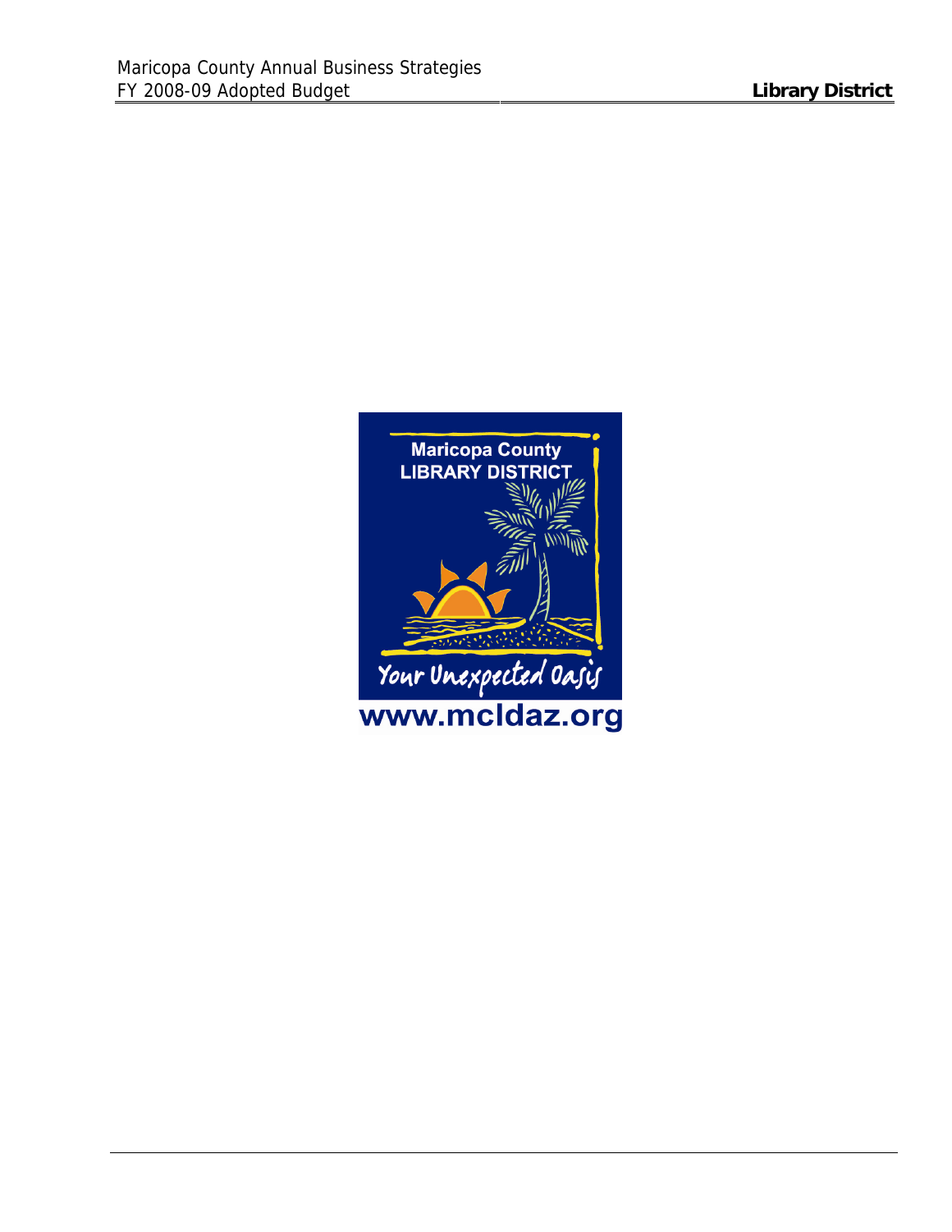Maricopa County
LIBRARY DISTRICT

Your Unexpected Oasis

www.mcldaz.org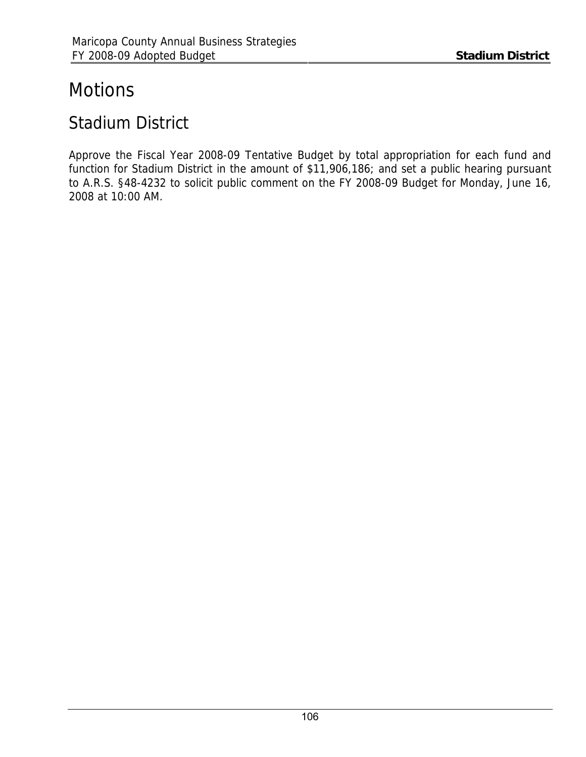# Motions

## Stadium District

Approve the Fiscal Year 2008-09 Tentative Budget by total appropriation for each fund and function for Stadium District in the amount of $11,906,186; and set a public hearing pursuant to A.R.S. §48-4232 to solicit public comment on the FY 2008-09 Budget for Monday, June 16, 2008 at 10:00 AM.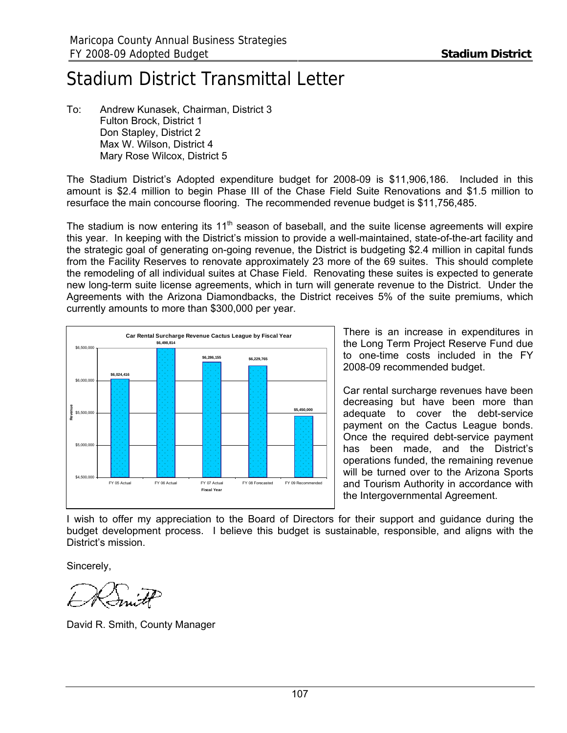# Stadium District Transmittal Letter

To: Andrew Kunasek, Chairman, District 3
Fulton Brock, District 1
Don Stapley, District 2
Max W. Wilson, District 4
Mary Rose Wilcox, District 5

The Stadium District's Adopted expenditure budget for 2008-09 is $11,906,186. Included in this amount is $2.4 million to begin Phase III of the Chase Field Suite Renovations and $1.5 million to resurface the main concourse flooring. The recommended revenue budget is $11,756,485.

The stadium is now entering its 11th season of baseball, and the suite license agreements will expire this year. In keeping with the District's mission to provide a well-maintained, state-of-the-art facility and the strategic goal of generating on-going revenue, the District is budgeting $2.4 million in capital funds from the Facility Reserves to renovate approximately 23 more of the 69 suites. This should complete the remodeling of all individual suites at Chase Field. Renovating these suites is expected to generate new long-term suite license agreements, which in turn will generate revenue to the District. Under the Agreements with the Arizona Diamondbacks, the District receives 5% of the suite premiums, which currently amounts to more than $300,000 per year.

**Car Rental Surcharge Revenue Cactus League by Fiscal Year**

| Fiscal Year | Revenue |
|---|---|
| FY 05 Actual | $6,024,416 |
| FY 06 Actual | $6,498,814 |
| FY 07 Actual | $6,286,155 |
| FY 08 Forecasted | $6,229,765 |
| FY 09 Recommended | $5,450,000 |

There is an increase in expenditures in the Long Term Project Reserve Fund due to one-time costs included in the FY 2008-09 recommended budget.

Car rental surcharge revenues have been decreasing but have been more than adequate to cover the debt-service payment on the Cactus League bonds. Once the required debt-service payment has been made, and the District's operations funded, the remaining revenue will be turned over to the Arizona Sports and Tourism Authority in accordance with the Intergovernmental Agreement.

I wish to offer my appreciation to the Board of Directors for their support and guidance during the budget development process. I believe this budget is sustainable, responsible, and aligns with the District's mission.

Sincerely,

David R. Smith, County Manager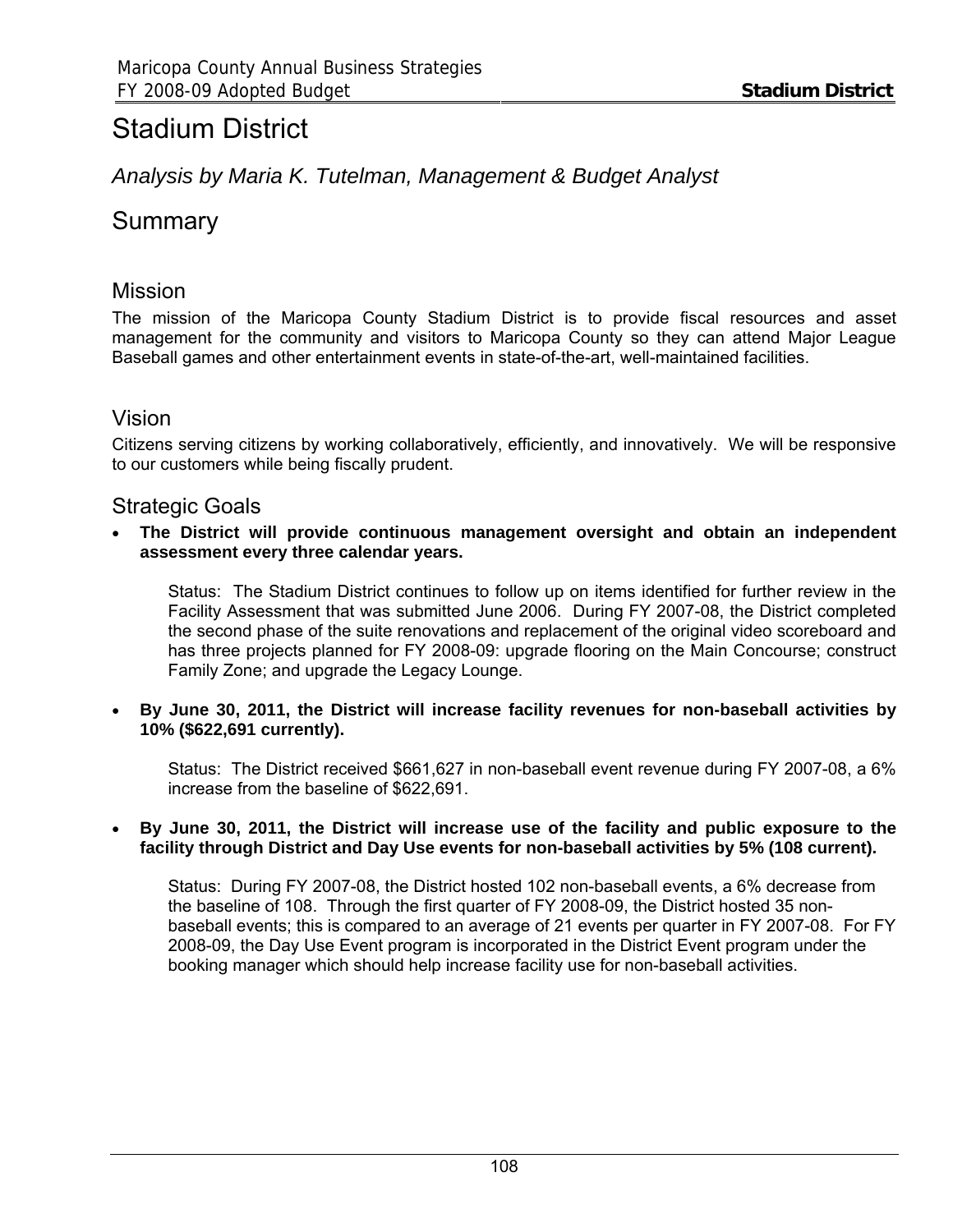# Stadium District

*Analysis by Maria K. Tutelman, Management & Budget Analyst*

## Summary

### Mission

The mission of the Maricopa County Stadium District is to provide fiscal resources and asset management for the community and visitors to Maricopa County so they can attend Major League Baseball games and other entertainment events in state-of-the-art, well-maintained facilities.

### Vision

Citizens serving citizens by working collaboratively, efficiently, and innovatively. We will be responsive to our customers while being fiscally prudent.

### Strategic Goals

- **The District will provide continuous management oversight and obtain an independent assessment every three calendar years.**

  Status: The Stadium District continues to follow up on items identified for further review in the Facility Assessment that was submitted June 2006. During FY 2007-08, the District completed the second phase of the suite renovations and replacement of the original video scoreboard and has three projects planned for FY 2008-09: upgrade flooring on the Main Concourse; construct Family Zone; and upgrade the Legacy Lounge.

- **By June 30, 2011, the District will increase facility revenues for non-baseball activities by 10% ($622,691 currently).**

  Status: The District received $661,627 in non-baseball event revenue during FY 2007-08, a 6% increase from the baseline of $622,691.

- **By June 30, 2011, the District will increase use of the facility and public exposure to the facility through District and Day Use events for non-baseball activities by 5% (108 current).**

  Status: During FY 2007-08, the District hosted 102 non-baseball events, a 6% decrease from the baseline of 108. Through the first quarter of FY 2008-09, the District hosted 35 non-baseball events; this is compared to an average of 21 events per quarter in FY 2007-08. For FY 2008-09, the Day Use Event program is incorporated in the District Event program under the booking manager which should help increase facility use for non-baseball activities.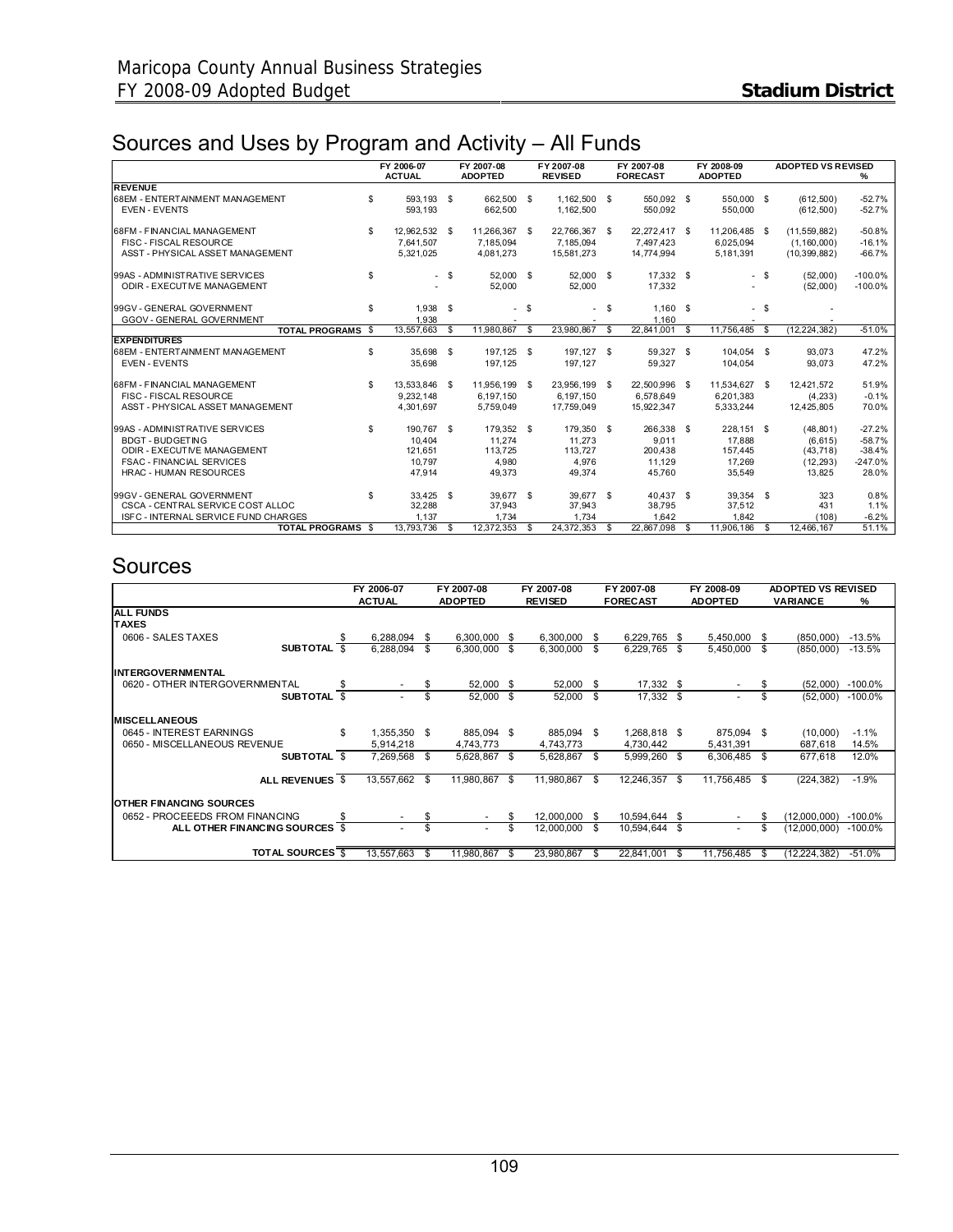# Sources and Uses by Program and Activity – All Funds

| | FY 2006-07 ACTUAL | FY 2007-08 ADOPTED | FY 2007-08 REVISED | FY 2007-08 FORECAST | FY 2008-09 ADOPTED | ADOPTED VS REVISED | % |
|---|---|---|---|---|---|---|---|
| **REVENUE** | | | | | | | |
| 68EM - ENTERTAINMENT MANAGEMENT | $ 593,193 | $ 662,500 | $ 1,162,500 | $ 550,092 | $ 550,000 | $ (612,500) | -52.7% |
| EVEN - EVENTS | 593,193 | 662,500 | 1,162,500 | 550,092 | 550,000 | (612,500) | -52.7% |
| 68FM - FINANCIAL MANAGEMENT | $ 12,962,532 | $ 11,266,367 | $ 22,766,367 | $ 22,272,417 | $ 11,206,485 | $ (11,559,882) | -50.8% |
| FISC - FISCAL RESOURCE | 7,641,507 | 7,185,094 | 7,185,094 | 7,497,423 | 6,025,094 | (1,160,000) | -16.1% |
| ASST - PHYSICAL ASSET MANAGEMENT | 5,321,025 | 4,081,273 | 15,581,273 | 14,774,994 | 5,181,391 | (10,399,882) | -66.7% |
| 99AS - ADMINISTRATIVE SERVICES | $ - | $ 52,000 | $ 52,000 | $ 17,332 | $ - | $ (52,000) | -100.0% |
| ODIR - EXECUTIVE MANAGEMENT | - | 52,000 | 52,000 | 17,332 | - | (52,000) | -100.0% |
| 99GV - GENERAL GOVERNMENT | $ 1,938 | $ - | $ - | $ 1,160 | $ - | $ - | |
| GGOV - GENERAL GOVERNMENT | 1,938 | - | - | 1,160 | - | - | |
| **TOTAL PROGRAMS** | $ 13,557,663 | $ 11,980,867 | $ 23,980,867 | $ 22,841,001 | $ 11,756,485 | $ (12,224,382) | -51.0% |
| **EXPENDITURES** | | | | | | | |
| 68EM - ENTERTAINMENT MANAGEMENT | $ 35,698 | $ 197,125 | $ 197,127 | $ 59,327 | $ 104,054 | $ 93,073 | 47.2% |
| EVEN - EVENTS | 35,698 | 197,125 | 197,127 | 59,327 | 104,054 | 93,073 | 47.2% |
| 68FM - FINANCIAL MANAGEMENT | $ 13,533,846 | $ 11,956,199 | $ 23,956,199 | $ 22,500,996 | $ 11,534,627 | $ 12,421,572 | 51.9% |
| FISC - FISCAL RESOURCE | 9,232,148 | 6,197,150 | 6,197,150 | 6,578,649 | 6,201,383 | (4,233) | -0.1% |
| ASST - PHYSICAL ASSET MANAGEMENT | 4,301,697 | 5,759,049 | 17,759,049 | 15,922,347 | 5,333,244 | 12,425,805 | 70.0% |
| 99AS - ADMINISTRATIVE SERVICES | $ 190,767 | $ 179,352 | $ 179,350 | $ 266,338 | $ 228,151 | $ (48,801) | -27.2% |
| BDGT - BUDGETING | 10,404 | 11,274 | 11,273 | 9,011 | 17,888 | (6,615) | -58.7% |
| ODIR - EXECUTIVE MANAGEMENT | 121,651 | 113,725 | 113,727 | 200,438 | 157,445 | (43,718) | -38.4% |
| FSAC - FINANCIAL SERVICES | 10,797 | 4,980 | 4,976 | 11,129 | 17,269 | (12,293) | -247.0% |
| HRAC - HUMAN RESOURCES | 47,914 | 49,373 | 49,374 | 45,760 | 35,549 | 13,825 | 28.0% |
| 99GV - GENERAL GOVERNMENT | $ 33,425 | $ 39,677 | $ 39,677 | $ 40,437 | $ 39,354 | $ 323 | 0.8% |
| CSCA - CENTRAL SERVICE COST ALLOC | 32,288 | 37,943 | 37,943 | 38,795 | 37,512 | 431 | 1.1% |
| ISFC - INTERNAL SERVICE FUND CHARGES | 1,137 | 1,734 | 1,734 | 1,642 | 1,842 | (108) | -6.2% |
| **TOTAL PROGRAMS** | $ 13,793,736 | $ 12,372,353 | $ 24,372,353 | $ 22,867,098 | $ 11,906,186 | $ 12,466,167 | 51.1% |

# Sources

| | FY 2006-07 ACTUAL | FY 2007-08 ADOPTED | FY 2007-08 REVISED | FY 2007-08 FORECAST | FY 2008-09 ADOPTED | ADOPTED VS REVISED VARIANCE | % |
|---|---|---|---|---|---|---|---|
| **ALL FUNDS** | | | | | | | |
| **TAXES** | | | | | | | |
| 0606 - SALES TAXES | $ 6,288,094 | $ 6,300,000 | $ 6,300,000 | $ 6,229,765 | $ 5,450,000 | $ (850,000) | -13.5% |
| **SUBTOTAL** | $ 6,288,094 | $ 6,300,000 | $ 6,300,000 | $ 6,229,765 | $ 5,450,000 | $ (850,000) | -13.5% |
| **INTERGOVERNMENTAL** | | | | | | | |
| 0620 - OTHER INTERGOVERNMENTAL | $ - | $ 52,000 | $ 52,000 | $ 17,332 | $ - | $ (52,000) | -100.0% |
| **SUBTOTAL** | $ - | $ 52,000 | $ 52,000 | $ 17,332 | $ - | $ (52,000) | -100.0% |
| **MISCELLANEOUS** | | | | | | | |
| 0645 - INTEREST EARNINGS | $ 1,355,350 | $ 885,094 | $ 885,094 | $ 1,268,818 | $ 875,094 | $ (10,000) | -1.1% |
| 0650 - MISCELLANEOUS REVENUE | 5,914,218 | 4,743,773 | 4,743,773 | 4,730,442 | 5,431,391 | 687,618 | 14.5% |
| **SUBTOTAL** | $ 7,269,568 | $ 5,628,867 | $ 5,628,867 | $ 5,999,260 | $ 6,306,485 | $ 677,618 | 12.0% |
| **ALL REVENUES** | $ 13,557,662 | $ 11,980,867 | $ 11,980,867 | $ 12,246,357 | $ 11,756,485 | $ (224,382) | -1.9% |
| **OTHER FINANCING SOURCES** | | | | | | | |
| 0652 - PROCEEEDS FROM FINANCING | $ - | $ - | $ 12,000,000 | $ 10,594,644 | $ - | $ (12,000,000) | -100.0% |
| **ALL OTHER FINANCING SOURCES** | $ - | $ - | $ 12,000,000 | $ 10,594,644 | $ - | $ (12,000,000) | -100.0% |
| **TOTAL SOURCES** | $ 13,557,663 | $ 11,980,867 | $ 23,980,867 | $ 22,841,001 | $ 11,756,485 | $ (12,224,382) | -51.0% |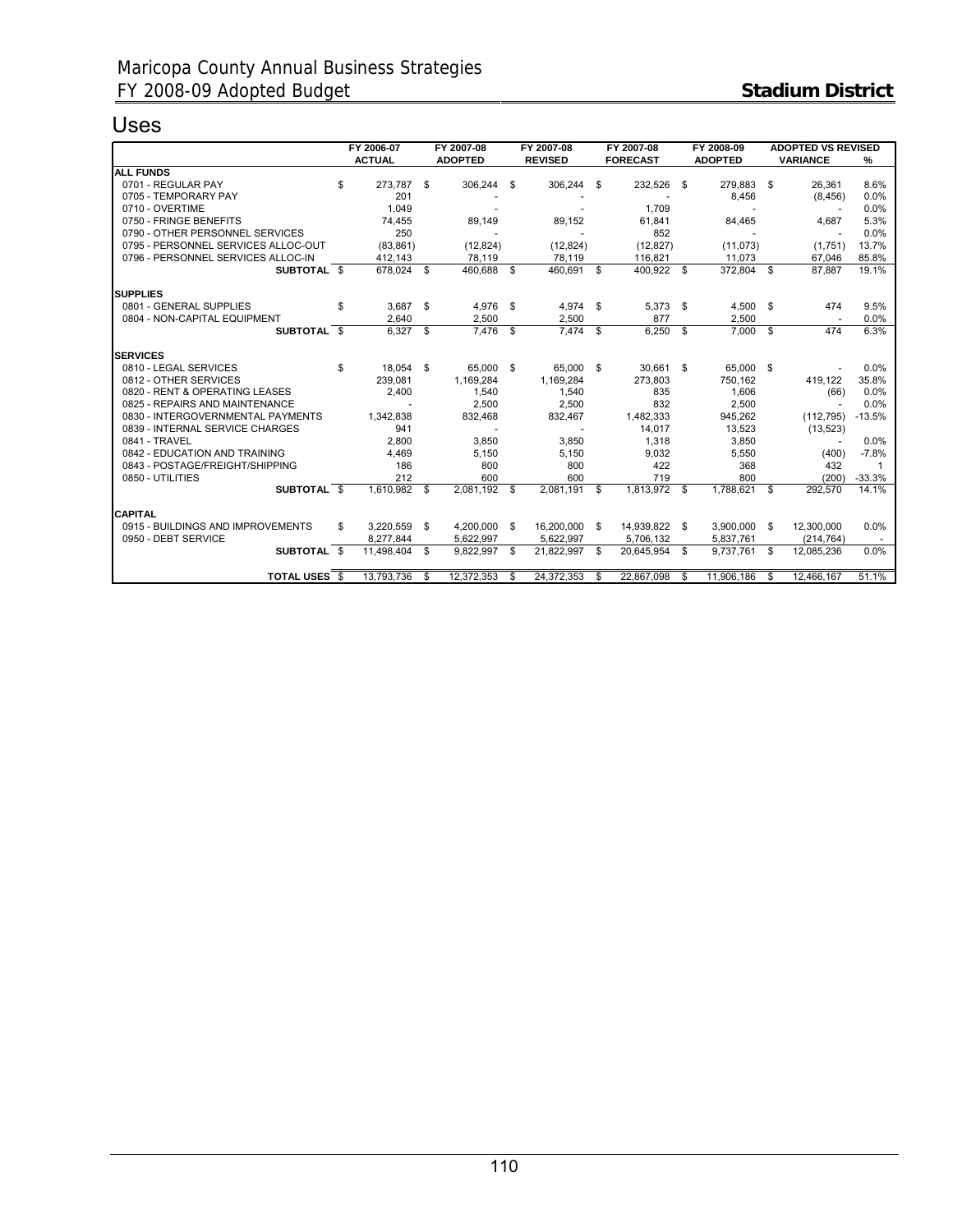# Maricopa County Annual Business Strategies
# FY 2008-09 Adopted Budget

## Stadium District

## Uses

| | FY 2006-07 ACTUAL | FY 2007-08 ADOPTED | FY 2007-08 REVISED | FY 2007-08 FORECAST | FY 2008-09 ADOPTED | ADOPTED VS REVISED VARIANCE | % |
|---|---|---|---|---|---|---|---|
| **ALL FUNDS** | | | | | | | |
| 0701 - REGULAR PAY | $ 273,787 | $ 306,244 | $ 306,244 | $ 232,526 | $ 279,883 | $ 26,361 | 8.6% |
| 0705 - TEMPORARY PAY | 201 | - | - | - | 8,456 | (8,456) | 0.0% |
| 0710 - OVERTIME | 1,049 | - | - | 1,709 | - | - | 0.0% |
| 0750 - FRINGE BENEFITS | 74,455 | 89,149 | 89,152 | 61,841 | 84,465 | 4,687 | 5.3% |
| 0790 - OTHER PERSONNEL SERVICES | 250 | - | - | 852 | - | - | 0.0% |
| 0795 - PERSONNEL SERVICES ALLOC-OUT | (83,861) | (12,824) | (12,824) | (12,827) | (11,073) | (1,751) | 13.7% |
| 0796 - PERSONNEL SERVICES ALLOC-IN | 412,143 | 78,119 | 78,119 | 116,821 | 11,073 | 67,046 | 85.8% |
| **SUBTOTAL** | $ 678,024 | $ 460,688 | $ 460,691 | $ 400,922 | $ 372,804 | $ 87,887 | 19.1% |
| **SUPPLIES** | | | | | | | |
| 0801 - GENERAL SUPPLIES | $ 3,687 | $ 4,976 | $ 4,974 | $ 5,373 | $ 4,500 | $ 474 | 9.5% |
| 0804 - NON-CAPITAL EQUIPMENT | 2,640 | 2,500 | 2,500 | 877 | 2,500 | - | 0.0% |
| **SUBTOTAL** | $ 6,327 | $ 7,476 | $ 7,474 | $ 6,250 | $ 7,000 | $ 474 | 6.3% |
| **SERVICES** | | | | | | | |
| 0810 - LEGAL SERVICES | $ 18,054 | $ 65,000 | $ 65,000 | $ 30,661 | $ 65,000 | $ - | 0.0% |
| 0812 - OTHER SERVICES | 239,081 | 1,169,284 | 1,169,284 | 273,803 | 750,162 | 419,122 | 35.8% |
| 0820 - RENT & OPERATING LEASES | 2,400 | 1,540 | 1,540 | 835 | 1,606 | (66) | 0.0% |
| 0825 - REPAIRS AND MAINTENANCE | - | 2,500 | 2,500 | 832 | 2,500 | - | 0.0% |
| 0830 - INTERGOVERNMENTAL PAYMENTS | 1,342,838 | 832,468 | 832,467 | 1,482,333 | 945,262 | (112,795) | -13.5% |
| 0839 - INTERNAL SERVICE CHARGES | 941 | - | - | 14,017 | 13,523 | (13,523) | |
| 0841 - TRAVEL | 2,800 | 3,850 | 3,850 | 1,318 | 3,850 | - | 0.0% |
| 0842 - EDUCATION AND TRAINING | 4,469 | 5,150 | 5,150 | 9,032 | 5,550 | (400) | -7.8% |
| 0843 - POSTAGE/FREIGHT/SHIPPING | 186 | 800 | 800 | 422 | 368 | 432 | 1 |
| 0850 - UTILITIES | 212 | 600 | 600 | 719 | 800 | (200) | -33.3% |
| **SUBTOTAL** | $ 1,610,982 | $ 2,081,192 | $ 2,081,191 | $ 1,813,972 | $ 1,788,621 | $ 292,570 | 14.1% |
| **CAPITAL** | | | | | | | |
| 0915 - BUILDINGS AND IMPROVEMENTS | $ 3,220,559 | $ 4,200,000 | $ 16,200,000 | $ 14,939,822 | $ 3,900,000 | $ 12,300,000 | 0.0% |
| 0950 - DEBT SERVICE | 8,277,844 | 5,622,997 | 5,622,997 | 5,706,132 | 5,837,761 | (214,764) | - |
| **SUBTOTAL** | $ 11,498,404 | $ 9,822,997 | $ 21,822,997 | $ 20,645,954 | $ 9,737,761 | $ 12,085,236 | 0.0% |
| **TOTAL USES** | $ 13,793,736 | $ 12,372,353 | $ 24,372,353 | $ 22,867,098 | $ 11,906,186 | $ 12,466,167 | 51.1% |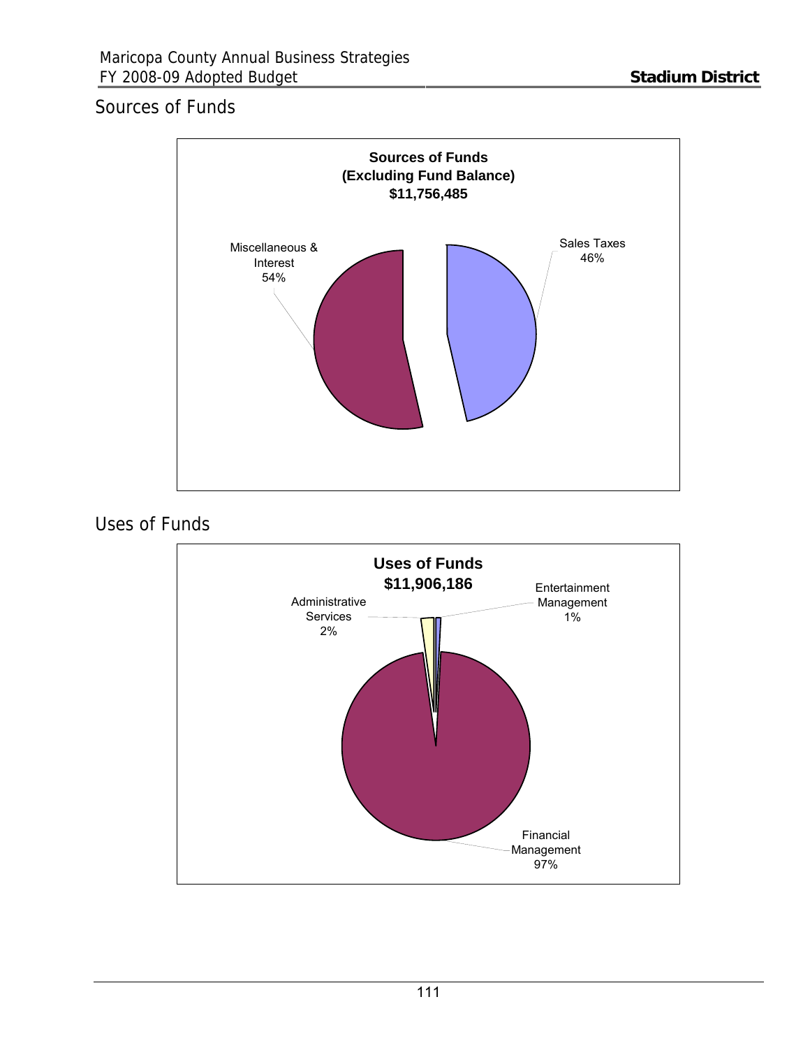## Sources of Funds

**Sources of Funds**
**(Excluding Fund Balance)**
**$11,756,485**

Miscellaneous & Interest 54%

Sales Taxes 46%

## Uses of Funds

**Uses of Funds**
**$11,906,186**

Administrative Services 2%

Entertainment Management 1%

Financial Management 97%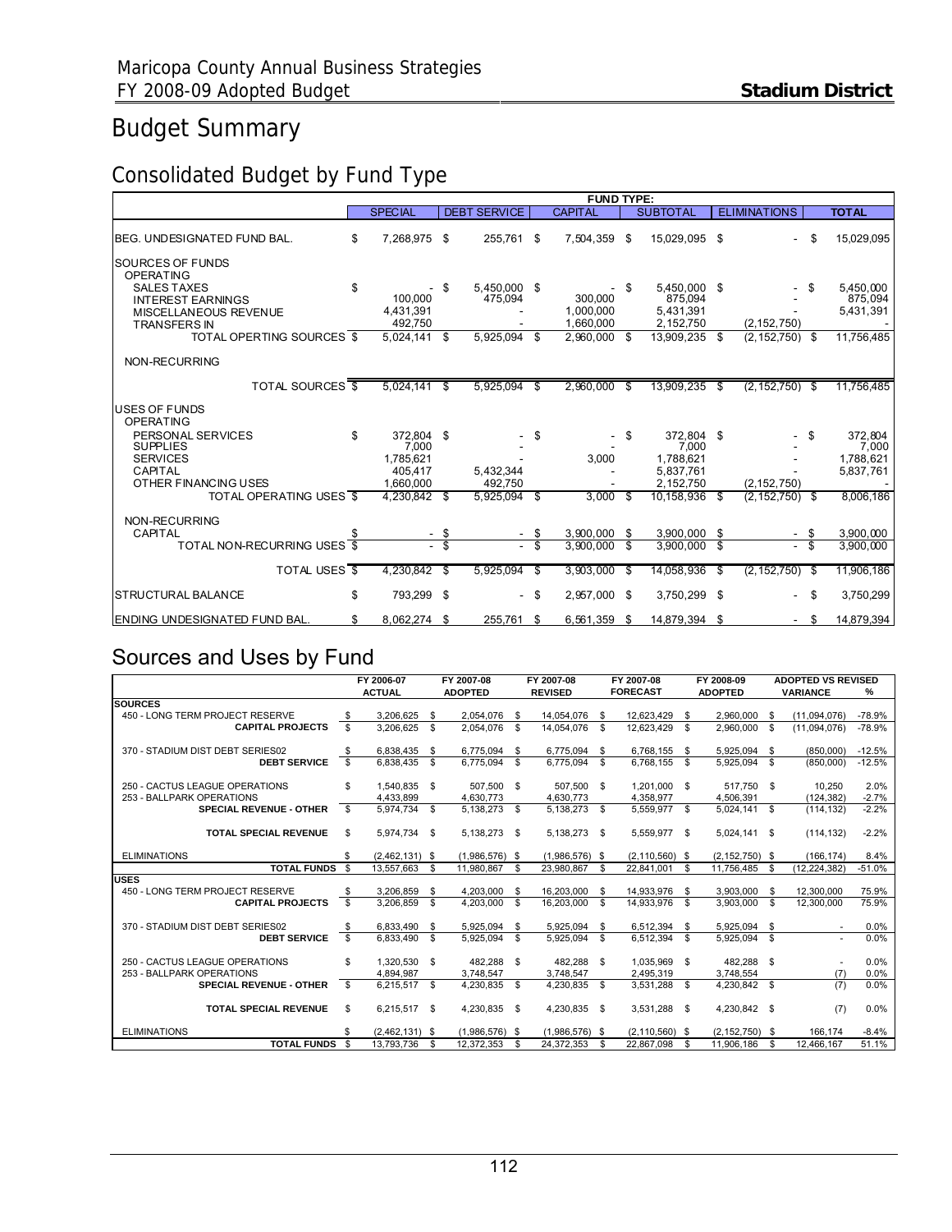# Budget Summary

## Consolidated Budget by Fund Type

| | SPECIAL | DEBT SERVICE | CAPITAL | SUBTOTAL | ELIMINATIONS | TOTAL |
|---|---|---|---|---|---|---|
| | **FUND TYPE:** | | | | | |
| BEG. UNDESIGNATED FUND BAL. | $ 7,268,975 | $ 255,761 | $ 7,504,359 | $ 15,029,095 | $ - | $ 15,029,095 |
| SOURCES OF FUNDS | | | | | | |
| OPERATING | | | | | | |
| SALES TAXES | $ - | $ 5,450,000 | $ - | $ 5,450,000 | $ - | $ 5,450,000 |
| INTEREST EARNINGS | 100,000 | 475,094 | 300,000 | 875,094 | | 875,094 |
| MISCELLANEOUS REVENUE | 4,431,391 | - | 1,000,000 | 5,431,391 | - | 5,431,391 |
| TRANSFERS IN | 492,750 | - | 1,660,000 | 2,152,750 | (2,152,750) | - |
| TOTAL OPERTING SOURCES | $ 5,024,141 | $ 5,925,094 | $ 2,960,000 | $ 13,909,235 | $ (2,152,750) | $ 11,756,485 |
| NON-RECURRING | | | | | | |
| TOTAL SOURCES | $ 5,024,141 | $ 5,925,094 | $ 2,960,000 | $ 13,909,235 | $ (2,152,750) | $ 11,756,485 |
| USES OF FUNDS | | | | | | |
| OPERATING | | | | | | |
| PERSONAL SERVICES | $ 372,804 | $ - | $ - | $ 372,804 | $ - | $ 372,804 |
| SUPPLIES | 7,000 | - | - | 7,000 | - | 7,000 |
| SERVICES | 1,785,621 | - | 3,000 | 1,788,621 | - | 1,788,621 |
| CAPITAL | 405,417 | 5,432,344 | - | 5,837,761 | - | 5,837,761 |
| OTHER FINANCING USES | 1,660,000 | 492,750 | - | 2,152,750 | (2,152,750) | - |
| TOTAL OPERATING USES | $ 4,230,842 | $ 5,925,094 | $ 3,000 | $ 10,158,936 | $ (2,152,750) | $ 8,006,186 |
| NON-RECURRING | | | | | | |
| CAPITAL | $ - | $ - | $ 3,900,000 | $ 3,900,000 | $ - | $ 3,900,000 |
| TOTAL NON-RECURRING USES | $ - | $ - | $ 3,900,000 | $ 3,900,000 | $ - | $ 3,900,000 |
| TOTAL USES | $ 4,230,842 | $ 5,925,094 | $ 3,903,000 | $ 14,058,936 | $ (2,152,750) | $ 11,906,186 |
| STRUCTURAL BALANCE | $ 793,299 | $ - | $ 2,957,000 | $ 3,750,299 | $ - | $ 3,750,299 |
| ENDING UNDESIGNATED FUND BAL. | $ 8,062,274 | $ 255,761 | $ 6,561,359 | $ 14,879,394 | $ - | $ 14,879,394 |

## Sources and Uses by Fund

| | FY 2006-07 ACTUAL | FY 2007-08 ADOPTED | FY 2007-08 REVISED | FY 2007-08 FORECAST | FY 2008-09 ADOPTED | ADOPTED VS REVISED VARIANCE | % |
|---|---|---|---|---|---|---|---|
| **SOURCES** | | | | | | | |
| 450 - LONG TERM PROJECT RESERVE | $ 3,206,625 | $ 2,054,076 | $ 14,054,076 | $ 12,623,429 | $ 2,960,000 | $ (11,094,076) | -78.9% |
| **CAPITAL PROJECTS** | $ 3,206,625 | $ 2,054,076 | $ 14,054,076 | $ 12,623,429 | $ 2,960,000 | $ (11,094,076) | -78.9% |
| 370 - STADIUM DIST DEBT SERIES02 | $ 6,838,435 | $ 6,775,094 | $ 6,775,094 | $ 6,768,155 | $ 5,925,094 | $ (850,000) | -12.5% |
| **DEBT SERVICE** | $ 6,838,435 | $ 6,775,094 | $ 6,775,094 | $ 6,768,155 | $ 5,925,094 | $ (850,000) | -12.5% |
| 250 - CACTUS LEAGUE OPERATIONS | $ 1,540,835 | $ 507,500 | $ 507,500 | $ 1,201,000 | $ 517,750 | $ 10,250 | 2.0% |
| 253 - BALLPARK OPERATIONS | 4,433,899 | 4,630,773 | 4,630,773 | 4,358,977 | 4,506,391 | (124,382) | -2.7% |
| **SPECIAL REVENUE - OTHER** | $ 5,974,734 | $ 5,138,273 | $ 5,138,273 | $ 5,559,977 | $ 5,024,141 | $ (114,132) | -2.2% |
| **TOTAL SPECIAL REVENUE** | $ 5,974,734 | $ 5,138,273 | $ 5,138,273 | $ 5,559,977 | $ 5,024,141 | $ (114,132) | -2.2% |
| ELIMINATIONS | $ (2,462,131) | $ (1,986,576) | $ (1,986,576) | $ (2,110,560) | $ (2,152,750) | $ (166,174) | 8.4% |
| **TOTAL FUNDS** | $ 13,557,663 | $ 11,980,867 | $ 23,980,867 | $ 22,841,001 | $ 11,756,485 | $ (12,224,382) | -51.0% |
| **USES** | | | | | | | |
| 450 - LONG TERM PROJECT RESERVE | $ 3,206,859 | $ 4,203,000 | $ 16,203,000 | $ 14,933,976 | $ 3,903,000 | $ 12,300,000 | 75.9% |
| **CAPITAL PROJECTS** | $ 3,206,859 | $ 4,203,000 | $ 16,203,000 | $ 14,933,976 | $ 3,903,000 | $ 12,300,000 | 75.9% |
| 370 - STADIUM DIST DEBT SERIES02 | $ 6,833,490 | $ 5,925,094 | $ 5,925,094 | $ 6,512,394 | $ 5,925,094 | $ - | 0.0% |
| **DEBT SERVICE** | $ 6,833,490 | $ 5,925,094 | $ 5,925,094 | $ 6,512,394 | $ 5,925,094 | $ - | 0.0% |
| 250 - CACTUS LEAGUE OPERATIONS | $ 1,320,530 | $ 482,288 | $ 482,288 | $ 1,035,969 | $ 482,288 | $ - | 0.0% |
| 253 - BALLPARK OPERATIONS | 4,894,987 | 3,748,547 | 3,748,547 | 2,495,319 | 3,748,554 | (7) | 0.0% |
| **SPECIAL REVENUE - OTHER** | $ 6,215,517 | $ 4,230,835 | $ 4,230,835 | $ 3,531,288 | $ 4,230,842 | $ (7) | 0.0% |
| **TOTAL SPECIAL REVENUE** | $ 6,215,517 | $ 4,230,835 | $ 4,230,835 | $ 3,531,288 | $ 4,230,842 | $ (7) | 0.0% |
| ELIMINATIONS | $ (2,462,131) | $ (1,986,576) | $ (1,986,576) | $ (2,110,560) | $ (2,152,750) | $ 166,174 | -8.4% |
| **TOTAL FUNDS** | $ 13,793,736 | $ 12,372,353 | $ 24,372,353 | $ 22,867,098 | $ 11,906,186 | $ 12,466,167 | 51.1% |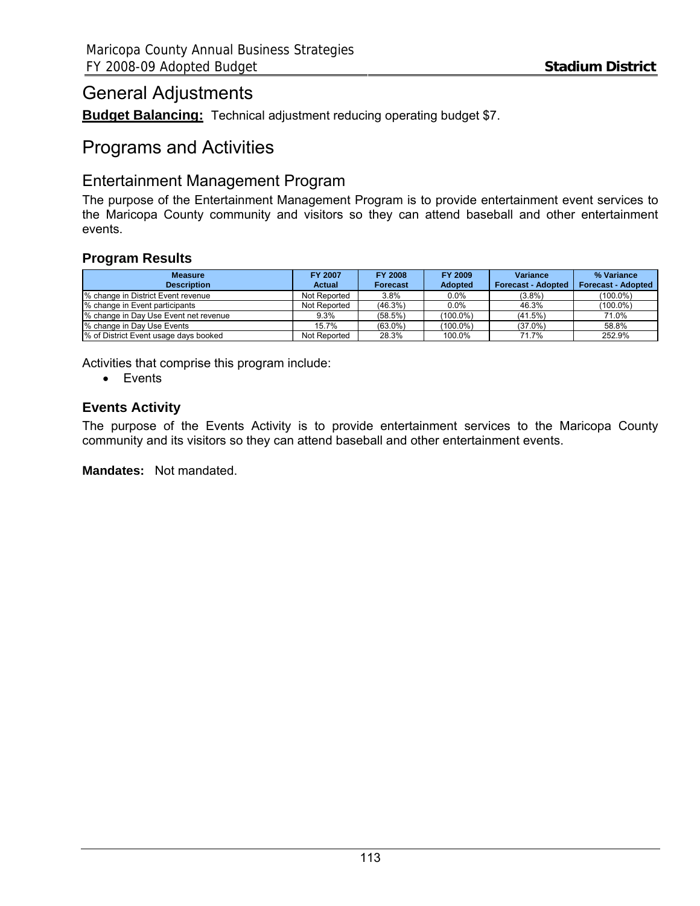# General Adjustments

**Budget Balancing:** Technical adjustment reducing operating budget $7.

# Programs and Activities

## Entertainment Management Program

The purpose of the Entertainment Management Program is to provide entertainment event services to the Maricopa County community and visitors so they can attend baseball and other entertainment events.

### Program Results

| Measure Description | FY 2007 Actual | FY 2008 Forecast | FY 2009 Adopted | Variance Forecast - Adopted | % Variance Forecast - Adopted |
|---|---|---|---|---|---|
| % change in District Event revenue | Not Reported | 3.8% | 0.0% | (3.8%) | (100.0%) |
| % change in Event participants | Not Reported | (46.3%) | 0.0% | 46.3% | (100.0%) |
| % change in Day Use Event net revenue | 9.3% | (58.5%) | (100.0%) | (41.5%) | 71.0% |
| % change in Day Use Events | 15.7% | (63.0%) | (100.0%) | (37.0%) | 58.8% |
| % of District Event usage days booked | Not Reported | 28.3% | 100.0% | 71.7% | 252.9% |

Activities that comprise this program include:

- Events

### Events Activity

The purpose of the Events Activity is to provide entertainment services to the Maricopa County community and its visitors so they can attend baseball and other entertainment events.

**Mandates:** Not mandated.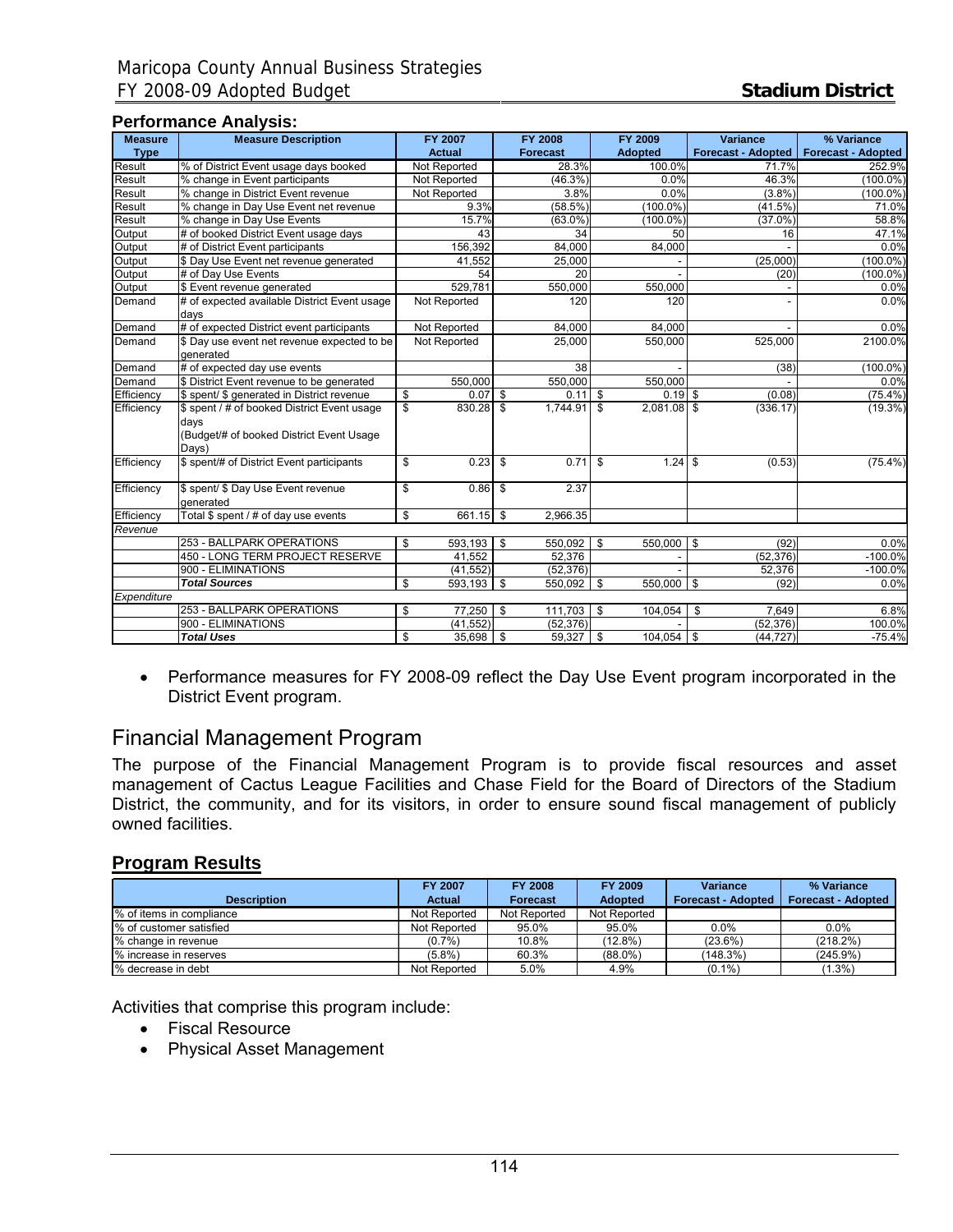## Performance Analysis:

| Measure Type | Measure Description | FY 2007 Actual | FY 2008 Forecast | FY 2009 Adopted | Variance Forecast - Adopted | % Variance Forecast - Adopted |
|---|---|---|---|---|---|---|
| Result | % of District Event usage days booked | Not Reported | 28.3% | 100.0% | 71.7% | 252.9% |
| Result | % change in Event participants | Not Reported | (46.3%) | 0.0% | 46.3% | (100.0%) |
| Result | % change in District Event revenue | Not Reported | 3.8% | 0.0% | (3.8%) | (100.0%) |
| Result | % change in Day Use Event net revenue | 9.3% | (58.5%) | (100.0%) | (41.5%) | 71.0% |
| Result | % change in Day Use Events | 15.7% | (63.0%) | (100.0%) | (37.0%) | 58.8% |
| Output | # of booked District Event usage days | 43 | 34 | 50 | 16 | 47.1% |
| Output | # of District Event participants | 156,392 | 84,000 | 84,000 | - | 0.0% |
| Output | $ Day Use Event net revenue generated | 41,552 | 25,000 | - | (25,000) | (100.0%) |
| Output | # of Day Use Events | 54 | 20 | - | (20) | (100.0%) |
| Output | $ Event revenue generated | 529,781 | 550,000 | 550,000 | - | 0.0% |
| Demand | # of expected available District Event usage days | Not Reported | 120 | 120 | - | 0.0% |
| Demand | # of expected District event participants | Not Reported | 84,000 | 84,000 | - | 0.0% |
| Demand | $ Day use event net revenue expected to be generated | Not Reported | 25,000 | 550,000 | 525,000 | 2100.0% |
| Demand | # of expected day use events | | 38 | - | (38) | (100.0%) |
| Demand | $ District Event revenue to be generated | 550,000 | 550,000 | 550,000 | - | 0.0% |
| Efficiency | $ spent/ $ generated in District revenue | $ 0.07 | $ 0.11 | $ 0.19 | $ (0.08) | (75.4%) |
| Efficiency | $ spent / # of booked District Event usage days (Budget/# of booked District Event Usage Days) | $ 830.28 | $ 1,744.91 | $ 2,081.08 | $ (336.17) | (19.3%) |
| Efficiency | $ spent/# of District Event participants | $ 0.23 | $ 0.71 | $ 1.24 | $ (0.53) | (75.4%) |
| Efficiency | $ spent/ $ Day Use Event revenue generated | $ 0.86 | $ 2.37 | | | |
| Efficiency | Total $ spent / # of day use events | $ 661.15 | $ 2,966.35 | | | |
| *Revenue* | | | | | | |
| | 253 - BALLPARK OPERATIONS | $ 593,193 | $ 550,092 | $ 550,000 | $ (92) | 0.0% |
| | 450 - LONG TERM PROJECT RESERVE | 41,552 | 52,376 | - | (52,376) | -100.0% |
| | 900 - ELIMINATIONS | (41,552) | (52,376) | - | 52,376 | -100.0% |
| | ***Total Sources*** | $ 593,193 | $ 550,092 | $ 550,000 | $ (92) | 0.0% |
| *Expenditure* | | | | | | |
| | 253 - BALLPARK OPERATIONS | $ 77,250 | $ 111,703 | $ 104,054 | $ 7,649 | 6.8% |
| | 900 - ELIMINATIONS | (41,552) | (52,376) | - | (52,376) | 100.0% |
| | ***Total Uses*** | $ 35,698 | $ 59,327 | $ 104,054 | $ (44,727) | -75.4% |

- Performance measures for FY 2008-09 reflect the Day Use Event program incorporated in the District Event program.

# Financial Management Program

The purpose of the Financial Management Program is to provide fiscal resources and asset management of Cactus League Facilities and Chase Field for the Board of Directors of the Stadium District, the community, and for its visitors, in order to ensure sound fiscal management of publicly owned facilities.

## Program Results

| Description | FY 2007 Actual | FY 2008 Forecast | FY 2009 Adopted | Variance Forecast - Adopted | % Variance Forecast - Adopted |
|---|---|---|---|---|---|
| % of items in compliance | Not Reported | Not Reported | Not Reported | | |
| % of customer satisfied | Not Reported | 95.0% | 95.0% | 0.0% | 0.0% |
| % change in revenue | (0.7%) | 10.8% | (12.8%) | (23.6%) | (218.2%) |
| % increase in reserves | (5.8%) | 60.3% | (88.0%) | (148.3%) | (245.9%) |
| % decrease in debt | Not Reported | 5.0% | 4.9% | (0.1%) | (1.3%) |

Activities that comprise this program include:

- Fiscal Resource
- Physical Asset Management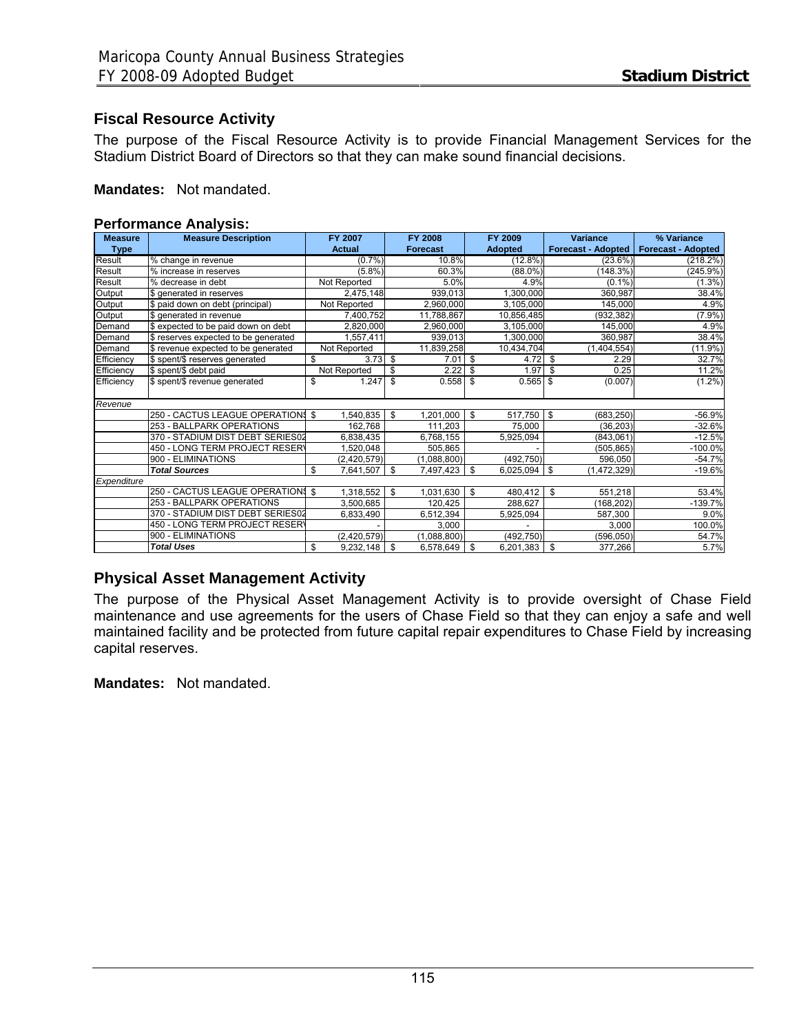## Fiscal Resource Activity

The purpose of the Fiscal Resource Activity is to provide Financial Management Services for the Stadium District Board of Directors so that they can make sound financial decisions.

**Mandates:** Not mandated.

**Performance Analysis:**

| Measure Type | Measure Description | FY 2007 Actual | FY 2008 Forecast | FY 2009 Adopted | Variance Forecast - Adopted | % Variance Forecast - Adopted |
|---|---|---|---|---|---|---|
| Result | % change in revenue | (0.7%) | 10.8% | (12.8%) | (23.6%) | (218.2%) |
| Result | % increase in reserves | (5.8%) | 60.3% | (88.0%) | (148.3%) | (245.9%) |
| Result | % decrease in debt | Not Reported | 5.0% | 4.9% | (0.1%) | (1.3%) |
| Output | $ generated in reserves | 2,475,148 | 939,013 | 1,300,000 | 360,987 | 38.4% |
| Output | $ paid down on debt (principal) | Not Reported | 2,960,000 | 3,105,000 | 145,000 | 4.9% |
| Output | $ generated in revenue | 7,400,752 | 11,788,867 | 10,856,485 | (932,382) | (7.9%) |
| Demand | $ expected to be paid down on debt | 2,820,000 | 2,960,000 | 3,105,000 | 145,000 | 4.9% |
| Demand | $ reserves expected to be generated | 1,557,411 | 939,013 | 1,300,000 | 360,987 | 38.4% |
| Demand | $ revenue expected to be generated | Not Reported | 11,839,258 | 10,434,704 | (1,404,554) | (11.9%) |
| Efficiency | $ spent/$ reserves generated | $ 3.73 | $ 7.01 | $ 4.72 | $ 2.29 | 32.7% |
| Efficiency | $ spent/$ debt paid | Not Reported | $ 2.22 | $ 1.97 | $ 0.25 | 11.2% |
| Efficiency | $ spent/$ revenue generated | $ 1.247 | $ 0.558 | $ 0.565 | $ (0.007) | (1.2%) |
| *Revenue* | | | | | | |
| | 250 - CACTUS LEAGUE OPERATIONS | $ 1,540,835 | $ 1,201,000 | $ 517,750 | $ (683,250) | -56.9% |
| | 253 - BALLPARK OPERATIONS | 162,768 | 111,203 | 75,000 | (36,203) | -32.6% |
| | 370 - STADIUM DIST DEBT SERIES02 | 6,838,435 | 6,768,155 | 5,925,094 | (843,061) | -12.5% |
| | 450 - LONG TERM PROJECT RESERV | 1,520,048 | 505,865 | - | (505,865) | -100.0% |
| | 900 - ELIMINATIONS | (2,420,579) | (1,088,800) | (492,750) | 596,050 | -54.7% |
| | ***Total Sources*** | $ 7,641,507 | $ 7,497,423 | $ 6,025,094 | $ (1,472,329) | -19.6% |
| *Expenditure* | | | | | | |
| | 250 - CACTUS LEAGUE OPERATIONS | $ 1,318,552 | $ 1,031,630 | $ 480,412 | $ 551,218 | 53.4% |
| | 253 - BALLPARK OPERATIONS | 3,500,685 | 120,425 | 288,627 | (168,202) | -139.7% |
| | 370 - STADIUM DIST DEBT SERIES02 | 6,833,490 | 6,512,394 | 5,925,094 | 587,300 | 9.0% |
| | 450 - LONG TERM PROJECT RESERV | - | 3,000 | - | 3,000 | 100.0% |
| | 900 - ELIMINATIONS | (2,420,579) | (1,088,800) | (492,750) | (596,050) | 54.7% |
| | ***Total Uses*** | $ 9,232,148 | $ 6,578,649 | $ 6,201,383 | $ 377,266 | 5.7% |

## Physical Asset Management Activity

The purpose of the Physical Asset Management Activity is to provide oversight of Chase Field maintenance and use agreements for the users of Chase Field so that they can enjoy a safe and well maintained facility and be protected from future capital repair expenditures to Chase Field by increasing capital reserves.

**Mandates:** Not mandated.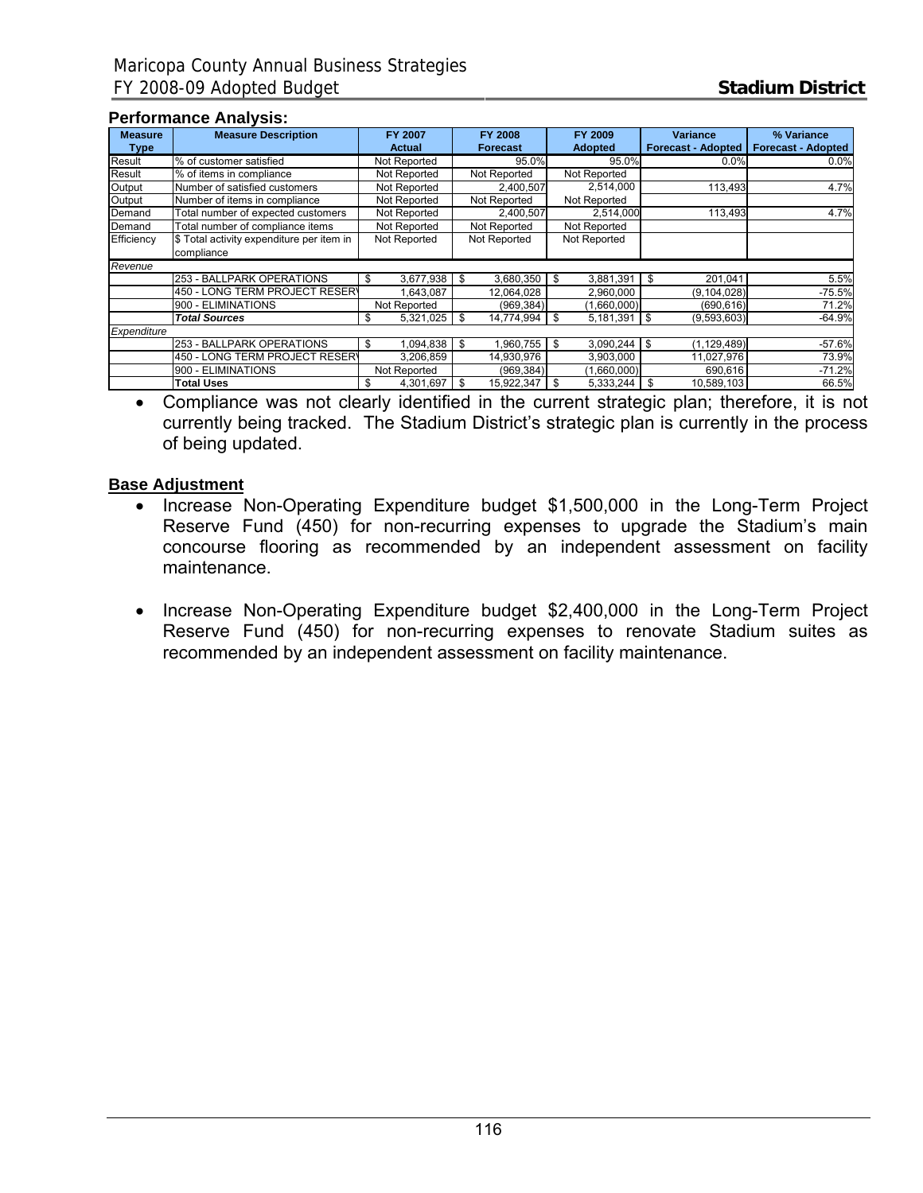### Performance Analysis:

| Measure Type | Measure Description | FY 2007 Actual | FY 2008 Forecast | FY 2009 Adopted | Variance Forecast - Adopted | % Variance Forecast - Adopted |
|---|---|---|---|---|---|---|
| Result | % of customer satisfied | Not Reported | 95.0% | 95.0% | 0.0% | 0.0% |
| Result | % of items in compliance | Not Reported | Not Reported | Not Reported | | |
| Output | Number of satisfied customers | Not Reported | 2,400,507 | 2,514,000 | 113,493 | 4.7% |
| Output | Number of items in compliance | Not Reported | Not Reported | Not Reported | | |
| Demand | Total number of expected customers | Not Reported | 2,400,507 | 2,514,000 | 113,493 | 4.7% |
| Demand | Total number of compliance items | Not Reported | Not Reported | Not Reported | | |
| Efficiency | $ Total activity expenditure per item in compliance | Not Reported | Not Reported | Not Reported | | |
| *Revenue* | | | | | | |
| | 253 - BALLPARK OPERATIONS | $ 3,677,938 | $ 3,680,350 | $ 3,881,391 | $ 201,041 | 5.5% |
| | 450 - LONG TERM PROJECT RESERV | 1,643,087 | 12,064,028 | 2,960,000 | (9,104,028) | -75.5% |
| | 900 - ELIMINATIONS | Not Reported | (969,384) | (1,660,000) | (690,616) | 71.2% |
| | ***Total Sources*** | $ 5,321,025 | $ 14,774,994 | $ 5,181,391 | $ (9,593,603) | -64.9% |
| *Expenditure* | | | | | | |
| | 253 - BALLPARK OPERATIONS | $ 1,094,838 | $ 1,960,755 | $ 3,090,244 | $ (1,129,489) | -57.6% |
| | 450 - LONG TERM PROJECT RESERV | 3,206,859 | 14,930,976 | 3,903,000 | 11,027,976 | 73.9% |
| | 900 - ELIMINATIONS | Not Reported | (969,384) | (1,660,000) | 690,616 | -71.2% |
| | **Total Uses** | $ 4,301,697 | $ 15,922,347 | $ 5,333,244 | $ 10,589,103 | 66.5% |

- Compliance was not clearly identified in the current strategic plan; therefore, it is not currently being tracked. The Stadium District's strategic plan is currently in the process of being updated.

### Base Adjustment

- Increase Non-Operating Expenditure budget $1,500,000 in the Long-Term Project Reserve Fund (450) for non-recurring expenses to upgrade the Stadium's main concourse flooring as recommended by an independent assessment on facility maintenance.

- Increase Non-Operating Expenditure budget $2,400,000 in the Long-Term Project Reserve Fund (450) for non-recurring expenses to renovate Stadium suites as recommended by an independent assessment on facility maintenance.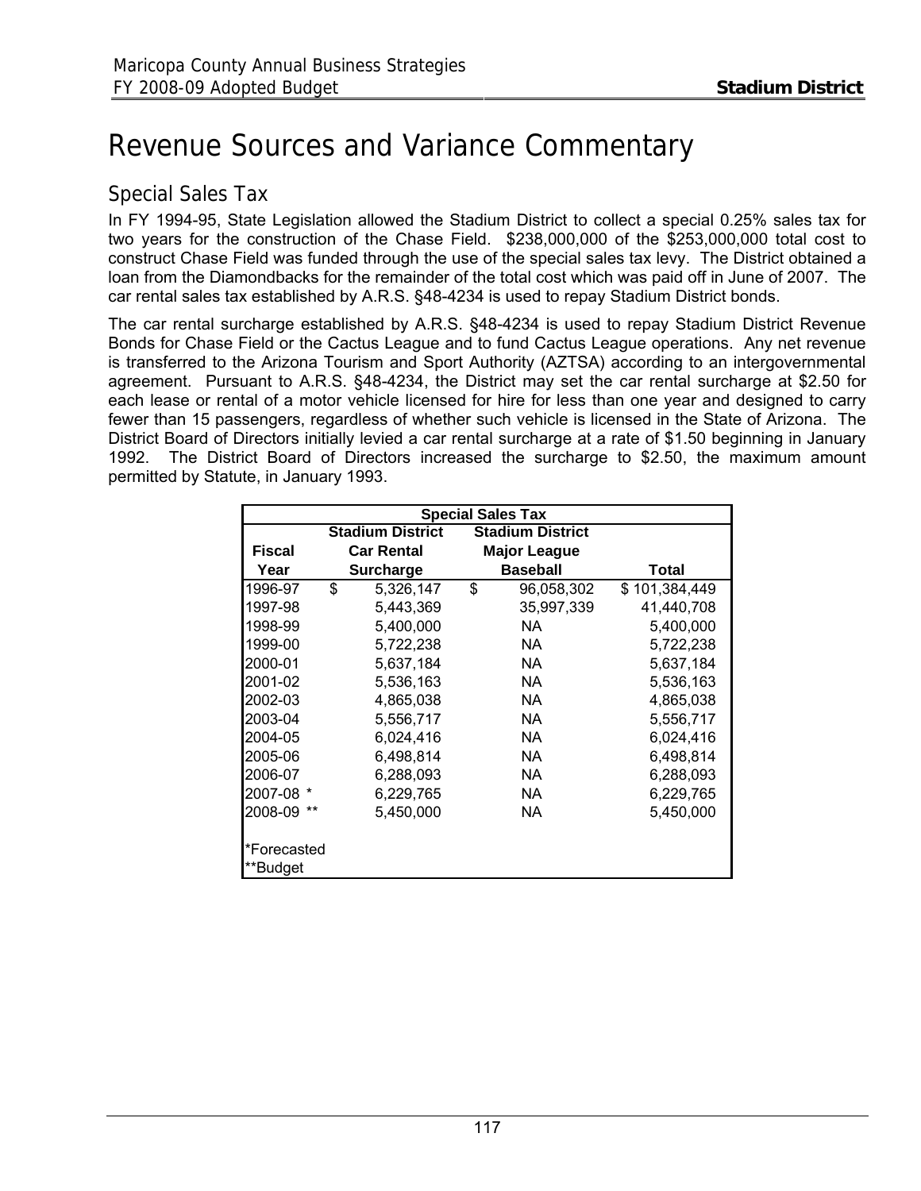// Header omitted: "Maricopa County Annual Business Strategies FY 2008-09 Adopted Budget" / "Stadium District"

# Revenue Sources and Variance Commentary

## Special Sales Tax

In FY 1994-95, State Legislation allowed the Stadium District to collect a special 0.25% sales tax for two years for the construction of the Chase Field. $238,000,000 of the $253,000,000 total cost to construct Chase Field was funded through the use of the special sales tax levy. The District obtained a loan from the Diamondbacks for the remainder of the total cost which was paid off in June of 2007. The car rental sales tax established by A.R.S. §48-4234 is used to repay Stadium District bonds.

The car rental surcharge established by A.R.S. §48-4234 is used to repay Stadium District Revenue Bonds for Chase Field or the Cactus League and to fund Cactus League operations. Any net revenue is transferred to the Arizona Tourism and Sport Authority (AZTSA) according to an intergovernmental agreement. Pursuant to A.R.S. §48-4234, the District may set the car rental surcharge at $2.50 for each lease or rental of a motor vehicle licensed for hire for less than one year and designed to carry fewer than 15 passengers, regardless of whether such vehicle is licensed in the State of Arizona. The District Board of Directors initially levied a car rental surcharge at a rate of $1.50 beginning in January 1992. The District Board of Directors increased the surcharge to $2.50, the maximum amount permitted by Statute, in January 1993.

| Special Sales Tax | | | |
|---|---|---|---|
| Fiscal Year | Stadium District Car Rental Surcharge | Stadium District Major League Baseball | Total |
| 1996-97 | $ 5,326,147 | $ 96,058,302 | $ 101,384,449 |
| 1997-98 | 5,443,369 | 35,997,339 | 41,440,708 |
| 1998-99 | 5,400,000 | NA | 5,400,000 |
| 1999-00 | 5,722,238 | NA | 5,722,238 |
| 2000-01 | 5,637,184 | NA | 5,637,184 |
| 2001-02 | 5,536,163 | NA | 5,536,163 |
| 2002-03 | 4,865,038 | NA | 4,865,038 |
| 2003-04 | 5,556,717 | NA | 5,556,717 |
| 2004-05 | 6,024,416 | NA | 6,024,416 |
| 2005-06 | 6,498,814 | NA | 6,498,814 |
| 2006-07 | 6,288,093 | NA | 6,288,093 |
| 2007-08 * | 6,229,765 | NA | 6,229,765 |
| 2008-09 ** | 5,450,000 | NA | 5,450,000 |

*Forecasted
**Budget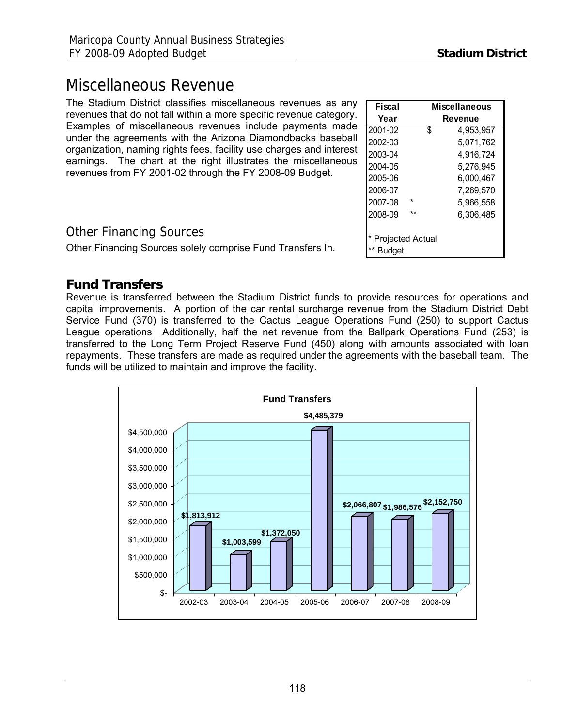# Miscellaneous Revenue

The Stadium District classifies miscellaneous revenues as any revenues that do not fall within a more specific revenue category. Examples of miscellaneous revenues include payments made under the agreements with the Arizona Diamondbacks baseball organization, naming rights fees, facility use charges and interest earnings. The chart at the right illustrates the miscellaneous revenues from FY 2001-02 through the FY 2008-09 Budget.

| Fiscal Year | | Miscellaneous Revenue |
|---|---|---|
| 2001-02 | | $ 4,953,957 |
| 2002-03 | | 5,071,762 |
| 2003-04 | | 4,916,724 |
| 2004-05 | | 5,276,945 |
| 2005-06 | | 6,000,467 |
| 2006-07 | | 7,269,570 |
| 2007-08 | * | 5,966,558 |
| 2008-09 | ** | 6,306,485 |

\* Projected Actual
\*\* Budget

## Other Financing Sources

Other Financing Sources solely comprise Fund Transfers In.

### Fund Transfers

Revenue is transferred between the Stadium District funds to provide resources for operations and capital improvements. A portion of the car rental surcharge revenue from the Stadium District Debt Service Fund (370) is transferred to the Cactus League Operations Fund (250) to support Cactus League operations Additionally, half the net revenue from the Ballpark Operations Fund (253) is transferred to the Long Term Project Reserve Fund (450) along with amounts associated with loan repayments. These transfers are made as required under the agreements with the baseball team. The funds will be utilized to maintain and improve the facility.

**Fund Transfers**

| Fiscal Year | Fund Transfers |
|---|---|
| 2002-03 | $1,813,912 |
| 2003-04 | $1,003,599 |
| 2004-05 | $1,372,050 |
| 2005-06 | $4,485,379 |
| 2006-07 | $2,066,807 |
| 2007-08 | $1,986,576 |
| 2008-09 | $2,152,750 |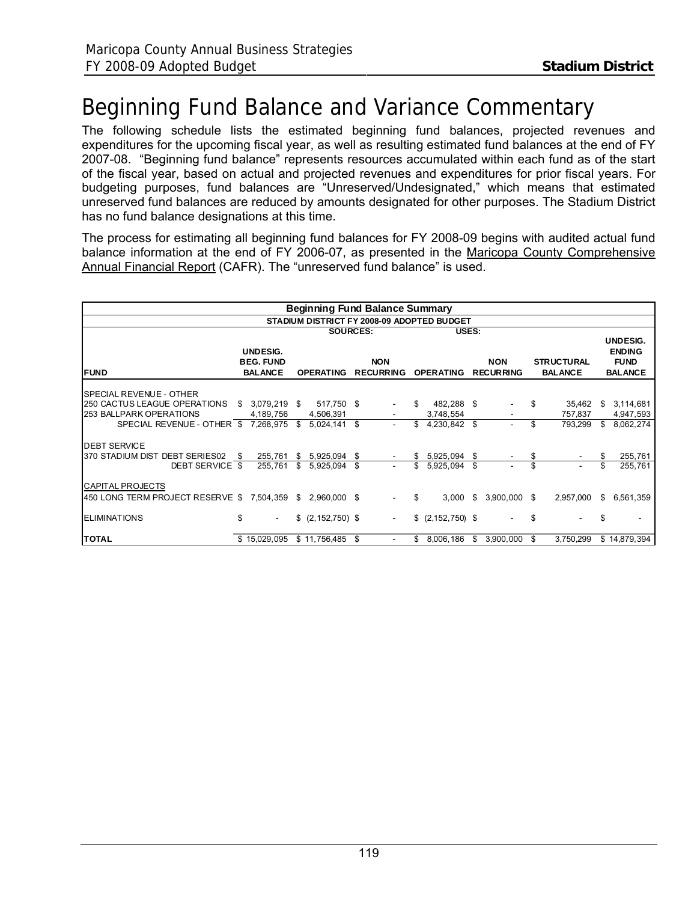# Beginning Fund Balance and Variance Commentary

The following schedule lists the estimated beginning fund balances, projected revenues and expenditures for the upcoming fiscal year, as well as resulting estimated fund balances at the end of FY 2007-08. "Beginning fund balance" represents resources accumulated within each fund as of the start of the fiscal year, based on actual and projected revenues and expenditures for prior fiscal years. For budgeting purposes, fund balances are "Unreserved/Undesignated," which means that estimated unreserved fund balances are reduced by amounts designated for other purposes. The Stadium District has no fund balance designations at this time.

The process for estimating all beginning fund balances for FY 2008-09 begins with audited actual fund balance information at the end of FY 2006-07, as presented in the Maricopa County Comprehensive Annual Financial Report (CAFR). The "unreserved fund balance" is used.

| Beginning Fund Balance Summary | | | | | | | |
|---|---|---|---|---|---|---|---|
| STADIUM DISTRICT FY 2008-09 ADOPTED BUDGET | | | | | | | |
| | | SOURCES: | | USES: | | | |
| FUND | UNDESIG. BEG. FUND BALANCE | OPERATING | NON RECURRING | OPERATING | NON RECURRING | STRUCTURAL BALANCE | UNDESIG. ENDING FUND BALANCE |
| SPECIAL REVENUE - OTHER | | | | | | | |
| 250 CACTUS LEAGUE OPERATIONS | $ 3,079,219 | $ 517,750 | $ - | $ 482,288 | $ - | $ 35,462 | $ 3,114,681 |
| 253 BALLPARK OPERATIONS | 4,189,756 | 4,506,391 | - | 3,748,554 | - | 757,837 | 4,947,593 |
| SPECIAL REVENUE - OTHER | $ 7,268,975 | $ 5,024,141 | $ - | $ 4,230,842 | $ - | $ 793,299 | $ 8,062,274 |
| DEBT SERVICE | | | | | | | |
| 370 STADIUM DIST DEBT SERIES02 | $ 255,761 | $ 5,925,094 | $ - | $ 5,925,094 | $ - | $ - | $ 255,761 |
| DEBT SERVICE | $ 255,761 | $ 5,925,094 | $ - | $ 5,925,094 | $ - | $ - | $ 255,761 |
| CAPITAL PROJECTS | | | | | | | |
| 450 LONG TERM PROJECT RESERVE | $ 7,504,359 | $ 2,960,000 | $ - | $ 3,000 | $ 3,900,000 | $ 2,957,000 | $ 6,561,359 |
| ELIMINATIONS | $ - | $ (2,152,750) | $ - | $ (2,152,750) | $ - | $ - | $ - |
| TOTAL | $ 15,029,095 | $ 11,756,485 | $ - | $ 8,006,186 | $ 3,900,000 | $ 3,750,299 | $ 14,879,394 |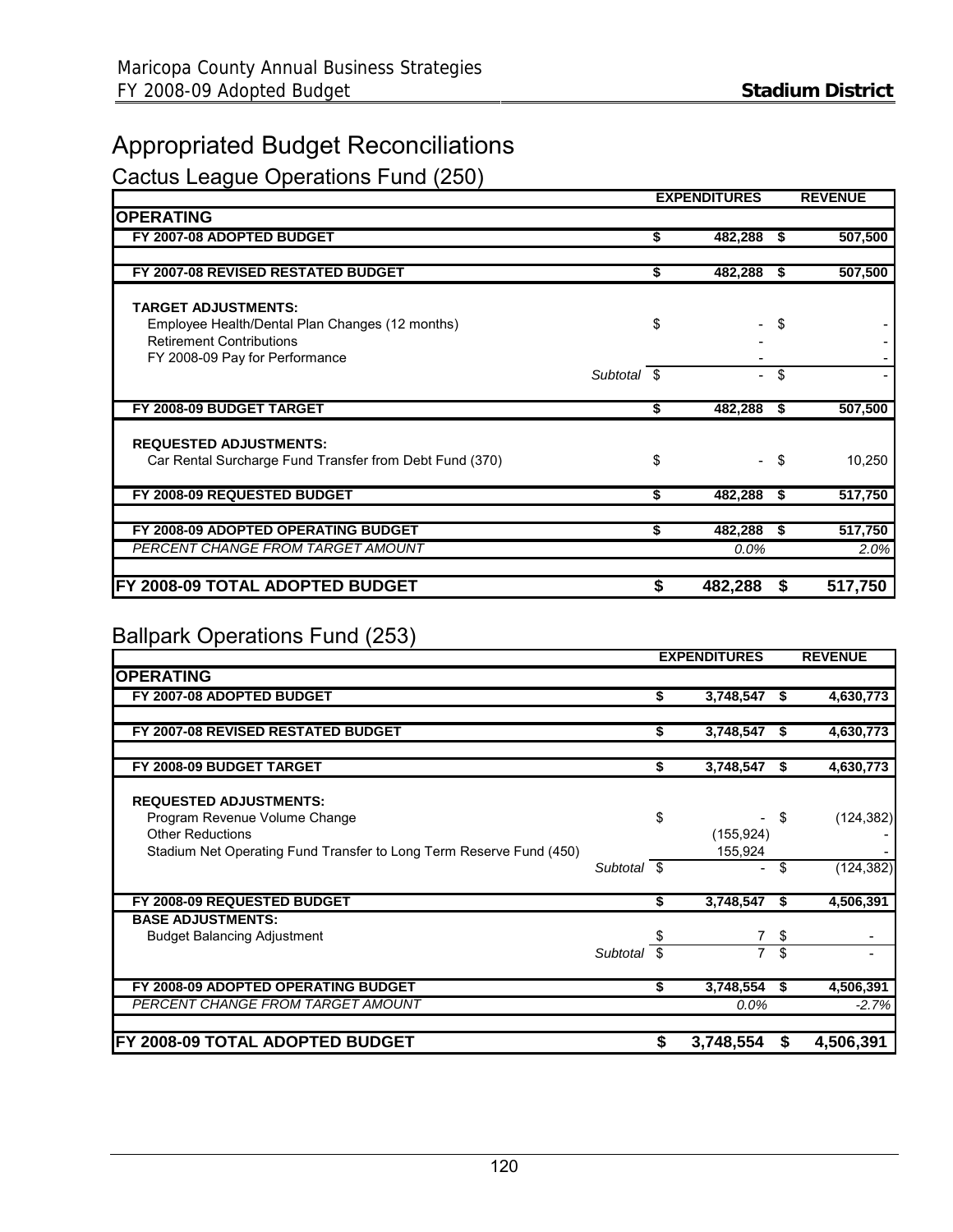# Appropriated Budget Reconciliations

## Cactus League Operations Fund (250)

| | | EXPENDITURES | REVENUE |
|---|---|---|---|
| **OPERATING** | | | |
| **FY 2007-08 ADOPTED BUDGET** | | **$ 482,288** | **$ 507,500** |
| **FY 2007-08 REVISED RESTATED BUDGET** | | **$ 482,288** | **$ 507,500** |
| **TARGET ADJUSTMENTS:** | | | |
| Employee Health/Dental Plan Changes (12 months) | | $ - | $ - |
| Retirement Contributions | | - | - |
| FY 2008-09 Pay for Performance | | - | - |
| | *Subtotal* | $ - | $ - |
| **FY 2008-09 BUDGET TARGET** | | **$ 482,288** | **$ 507,500** |
| **REQUESTED ADJUSTMENTS:** | | | |
| Car Rental Surcharge Fund Transfer from Debt Fund (370) | | $ - | $ 10,250 |
| **FY 2008-09 REQUESTED BUDGET** | | **$ 482,288** | **$ 517,750** |
| **FY 2008-09 ADOPTED OPERATING BUDGET** | | **$ 482,288** | **$ 517,750** |
| *PERCENT CHANGE FROM TARGET AMOUNT* | | *0.0%* | *2.0%* |
| **FY 2008-09 TOTAL ADOPTED BUDGET** | | **$ 482,288** | **$ 517,750** |

## Ballpark Operations Fund (253)

| | | EXPENDITURES | REVENUE |
|---|---|---|---|
| **OPERATING** | | | |
| **FY 2007-08 ADOPTED BUDGET** | | **$ 3,748,547** | **$ 4,630,773** |
| **FY 2007-08 REVISED RESTATED BUDGET** | | **$ 3,748,547** | **$ 4,630,773** |
| **FY 2008-09 BUDGET TARGET** | | **$ 3,748,547** | **$ 4,630,773** |
| **REQUESTED ADJUSTMENTS:** | | | |
| Program Revenue Volume Change | | $ - | $ (124,382) |
| Other Reductions | | (155,924) | - |
| Stadium Net Operating Fund Transfer to Long Term Reserve Fund (450) | | 155,924 | - |
| | *Subtotal* | $ - | $ (124,382) |
| **FY 2008-09 REQUESTED BUDGET** | | **$ 3,748,547** | **$ 4,506,391** |
| **BASE ADJUSTMENTS:** | | | |
| Budget Balancing Adjustment | | $ 7 | $ - |
| | *Subtotal* | $ 7 | $ - |
| **FY 2008-09 ADOPTED OPERATING BUDGET** | | **$ 3,748,554** | **$ 4,506,391** |
| *PERCENT CHANGE FROM TARGET AMOUNT* | | *0.0%* | *-2.7%* |
| **FY 2008-09 TOTAL ADOPTED BUDGET** | | **$ 3,748,554** | **$ 4,506,391** |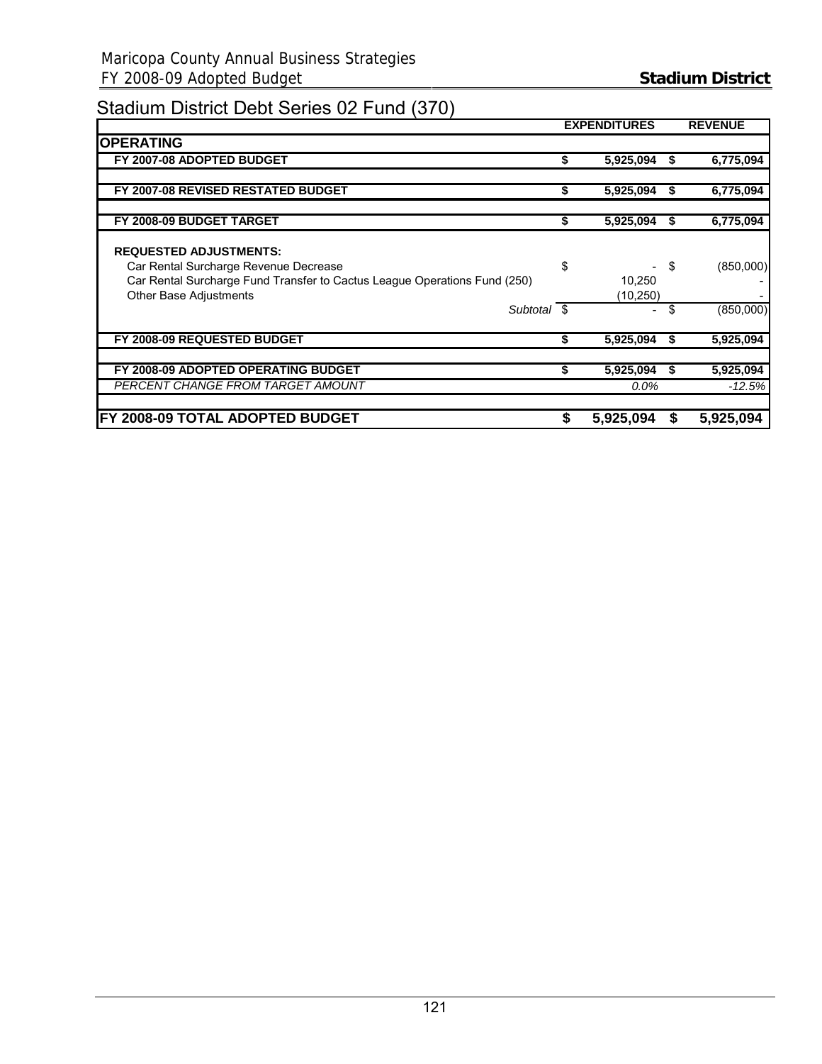# Stadium District Debt Series 02 Fund (370)

| | EXPENDITURES | REVENUE |
|---|---|---|
| **OPERATING** | | |
| **FY 2007-08 ADOPTED BUDGET** | **$ 5,925,094** | **$ 6,775,094** |
| **FY 2007-08 REVISED RESTATED BUDGET** | **$ 5,925,094** | **$ 6,775,094** |
| **FY 2008-09 BUDGET TARGET** | **$ 5,925,094** | **$ 6,775,094** |
| **REQUESTED ADJUSTMENTS:** | | |
| Car Rental Surcharge Revenue Decrease | $ - | $ (850,000) |
| Car Rental Surcharge Fund Transfer to Cactus League Operations Fund (250) | 10,250 | - |
| Other Base Adjustments | (10,250) | - |
| *Subtotal* | $ - | $ (850,000) |
| **FY 2008-09 REQUESTED BUDGET** | **$ 5,925,094** | **$ 5,925,094** |
| **FY 2008-09 ADOPTED OPERATING BUDGET** | **$ 5,925,094** | **$ 5,925,094** |
| *PERCENT CHANGE FROM TARGET AMOUNT* | *0.0%* | *-12.5%* |
| **FY 2008-09 TOTAL ADOPTED BUDGET** | **$ 5,925,094** | **$ 5,925,094** |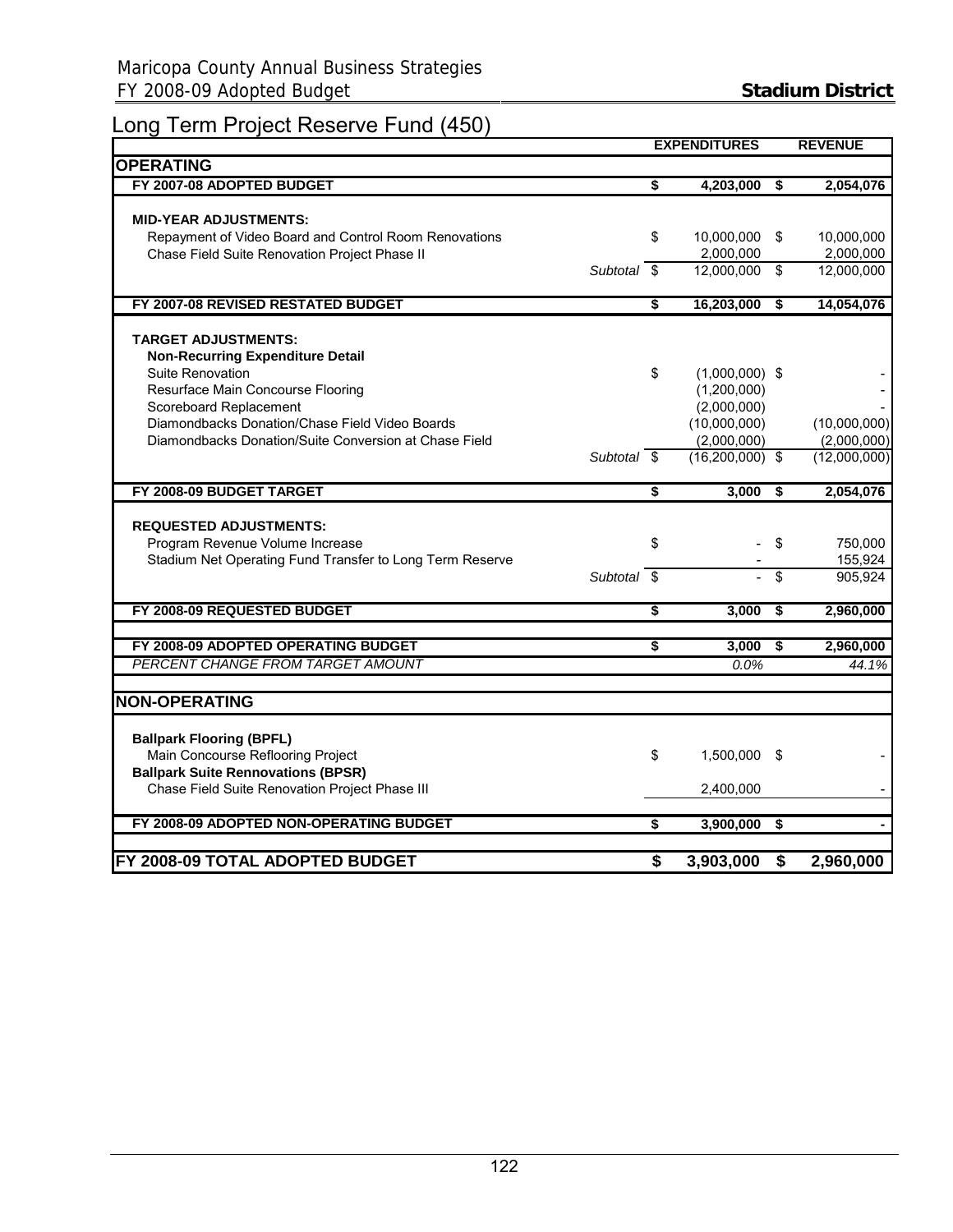# Long Term Project Reserve Fund (450)

| | | EXPENDITURES | REVENUE |
|---|---|---|---|
| **OPERATING** | | | |
| **FY 2007-08 ADOPTED BUDGET** | | **$ 4,203,000** | **$ 2,054,076** |
| **MID-YEAR ADJUSTMENTS:** | | | |
| Repayment of Video Board and Control Room Renovations | | $ 10,000,000 | $ 10,000,000 |
| Chase Field Suite Renovation Project Phase II | | 2,000,000 | 2,000,000 |
| | *Subtotal* | $ 12,000,000 | $ 12,000,000 |
| **FY 2007-08 REVISED RESTATED BUDGET** | | **$ 16,203,000** | **$ 14,054,076** |
| **TARGET ADJUSTMENTS:** | | | |
| **Non-Recurring Expenditure Detail** | | | |
| Suite Renovation | | $ (1,000,000) | $ - |
| Resurface Main Concourse Flooring | | (1,200,000) | - |
| Scoreboard Replacement | | (2,000,000) | - |
| Diamondbacks Donation/Chase Field Video Boards | | (10,000,000) | (10,000,000) |
| Diamondbacks Donation/Suite Conversion at Chase Field | | (2,000,000) | (2,000,000) |
| | *Subtotal* | $ (16,200,000) | $ (12,000,000) |
| **FY 2008-09 BUDGET TARGET** | | **$ 3,000** | **$ 2,054,076** |
| **REQUESTED ADJUSTMENTS:** | | | |
| Program Revenue Volume Increase | | $ - | $ 750,000 |
| Stadium Net Operating Fund Transfer to Long Term Reserve | | - | 155,924 |
| | *Subtotal* | $ - | $ 905,924 |
| **FY 2008-09 REQUESTED BUDGET** | | **$ 3,000** | **$ 2,960,000** |
| **FY 2008-09 ADOPTED OPERATING BUDGET** | | **$ 3,000** | **$ 2,960,000** |
| *PERCENT CHANGE FROM TARGET AMOUNT* | | *0.0%* | *44.1%* |
| **NON-OPERATING** | | | |
| **Ballpark Flooring (BPFL)** | | | |
| Main Concourse Reflooring Project | | $ 1,500,000 | $ - |
| **Ballpark Suite Rennovations (BPSR)** | | | |
| Chase Field Suite Renovation Project Phase III | | 2,400,000 | - |
| **FY 2008-09 ADOPTED NON-OPERATING BUDGET** | | **$ 3,900,000** | **$ -** |
| **FY 2008-09 TOTAL ADOPTED BUDGET** | | **$ 3,903,000** | **$ 2,960,000** |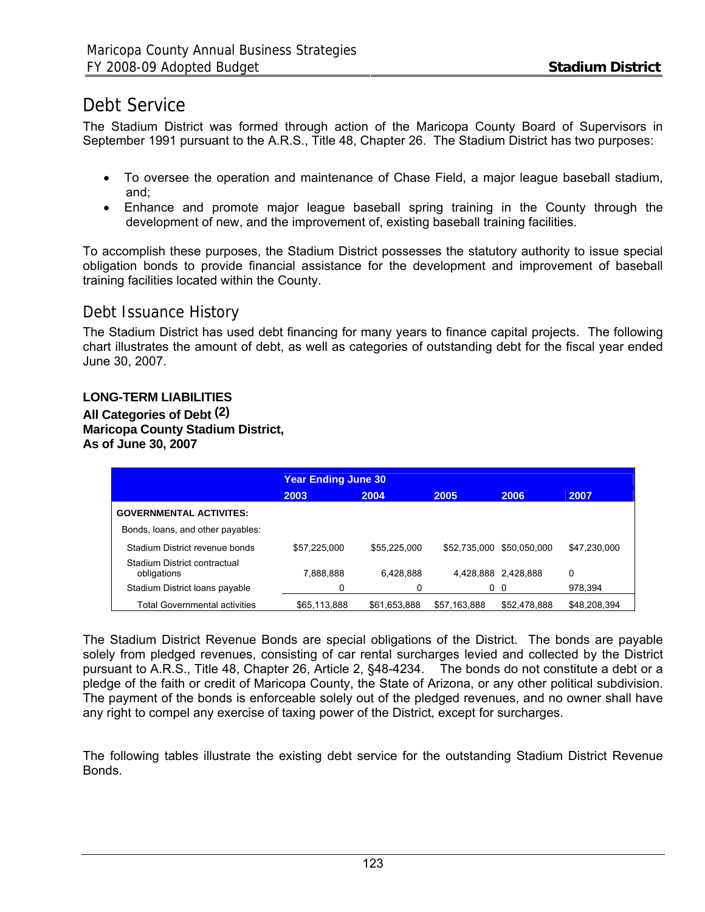# Debt Service

The Stadium District was formed through action of the Maricopa County Board of Supervisors in September 1991 pursuant to the A.R.S., Title 48, Chapter 26. The Stadium District has two purposes:

- To oversee the operation and maintenance of Chase Field, a major league baseball stadium, and;
- Enhance and promote major league baseball spring training in the County through the development of new, and the improvement of, existing baseball training facilities.

To accomplish these purposes, the Stadium District possesses the statutory authority to issue special obligation bonds to provide financial assistance for the development and improvement of baseball training facilities located within the County.

## Debt Issuance History

The Stadium District has used debt financing for many years to finance capital projects. The following chart illustrates the amount of debt, as well as categories of outstanding debt for the fiscal year ended June 30, 2007.

**LONG-TERM LIABILITIES**
**All Categories of Debt (2)**
**Maricopa County Stadium District,**
**As of June 30, 2007**

| | Year Ending June 30 | | | | |
|---|---|---|---|---|---|
| | 2003 | 2004 | 2005 | 2006 | 2007 |
| **GOVERNMENTAL ACTIVITES:** | | | | | |
| Bonds, loans, and other payables: | | | | | |
| Stadium District revenue bonds | $57,225,000 | $55,225,000 | $52,735,000 | $50,050,000 | $47,230,000 |
| Stadium District contractual obligations | 7,888,888 | 6,428,888 | 4,428,888 | 2,428,888 | 0 |
| Stadium District loans payable | 0 | 0 | 0 | 0 | 978,394 |
| Total Governmental activities | $65,113,888 | $61,653,888 | $57,163,888 | $52,478,888 | $48,208,394 |

The Stadium District Revenue Bonds are special obligations of the District. The bonds are payable solely from pledged revenues, consisting of car rental surcharges levied and collected by the District pursuant to A.R.S., Title 48, Chapter 26, Article 2, §48-4234. The bonds do not constitute a debt or a pledge of the faith or credit of Maricopa County, the State of Arizona, or any other political subdivision. The payment of the bonds is enforceable solely out of the pledged revenues, and no owner shall have any right to compel any exercise of taxing power of the District, except for surcharges.

The following tables illustrate the existing debt service for the outstanding Stadium District Revenue Bonds.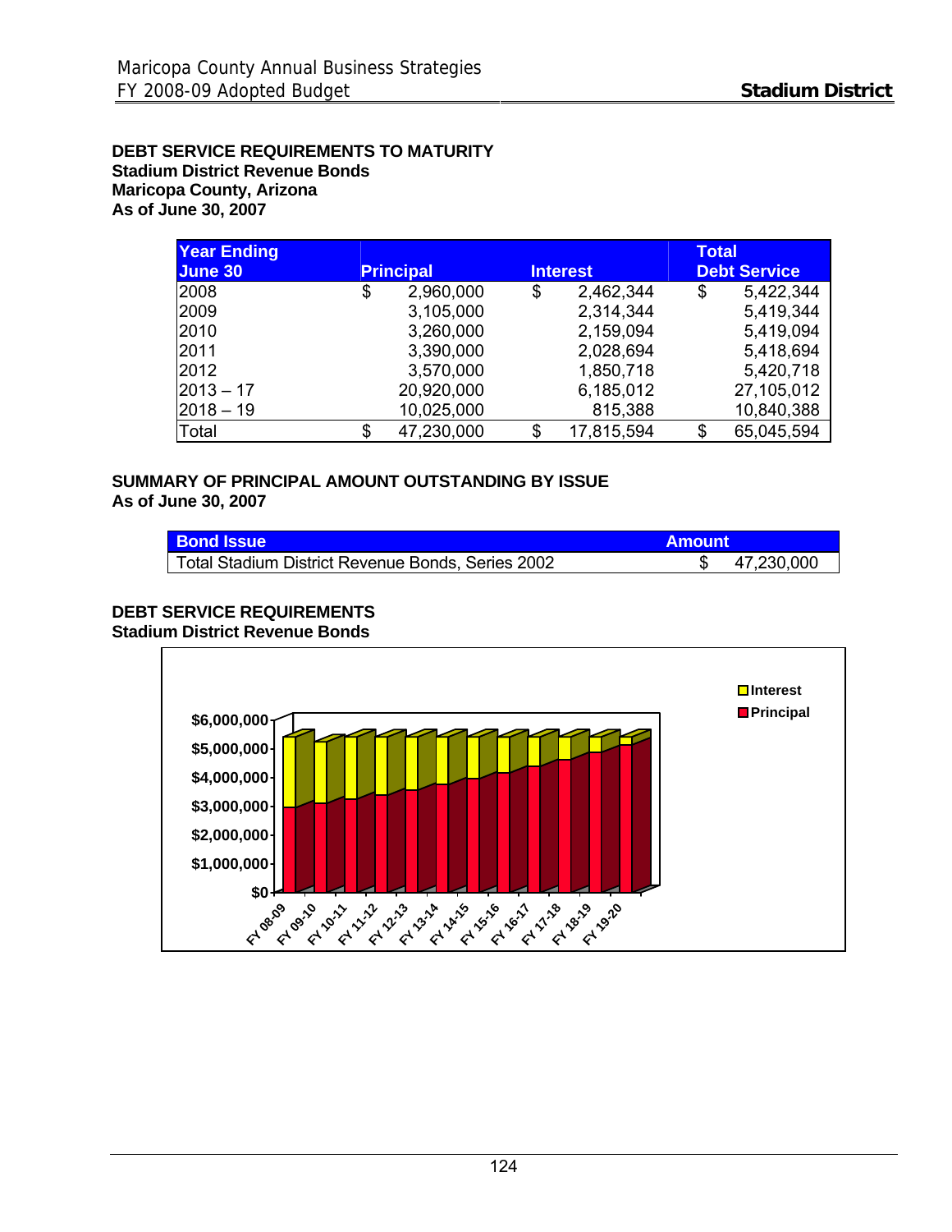**DEBT SERVICE REQUIREMENTS TO MATURITY**
**Stadium District Revenue Bonds**
**Maricopa County, Arizona**
**As of June 30, 2007**

| Year Ending June 30 | Principal | Interest | Total Debt Service |
|---|---|---|---|
| 2008 | $ 2,960,000 | $ 2,462,344 | $ 5,422,344 |
| 2009 | 3,105,000 | 2,314,344 | 5,419,344 |
| 2010 | 3,260,000 | 2,159,094 | 5,419,094 |
| 2011 | 3,390,000 | 2,028,694 | 5,418,694 |
| 2012 | 3,570,000 | 1,850,718 | 5,420,718 |
| 2013 – 17 | 20,920,000 | 6,185,012 | 27,105,012 |
| 2018 – 19 | 10,025,000 | 815,388 | 10,840,388 |
| Total | $ 47,230,000 | $ 17,815,594 | $ 65,045,594 |

**SUMMARY OF PRINCIPAL AMOUNT OUTSTANDING BY ISSUE**
**As of June 30, 2007**

| Bond Issue | Amount |
|---|---|
| Total Stadium District Revenue Bonds, Series 2002 | $ 47,230,000 |

**DEBT SERVICE REQUIREMENTS**
**Stadium District Revenue Bonds**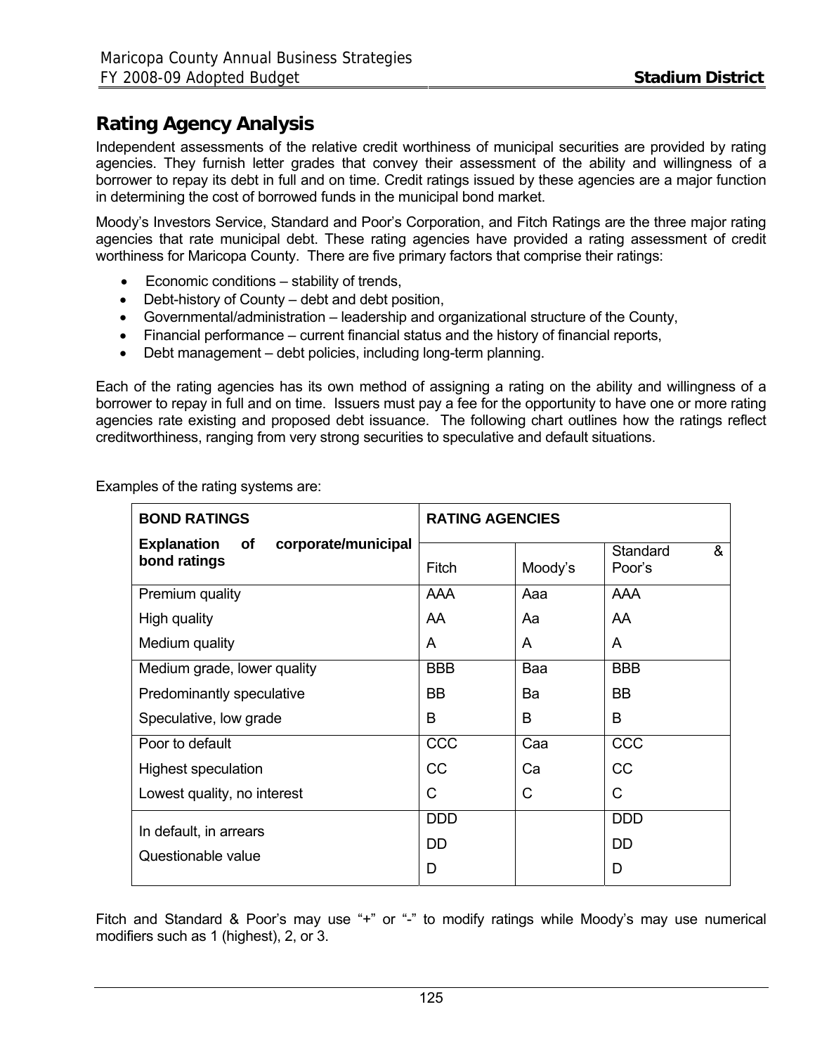## Rating Agency Analysis

Independent assessments of the relative credit worthiness of municipal securities are provided by rating agencies. They furnish letter grades that convey their assessment of the ability and willingness of a borrower to repay its debt in full and on time. Credit ratings issued by these agencies are a major function in determining the cost of borrowed funds in the municipal bond market.

Moody's Investors Service, Standard and Poor's Corporation, and Fitch Ratings are the three major rating agencies that rate municipal debt. These rating agencies have provided a rating assessment of credit worthiness for Maricopa County. There are five primary factors that comprise their ratings:

- Economic conditions – stability of trends,
- Debt-history of County – debt and debt position,
- Governmental/administration – leadership and organizational structure of the County,
- Financial performance – current financial status and the history of financial reports,
- Debt management – debt policies, including long-term planning.

Each of the rating agencies has its own method of assigning a rating on the ability and willingness of a borrower to repay in full and on time. Issuers must pay a fee for the opportunity to have one or more rating agencies rate existing and proposed debt issuance. The following chart outlines how the ratings reflect creditworthiness, ranging from very strong securities to speculative and default situations.

Examples of the rating systems are:

| **BOND RATINGS** **Explanation of corporate/municipal bond ratings** | **RATING AGENCIES** | | |
|---|---|---|---|
| | Fitch | Moody's | Standard & Poor's |
| Premium quality | AAA | Aaa | AAA |
| High quality | AA | Aa | AA |
| Medium quality | A | A | A |
| Medium grade, lower quality | BBB | Baa | BBB |
| Predominantly speculative | BB | Ba | BB |
| Speculative, low grade | B | B | B |
| Poor to default | CCC | Caa | CCC |
| Highest speculation | CC | Ca | CC |
| Lowest quality, no interest | C | C | C |
| In default, in arrears | DDD | | DDD |
| | DD | | DD |
| Questionable value | D | | D |

Fitch and Standard & Poor's may use "+" or "-" to modify ratings while Moody's may use numerical modifiers such as 1 (highest), 2, or 3.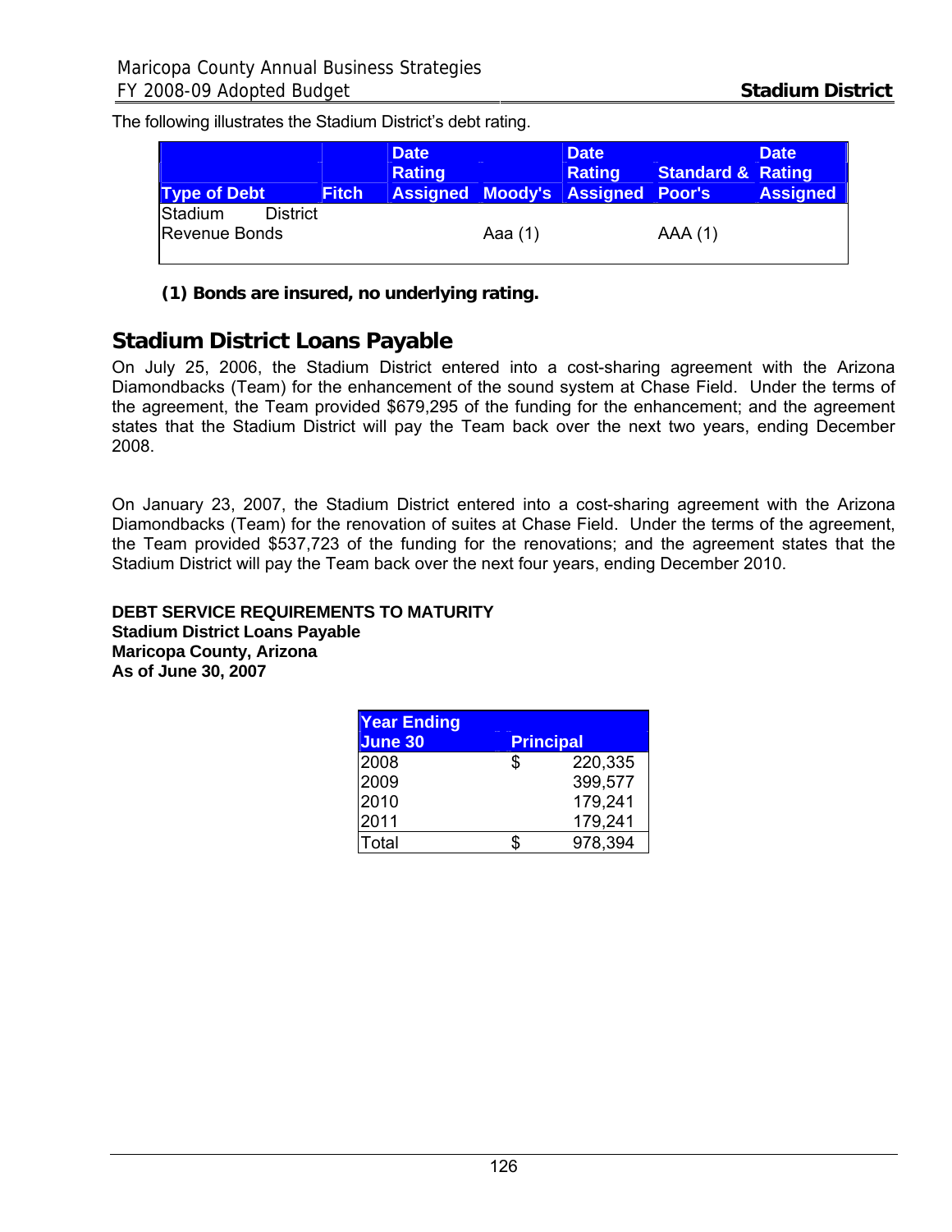The following illustrates the Stadium District's debt rating.

| Type of Debt | Fitch | Date Rating Assigned | Moody's | Date Rating Assigned | Standard & Poor's | Date Rating Assigned |
|---|---|---|---|---|---|---|
| Stadium District Revenue Bonds | | | Aaa (1) | | AAA (1) | |

**(1) Bonds are insured, no underlying rating.**

## Stadium District Loans Payable

On July 25, 2006, the Stadium District entered into a cost-sharing agreement with the Arizona Diamondbacks (Team) for the enhancement of the sound system at Chase Field. Under the terms of the agreement, the Team provided $679,295 of the funding for the enhancement; and the agreement states that the Stadium District will pay the Team back over the next two years, ending December 2008.

On January 23, 2007, the Stadium District entered into a cost-sharing agreement with the Arizona Diamondbacks (Team) for the renovation of suites at Chase Field. Under the terms of the agreement, the Team provided $537,723 of the funding for the renovations; and the agreement states that the Stadium District will pay the Team back over the next four years, ending December 2010.

**DEBT SERVICE REQUIREMENTS TO MATURITY**
**Stadium District Loans Payable**
**Maricopa County, Arizona**
**As of June 30, 2007**

| Year Ending June 30 | Principal |
|---|---|
| 2008 | $ 220,335 |
| 2009 | 399,577 |
| 2010 | 179,241 |
| 2011 | 179,241 |
| Total | $ 978,394 |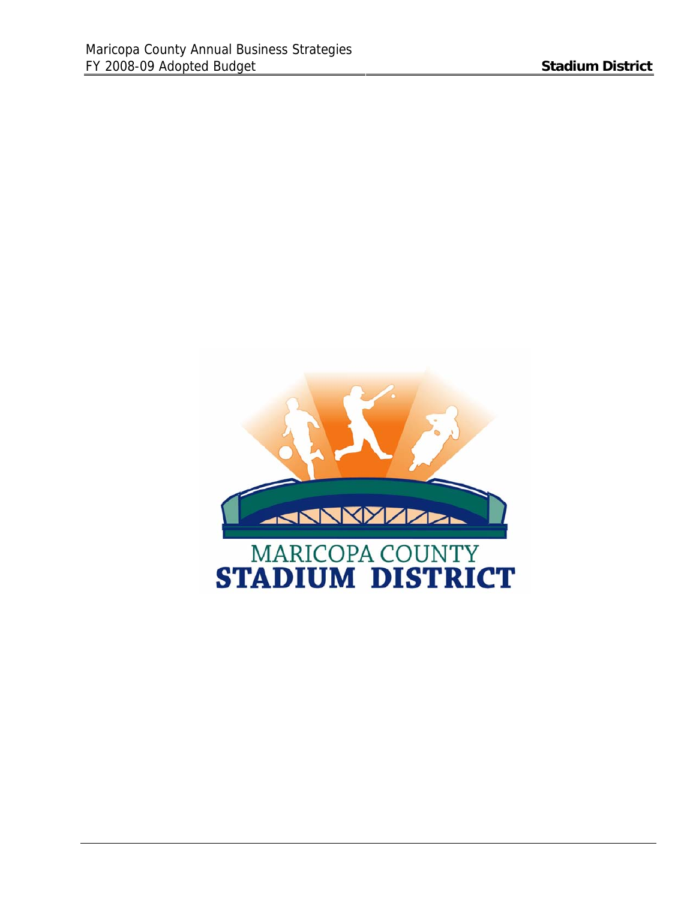MARICOPA COUNTY

**STADIUM DISTRICT**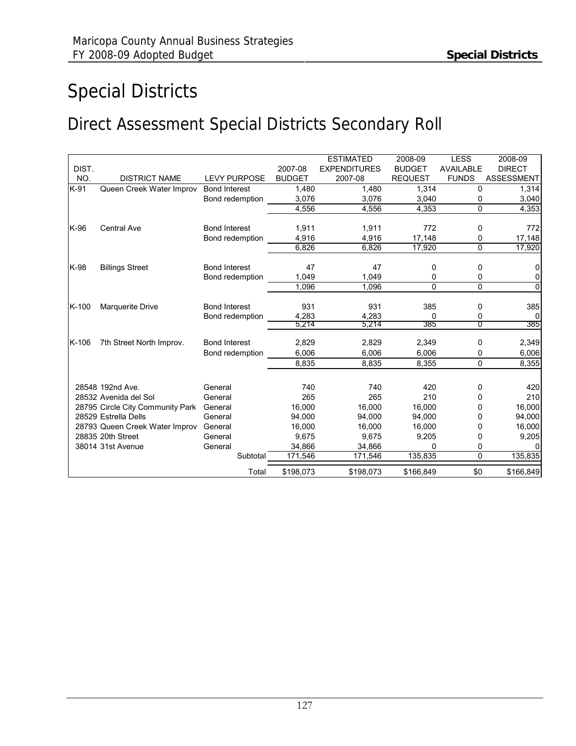# Special Districts

## Direct Assessment Special Districts Secondary Roll

| DIST. NO. | DISTRICT NAME | LEVY PURPOSE | 2007-08 BUDGET | ESTIMATED EXPENDITURES 2007-08 | 2008-09 BUDGET REQUEST | LESS AVAILABLE FUNDS | 2008-09 DIRECT ASSESSMENT |
|---|---|---|---|---|---|---|---|
| K-91 | Queen Creek Water Improv | Bond Interest | 1,480 | 1,480 | 1,314 | 0 | 1,314 |
| | | Bond redemption | 3,076 | 3,076 | 3,040 | 0 | 3,040 |
| | | | 4,556 | 4,556 | 4,353 | 0 | 4,353 |
| K-96 | Central Ave | Bond Interest | 1,911 | 1,911 | 772 | 0 | 772 |
| | | Bond redemption | 4,916 | 4,916 | 17,148 | 0 | 17,148 |
| | | | 6,826 | 6,826 | 17,920 | 0 | 17,920 |
| K-98 | Billings Street | Bond Interest | 47 | 47 | 0 | 0 | 0 |
| | | Bond redemption | 1,049 | 1,049 | 0 | 0 | 0 |
| | | | 1,096 | 1,096 | 0 | 0 | 0 |
| K-100 | Marquerite Drive | Bond Interest | 931 | 931 | 385 | 0 | 385 |
| | | Bond redemption | 4,283 | 4,283 | 0 | 0 | 0 |
| | | | 5,214 | 5,214 | 385 | 0 | 385 |
| K-106 | 7th Street North Improv. | Bond Interest | 2,829 | 2,829 | 2,349 | 0 | 2,349 |
| | | Bond redemption | 6,006 | 6,006 | 6,006 | 0 | 6,006 |
| | | | 8,835 | 8,835 | 8,355 | 0 | 8,355 |
| | 28548 192nd Ave. | General | 740 | 740 | 420 | 0 | 420 |
| | 28532 Avenida del Sol | General | 265 | 265 | 210 | 0 | 210 |
| | 28795 Circle City Community Park | General | 16,000 | 16,000 | 16,000 | 0 | 16,000 |
| | 28529 Estrella Dells | General | 94,000 | 94,000 | 94,000 | 0 | 94,000 |
| | 28793 Queen Creek Water Improv | General | 16,000 | 16,000 | 16,000 | 0 | 16,000 |
| | 28835 20th Street | General | 9,675 | 9,675 | 9,205 | 0 | 9,205 |
| | 38014 31st Avenue | General | 34,866 | 34,866 | 0 | 0 | 0 |
| | | Subtotal | 171,546 | 171,546 | 135,835 | 0 | 135,835 |
| | | Total | $198,073 | $198,073 | $166,849 | $0 | $166,849 |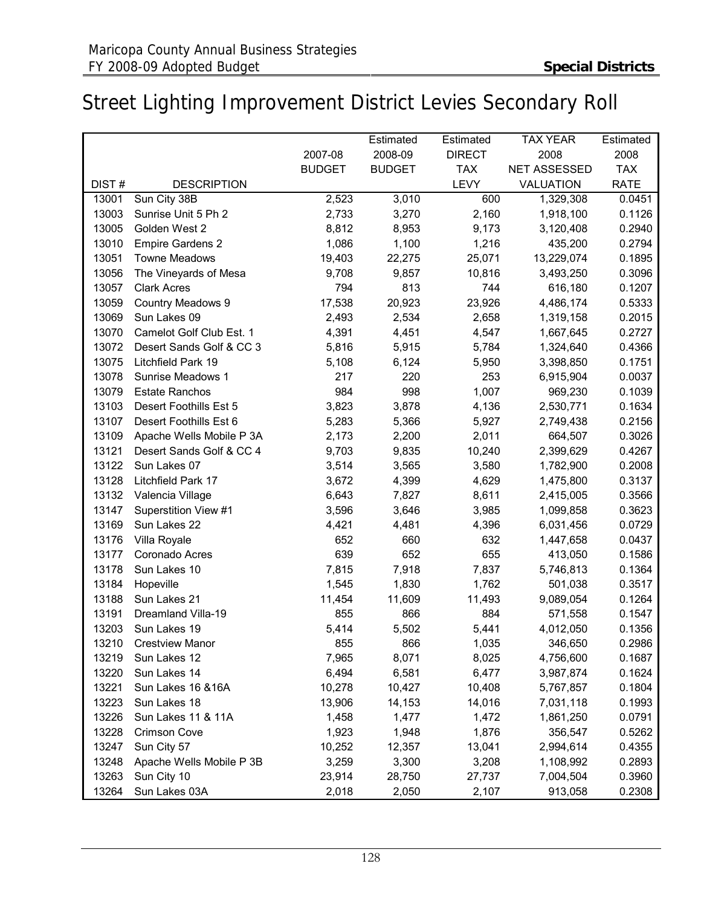# Street Lighting Improvement District Levies Secondary Roll

| DIST # | DESCRIPTION | 2007-08 BUDGET | Estimated 2008-09 BUDGET | Estimated DIRECT TAX LEVY | TAX YEAR 2008 NET ASSESSED VALUATION | Estimated 2008 TAX RATE |
|---|---|---|---|---|---|---|
| 13001 | Sun City 38B | 2,523 | 3,010 | 600 | 1,329,308 | 0.0451 |
| 13003 | Sunrise Unit 5 Ph 2 | 2,733 | 3,270 | 2,160 | 1,918,100 | 0.1126 |
| 13005 | Golden West 2 | 8,812 | 8,953 | 9,173 | 3,120,408 | 0.2940 |
| 13010 | Empire Gardens 2 | 1,086 | 1,100 | 1,216 | 435,200 | 0.2794 |
| 13051 | Towne Meadows | 19,403 | 22,275 | 25,071 | 13,229,074 | 0.1895 |
| 13056 | The Vineyards of Mesa | 9,708 | 9,857 | 10,816 | 3,493,250 | 0.3096 |
| 13057 | Clark Acres | 794 | 813 | 744 | 616,180 | 0.1207 |
| 13059 | Country Meadows 9 | 17,538 | 20,923 | 23,926 | 4,486,174 | 0.5333 |
| 13069 | Sun Lakes 09 | 2,493 | 2,534 | 2,658 | 1,319,158 | 0.2015 |
| 13070 | Camelot Golf Club Est. 1 | 4,391 | 4,451 | 4,547 | 1,667,645 | 0.2727 |
| 13072 | Desert Sands Golf & CC 3 | 5,816 | 5,915 | 5,784 | 1,324,640 | 0.4366 |
| 13075 | Litchfield Park 19 | 5,108 | 6,124 | 5,950 | 3,398,850 | 0.1751 |
| 13078 | Sunrise Meadows 1 | 217 | 220 | 253 | 6,915,904 | 0.0037 |
| 13079 | Estate Ranchos | 984 | 998 | 1,007 | 969,230 | 0.1039 |
| 13103 | Desert Foothills Est 5 | 3,823 | 3,878 | 4,136 | 2,530,771 | 0.1634 |
| 13107 | Desert Foothills Est 6 | 5,283 | 5,366 | 5,927 | 2,749,438 | 0.2156 |
| 13109 | Apache Wells Mobile P 3A | 2,173 | 2,200 | 2,011 | 664,507 | 0.3026 |
| 13121 | Desert Sands Golf & CC 4 | 9,703 | 9,835 | 10,240 | 2,399,629 | 0.4267 |
| 13122 | Sun Lakes 07 | 3,514 | 3,565 | 3,580 | 1,782,900 | 0.2008 |
| 13128 | Litchfield Park 17 | 3,672 | 4,399 | 4,629 | 1,475,800 | 0.3137 |
| 13132 | Valencia Village | 6,643 | 7,827 | 8,611 | 2,415,005 | 0.3566 |
| 13147 | Superstition View #1 | 3,596 | 3,646 | 3,985 | 1,099,858 | 0.3623 |
| 13169 | Sun Lakes 22 | 4,421 | 4,481 | 4,396 | 6,031,456 | 0.0729 |
| 13176 | Villa Royale | 652 | 660 | 632 | 1,447,658 | 0.0437 |
| 13177 | Coronado Acres | 639 | 652 | 655 | 413,050 | 0.1586 |
| 13178 | Sun Lakes 10 | 7,815 | 7,918 | 7,837 | 5,746,813 | 0.1364 |
| 13184 | Hopeville | 1,545 | 1,830 | 1,762 | 501,038 | 0.3517 |
| 13188 | Sun Lakes 21 | 11,454 | 11,609 | 11,493 | 9,089,054 | 0.1264 |
| 13191 | Dreamland Villa-19 | 855 | 866 | 884 | 571,558 | 0.1547 |
| 13203 | Sun Lakes 19 | 5,414 | 5,502 | 5,441 | 4,012,050 | 0.1356 |
| 13210 | Crestview Manor | 855 | 866 | 1,035 | 346,650 | 0.2986 |
| 13219 | Sun Lakes 12 | 7,965 | 8,071 | 8,025 | 4,756,600 | 0.1687 |
| 13220 | Sun Lakes 14 | 6,494 | 6,581 | 6,477 | 3,987,874 | 0.1624 |
| 13221 | Sun Lakes 16 &16A | 10,278 | 10,427 | 10,408 | 5,767,857 | 0.1804 |
| 13223 | Sun Lakes 18 | 13,906 | 14,153 | 14,016 | 7,031,118 | 0.1993 |
| 13226 | Sun Lakes 11 & 11A | 1,458 | 1,477 | 1,472 | 1,861,250 | 0.0791 |
| 13228 | Crimson Cove | 1,923 | 1,948 | 1,876 | 356,547 | 0.5262 |
| 13247 | Sun City 57 | 10,252 | 12,357 | 13,041 | 2,994,614 | 0.4355 |
| 13248 | Apache Wells Mobile P 3B | 3,259 | 3,300 | 3,208 | 1,108,992 | 0.2893 |
| 13263 | Sun City 10 | 23,914 | 28,750 | 27,737 | 7,004,504 | 0.3960 |
| 13264 | Sun Lakes 03A | 2,018 | 2,050 | 2,107 | 913,058 | 0.2308 |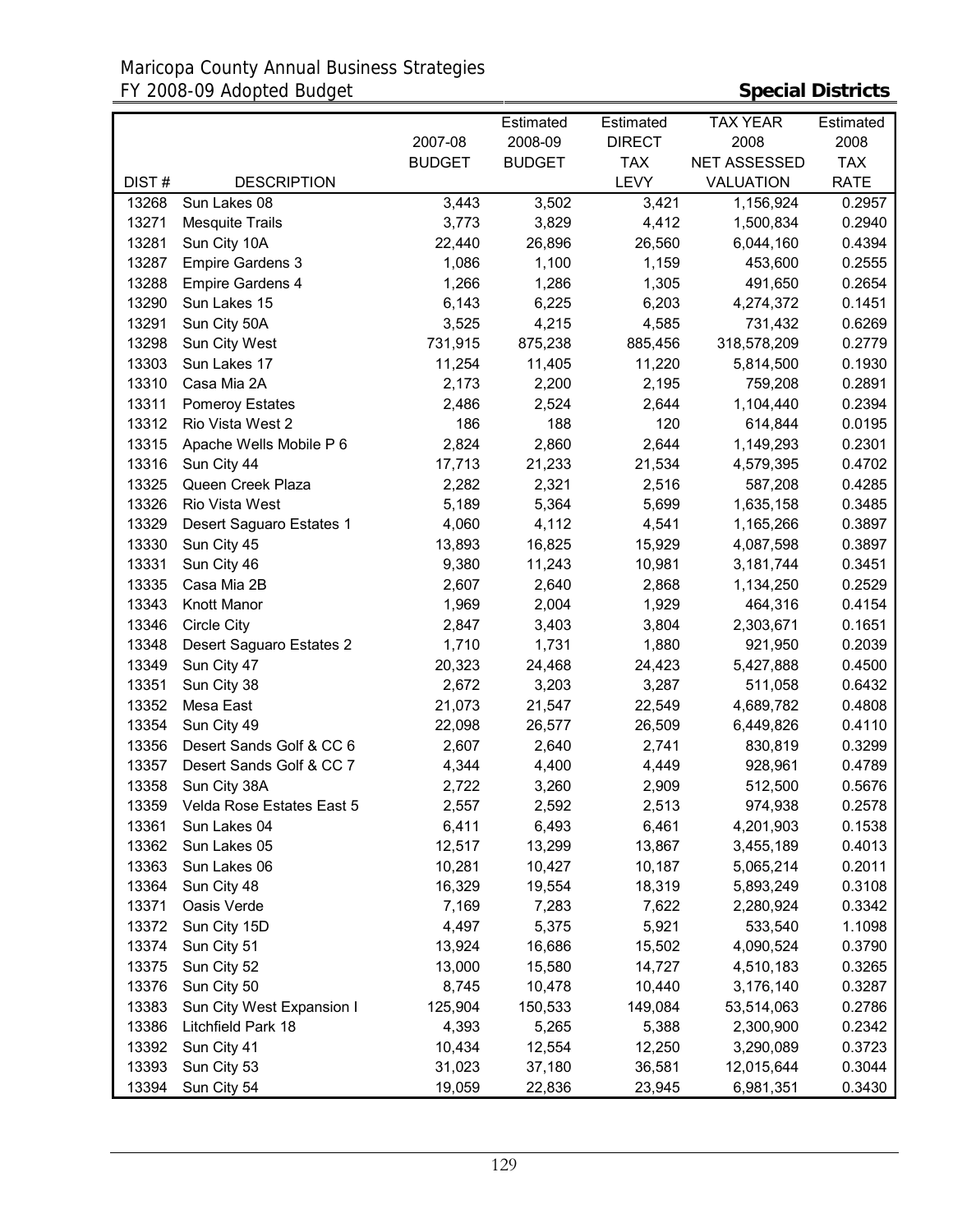| DIST # | DESCRIPTION | 2007-08 BUDGET | Estimated 2008-09 BUDGET | Estimated DIRECT TAX LEVY | TAX YEAR 2008 NET ASSESSED VALUATION | Estimated 2008 TAX RATE |
|---|---|---|---|---|---|---|
| 13268 | Sun Lakes 08 | 3,443 | 3,502 | 3,421 | 1,156,924 | 0.2957 |
| 13271 | Mesquite Trails | 3,773 | 3,829 | 4,412 | 1,500,834 | 0.2940 |
| 13281 | Sun City 10A | 22,440 | 26,896 | 26,560 | 6,044,160 | 0.4394 |
| 13287 | Empire Gardens 3 | 1,086 | 1,100 | 1,159 | 453,600 | 0.2555 |
| 13288 | Empire Gardens 4 | 1,266 | 1,286 | 1,305 | 491,650 | 0.2654 |
| 13290 | Sun Lakes 15 | 6,143 | 6,225 | 6,203 | 4,274,372 | 0.1451 |
| 13291 | Sun City 50A | 3,525 | 4,215 | 4,585 | 731,432 | 0.6269 |
| 13298 | Sun City West | 731,915 | 875,238 | 885,456 | 318,578,209 | 0.2779 |
| 13303 | Sun Lakes 17 | 11,254 | 11,405 | 11,220 | 5,814,500 | 0.1930 |
| 13310 | Casa Mia 2A | 2,173 | 2,200 | 2,195 | 759,208 | 0.2891 |
| 13311 | Pomeroy Estates | 2,486 | 2,524 | 2,644 | 1,104,440 | 0.2394 |
| 13312 | Rio Vista West 2 | 186 | 188 | 120 | 614,844 | 0.0195 |
| 13315 | Apache Wells Mobile P 6 | 2,824 | 2,860 | 2,644 | 1,149,293 | 0.2301 |
| 13316 | Sun City 44 | 17,713 | 21,233 | 21,534 | 4,579,395 | 0.4702 |
| 13325 | Queen Creek Plaza | 2,282 | 2,321 | 2,516 | 587,208 | 0.4285 |
| 13326 | Rio Vista West | 5,189 | 5,364 | 5,699 | 1,635,158 | 0.3485 |
| 13329 | Desert Saguaro Estates 1 | 4,060 | 4,112 | 4,541 | 1,165,266 | 0.3897 |
| 13330 | Sun City 45 | 13,893 | 16,825 | 15,929 | 4,087,598 | 0.3897 |
| 13331 | Sun City 46 | 9,380 | 11,243 | 10,981 | 3,181,744 | 0.3451 |
| 13335 | Casa Mia 2B | 2,607 | 2,640 | 2,868 | 1,134,250 | 0.2529 |
| 13343 | Knott Manor | 1,969 | 2,004 | 1,929 | 464,316 | 0.4154 |
| 13346 | Circle City | 2,847 | 3,403 | 3,804 | 2,303,671 | 0.1651 |
| 13348 | Desert Saguaro Estates 2 | 1,710 | 1,731 | 1,880 | 921,950 | 0.2039 |
| 13349 | Sun City 47 | 20,323 | 24,468 | 24,423 | 5,427,888 | 0.4500 |
| 13351 | Sun City 38 | 2,672 | 3,203 | 3,287 | 511,058 | 0.6432 |
| 13352 | Mesa East | 21,073 | 21,547 | 22,549 | 4,689,782 | 0.4808 |
| 13354 | Sun City 49 | 22,098 | 26,577 | 26,509 | 6,449,826 | 0.4110 |
| 13356 | Desert Sands Golf & CC 6 | 2,607 | 2,640 | 2,741 | 830,819 | 0.3299 |
| 13357 | Desert Sands Golf & CC 7 | 4,344 | 4,400 | 4,449 | 928,961 | 0.4789 |
| 13358 | Sun City 38A | 2,722 | 3,260 | 2,909 | 512,500 | 0.5676 |
| 13359 | Velda Rose Estates East 5 | 2,557 | 2,592 | 2,513 | 974,938 | 0.2578 |
| 13361 | Sun Lakes 04 | 6,411 | 6,493 | 6,461 | 4,201,903 | 0.1538 |
| 13362 | Sun Lakes 05 | 12,517 | 13,299 | 13,867 | 3,455,189 | 0.4013 |
| 13363 | Sun Lakes 06 | 10,281 | 10,427 | 10,187 | 5,065,214 | 0.2011 |
| 13364 | Sun City 48 | 16,329 | 19,554 | 18,319 | 5,893,249 | 0.3108 |
| 13371 | Oasis Verde | 7,169 | 7,283 | 7,622 | 2,280,924 | 0.3342 |
| 13372 | Sun City 15D | 4,497 | 5,375 | 5,921 | 533,540 | 1.1098 |
| 13374 | Sun City 51 | 13,924 | 16,686 | 15,502 | 4,090,524 | 0.3790 |
| 13375 | Sun City 52 | 13,000 | 15,580 | 14,727 | 4,510,183 | 0.3265 |
| 13376 | Sun City 50 | 8,745 | 10,478 | 10,440 | 3,176,140 | 0.3287 |
| 13383 | Sun City West Expansion I | 125,904 | 150,533 | 149,084 | 53,514,063 | 0.2786 |
| 13386 | Litchfield Park 18 | 4,393 | 5,265 | 5,388 | 2,300,900 | 0.2342 |
| 13392 | Sun City 41 | 10,434 | 12,554 | 12,250 | 3,290,089 | 0.3723 |
| 13393 | Sun City 53 | 31,023 | 37,180 | 36,581 | 12,015,644 | 0.3044 |
| 13394 | Sun City 54 | 19,059 | 22,836 | 23,945 | 6,981,351 | 0.3430 |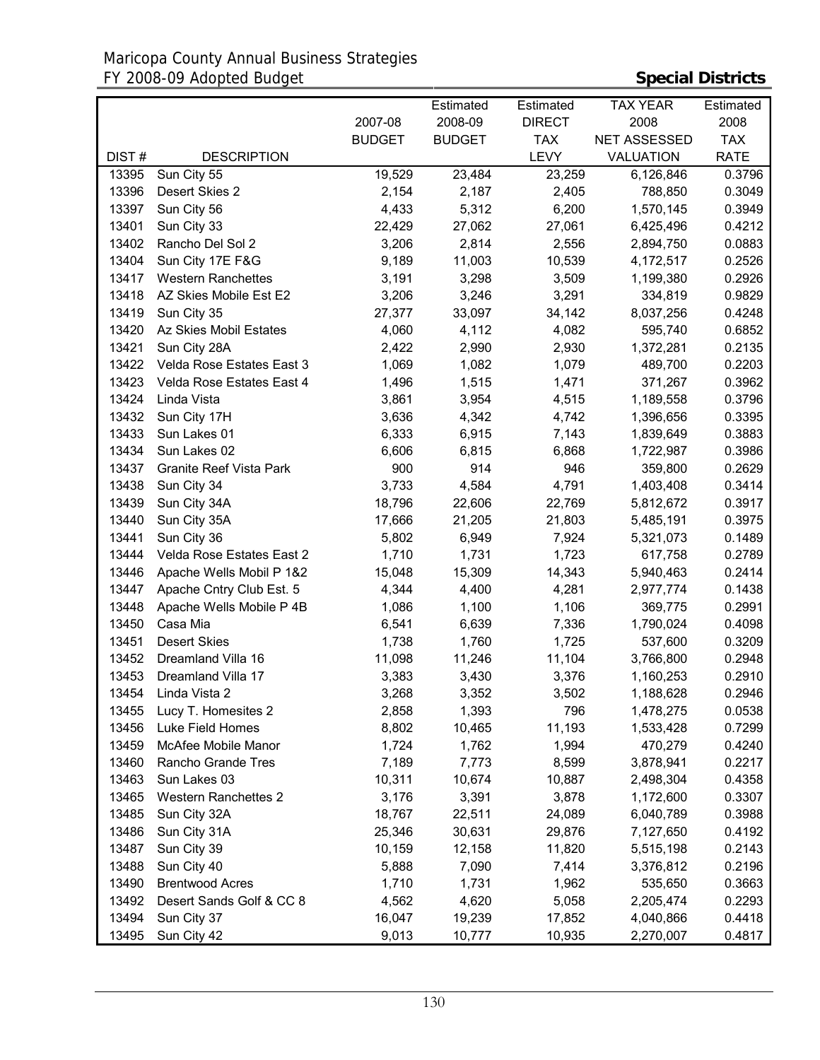Maricopa County Annual Business Strategies
FY 2008-09 Adopted Budget

**Special Districts**

| DIST # | DESCRIPTION | 2007-08 BUDGET | Estimated 2008-09 BUDGET | Estimated DIRECT TAX LEVY | TAX YEAR 2008 NET ASSESSED VALUATION | Estimated 2008 TAX RATE |
|---|---|---|---|---|---|---|
| 13395 | Sun City 55 | 19,529 | 23,484 | 23,259 | 6,126,846 | 0.3796 |
| 13396 | Desert Skies 2 | 2,154 | 2,187 | 2,405 | 788,850 | 0.3049 |
| 13397 | Sun City 56 | 4,433 | 5,312 | 6,200 | 1,570,145 | 0.3949 |
| 13401 | Sun City 33 | 22,429 | 27,062 | 27,061 | 6,425,496 | 0.4212 |
| 13402 | Rancho Del Sol 2 | 3,206 | 2,814 | 2,556 | 2,894,750 | 0.0883 |
| 13404 | Sun City 17E F&G | 9,189 | 11,003 | 10,539 | 4,172,517 | 0.2526 |
| 13417 | Western Ranchettes | 3,191 | 3,298 | 3,509 | 1,199,380 | 0.2926 |
| 13418 | AZ Skies Mobile Est E2 | 3,206 | 3,246 | 3,291 | 334,819 | 0.9829 |
| 13419 | Sun City 35 | 27,377 | 33,097 | 34,142 | 8,037,256 | 0.4248 |
| 13420 | Az Skies Mobil Estates | 4,060 | 4,112 | 4,082 | 595,740 | 0.6852 |
| 13421 | Sun City 28A | 2,422 | 2,990 | 2,930 | 1,372,281 | 0.2135 |
| 13422 | Velda Rose Estates East 3 | 1,069 | 1,082 | 1,079 | 489,700 | 0.2203 |
| 13423 | Velda Rose Estates East 4 | 1,496 | 1,515 | 1,471 | 371,267 | 0.3962 |
| 13424 | Linda Vista | 3,861 | 3,954 | 4,515 | 1,189,558 | 0.3796 |
| 13432 | Sun City 17H | 3,636 | 4,342 | 4,742 | 1,396,656 | 0.3395 |
| 13433 | Sun Lakes 01 | 6,333 | 6,915 | 7,143 | 1,839,649 | 0.3883 |
| 13434 | Sun Lakes 02 | 6,606 | 6,815 | 6,868 | 1,722,987 | 0.3986 |
| 13437 | Granite Reef Vista Park | 900 | 914 | 946 | 359,800 | 0.2629 |
| 13438 | Sun City 34 | 3,733 | 4,584 | 4,791 | 1,403,408 | 0.3414 |
| 13439 | Sun City 34A | 18,796 | 22,606 | 22,769 | 5,812,672 | 0.3917 |
| 13440 | Sun City 35A | 17,666 | 21,205 | 21,803 | 5,485,191 | 0.3975 |
| 13441 | Sun City 36 | 5,802 | 6,949 | 7,924 | 5,321,073 | 0.1489 |
| 13444 | Velda Rose Estates East 2 | 1,710 | 1,731 | 1,723 | 617,758 | 0.2789 |
| 13446 | Apache Wells Mobil P 1&2 | 15,048 | 15,309 | 14,343 | 5,940,463 | 0.2414 |
| 13447 | Apache Cntry Club Est. 5 | 4,344 | 4,400 | 4,281 | 2,977,774 | 0.1438 |
| 13448 | Apache Wells Mobile P 4B | 1,086 | 1,100 | 1,106 | 369,775 | 0.2991 |
| 13450 | Casa Mia | 6,541 | 6,639 | 7,336 | 1,790,024 | 0.4098 |
| 13451 | Desert Skies | 1,738 | 1,760 | 1,725 | 537,600 | 0.3209 |
| 13452 | Dreamland Villa 16 | 11,098 | 11,246 | 11,104 | 3,766,800 | 0.2948 |
| 13453 | Dreamland Villa 17 | 3,383 | 3,430 | 3,376 | 1,160,253 | 0.2910 |
| 13454 | Linda Vista 2 | 3,268 | 3,352 | 3,502 | 1,188,628 | 0.2946 |
| 13455 | Lucy T. Homesites 2 | 2,858 | 1,393 | 796 | 1,478,275 | 0.0538 |
| 13456 | Luke Field Homes | 8,802 | 10,465 | 11,193 | 1,533,428 | 0.7299 |
| 13459 | McAfee Mobile Manor | 1,724 | 1,762 | 1,994 | 470,279 | 0.4240 |
| 13460 | Rancho Grande Tres | 7,189 | 7,773 | 8,599 | 3,878,941 | 0.2217 |
| 13463 | Sun Lakes 03 | 10,311 | 10,674 | 10,887 | 2,498,304 | 0.4358 |
| 13465 | Western Ranchettes 2 | 3,176 | 3,391 | 3,878 | 1,172,600 | 0.3307 |
| 13485 | Sun City 32A | 18,767 | 22,511 | 24,089 | 6,040,789 | 0.3988 |
| 13486 | Sun City 31A | 25,346 | 30,631 | 29,876 | 7,127,650 | 0.4192 |
| 13487 | Sun City 39 | 10,159 | 12,158 | 11,820 | 5,515,198 | 0.2143 |
| 13488 | Sun City 40 | 5,888 | 7,090 | 7,414 | 3,376,812 | 0.2196 |
| 13490 | Brentwood Acres | 1,710 | 1,731 | 1,962 | 535,650 | 0.3663 |
| 13492 | Desert Sands Golf & CC 8 | 4,562 | 4,620 | 5,058 | 2,205,474 | 0.2293 |
| 13494 | Sun City 37 | 16,047 | 19,239 | 17,852 | 4,040,866 | 0.4418 |
| 13495 | Sun City 42 | 9,013 | 10,777 | 10,935 | 2,270,007 | 0.4817 |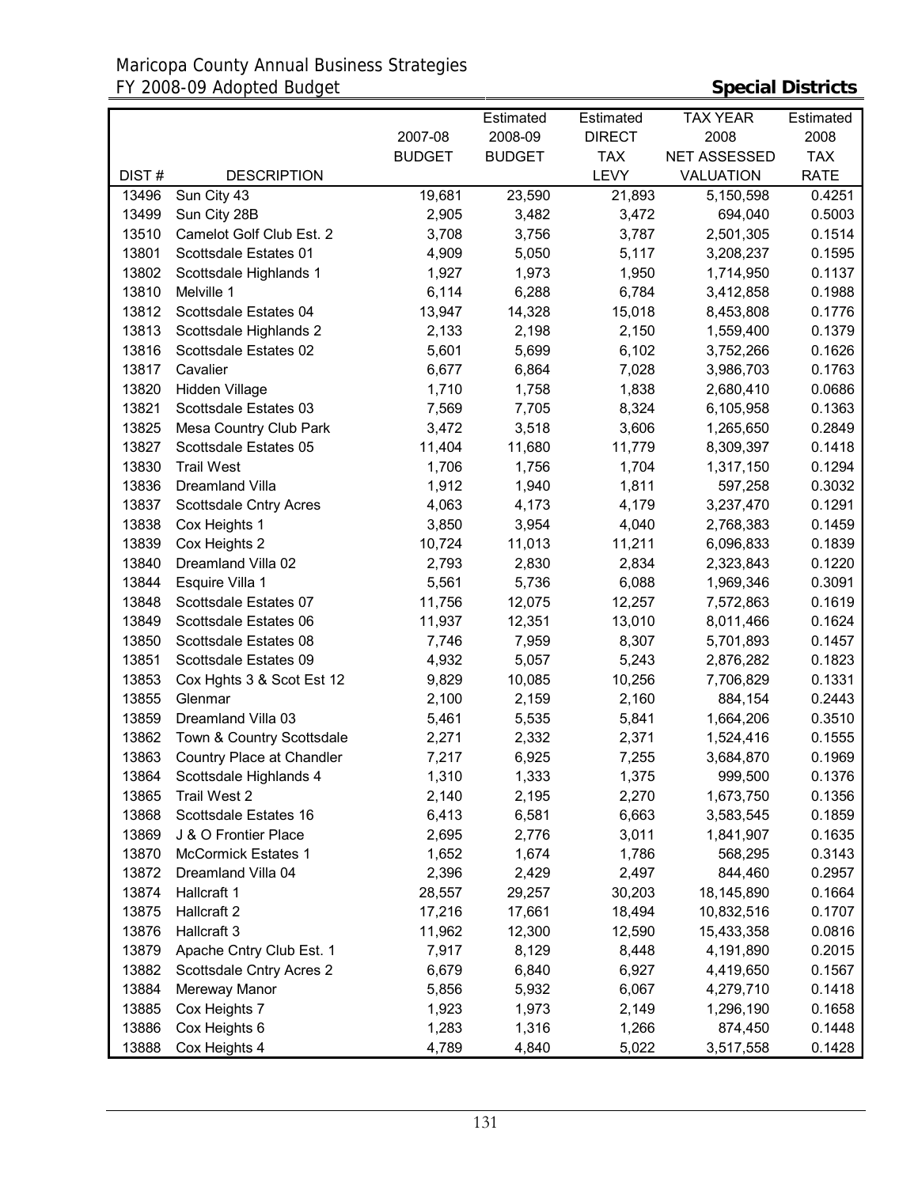Maricopa County Annual Business Strategies
FY 2008-09 Adopted Budget

**Special Districts**

| DIST # | DESCRIPTION | 2007-08 BUDGET | Estimated 2008-09 BUDGET | Estimated DIRECT TAX LEVY | TAX YEAR 2008 NET ASSESSED VALUATION | Estimated 2008 TAX RATE |
|---|---|---|---|---|---|---|
| 13496 | Sun City 43 | 19,681 | 23,590 | 21,893 | 5,150,598 | 0.4251 |
| 13499 | Sun City 28B | 2,905 | 3,482 | 3,472 | 694,040 | 0.5003 |
| 13510 | Camelot Golf Club Est. 2 | 3,708 | 3,756 | 3,787 | 2,501,305 | 0.1514 |
| 13801 | Scottsdale Estates 01 | 4,909 | 5,050 | 5,117 | 3,208,237 | 0.1595 |
| 13802 | Scottsdale Highlands 1 | 1,927 | 1,973 | 1,950 | 1,714,950 | 0.1137 |
| 13810 | Melville 1 | 6,114 | 6,288 | 6,784 | 3,412,858 | 0.1988 |
| 13812 | Scottsdale Estates 04 | 13,947 | 14,328 | 15,018 | 8,453,808 | 0.1776 |
| 13813 | Scottsdale Highlands 2 | 2,133 | 2,198 | 2,150 | 1,559,400 | 0.1379 |
| 13816 | Scottsdale Estates 02 | 5,601 | 5,699 | 6,102 | 3,752,266 | 0.1626 |
| 13817 | Cavalier | 6,677 | 6,864 | 7,028 | 3,986,703 | 0.1763 |
| 13820 | Hidden Village | 1,710 | 1,758 | 1,838 | 2,680,410 | 0.0686 |
| 13821 | Scottsdale Estates 03 | 7,569 | 7,705 | 8,324 | 6,105,958 | 0.1363 |
| 13825 | Mesa Country Club Park | 3,472 | 3,518 | 3,606 | 1,265,650 | 0.2849 |
| 13827 | Scottsdale Estates 05 | 11,404 | 11,680 | 11,779 | 8,309,397 | 0.1418 |
| 13830 | Trail West | 1,706 | 1,756 | 1,704 | 1,317,150 | 0.1294 |
| 13836 | Dreamland Villa | 1,912 | 1,940 | 1,811 | 597,258 | 0.3032 |
| 13837 | Scottsdale Cntry Acres | 4,063 | 4,173 | 4,179 | 3,237,470 | 0.1291 |
| 13838 | Cox Heights 1 | 3,850 | 3,954 | 4,040 | 2,768,383 | 0.1459 |
| 13839 | Cox Heights 2 | 10,724 | 11,013 | 11,211 | 6,096,833 | 0.1839 |
| 13840 | Dreamland Villa 02 | 2,793 | 2,830 | 2,834 | 2,323,843 | 0.1220 |
| 13844 | Esquire Villa 1 | 5,561 | 5,736 | 6,088 | 1,969,346 | 0.3091 |
| 13848 | Scottsdale Estates 07 | 11,756 | 12,075 | 12,257 | 7,572,863 | 0.1619 |
| 13849 | Scottsdale Estates 06 | 11,937 | 12,351 | 13,010 | 8,011,466 | 0.1624 |
| 13850 | Scottsdale Estates 08 | 7,746 | 7,959 | 8,307 | 5,701,893 | 0.1457 |
| 13851 | Scottsdale Estates 09 | 4,932 | 5,057 | 5,243 | 2,876,282 | 0.1823 |
| 13853 | Cox Hghts 3 & Scot Est 12 | 9,829 | 10,085 | 10,256 | 7,706,829 | 0.1331 |
| 13855 | Glenmar | 2,100 | 2,159 | 2,160 | 884,154 | 0.2443 |
| 13859 | Dreamland Villa 03 | 5,461 | 5,535 | 5,841 | 1,664,206 | 0.3510 |
| 13862 | Town & Country Scottsdale | 2,271 | 2,332 | 2,371 | 1,524,416 | 0.1555 |
| 13863 | Country Place at Chandler | 7,217 | 6,925 | 7,255 | 3,684,870 | 0.1969 |
| 13864 | Scottsdale Highlands 4 | 1,310 | 1,333 | 1,375 | 999,500 | 0.1376 |
| 13865 | Trail West 2 | 2,140 | 2,195 | 2,270 | 1,673,750 | 0.1356 |
| 13868 | Scottsdale Estates 16 | 6,413 | 6,581 | 6,663 | 3,583,545 | 0.1859 |
| 13869 | J & O Frontier Place | 2,695 | 2,776 | 3,011 | 1,841,907 | 0.1635 |
| 13870 | McCormick Estates 1 | 1,652 | 1,674 | 1,786 | 568,295 | 0.3143 |
| 13872 | Dreamland Villa 04 | 2,396 | 2,429 | 2,497 | 844,460 | 0.2957 |
| 13874 | Hallcraft 1 | 28,557 | 29,257 | 30,203 | 18,145,890 | 0.1664 |
| 13875 | Hallcraft 2 | 17,216 | 17,661 | 18,494 | 10,832,516 | 0.1707 |
| 13876 | Hallcraft 3 | 11,962 | 12,300 | 12,590 | 15,433,358 | 0.0816 |
| 13879 | Apache Cntry Club Est. 1 | 7,917 | 8,129 | 8,448 | 4,191,890 | 0.2015 |
| 13882 | Scottsdale Cntry Acres 2 | 6,679 | 6,840 | 6,927 | 4,419,650 | 0.1567 |
| 13884 | Mereway Manor | 5,856 | 5,932 | 6,067 | 4,279,710 | 0.1418 |
| 13885 | Cox Heights 7 | 1,923 | 1,973 | 2,149 | 1,296,190 | 0.1658 |
| 13886 | Cox Heights 6 | 1,283 | 1,316 | 1,266 | 874,450 | 0.1448 |
| 13888 | Cox Heights 4 | 4,789 | 4,840 | 5,022 | 3,517,558 | 0.1428 |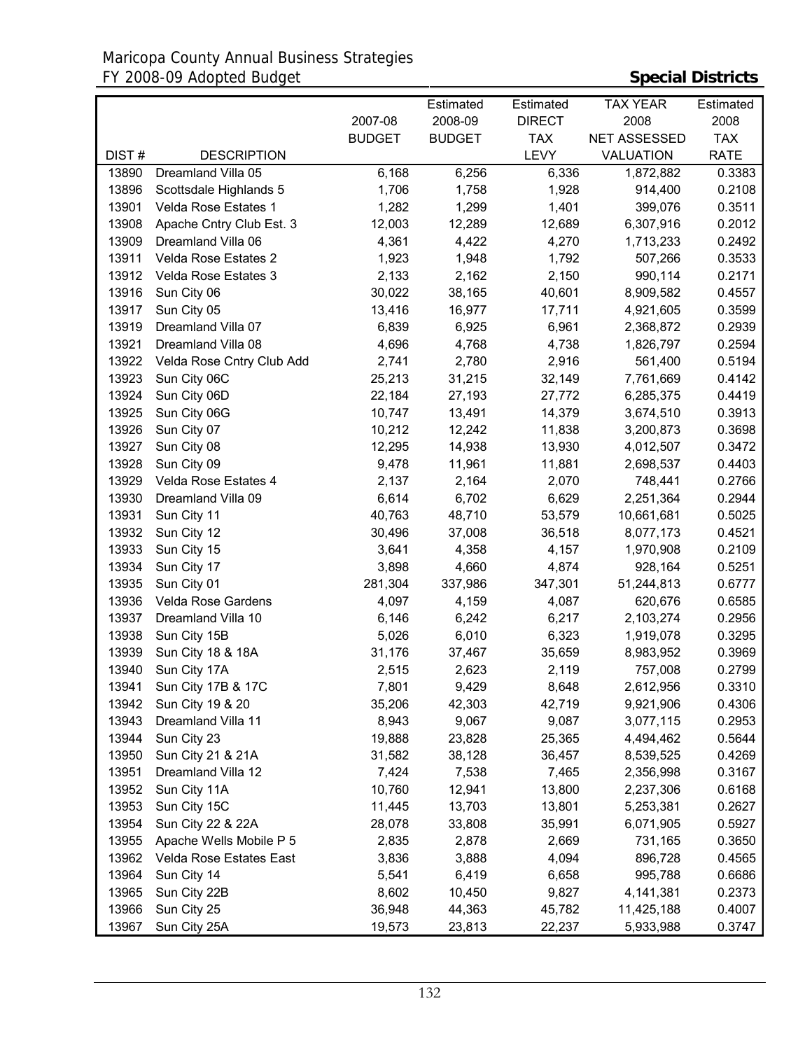Maricopa County Annual Business Strategies
FY 2008-09 Adopted Budget **Special Districts**

| DIST # | DESCRIPTION | 2007-08 BUDGET | Estimated 2008-09 BUDGET | Estimated DIRECT TAX LEVY | TAX YEAR 2008 NET ASSESSED VALUATION | Estimated 2008 TAX RATE |
|---|---|---|---|---|---|---|
| 13890 | Dreamland Villa 05 | 6,168 | 6,256 | 6,336 | 1,872,882 | 0.3383 |
| 13896 | Scottsdale Highlands 5 | 1,706 | 1,758 | 1,928 | 914,400 | 0.2108 |
| 13901 | Velda Rose Estates 1 | 1,282 | 1,299 | 1,401 | 399,076 | 0.3511 |
| 13908 | Apache Cntry Club Est. 3 | 12,003 | 12,289 | 12,689 | 6,307,916 | 0.2012 |
| 13909 | Dreamland Villa 06 | 4,361 | 4,422 | 4,270 | 1,713,233 | 0.2492 |
| 13911 | Velda Rose Estates 2 | 1,923 | 1,948 | 1,792 | 507,266 | 0.3533 |
| 13912 | Velda Rose Estates 3 | 2,133 | 2,162 | 2,150 | 990,114 | 0.2171 |
| 13916 | Sun City 06 | 30,022 | 38,165 | 40,601 | 8,909,582 | 0.4557 |
| 13917 | Sun City 05 | 13,416 | 16,977 | 17,711 | 4,921,605 | 0.3599 |
| 13919 | Dreamland Villa 07 | 6,839 | 6,925 | 6,961 | 2,368,872 | 0.2939 |
| 13921 | Dreamland Villa 08 | 4,696 | 4,768 | 4,738 | 1,826,797 | 0.2594 |
| 13922 | Velda Rose Cntry Club Add | 2,741 | 2,780 | 2,916 | 561,400 | 0.5194 |
| 13923 | Sun City 06C | 25,213 | 31,215 | 32,149 | 7,761,669 | 0.4142 |
| 13924 | Sun City 06D | 22,184 | 27,193 | 27,772 | 6,285,375 | 0.4419 |
| 13925 | Sun City 06G | 10,747 | 13,491 | 14,379 | 3,674,510 | 0.3913 |
| 13926 | Sun City 07 | 10,212 | 12,242 | 11,838 | 3,200,873 | 0.3698 |
| 13927 | Sun City 08 | 12,295 | 14,938 | 13,930 | 4,012,507 | 0.3472 |
| 13928 | Sun City 09 | 9,478 | 11,961 | 11,881 | 2,698,537 | 0.4403 |
| 13929 | Velda Rose Estates 4 | 2,137 | 2,164 | 2,070 | 748,441 | 0.2766 |
| 13930 | Dreamland Villa 09 | 6,614 | 6,702 | 6,629 | 2,251,364 | 0.2944 |
| 13931 | Sun City 11 | 40,763 | 48,710 | 53,579 | 10,661,681 | 0.5025 |
| 13932 | Sun City 12 | 30,496 | 37,008 | 36,518 | 8,077,173 | 0.4521 |
| 13933 | Sun City 15 | 3,641 | 4,358 | 4,157 | 1,970,908 | 0.2109 |
| 13934 | Sun City 17 | 3,898 | 4,660 | 4,874 | 928,164 | 0.5251 |
| 13935 | Sun City 01 | 281,304 | 337,986 | 347,301 | 51,244,813 | 0.6777 |
| 13936 | Velda Rose Gardens | 4,097 | 4,159 | 4,087 | 620,676 | 0.6585 |
| 13937 | Dreamland Villa 10 | 6,146 | 6,242 | 6,217 | 2,103,274 | 0.2956 |
| 13938 | Sun City 15B | 5,026 | 6,010 | 6,323 | 1,919,078 | 0.3295 |
| 13939 | Sun City 18 & 18A | 31,176 | 37,467 | 35,659 | 8,983,952 | 0.3969 |
| 13940 | Sun City 17A | 2,515 | 2,623 | 2,119 | 757,008 | 0.2799 |
| 13941 | Sun City 17B & 17C | 7,801 | 9,429 | 8,648 | 2,612,956 | 0.3310 |
| 13942 | Sun City 19 & 20 | 35,206 | 42,303 | 42,719 | 9,921,906 | 0.4306 |
| 13943 | Dreamland Villa 11 | 8,943 | 9,067 | 9,087 | 3,077,115 | 0.2953 |
| 13944 | Sun City 23 | 19,888 | 23,828 | 25,365 | 4,494,462 | 0.5644 |
| 13950 | Sun City 21 & 21A | 31,582 | 38,128 | 36,457 | 8,539,525 | 0.4269 |
| 13951 | Dreamland Villa 12 | 7,424 | 7,538 | 7,465 | 2,356,998 | 0.3167 |
| 13952 | Sun City 11A | 10,760 | 12,941 | 13,800 | 2,237,306 | 0.6168 |
| 13953 | Sun City 15C | 11,445 | 13,703 | 13,801 | 5,253,381 | 0.2627 |
| 13954 | Sun City 22 & 22A | 28,078 | 33,808 | 35,991 | 6,071,905 | 0.5927 |
| 13955 | Apache Wells Mobile P 5 | 2,835 | 2,878 | 2,669 | 731,165 | 0.3650 |
| 13962 | Velda Rose Estates East | 3,836 | 3,888 | 4,094 | 896,728 | 0.4565 |
| 13964 | Sun City 14 | 5,541 | 6,419 | 6,658 | 995,788 | 0.6686 |
| 13965 | Sun City 22B | 8,602 | 10,450 | 9,827 | 4,141,381 | 0.2373 |
| 13966 | Sun City 25 | 36,948 | 44,363 | 45,782 | 11,425,188 | 0.4007 |
| 13967 | Sun City 25A | 19,573 | 23,813 | 22,237 | 5,933,988 | 0.3747 |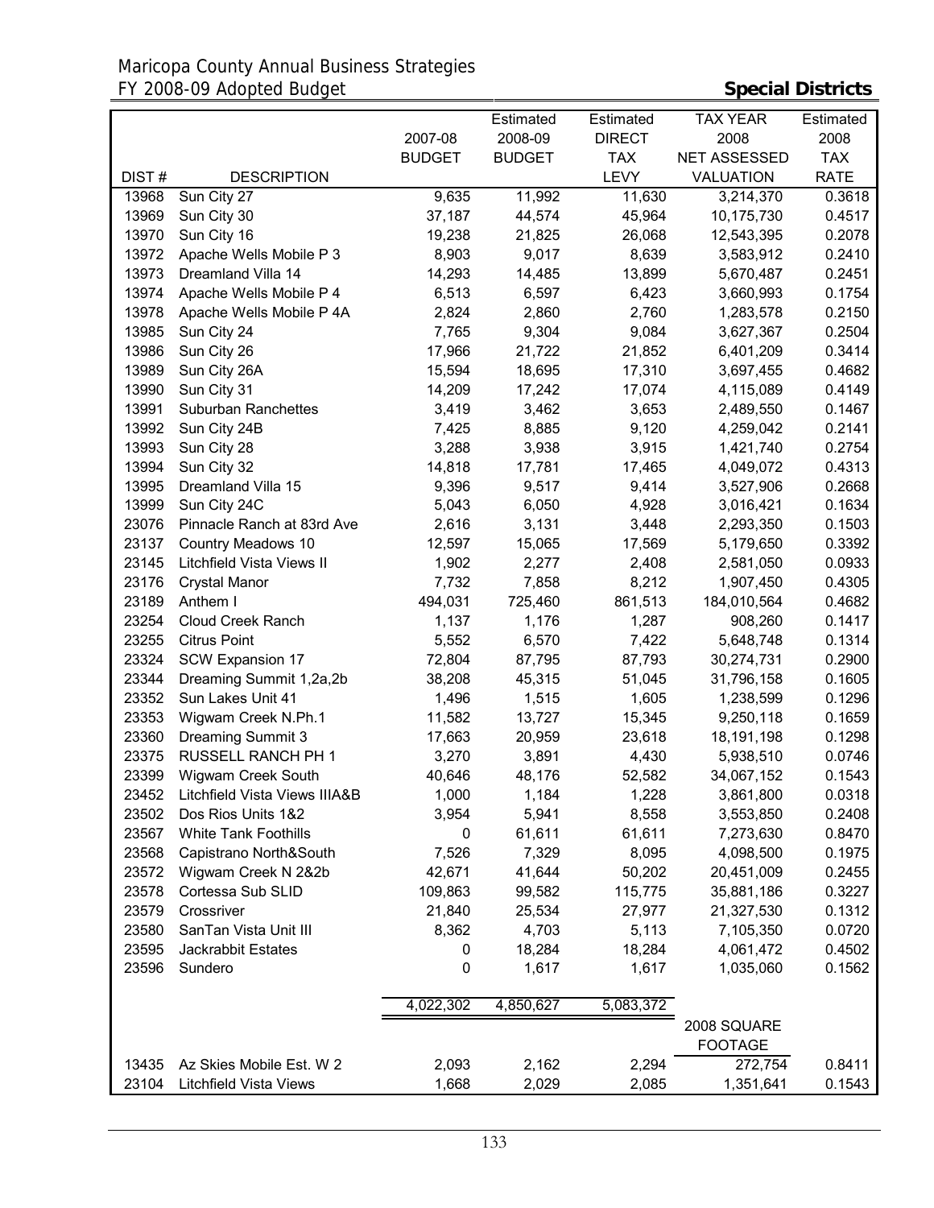Maricopa County Annual Business Strategies
FY 2008-09 Adopted Budget

**Special Districts**

| DIST # | DESCRIPTION | 2007-08 BUDGET | Estimated 2008-09 BUDGET | Estimated DIRECT TAX LEVY | TAX YEAR 2008 NET ASSESSED VALUATION | Estimated 2008 TAX RATE |
|---|---|---|---|---|---|---|
| 13968 | Sun City 27 | 9,635 | 11,992 | 11,630 | 3,214,370 | 0.3618 |
| 13969 | Sun City 30 | 37,187 | 44,574 | 45,964 | 10,175,730 | 0.4517 |
| 13970 | Sun City 16 | 19,238 | 21,825 | 26,068 | 12,543,395 | 0.2078 |
| 13972 | Apache Wells Mobile P 3 | 8,903 | 9,017 | 8,639 | 3,583,912 | 0.2410 |
| 13973 | Dreamland Villa 14 | 14,293 | 14,485 | 13,899 | 5,670,487 | 0.2451 |
| 13974 | Apache Wells Mobile P 4 | 6,513 | 6,597 | 6,423 | 3,660,993 | 0.1754 |
| 13978 | Apache Wells Mobile P 4A | 2,824 | 2,860 | 2,760 | 1,283,578 | 0.2150 |
| 13985 | Sun City 24 | 7,765 | 9,304 | 9,084 | 3,627,367 | 0.2504 |
| 13986 | Sun City 26 | 17,966 | 21,722 | 21,852 | 6,401,209 | 0.3414 |
| 13989 | Sun City 26A | 15,594 | 18,695 | 17,310 | 3,697,455 | 0.4682 |
| 13990 | Sun City 31 | 14,209 | 17,242 | 17,074 | 4,115,089 | 0.4149 |
| 13991 | Suburban Ranchettes | 3,419 | 3,462 | 3,653 | 2,489,550 | 0.1467 |
| 13992 | Sun City 24B | 7,425 | 8,885 | 9,120 | 4,259,042 | 0.2141 |
| 13993 | Sun City 28 | 3,288 | 3,938 | 3,915 | 1,421,740 | 0.2754 |
| 13994 | Sun City 32 | 14,818 | 17,781 | 17,465 | 4,049,072 | 0.4313 |
| 13995 | Dreamland Villa 15 | 9,396 | 9,517 | 9,414 | 3,527,906 | 0.2668 |
| 13999 | Sun City 24C | 5,043 | 6,050 | 4,928 | 3,016,421 | 0.1634 |
| 23076 | Pinnacle Ranch at 83rd Ave | 2,616 | 3,131 | 3,448 | 2,293,350 | 0.1503 |
| 23137 | Country Meadows 10 | 12,597 | 15,065 | 17,569 | 5,179,650 | 0.3392 |
| 23145 | Litchfield Vista Views II | 1,902 | 2,277 | 2,408 | 2,581,050 | 0.0933 |
| 23176 | Crystal Manor | 7,732 | 7,858 | 8,212 | 1,907,450 | 0.4305 |
| 23189 | Anthem I | 494,031 | 725,460 | 861,513 | 184,010,564 | 0.4682 |
| 23254 | Cloud Creek Ranch | 1,137 | 1,176 | 1,287 | 908,260 | 0.1417 |
| 23255 | Citrus Point | 5,552 | 6,570 | 7,422 | 5,648,748 | 0.1314 |
| 23324 | SCW Expansion 17 | 72,804 | 87,795 | 87,793 | 30,274,731 | 0.2900 |
| 23344 | Dreaming Summit 1,2a,2b | 38,208 | 45,315 | 51,045 | 31,796,158 | 0.1605 |
| 23352 | Sun Lakes Unit 41 | 1,496 | 1,515 | 1,605 | 1,238,599 | 0.1296 |
| 23353 | Wigwam Creek N.Ph.1 | 11,582 | 13,727 | 15,345 | 9,250,118 | 0.1659 |
| 23360 | Dreaming Summit 3 | 17,663 | 20,959 | 23,618 | 18,191,198 | 0.1298 |
| 23375 | RUSSELL RANCH PH 1 | 3,270 | 3,891 | 4,430 | 5,938,510 | 0.0746 |
| 23399 | Wigwam Creek South | 40,646 | 48,176 | 52,582 | 34,067,152 | 0.1543 |
| 23452 | Litchfield Vista Views IIIA&B | 1,000 | 1,184 | 1,228 | 3,861,800 | 0.0318 |
| 23502 | Dos Rios Units 1&2 | 3,954 | 5,941 | 8,558 | 3,553,850 | 0.2408 |
| 23567 | White Tank Foothills | 0 | 61,611 | 61,611 | 7,273,630 | 0.8470 |
| 23568 | Capistrano North&South | 7,526 | 7,329 | 8,095 | 4,098,500 | 0.1975 |
| 23572 | Wigwam Creek N 2&2b | 42,671 | 41,644 | 50,202 | 20,451,009 | 0.2455 |
| 23578 | Cortessa Sub SLID | 109,863 | 99,582 | 115,775 | 35,881,186 | 0.3227 |
| 23579 | Crossriver | 21,840 | 25,534 | 27,977 | 21,327,530 | 0.1312 |
| 23580 | SanTan Vista Unit III | 8,362 | 4,703 | 5,113 | 7,105,350 | 0.0720 |
| 23595 | Jackrabbit Estates | 0 | 18,284 | 18,284 | 4,061,472 | 0.4502 |
| 23596 | Sundero | 0 | 1,617 | 1,617 | 1,035,060 | 0.1562 |
| | | 4,022,302 | 4,850,627 | 5,083,372 | | |
| | | | | | 2008 SQUARE FOOTAGE | |
| 13435 | Az Skies Mobile Est. W 2 | 2,093 | 2,162 | 2,294 | 272,754 | 0.8411 |
| 23104 | Litchfield Vista Views | 1,668 | 2,029 | 2,085 | 1,351,641 | 0.1543 |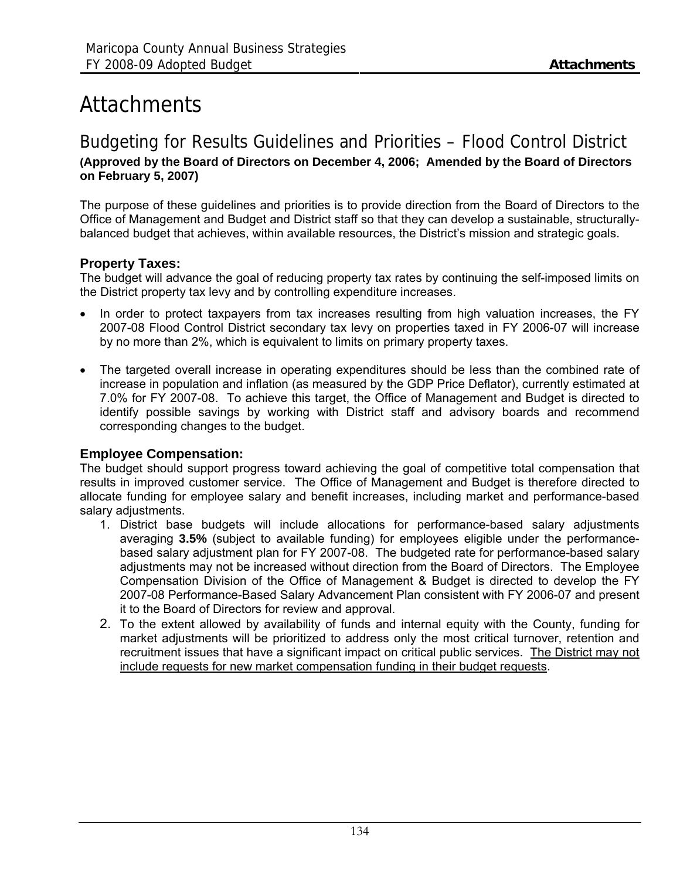# Attachments

## Budgeting for Results Guidelines and Priorities – Flood Control District

**(Approved by the Board of Directors on December 4, 2006; Amended by the Board of Directors on February 5, 2007)**

The purpose of these guidelines and priorities is to provide direction from the Board of Directors to the Office of Management and Budget and District staff so that they can develop a sustainable, structurally-balanced budget that achieves, within available resources, the District's mission and strategic goals.

### Property Taxes:

The budget will advance the goal of reducing property tax rates by continuing the self-imposed limits on the District property tax levy and by controlling expenditure increases.

- In order to protect taxpayers from tax increases resulting from high valuation increases, the FY 2007-08 Flood Control District secondary tax levy on properties taxed in FY 2006-07 will increase by no more than 2%, which is equivalent to limits on primary property taxes.
- The targeted overall increase in operating expenditures should be less than the combined rate of increase in population and inflation (as measured by the GDP Price Deflator), currently estimated at 7.0% for FY 2007-08. To achieve this target, the Office of Management and Budget is directed to identify possible savings by working with District staff and advisory boards and recommend corresponding changes to the budget.

### Employee Compensation:

The budget should support progress toward achieving the goal of competitive total compensation that results in improved customer service. The Office of Management and Budget is therefore directed to allocate funding for employee salary and benefit increases, including market and performance-based salary adjustments.

1. District base budgets will include allocations for performance-based salary adjustments averaging **3.5%** (subject to available funding) for employees eligible under the performance-based salary adjustment plan for FY 2007-08. The budgeted rate for performance-based salary adjustments may not be increased without direction from the Board of Directors. The Employee Compensation Division of the Office of Management & Budget is directed to develop the FY 2007-08 Performance-Based Salary Advancement Plan consistent with FY 2006-07 and present it to the Board of Directors for review and approval.
2. To the extent allowed by availability of funds and internal equity with the County, funding for market adjustments will be prioritized to address only the most critical turnover, retention and recruitment issues that have a significant impact on critical public services. <u>The District may not include requests for new market compensation funding in their budget requests</u>.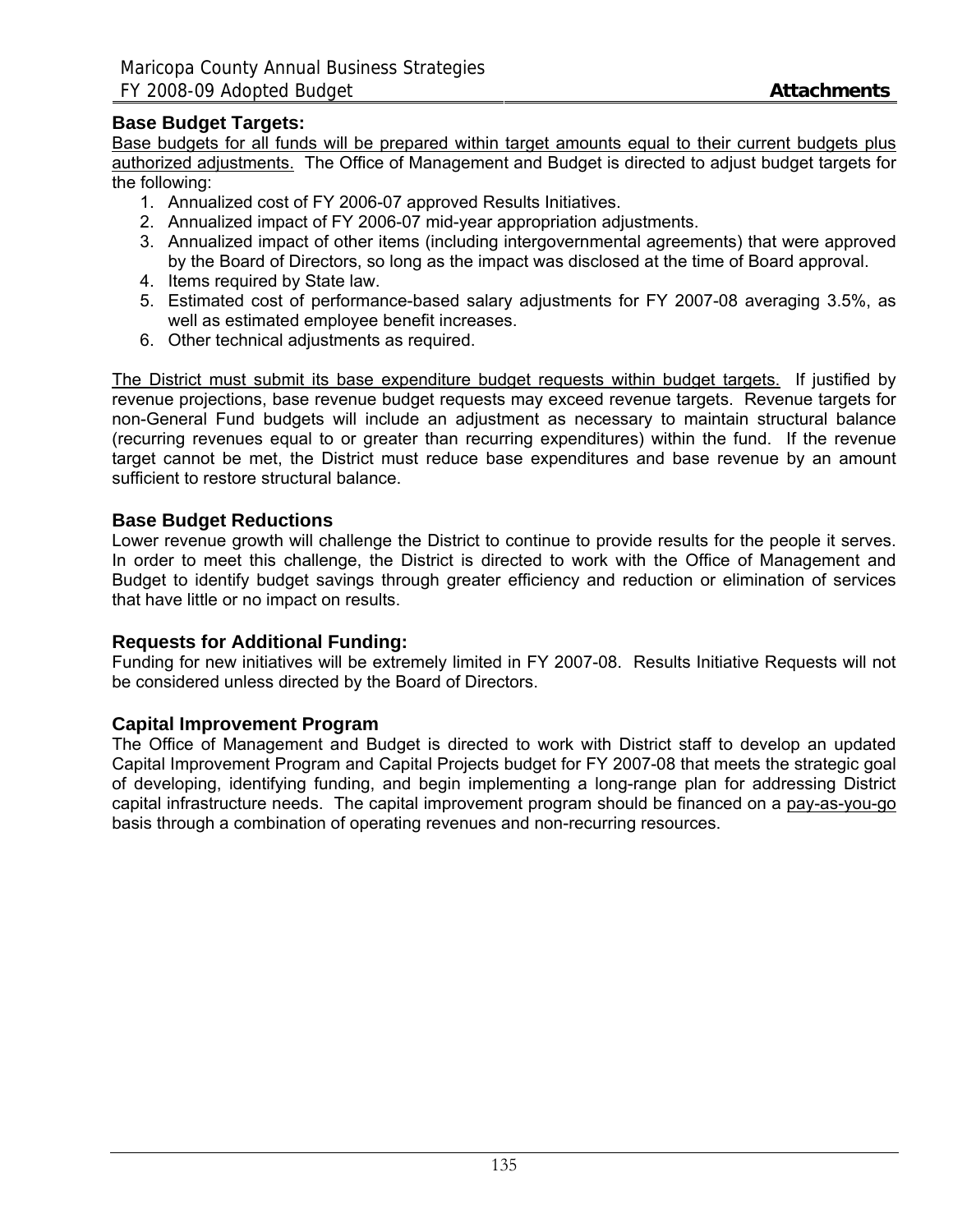### Base Budget Targets:

Base budgets for all funds will be prepared within target amounts equal to their current budgets plus authorized adjustments. The Office of Management and Budget is directed to adjust budget targets for the following:

1. Annualized cost of FY 2006-07 approved Results Initiatives.
2. Annualized impact of FY 2006-07 mid-year appropriation adjustments.
3. Annualized impact of other items (including intergovernmental agreements) that were approved by the Board of Directors, so long as the impact was disclosed at the time of Board approval.
4. Items required by State law.
5. Estimated cost of performance-based salary adjustments for FY 2007-08 averaging 3.5%, as well as estimated employee benefit increases.
6. Other technical adjustments as required.

The District must submit its base expenditure budget requests within budget targets. If justified by revenue projections, base revenue budget requests may exceed revenue targets. Revenue targets for non-General Fund budgets will include an adjustment as necessary to maintain structural balance (recurring revenues equal to or greater than recurring expenditures) within the fund. If the revenue target cannot be met, the District must reduce base expenditures and base revenue by an amount sufficient to restore structural balance.

### Base Budget Reductions

Lower revenue growth will challenge the District to continue to provide results for the people it serves. In order to meet this challenge, the District is directed to work with the Office of Management and Budget to identify budget savings through greater efficiency and reduction or elimination of services that have little or no impact on results.

### Requests for Additional Funding:

Funding for new initiatives will be extremely limited in FY 2007-08. Results Initiative Requests will not be considered unless directed by the Board of Directors.

### Capital Improvement Program

The Office of Management and Budget is directed to work with District staff to develop an updated Capital Improvement Program and Capital Projects budget for FY 2007-08 that meets the strategic goal of developing, identifying funding, and begin implementing a long-range plan for addressing District capital infrastructure needs. The capital improvement program should be financed on a pay-as-you-go basis through a combination of operating revenues and non-recurring resources.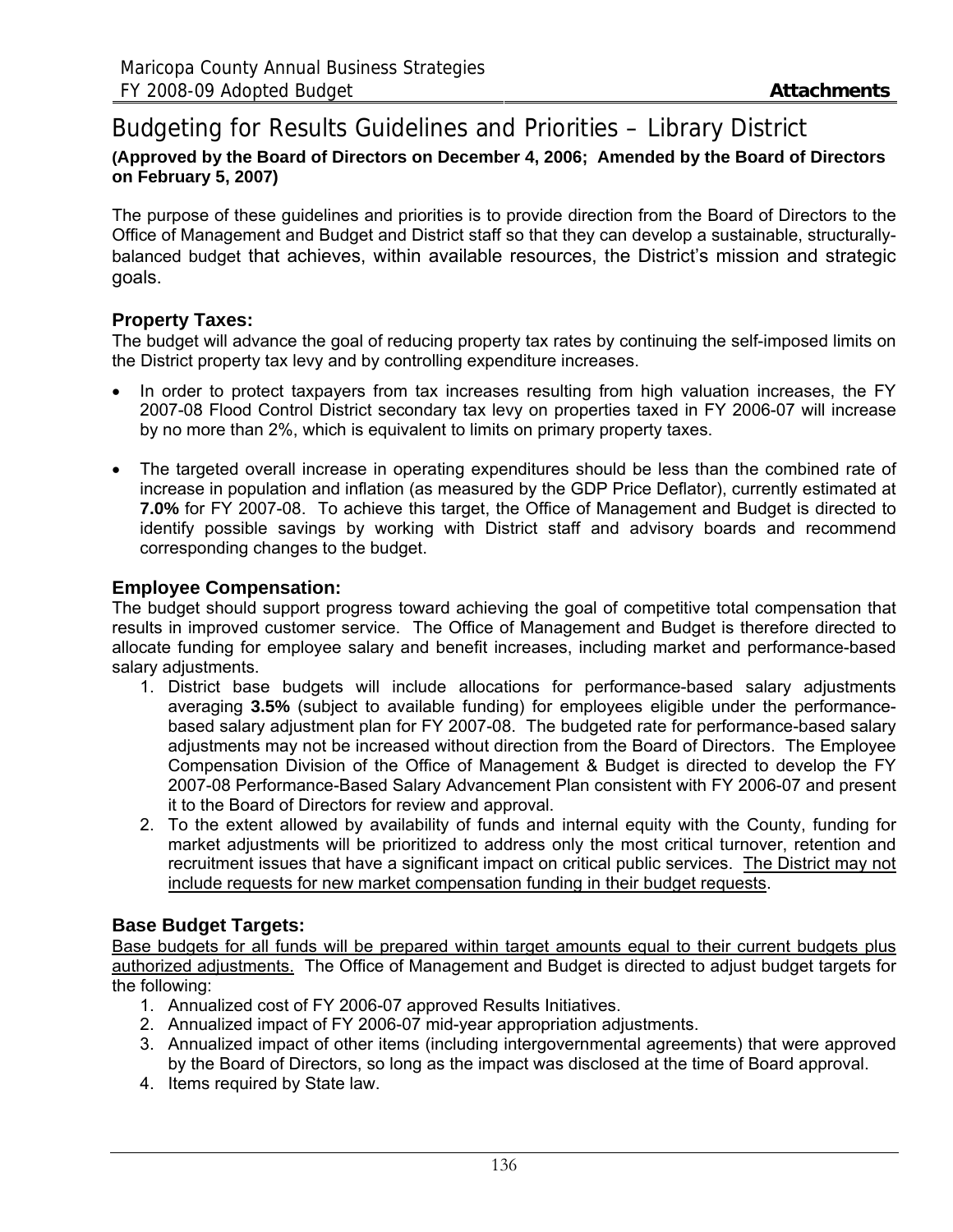# Budgeting for Results Guidelines and Priorities – Library District

**(Approved by the Board of Directors on December 4, 2006; Amended by the Board of Directors on February 5, 2007)**

The purpose of these guidelines and priorities is to provide direction from the Board of Directors to the Office of Management and Budget and District staff so that they can develop a sustainable, structurally-balanced budget that achieves, within available resources, the District's mission and strategic goals.

## Property Taxes:

The budget will advance the goal of reducing property tax rates by continuing the self-imposed limits on the District property tax levy and by controlling expenditure increases.

- In order to protect taxpayers from tax increases resulting from high valuation increases, the FY 2007-08 Flood Control District secondary tax levy on properties taxed in FY 2006-07 will increase by no more than 2%, which is equivalent to limits on primary property taxes.
- The targeted overall increase in operating expenditures should be less than the combined rate of increase in population and inflation (as measured by the GDP Price Deflator), currently estimated at **7.0%** for FY 2007-08. To achieve this target, the Office of Management and Budget is directed to identify possible savings by working with District staff and advisory boards and recommend corresponding changes to the budget.

## Employee Compensation:

The budget should support progress toward achieving the goal of competitive total compensation that results in improved customer service. The Office of Management and Budget is therefore directed to allocate funding for employee salary and benefit increases, including market and performance-based salary adjustments.

1. District base budgets will include allocations for performance-based salary adjustments averaging **3.5%** (subject to available funding) for employees eligible under the performance-based salary adjustment plan for FY 2007-08. The budgeted rate for performance-based salary adjustments may not be increased without direction from the Board of Directors. The Employee Compensation Division of the Office of Management & Budget is directed to develop the FY 2007-08 Performance-Based Salary Advancement Plan consistent with FY 2006-07 and present it to the Board of Directors for review and approval.
2. To the extent allowed by availability of funds and internal equity with the County, funding for market adjustments will be prioritized to address only the most critical turnover, retention and recruitment issues that have a significant impact on critical public services. <u>The District may not include requests for new market compensation funding in their budget requests</u>.

## Base Budget Targets:

<u>Base budgets for all funds will be prepared within target amounts equal to their current budgets plus authorized adjustments.</u> The Office of Management and Budget is directed to adjust budget targets for the following:

1. Annualized cost of FY 2006-07 approved Results Initiatives.
2. Annualized impact of FY 2006-07 mid-year appropriation adjustments.
3. Annualized impact of other items (including intergovernmental agreements) that were approved by the Board of Directors, so long as the impact was disclosed at the time of Board approval.
4. Items required by State law.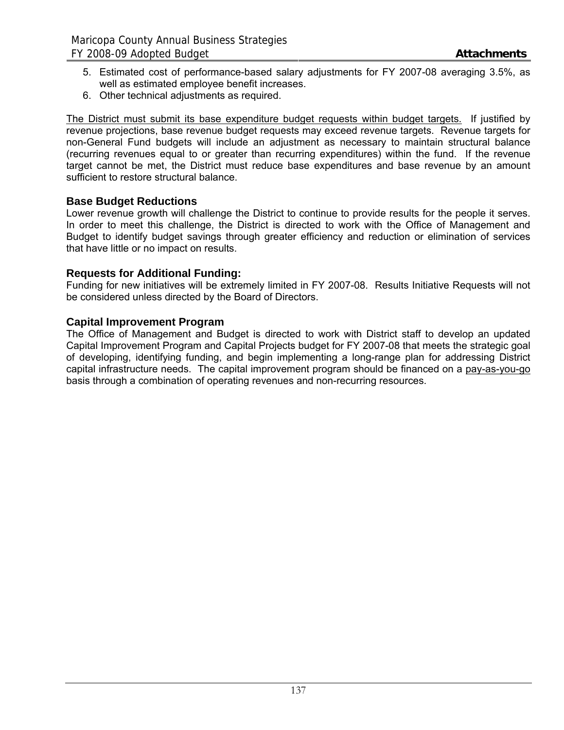5. Estimated cost of performance-based salary adjustments for FY 2007-08 averaging 3.5%, as well as estimated employee benefit increases.
6. Other technical adjustments as required.

The District must submit its base expenditure budget requests within budget targets. If justified by revenue projections, base revenue budget requests may exceed revenue targets. Revenue targets for non-General Fund budgets will include an adjustment as necessary to maintain structural balance (recurring revenues equal to or greater than recurring expenditures) within the fund. If the revenue target cannot be met, the District must reduce base expenditures and base revenue by an amount sufficient to restore structural balance.

### Base Budget Reductions

Lower revenue growth will challenge the District to continue to provide results for the people it serves. In order to meet this challenge, the District is directed to work with the Office of Management and Budget to identify budget savings through greater efficiency and reduction or elimination of services that have little or no impact on results.

### Requests for Additional Funding:

Funding for new initiatives will be extremely limited in FY 2007-08. Results Initiative Requests will not be considered unless directed by the Board of Directors.

### Capital Improvement Program

The Office of Management and Budget is directed to work with District staff to develop an updated Capital Improvement Program and Capital Projects budget for FY 2007-08 that meets the strategic goal of developing, identifying funding, and begin implementing a long-range plan for addressing District capital infrastructure needs. The capital improvement program should be financed on a pay-as-you-go basis through a combination of operating revenues and non-recurring resources.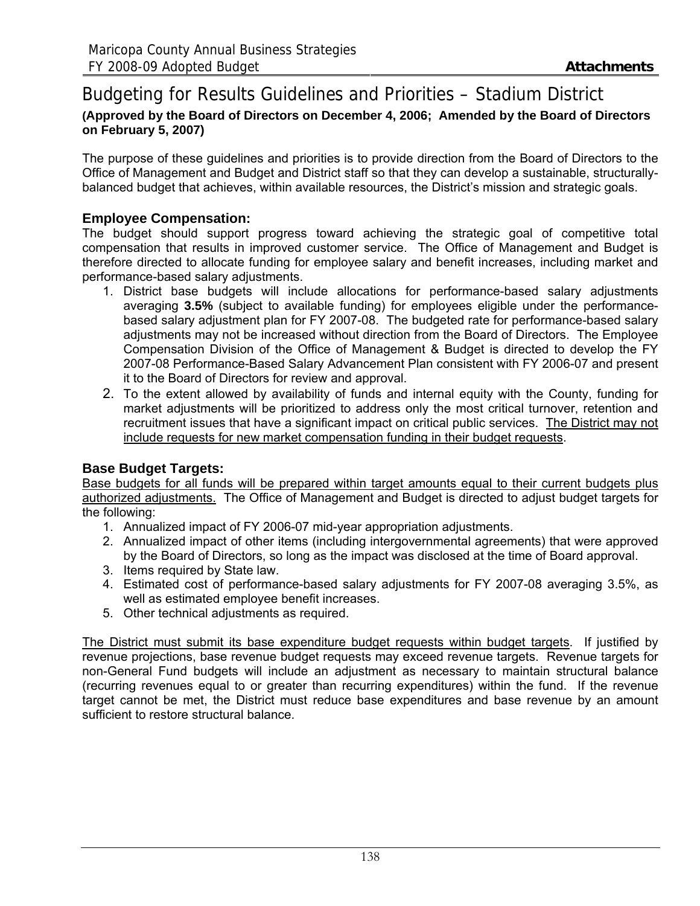# Budgeting for Results Guidelines and Priorities – Stadium District

**(Approved by the Board of Directors on December 4, 2006; Amended by the Board of Directors on February 5, 2007)**

The purpose of these guidelines and priorities is to provide direction from the Board of Directors to the Office of Management and Budget and District staff so that they can develop a sustainable, structurally-balanced budget that achieves, within available resources, the District's mission and strategic goals.

## Employee Compensation:

The budget should support progress toward achieving the strategic goal of competitive total compensation that results in improved customer service. The Office of Management and Budget is therefore directed to allocate funding for employee salary and benefit increases, including market and performance-based salary adjustments.

1. District base budgets will include allocations for performance-based salary adjustments averaging **3.5%** (subject to available funding) for employees eligible under the performance-based salary adjustment plan for FY 2007-08. The budgeted rate for performance-based salary adjustments may not be increased without direction from the Board of Directors. The Employee Compensation Division of the Office of Management & Budget is directed to develop the FY 2007-08 Performance-Based Salary Advancement Plan consistent with FY 2006-07 and present it to the Board of Directors for review and approval.
2. To the extent allowed by availability of funds and internal equity with the County, funding for market adjustments will be prioritized to address only the most critical turnover, retention and recruitment issues that have a significant impact on critical public services. <u>The District may not include requests for new market compensation funding in their budget requests</u>.

## Base Budget Targets:

<u>Base budgets for all funds will be prepared within target amounts equal to their current budgets plus authorized adjustments.</u> The Office of Management and Budget is directed to adjust budget targets for the following:

1. Annualized impact of FY 2006-07 mid-year appropriation adjustments.
2. Annualized impact of other items (including intergovernmental agreements) that were approved by the Board of Directors, so long as the impact was disclosed at the time of Board approval.
3. Items required by State law.
4. Estimated cost of performance-based salary adjustments for FY 2007-08 averaging 3.5%, as well as estimated employee benefit increases.
5. Other technical adjustments as required.

<u>The District must submit its base expenditure budget requests within budget targets</u>. If justified by revenue projections, base revenue budget requests may exceed revenue targets. Revenue targets for non-General Fund budgets will include an adjustment as necessary to maintain structural balance (recurring revenues equal to or greater than recurring expenditures) within the fund. If the revenue target cannot be met, the District must reduce base expenditures and base revenue by an amount sufficient to restore structural balance.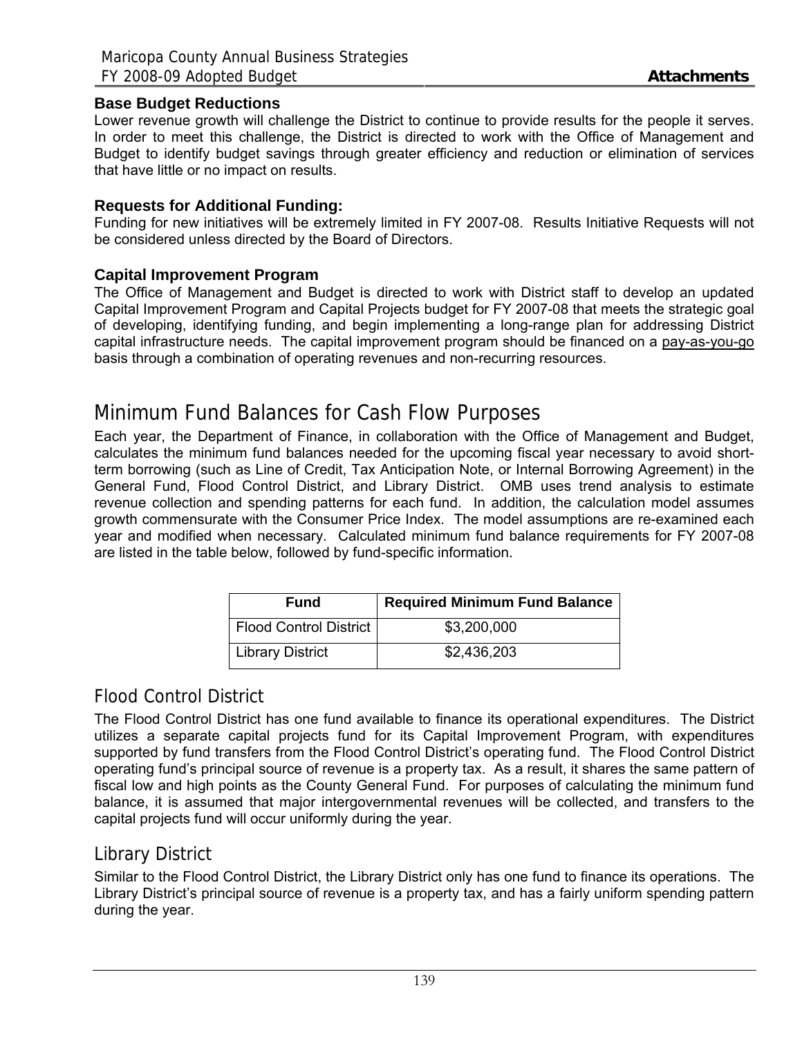### Base Budget Reductions

Lower revenue growth will challenge the District to continue to provide results for the people it serves. In order to meet this challenge, the District is directed to work with the Office of Management and Budget to identify budget savings through greater efficiency and reduction or elimination of services that have little or no impact on results.

### Requests for Additional Funding:

Funding for new initiatives will be extremely limited in FY 2007-08. Results Initiative Requests will not be considered unless directed by the Board of Directors.

### Capital Improvement Program

The Office of Management and Budget is directed to work with District staff to develop an updated Capital Improvement Program and Capital Projects budget for FY 2007-08 that meets the strategic goal of developing, identifying funding, and begin implementing a long-range plan for addressing District capital infrastructure needs. The capital improvement program should be financed on a pay-as-you-go basis through a combination of operating revenues and non-recurring resources.

## Minimum Fund Balances for Cash Flow Purposes

Each year, the Department of Finance, in collaboration with the Office of Management and Budget, calculates the minimum fund balances needed for the upcoming fiscal year necessary to avoid short-term borrowing (such as Line of Credit, Tax Anticipation Note, or Internal Borrowing Agreement) in the General Fund, Flood Control District, and Library District. OMB uses trend analysis to estimate revenue collection and spending patterns for each fund. In addition, the calculation model assumes growth commensurate with the Consumer Price Index. The model assumptions are re-examined each year and modified when necessary. Calculated minimum fund balance requirements for FY 2007-08 are listed in the table below, followed by fund-specific information.

| Fund | Required Minimum Fund Balance |
|---|---|
| Flood Control District | $3,200,000 |
| Library District | $2,436,203 |

### Flood Control District

The Flood Control District has one fund available to finance its operational expenditures. The District utilizes a separate capital projects fund for its Capital Improvement Program, with expenditures supported by fund transfers from the Flood Control District's operating fund. The Flood Control District operating fund's principal source of revenue is a property tax. As a result, it shares the same pattern of fiscal low and high points as the County General Fund. For purposes of calculating the minimum fund balance, it is assumed that major intergovernmental revenues will be collected, and transfers to the capital projects fund will occur uniformly during the year.

### Library District

Similar to the Flood Control District, the Library District only has one fund to finance its operations. The Library District's principal source of revenue is a property tax, and has a fairly uniform spending pattern during the year.